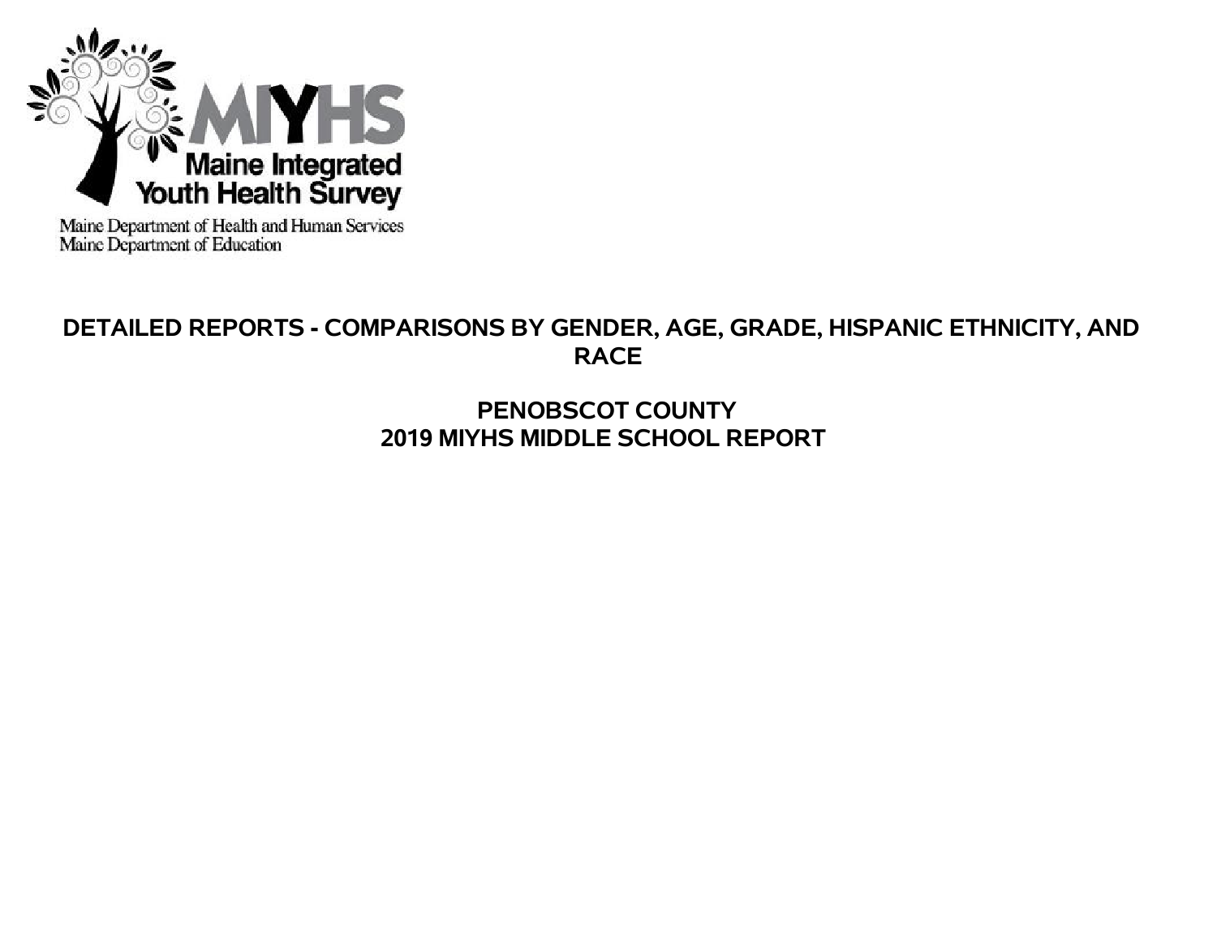MIYHS

Maine Integrated Youth Health Survey

Maine Department of Health and Human Services
Maine Department of Education

# DETAILED REPORTS - COMPARISONS BY GENDER, AGE, GRADE, HISPANIC ETHNICITY, AND RACE

## PENOBSCOT COUNTY
## 2019 MIYHS MIDDLE SCHOOL REPORT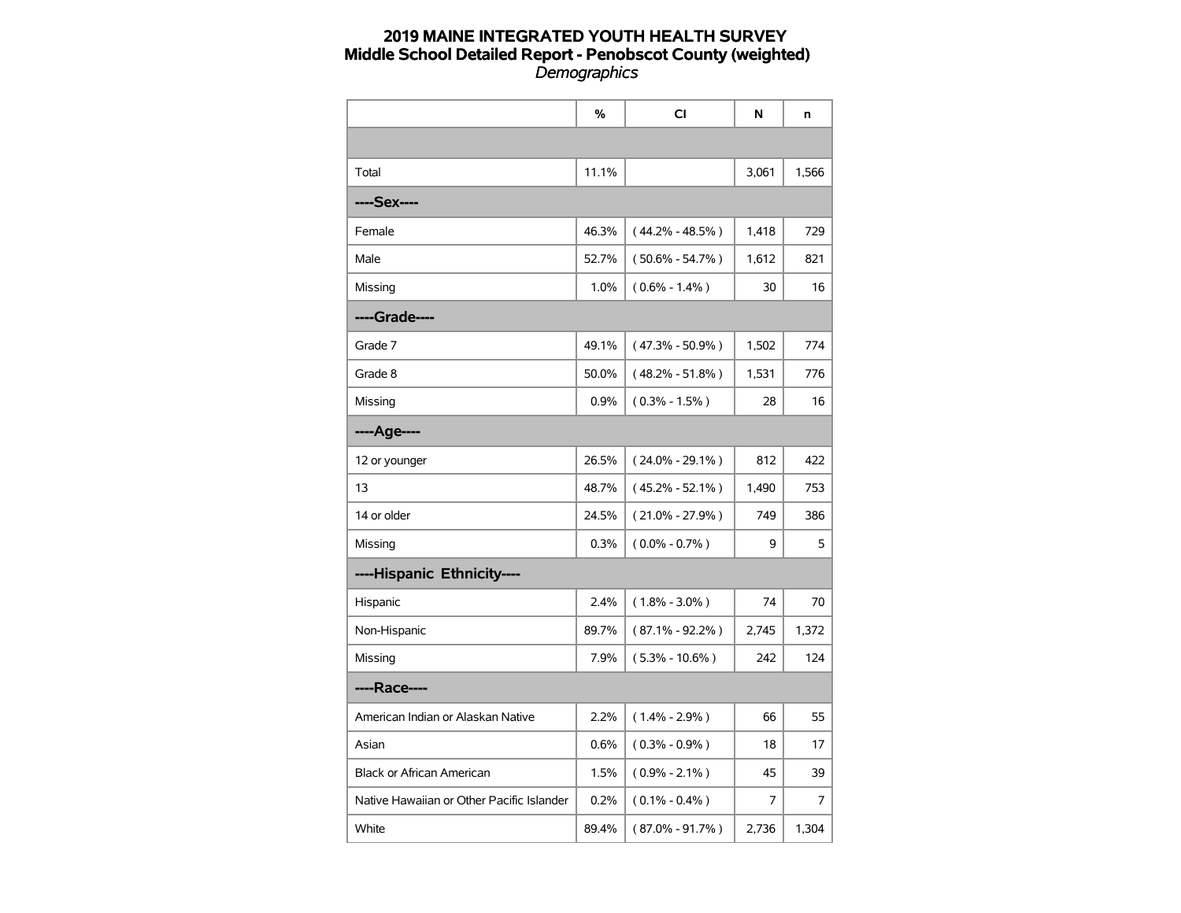# 2019 MAINE INTEGRATED YOUTH HEALTH SURVEY
## Middle School Detailed Report - Penobscot County (weighted)
*Demographics*

| | % | CI | N | n |
|---|---|---|---|---|
| | | | | |
| Total | 11.1% | | 3,061 | 1,566 |
| **----Sex----** | | | | |
| Female | 46.3% | ( 44.2% - 48.5% ) | 1,418 | 729 |
| Male | 52.7% | ( 50.6% - 54.7% ) | 1,612 | 821 |
| Missing | 1.0% | ( 0.6% - 1.4% ) | 30 | 16 |
| **----Grade----** | | | | |
| Grade 7 | 49.1% | ( 47.3% - 50.9% ) | 1,502 | 774 |
| Grade 8 | 50.0% | ( 48.2% - 51.8% ) | 1,531 | 776 |
| Missing | 0.9% | ( 0.3% - 1.5% ) | 28 | 16 |
| **----Age----** | | | | |
| 12 or younger | 26.5% | ( 24.0% - 29.1% ) | 812 | 422 |
| 13 | 48.7% | ( 45.2% - 52.1% ) | 1,490 | 753 |
| 14 or older | 24.5% | ( 21.0% - 27.9% ) | 749 | 386 |
| Missing | 0.3% | ( 0.0% - 0.7% ) | 9 | 5 |
| **----Hispanic Ethnicity----** | | | | |
| Hispanic | 2.4% | ( 1.8% - 3.0% ) | 74 | 70 |
| Non-Hispanic | 89.7% | ( 87.1% - 92.2% ) | 2,745 | 1,372 |
| Missing | 7.9% | ( 5.3% - 10.6% ) | 242 | 124 |
| **----Race----** | | | | |
| American Indian or Alaskan Native | 2.2% | ( 1.4% - 2.9% ) | 66 | 55 |
| Asian | 0.6% | ( 0.3% - 0.9% ) | 18 | 17 |
| Black or African American | 1.5% | ( 0.9% - 2.1% ) | 45 | 39 |
| Native Hawaiian or Other Pacific Islander | 0.2% | ( 0.1% - 0.4% ) | 7 | 7 |
| White | 89.4% | ( 87.0% - 91.7% ) | 2,736 | 1,304 |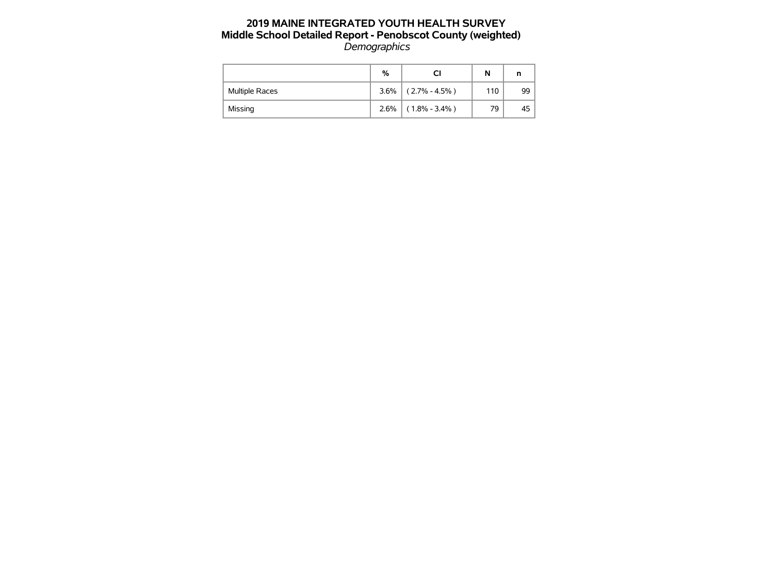# 2019 MAINE INTEGRATED YOUTH HEALTH SURVEY

## Middle School Detailed Report - Penobscot County (weighted)

*Demographics*

| | % | CI | N | n |
|---|---|---|---|---|
| Multiple Races | 3.6% | ( 2.7% - 4.5% ) | 110 | 99 |
| Missing | 2.6% | ( 1.8% - 3.4% ) | 79 | 45 |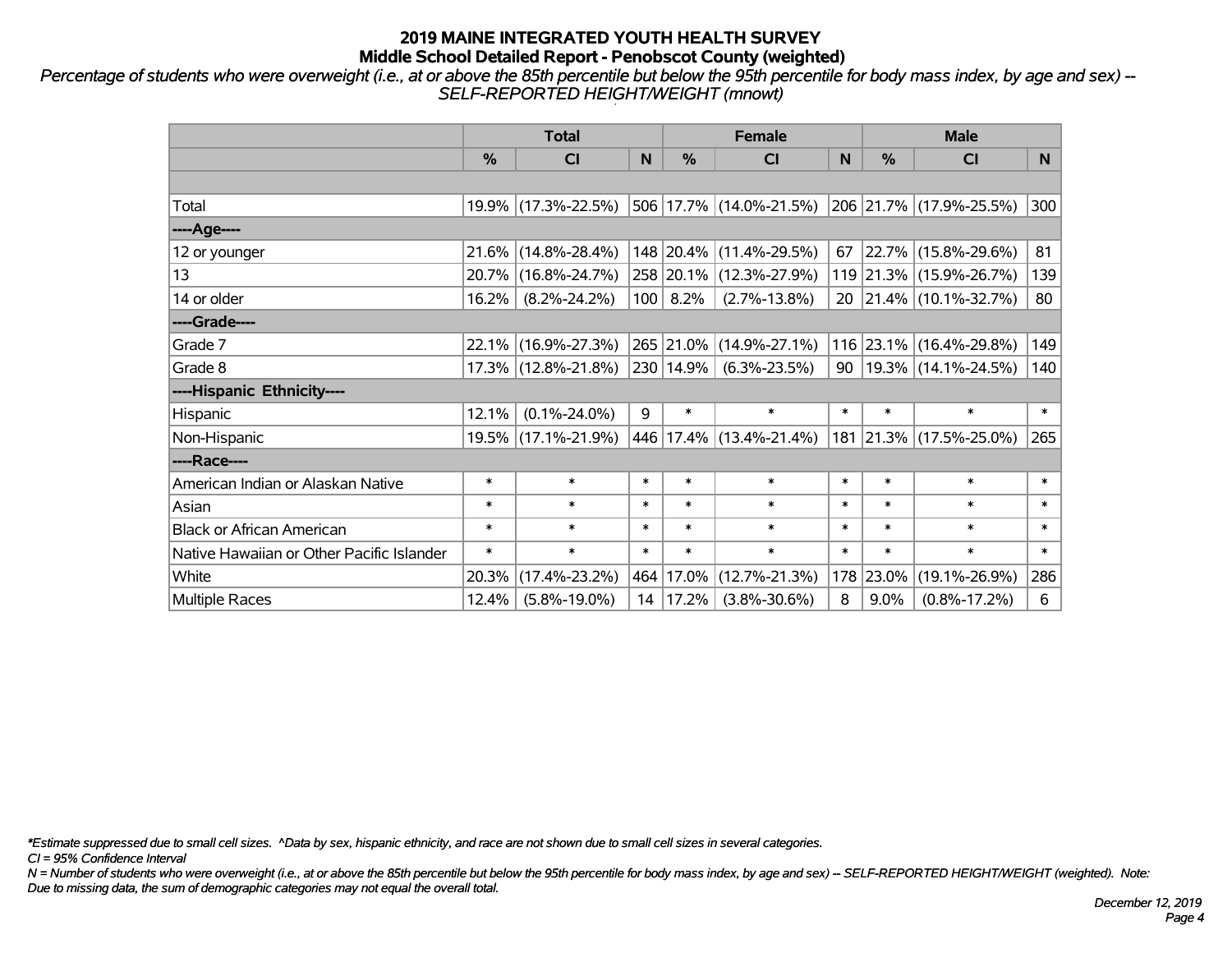# 2019 MAINE INTEGRATED YOUTH HEALTH SURVEY
## Middle School Detailed Report - Penobscot County (weighted)

*Percentage of students who were overweight (i.e., at or above the 85th percentile but below the 95th percentile for body mass index, by age and sex) -- SELF-REPORTED HEIGHT/WEIGHT (mnowt)*

| | Total | | | Female | | | Male | | |
|---|---|---|---|---|---|---|---|---|---|
| | % | CI | N | % | CI | N | % | CI | N |
| | | | | | | | | | |
| Total | 19.9% | (17.3%-22.5%) | 506 | 17.7% | (14.0%-21.5%) | 206 | 21.7% | (17.9%-25.5%) | 300 |
| ----Age---- | | | | | | | | | |
| 12 or younger | 21.6% | (14.8%-28.4%) | 148 | 20.4% | (11.4%-29.5%) | 67 | 22.7% | (15.8%-29.6%) | 81 |
| 13 | 20.7% | (16.8%-24.7%) | 258 | 20.1% | (12.3%-27.9%) | 119 | 21.3% | (15.9%-26.7%) | 139 |
| 14 or older | 16.2% | (8.2%-24.2%) | 100 | 8.2% | (2.7%-13.8%) | 20 | 21.4% | (10.1%-32.7%) | 80 |
| ----Grade---- | | | | | | | | | |
| Grade 7 | 22.1% | (16.9%-27.3%) | 265 | 21.0% | (14.9%-27.1%) | 116 | 23.1% | (16.4%-29.8%) | 149 |
| Grade 8 | 17.3% | (12.8%-21.8%) | 230 | 14.9% | (6.3%-23.5%) | 90 | 19.3% | (14.1%-24.5%) | 140 |
| ----Hispanic Ethnicity---- | | | | | | | | | |
| Hispanic | 12.1% | (0.1%-24.0%) | 9 | * | * | * | * | * | * |
| Non-Hispanic | 19.5% | (17.1%-21.9%) | 446 | 17.4% | (13.4%-21.4%) | 181 | 21.3% | (17.5%-25.0%) | 265 |
| ----Race---- | | | | | | | | | |
| American Indian or Alaskan Native | * | * | * | * | * | * | * | * | * |
| Asian | * | * | * | * | * | * | * | * | * |
| Black or African American | * | * | * | * | * | * | * | * | * |
| Native Hawaiian or Other Pacific Islander | * | * | * | * | * | * | * | * | * |
| White | 20.3% | (17.4%-23.2%) | 464 | 17.0% | (12.7%-21.3%) | 178 | 23.0% | (19.1%-26.9%) | 286 |
| Multiple Races | 12.4% | (5.8%-19.0%) | 14 | 17.2% | (3.8%-30.6%) | 8 | 9.0% | (0.8%-17.2%) | 6 |

*\*Estimate suppressed due to small cell sizes. ^Data by sex, hispanic ethnicity, and race are not shown due to small cell sizes in several categories.*

*CI = 95% Confidence Interval*

*N = Number of students who were overweight (i.e., at or above the 85th percentile but below the 95th percentile for body mass index, by age and sex) -- SELF-REPORTED HEIGHT/WEIGHT (weighted). Note: Due to missing data, the sum of demographic categories may not equal the overall total.*

*December 12, 2019*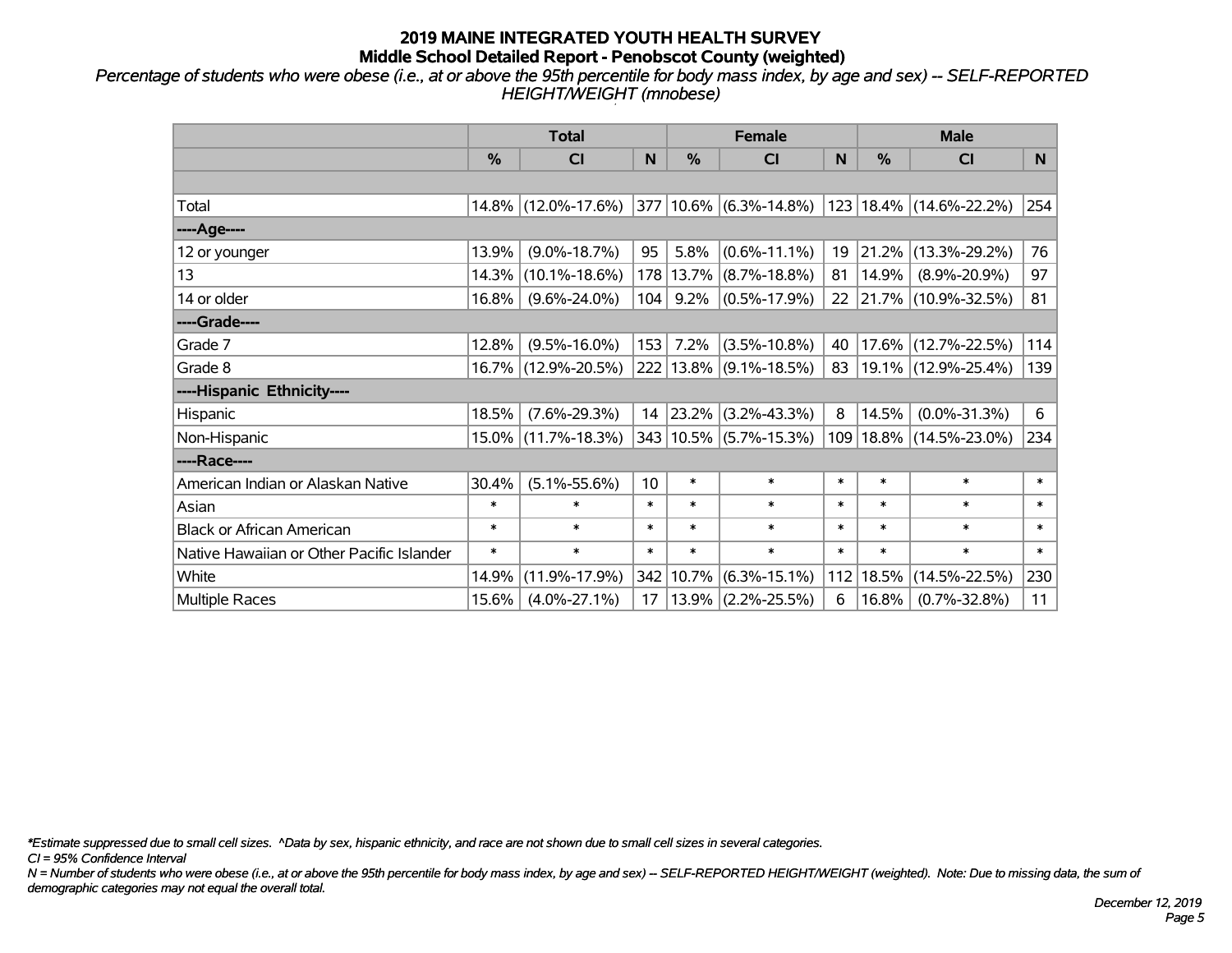# 2019 MAINE INTEGRATED YOUTH HEALTH SURVEY

## Middle School Detailed Report - Penobscot County (weighted)

*Percentage of students who were obese (i.e., at or above the 95th percentile for body mass index, by age and sex) -- SELF-REPORTED HEIGHT/WEIGHT (mnobese)*

| | Total | | | Female | | | Male | | |
|---|---|---|---|---|---|---|---|---|---|
| | % | CI | N | % | CI | N | % | CI | N |
| | | | | | | | | | |
| Total | 14.8% | (12.0%-17.6%) | 377 | 10.6% | (6.3%-14.8%) | 123 | 18.4% | (14.6%-22.2%) | 254 |
| ----Age---- | | | | | | | | | |
| 12 or younger | 13.9% | (9.0%-18.7%) | 95 | 5.8% | (0.6%-11.1%) | 19 | 21.2% | (13.3%-29.2%) | 76 |
| 13 | 14.3% | (10.1%-18.6%) | 178 | 13.7% | (8.7%-18.8%) | 81 | 14.9% | (8.9%-20.9%) | 97 |
| 14 or older | 16.8% | (9.6%-24.0%) | 104 | 9.2% | (0.5%-17.9%) | 22 | 21.7% | (10.9%-32.5%) | 81 |
| ----Grade---- | | | | | | | | | |
| Grade 7 | 12.8% | (9.5%-16.0%) | 153 | 7.2% | (3.5%-10.8%) | 40 | 17.6% | (12.7%-22.5%) | 114 |
| Grade 8 | 16.7% | (12.9%-20.5%) | 222 | 13.8% | (9.1%-18.5%) | 83 | 19.1% | (12.9%-25.4%) | 139 |
| ----Hispanic Ethnicity---- | | | | | | | | | |
| Hispanic | 18.5% | (7.6%-29.3%) | 14 | 23.2% | (3.2%-43.3%) | 8 | 14.5% | (0.0%-31.3%) | 6 |
| Non-Hispanic | 15.0% | (11.7%-18.3%) | 343 | 10.5% | (5.7%-15.3%) | 109 | 18.8% | (14.5%-23.0%) | 234 |
| ----Race---- | | | | | | | | | |
| American Indian or Alaskan Native | 30.4% | (5.1%-55.6%) | 10 | * | * | * | * | * | * |
| Asian | * | * | * | * | * | * | * | * | * |
| Black or African American | * | * | * | * | * | * | * | * | * |
| Native Hawaiian or Other Pacific Islander | * | * | * | * | * | * | * | * | * |
| White | 14.9% | (11.9%-17.9%) | 342 | 10.7% | (6.3%-15.1%) | 112 | 18.5% | (14.5%-22.5%) | 230 |
| Multiple Races | 15.6% | (4.0%-27.1%) | 17 | 13.9% | (2.2%-25.5%) | 6 | 16.8% | (0.7%-32.8%) | 11 |

*\*Estimate suppressed due to small cell sizes. ^Data by sex, hispanic ethnicity, and race are not shown due to small cell sizes in several categories.*

*CI = 95% Confidence Interval*

*N = Number of students who were obese (i.e., at or above the 95th percentile for body mass index, by age and sex) -- SELF-REPORTED HEIGHT/WEIGHT (weighted). Note: Due to missing data, the sum of demographic categories may not equal the overall total.*

*December 12, 2019*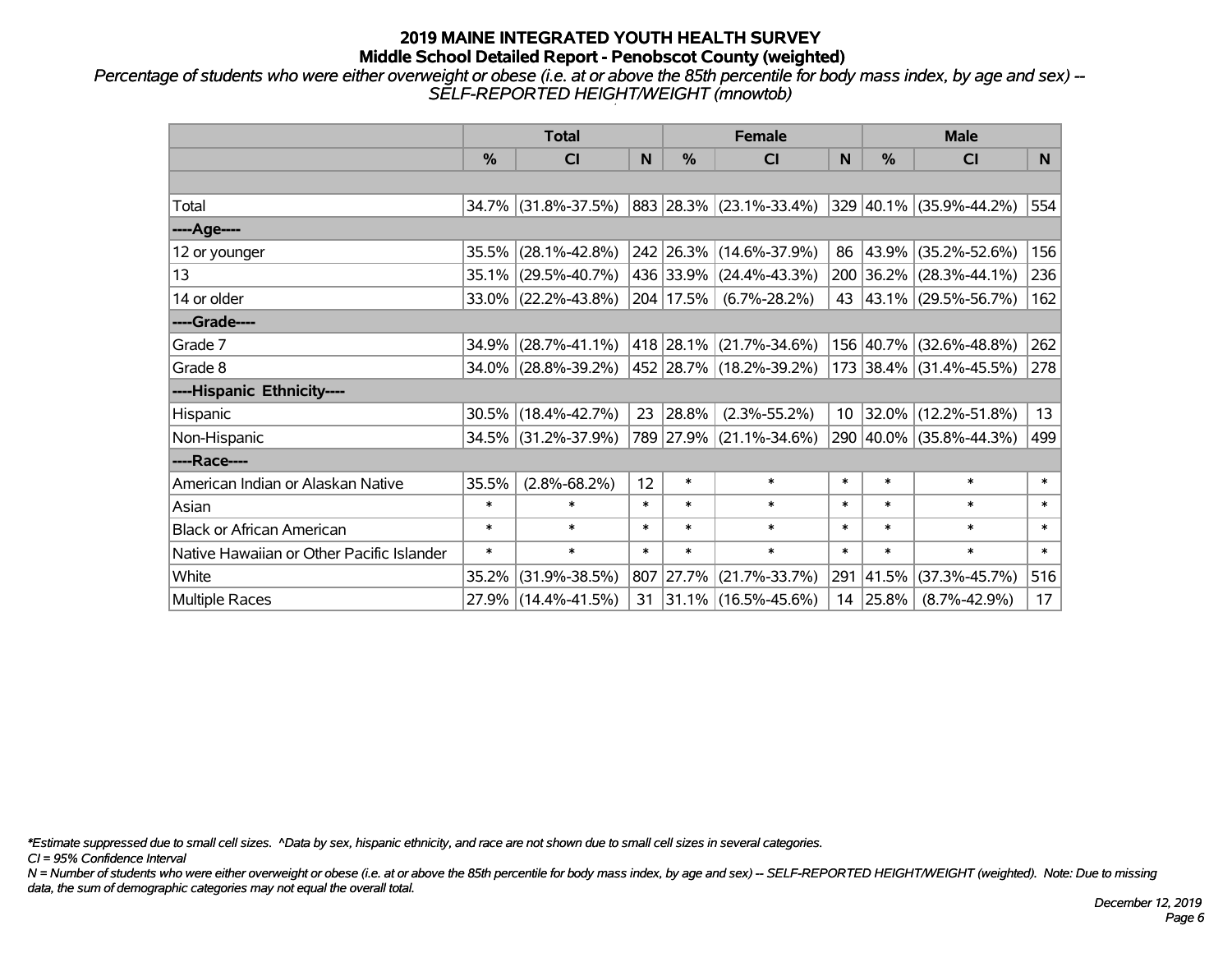# 2019 MAINE INTEGRATED YOUTH HEALTH SURVEY
## Middle School Detailed Report - Penobscot County (weighted)

*Percentage of students who were either overweight or obese (i.e. at or above the 85th percentile for body mass index, by age and sex) -- SELF-REPORTED HEIGHT/WEIGHT (mnowtob)*

| | Total | | | Female | | | Male | | |
|---|---|---|---|---|---|---|---|---|---|
| | % | CI | N | % | CI | N | % | CI | N |
| | | | | | | | | | |
| Total | 34.7% | (31.8%-37.5%) | 883 | 28.3% | (23.1%-33.4%) | 329 | 40.1% | (35.9%-44.2%) | 554 |
| ----Age---- | | | | | | | | | |
| 12 or younger | 35.5% | (28.1%-42.8%) | 242 | 26.3% | (14.6%-37.9%) | 86 | 43.9% | (35.2%-52.6%) | 156 |
| 13 | 35.1% | (29.5%-40.7%) | 436 | 33.9% | (24.4%-43.3%) | 200 | 36.2% | (28.3%-44.1%) | 236 |
| 14 or older | 33.0% | (22.2%-43.8%) | 204 | 17.5% | (6.7%-28.2%) | 43 | 43.1% | (29.5%-56.7%) | 162 |
| ----Grade---- | | | | | | | | | |
| Grade 7 | 34.9% | (28.7%-41.1%) | 418 | 28.1% | (21.7%-34.6%) | 156 | 40.7% | (32.6%-48.8%) | 262 |
| Grade 8 | 34.0% | (28.8%-39.2%) | 452 | 28.7% | (18.2%-39.2%) | 173 | 38.4% | (31.4%-45.5%) | 278 |
| ----Hispanic Ethnicity---- | | | | | | | | | |
| Hispanic | 30.5% | (18.4%-42.7%) | 23 | 28.8% | (2.3%-55.2%) | 10 | 32.0% | (12.2%-51.8%) | 13 |
| Non-Hispanic | 34.5% | (31.2%-37.9%) | 789 | 27.9% | (21.1%-34.6%) | 290 | 40.0% | (35.8%-44.3%) | 499 |
| ----Race---- | | | | | | | | | |
| American Indian or Alaskan Native | 35.5% | (2.8%-68.2%) | 12 | * | * | * | * | * | * |
| Asian | * | * | * | * | * | * | * | * | * |
| Black or African American | * | * | * | * | * | * | * | * | * |
| Native Hawaiian or Other Pacific Islander | * | * | * | * | * | * | * | * | * |
| White | 35.2% | (31.9%-38.5%) | 807 | 27.7% | (21.7%-33.7%) | 291 | 41.5% | (37.3%-45.7%) | 516 |
| Multiple Races | 27.9% | (14.4%-41.5%) | 31 | 31.1% | (16.5%-45.6%) | 14 | 25.8% | (8.7%-42.9%) | 17 |

*\*Estimate suppressed due to small cell sizes. ^Data by sex, hispanic ethnicity, and race are not shown due to small cell sizes in several categories.*

*CI = 95% Confidence Interval*

*N = Number of students who were either overweight or obese (i.e. at or above the 85th percentile for body mass index, by age and sex) -- SELF-REPORTED HEIGHT/WEIGHT (weighted). Note: Due to missing data, the sum of demographic categories may not equal the overall total.*

*December 12, 2019*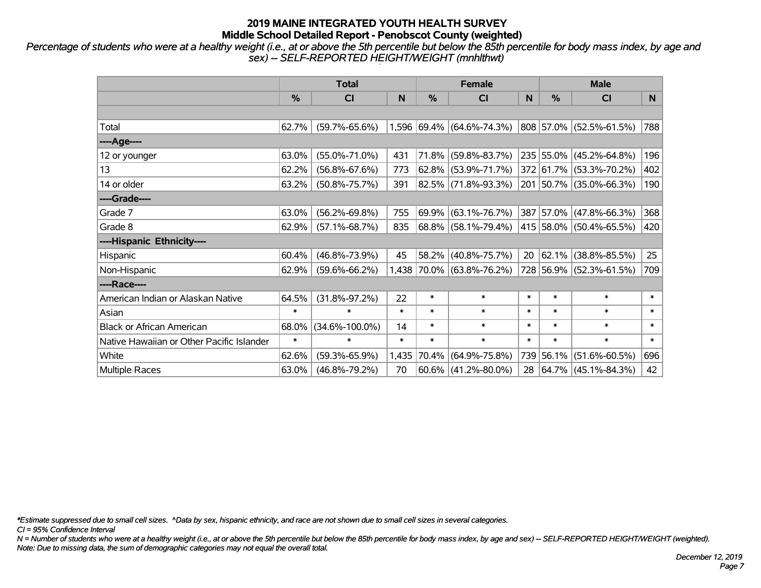# 2019 MAINE INTEGRATED YOUTH HEALTH SURVEY
## Middle School Detailed Report - Penobscot County (weighted)

*Percentage of students who were at a healthy weight (i.e., at or above the 5th percentile but below the 85th percentile for body mass index, by age and sex) -- SELF-REPORTED HEIGHT/WEIGHT (mnhlthwt)*

| | Total | | | Female | | | Male | | |
|---|---|---|---|---|---|---|---|---|---|
| | % | CI | N | % | CI | N | % | CI | N |
| | | | | | | | | | |
| Total | 62.7% | (59.7%-65.6%) | 1,596 | 69.4% | (64.6%-74.3%) | 808 | 57.0% | (52.5%-61.5%) | 788 |
| ----Age---- | | | | | | | | | |
| 12 or younger | 63.0% | (55.0%-71.0%) | 431 | 71.8% | (59.8%-83.7%) | 235 | 55.0% | (45.2%-64.8%) | 196 |
| 13 | 62.2% | (56.8%-67.6%) | 773 | 62.8% | (53.9%-71.7%) | 372 | 61.7% | (53.3%-70.2%) | 402 |
| 14 or older | 63.2% | (50.8%-75.7%) | 391 | 82.5% | (71.8%-93.3%) | 201 | 50.7% | (35.0%-66.3%) | 190 |
| ----Grade---- | | | | | | | | | |
| Grade 7 | 63.0% | (56.2%-69.8%) | 755 | 69.9% | (63.1%-76.7%) | 387 | 57.0% | (47.8%-66.3%) | 368 |
| Grade 8 | 62.9% | (57.1%-68.7%) | 835 | 68.8% | (58.1%-79.4%) | 415 | 58.0% | (50.4%-65.5%) | 420 |
| ----Hispanic Ethnicity---- | | | | | | | | | |
| Hispanic | 60.4% | (46.8%-73.9%) | 45 | 58.2% | (40.8%-75.7%) | 20 | 62.1% | (38.8%-85.5%) | 25 |
| Non-Hispanic | 62.9% | (59.6%-66.2%) | 1,438 | 70.0% | (63.8%-76.2%) | 728 | 56.9% | (52.3%-61.5%) | 709 |
| ----Race---- | | | | | | | | | |
| American Indian or Alaskan Native | 64.5% | (31.8%-97.2%) | 22 | * | * | * | * | * | * |
| Asian | * | * | * | * | * | * | * | * | * |
| Black or African American | 68.0% | (34.6%-100.0%) | 14 | * | * | * | * | * | * |
| Native Hawaiian or Other Pacific Islander | * | * | * | * | * | * | * | * | * |
| White | 62.6% | (59.3%-65.9%) | 1,435 | 70.4% | (64.9%-75.8%) | 739 | 56.1% | (51.6%-60.5%) | 696 |
| Multiple Races | 63.0% | (46.8%-79.2%) | 70 | 60.6% | (41.2%-80.0%) | 28 | 64.7% | (45.1%-84.3%) | 42 |

*\*Estimate suppressed due to small cell sizes. ^Data by sex, hispanic ethnicity, and race are not shown due to small cell sizes in several categories.*

*CI = 95% Confidence Interval*

*N = Number of students who were at a healthy weight (i.e., at or above the 5th percentile but below the 85th percentile for body mass index, by age and sex) -- SELF-REPORTED HEIGHT/WEIGHT (weighted).*

*Note: Due to missing data, the sum of demographic categories may not equal the overall total.*

*December 12, 2019*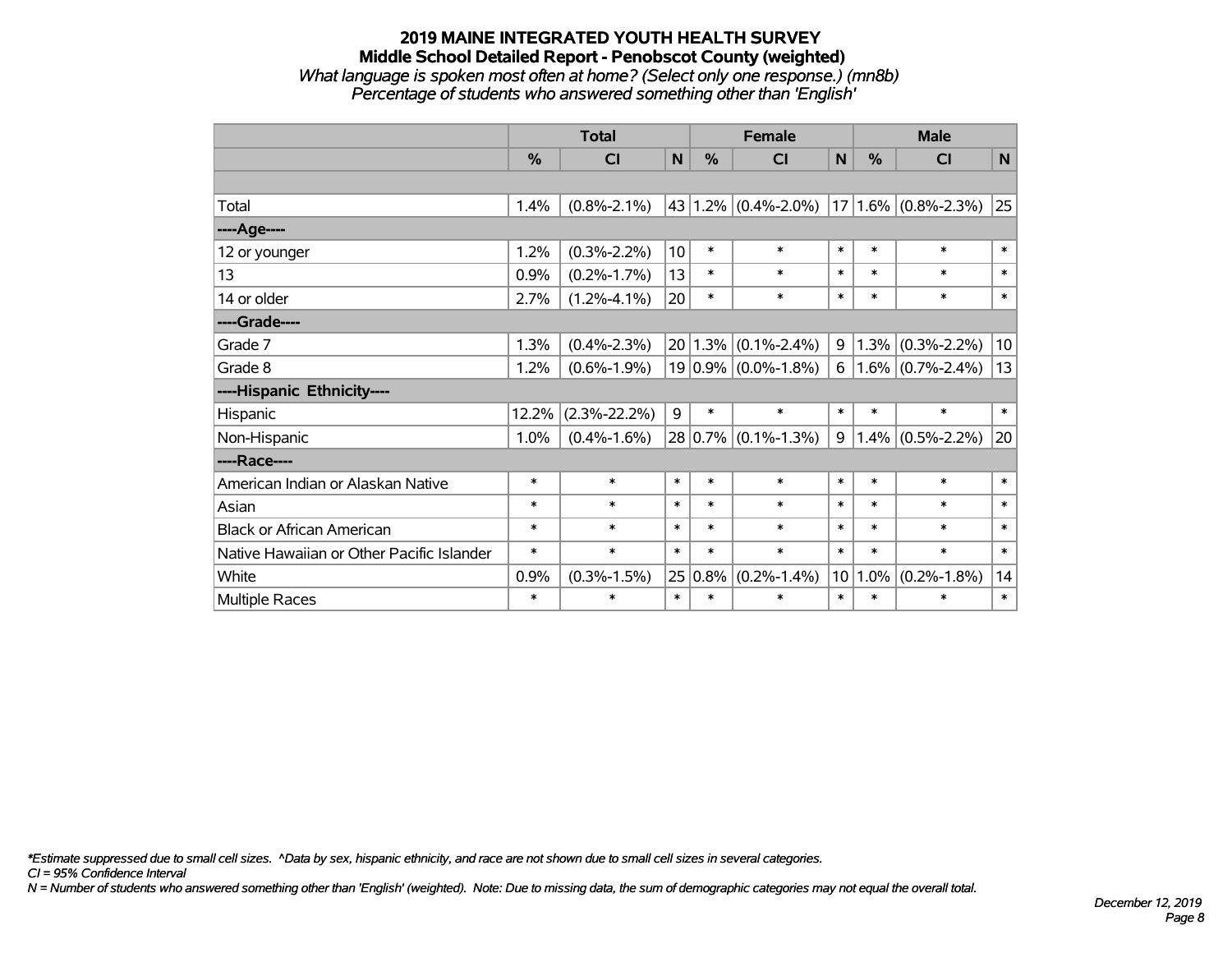# 2019 MAINE INTEGRATED YOUTH HEALTH SURVEY
## Middle School Detailed Report - Penobscot County (weighted)
*What language is spoken most often at home? (Select only one response.) (mn8b)*
*Percentage of students who answered something other than 'English'*

| | Total | | | Female | | | Male | | |
|---|---|---|---|---|---|---|---|---|---|
| | % | CI | N | % | CI | N | % | CI | N |
| | | | | | | | | | |
| Total | 1.4% | (0.8%-2.1%) | 43 | 1.2% | (0.4%-2.0%) | 17 | 1.6% | (0.8%-2.3%) | 25 |
| ----Age---- | | | | | | | | | |
| 12 or younger | 1.2% | (0.3%-2.2%) | 10 | * | * | * | * | * | * |
| 13 | 0.9% | (0.2%-1.7%) | 13 | * | * | * | * | * | * |
| 14 or older | 2.7% | (1.2%-4.1%) | 20 | * | * | * | * | * | * |
| ----Grade---- | | | | | | | | | |
| Grade 7 | 1.3% | (0.4%-2.3%) | 20 | 1.3% | (0.1%-2.4%) | 9 | 1.3% | (0.3%-2.2%) | 10 |
| Grade 8 | 1.2% | (0.6%-1.9%) | 19 | 0.9% | (0.0%-1.8%) | 6 | 1.6% | (0.7%-2.4%) | 13 |
| ----Hispanic Ethnicity---- | | | | | | | | | |
| Hispanic | 12.2% | (2.3%-22.2%) | 9 | * | * | * | * | * | * |
| Non-Hispanic | 1.0% | (0.4%-1.6%) | 28 | 0.7% | (0.1%-1.3%) | 9 | 1.4% | (0.5%-2.2%) | 20 |
| ----Race---- | | | | | | | | | |
| American Indian or Alaskan Native | * | * | * | * | * | * | * | * | * |
| Asian | * | * | * | * | * | * | * | * | * |
| Black or African American | * | * | * | * | * | * | * | * | * |
| Native Hawaiian or Other Pacific Islander | * | * | * | * | * | * | * | * | * |
| White | 0.9% | (0.3%-1.5%) | 25 | 0.8% | (0.2%-1.4%) | 10 | 1.0% | (0.2%-1.8%) | 14 |
| Multiple Races | * | * | * | * | * | * | * | * | * |

*\*Estimate suppressed due to small cell sizes. ^Data by sex, hispanic ethnicity, and race are not shown due to small cell sizes in several categories.*
*CI = 95% Confidence Interval*
*N = Number of students who answered something other than 'English' (weighted). Note: Due to missing data, the sum of demographic categories may not equal the overall total.*

*December 12, 2019*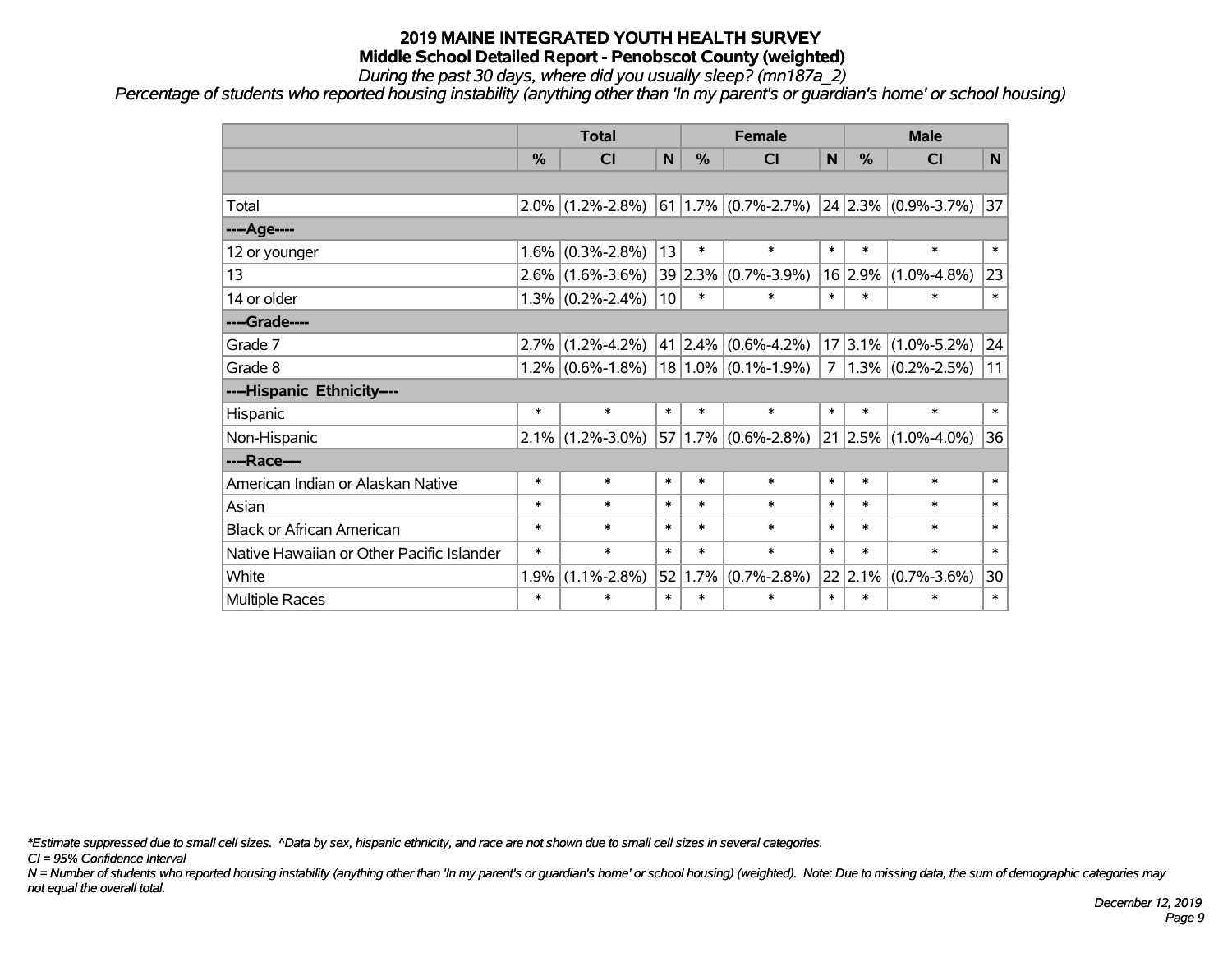# 2019 MAINE INTEGRATED YOUTH HEALTH SURVEY

## Middle School Detailed Report - Penobscot County (weighted)

*During the past 30 days, where did you usually sleep? (mn187a_2)*

*Percentage of students who reported housing instability (anything other than 'In my parent's or guardian's home' or school housing)*

| | Total | | | Female | | | Male | | |
|---|---|---|---|---|---|---|---|---|---|
| | % | CI | N | % | CI | N | % | CI | N |
| | | | | | | | | | |
| Total | 2.0% | (1.2%-2.8%) | 61 | 1.7% | (0.7%-2.7%) | 24 | 2.3% | (0.9%-3.7%) | 37 |
| ----Age---- | | | | | | | | | |
| 12 or younger | 1.6% | (0.3%-2.8%) | 13 | * | * | * | * | * | * |
| 13 | 2.6% | (1.6%-3.6%) | 39 | 2.3% | (0.7%-3.9%) | 16 | 2.9% | (1.0%-4.8%) | 23 |
| 14 or older | 1.3% | (0.2%-2.4%) | 10 | * | * | * | * | * | * |
| ----Grade---- | | | | | | | | | |
| Grade 7 | 2.7% | (1.2%-4.2%) | 41 | 2.4% | (0.6%-4.2%) | 17 | 3.1% | (1.0%-5.2%) | 24 |
| Grade 8 | 1.2% | (0.6%-1.8%) | 18 | 1.0% | (0.1%-1.9%) | 7 | 1.3% | (0.2%-2.5%) | 11 |
| ----Hispanic Ethnicity---- | | | | | | | | | |
| Hispanic | * | * | * | * | * | * | * | * | * |
| Non-Hispanic | 2.1% | (1.2%-3.0%) | 57 | 1.7% | (0.6%-2.8%) | 21 | 2.5% | (1.0%-4.0%) | 36 |
| ----Race---- | | | | | | | | | |
| American Indian or Alaskan Native | * | * | * | * | * | * | * | * | * |
| Asian | * | * | * | * | * | * | * | * | * |
| Black or African American | * | * | * | * | * | * | * | * | * |
| Native Hawaiian or Other Pacific Islander | * | * | * | * | * | * | * | * | * |
| White | 1.9% | (1.1%-2.8%) | 52 | 1.7% | (0.7%-2.8%) | 22 | 2.1% | (0.7%-3.6%) | 30 |
| Multiple Races | * | * | * | * | * | * | * | * | * |

*Estimate suppressed due to small cell sizes. ^Data by sex, hispanic ethnicity, and race are not shown due to small cell sizes in several categories.

CI = 95% Confidence Interval

N = Number of students who reported housing instability (anything other than 'In my parent's or guardian's home' or school housing) (weighted). Note: Due to missing data, the sum of demographic categories may not equal the overall total.

December 12, 2019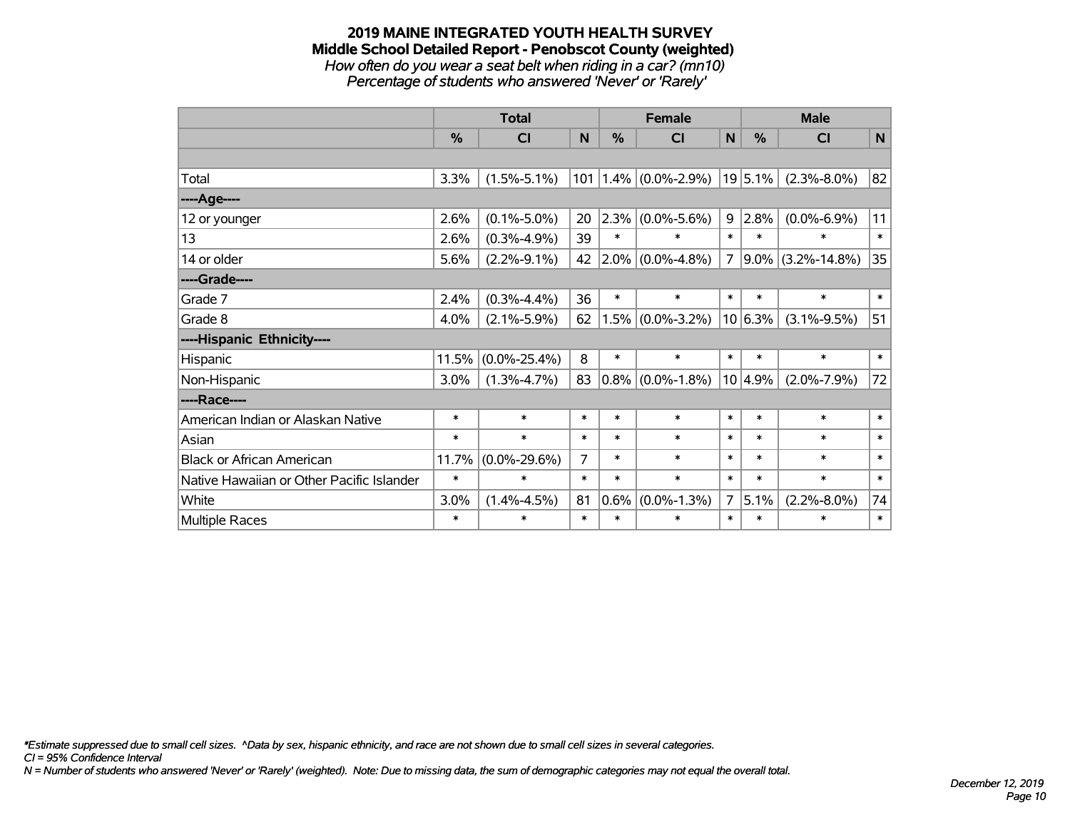# 2019 MAINE INTEGRATED YOUTH HEALTH SURVEY
## Middle School Detailed Report - Penobscot County (weighted)
*How often do you wear a seat belt when riding in a car? (mn10)*
*Percentage of students who answered 'Never' or 'Rarely'*

| | Total | | | Female | | | Male | | |
|---|---|---|---|---|---|---|---|---|---|
| | % | CI | N | % | CI | N | % | CI | N |
| Total | 3.3% | (1.5%-5.1%) | 101 | 1.4% | (0.0%-2.9%) | 19 | 5.1% | (2.3%-8.0%) | 82 |
| ----Age---- | | | | | | | | | |
| 12 or younger | 2.6% | (0.1%-5.0%) | 20 | 2.3% | (0.0%-5.6%) | 9 | 2.8% | (0.0%-6.9%) | 11 |
| 13 | 2.6% | (0.3%-4.9%) | 39 | * | * | * | * | * | * |
| 14 or older | 5.6% | (2.2%-9.1%) | 42 | 2.0% | (0.0%-4.8%) | 7 | 9.0% | (3.2%-14.8%) | 35 |
| ----Grade---- | | | | | | | | | |
| Grade 7 | 2.4% | (0.3%-4.4%) | 36 | * | * | * | * | * | * |
| Grade 8 | 4.0% | (2.1%-5.9%) | 62 | 1.5% | (0.0%-3.2%) | 10 | 6.3% | (3.1%-9.5%) | 51 |
| ----Hispanic Ethnicity---- | | | | | | | | | |
| Hispanic | 11.5% | (0.0%-25.4%) | 8 | * | * | * | * | * | * |
| Non-Hispanic | 3.0% | (1.3%-4.7%) | 83 | 0.8% | (0.0%-1.8%) | 10 | 4.9% | (2.0%-7.9%) | 72 |
| ----Race---- | | | | | | | | | |
| American Indian or Alaskan Native | * | * | * | * | * | * | * | * | * |
| Asian | * | * | * | * | * | * | * | * | * |
| Black or African American | 11.7% | (0.0%-29.6%) | 7 | * | * | * | * | * | * |
| Native Hawaiian or Other Pacific Islander | * | * | * | * | * | * | * | * | * |
| White | 3.0% | (1.4%-4.5%) | 81 | 0.6% | (0.0%-1.3%) | 7 | 5.1% | (2.2%-8.0%) | 74 |
| Multiple Races | * | * | * | * | * | * | * | * | * |

*\*Estimate suppressed due to small cell sizes. ^Data by sex, hispanic ethnicity, and race are not shown due to small cell sizes in several categories.*
*CI = 95% Confidence Interval*
*N = Number of students who answered 'Never' or 'Rarely' (weighted). Note: Due to missing data, the sum of demographic categories may not equal the overall total.*

*December 12, 2019*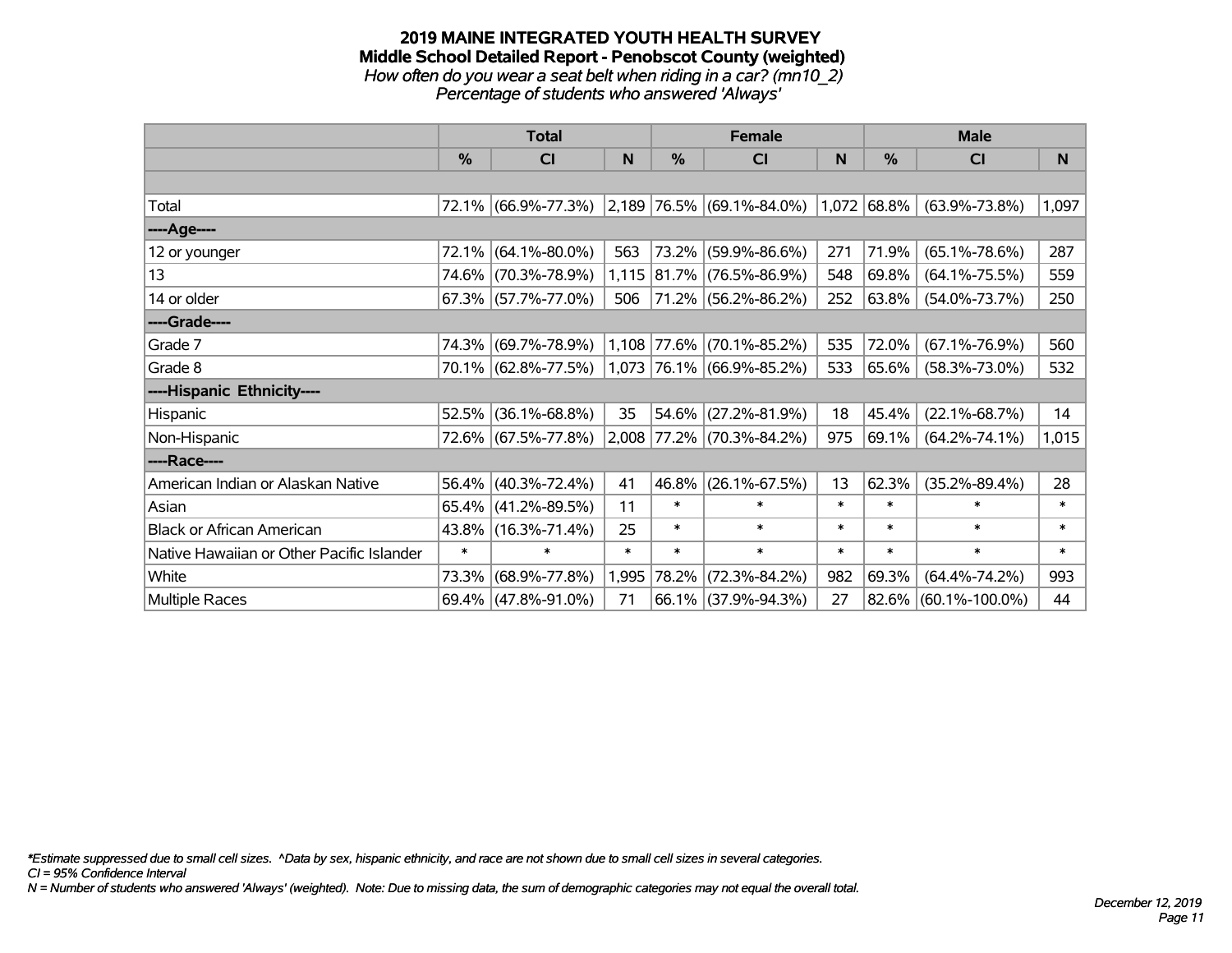# 2019 MAINE INTEGRATED YOUTH HEALTH SURVEY
## Middle School Detailed Report - Penobscot County (weighted)
*How often do you wear a seat belt when riding in a car? (mn10_2)*
*Percentage of students who answered 'Always'*

| | Total | | | Female | | | Male | | |
|---|---|---|---|---|---|---|---|---|---|
| | % | CI | N | % | CI | N | % | CI | N |
| Total | 72.1% | (66.9%-77.3%) | 2,189 | 76.5% | (69.1%-84.0%) | 1,072 | 68.8% | (63.9%-73.8%) | 1,097 |
| ----Age---- | | | | | | | | | |
| 12 or younger | 72.1% | (64.1%-80.0%) | 563 | 73.2% | (59.9%-86.6%) | 271 | 71.9% | (65.1%-78.6%) | 287 |
| 13 | 74.6% | (70.3%-78.9%) | 1,115 | 81.7% | (76.5%-86.9%) | 548 | 69.8% | (64.1%-75.5%) | 559 |
| 14 or older | 67.3% | (57.7%-77.0%) | 506 | 71.2% | (56.2%-86.2%) | 252 | 63.8% | (54.0%-73.7%) | 250 |
| ----Grade---- | | | | | | | | | |
| Grade 7 | 74.3% | (69.7%-78.9%) | 1,108 | 77.6% | (70.1%-85.2%) | 535 | 72.0% | (67.1%-76.9%) | 560 |
| Grade 8 | 70.1% | (62.8%-77.5%) | 1,073 | 76.1% | (66.9%-85.2%) | 533 | 65.6% | (58.3%-73.0%) | 532 |
| ----Hispanic Ethnicity---- | | | | | | | | | |
| Hispanic | 52.5% | (36.1%-68.8%) | 35 | 54.6% | (27.2%-81.9%) | 18 | 45.4% | (22.1%-68.7%) | 14 |
| Non-Hispanic | 72.6% | (67.5%-77.8%) | 2,008 | 77.2% | (70.3%-84.2%) | 975 | 69.1% | (64.2%-74.1%) | 1,015 |
| ----Race---- | | | | | | | | | |
| American Indian or Alaskan Native | 56.4% | (40.3%-72.4%) | 41 | 46.8% | (26.1%-67.5%) | 13 | 62.3% | (35.2%-89.4%) | 28 |
| Asian | 65.4% | (41.2%-89.5%) | 11 | * | * | * | * | * | * |
| Black or African American | 43.8% | (16.3%-71.4%) | 25 | * | * | * | * | * | * |
| Native Hawaiian or Other Pacific Islander | * | * | * | * | * | * | * | * | * |
| White | 73.3% | (68.9%-77.8%) | 1,995 | 78.2% | (72.3%-84.2%) | 982 | 69.3% | (64.4%-74.2%) | 993 |
| Multiple Races | 69.4% | (47.8%-91.0%) | 71 | 66.1% | (37.9%-94.3%) | 27 | 82.6% | (60.1%-100.0%) | 44 |

*\*Estimate suppressed due to small cell sizes. ^Data by sex, hispanic ethnicity, and race are not shown due to small cell sizes in several categories.*
*CI = 95% Confidence Interval*
*N = Number of students who answered 'Always' (weighted). Note: Due to missing data, the sum of demographic categories may not equal the overall total.*

*December 12, 2019*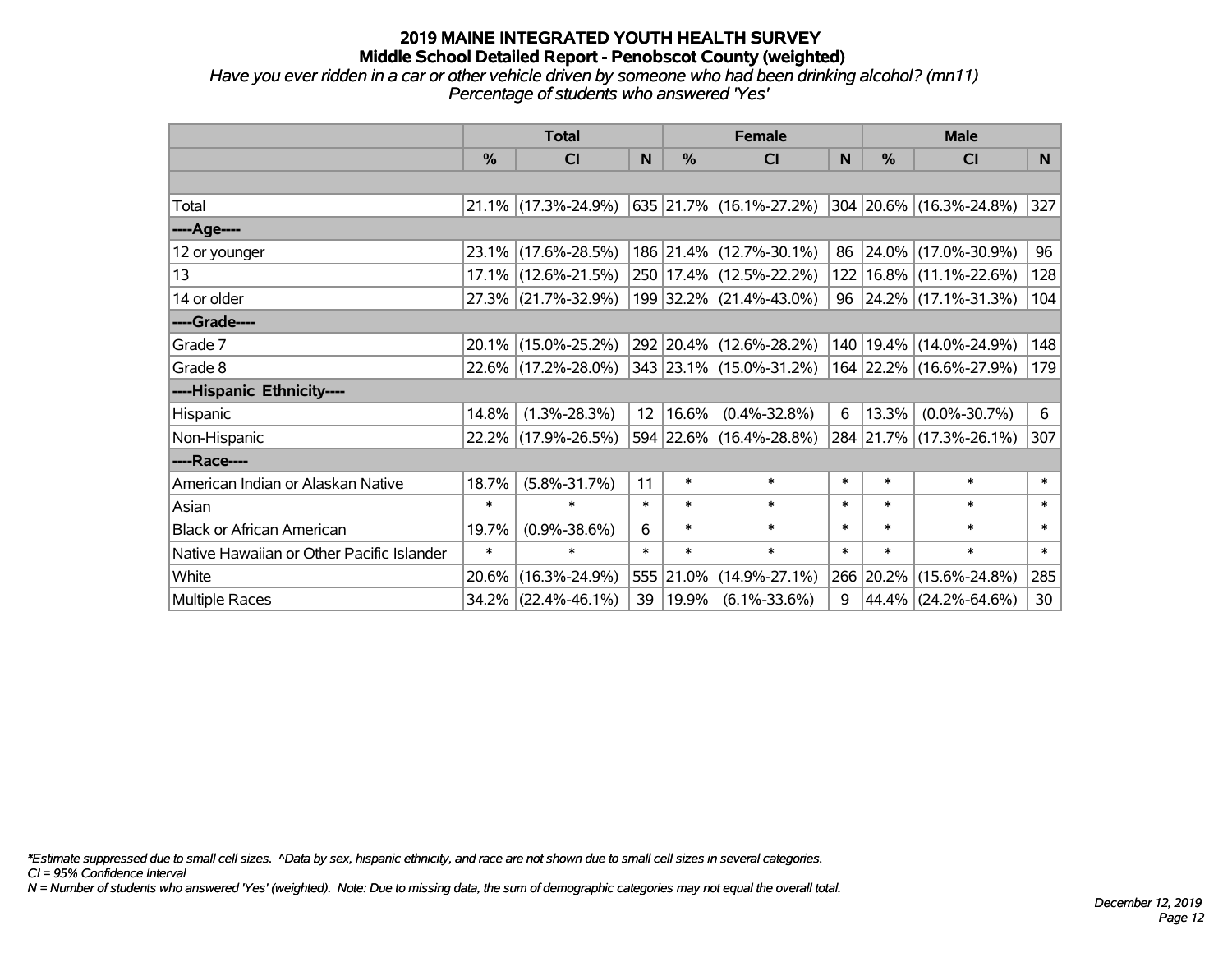# 2019 MAINE INTEGRATED YOUTH HEALTH SURVEY

## Middle School Detailed Report - Penobscot County (weighted)

*Have you ever ridden in a car or other vehicle driven by someone who had been drinking alcohol? (mn11)*
*Percentage of students who answered 'Yes'*

| | Total | | | Female | | | Male | | |
|---|---|---|---|---|---|---|---|---|---|
| | % | CI | N | % | CI | N | % | CI | N |
| Total | 21.1% | (17.3%-24.9%) | 635 | 21.7% | (16.1%-27.2%) | 304 | 20.6% | (16.3%-24.8%) | 327 |
| ----Age---- | | | | | | | | | |
| 12 or younger | 23.1% | (17.6%-28.5%) | 186 | 21.4% | (12.7%-30.1%) | 86 | 24.0% | (17.0%-30.9%) | 96 |
| 13 | 17.1% | (12.6%-21.5%) | 250 | 17.4% | (12.5%-22.2%) | 122 | 16.8% | (11.1%-22.6%) | 128 |
| 14 or older | 27.3% | (21.7%-32.9%) | 199 | 32.2% | (21.4%-43.0%) | 96 | 24.2% | (17.1%-31.3%) | 104 |
| ----Grade---- | | | | | | | | | |
| Grade 7 | 20.1% | (15.0%-25.2%) | 292 | 20.4% | (12.6%-28.2%) | 140 | 19.4% | (14.0%-24.9%) | 148 |
| Grade 8 | 22.6% | (17.2%-28.0%) | 343 | 23.1% | (15.0%-31.2%) | 164 | 22.2% | (16.6%-27.9%) | 179 |
| ----Hispanic Ethnicity---- | | | | | | | | | |
| Hispanic | 14.8% | (1.3%-28.3%) | 12 | 16.6% | (0.4%-32.8%) | 6 | 13.3% | (0.0%-30.7%) | 6 |
| Non-Hispanic | 22.2% | (17.9%-26.5%) | 594 | 22.6% | (16.4%-28.8%) | 284 | 21.7% | (17.3%-26.1%) | 307 |
| ----Race---- | | | | | | | | | |
| American Indian or Alaskan Native | 18.7% | (5.8%-31.7%) | 11 | * | * | * | * | * | * |
| Asian | * | * | * | * | * | * | * | * | * |
| Black or African American | 19.7% | (0.9%-38.6%) | 6 | * | * | * | * | * | * |
| Native Hawaiian or Other Pacific Islander | * | * | * | * | * | * | * | * | * |
| White | 20.6% | (16.3%-24.9%) | 555 | 21.0% | (14.9%-27.1%) | 266 | 20.2% | (15.6%-24.8%) | 285 |
| Multiple Races | 34.2% | (22.4%-46.1%) | 39 | 19.9% | (6.1%-33.6%) | 9 | 44.4% | (24.2%-64.6%) | 30 |

*\*Estimate suppressed due to small cell sizes. ^Data by sex, hispanic ethnicity, and race are not shown due to small cell sizes in several categories.*
*CI = 95% Confidence Interval*
*N = Number of students who answered 'Yes' (weighted). Note: Due to missing data, the sum of demographic categories may not equal the overall total.*

*December 12, 2019*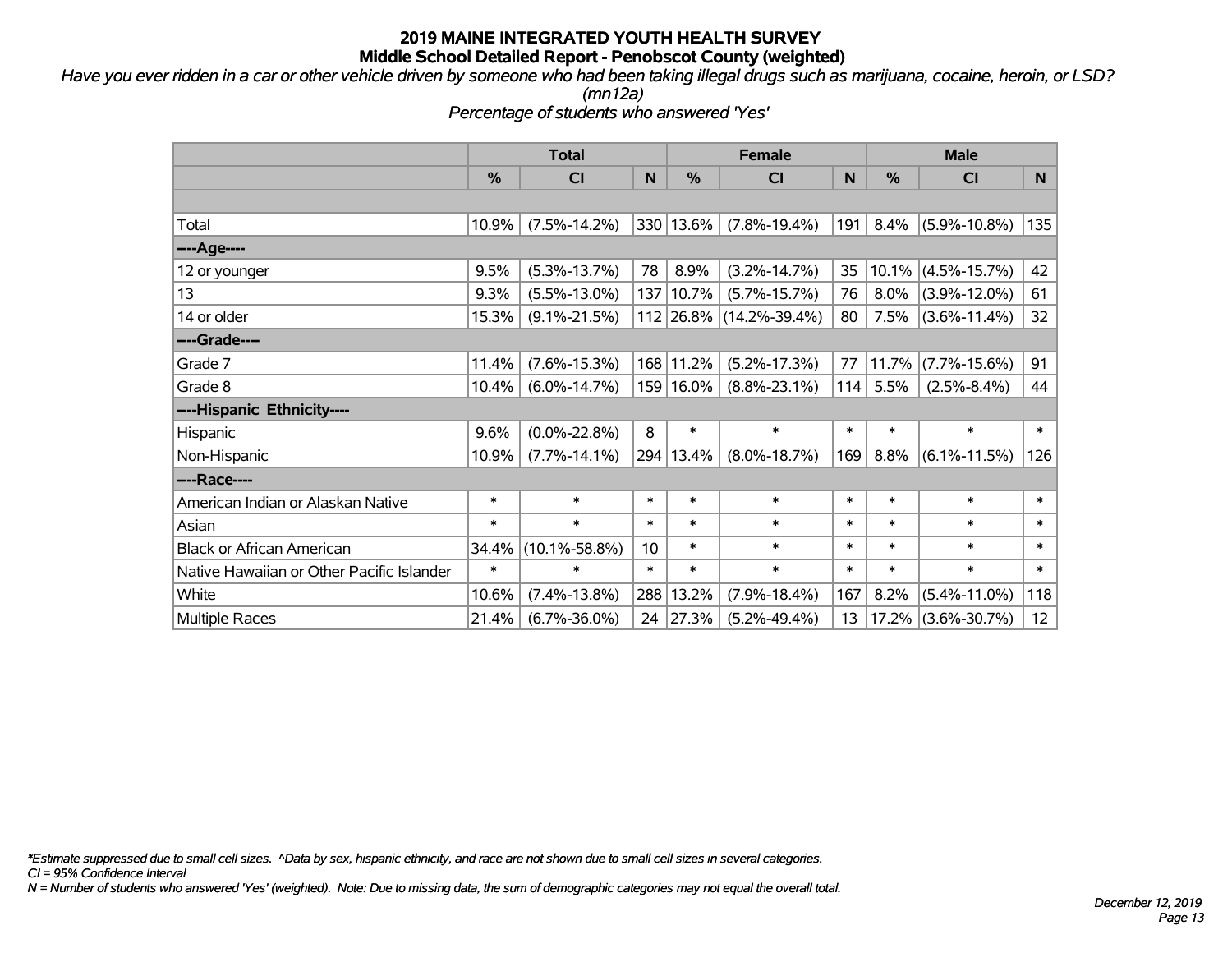**2019 MAINE INTEGRATED YOUTH HEALTH SURVEY**
**Middle School Detailed Report - Penobscot County (weighted)**

*Have you ever ridden in a car or other vehicle driven by someone who had been taking illegal drugs such as marijuana, cocaine, heroin, or LSD? (mn12a)*

*Percentage of students who answered 'Yes'*

| | Total | | | Female | | | Male | | |
|---|---|---|---|---|---|---|---|---|---|
| | % | CI | N | % | CI | N | % | CI | N |
| Total | 10.9% | (7.5%-14.2%) | 330 | 13.6% | (7.8%-19.4%) | 191 | 8.4% | (5.9%-10.8%) | 135 |
| ----Age---- | | | | | | | | | |
| 12 or younger | 9.5% | (5.3%-13.7%) | 78 | 8.9% | (3.2%-14.7%) | 35 | 10.1% | (4.5%-15.7%) | 42 |
| 13 | 9.3% | (5.5%-13.0%) | 137 | 10.7% | (5.7%-15.7%) | 76 | 8.0% | (3.9%-12.0%) | 61 |
| 14 or older | 15.3% | (9.1%-21.5%) | 112 | 26.8% | (14.2%-39.4%) | 80 | 7.5% | (3.6%-11.4%) | 32 |
| ----Grade---- | | | | | | | | | |
| Grade 7 | 11.4% | (7.6%-15.3%) | 168 | 11.2% | (5.2%-17.3%) | 77 | 11.7% | (7.7%-15.6%) | 91 |
| Grade 8 | 10.4% | (6.0%-14.7%) | 159 | 16.0% | (8.8%-23.1%) | 114 | 5.5% | (2.5%-8.4%) | 44 |
| ----Hispanic Ethnicity---- | | | | | | | | | |
| Hispanic | 9.6% | (0.0%-22.8%) | 8 | * | * | * | * | * | * |
| Non-Hispanic | 10.9% | (7.7%-14.1%) | 294 | 13.4% | (8.0%-18.7%) | 169 | 8.8% | (6.1%-11.5%) | 126 |
| ----Race---- | | | | | | | | | |
| American Indian or Alaskan Native | * | * | * | * | * | * | * | * | * |
| Asian | * | * | * | * | * | * | * | * | * |
| Black or African American | 34.4% | (10.1%-58.8%) | 10 | * | * | * | * | * | * |
| Native Hawaiian or Other Pacific Islander | * | * | * | * | * | * | * | * | * |
| White | 10.6% | (7.4%-13.8%) | 288 | 13.2% | (7.9%-18.4%) | 167 | 8.2% | (5.4%-11.0%) | 118 |
| Multiple Races | 21.4% | (6.7%-36.0%) | 24 | 27.3% | (5.2%-49.4%) | 13 | 17.2% | (3.6%-30.7%) | 12 |

*\*Estimate suppressed due to small cell sizes. ^Data by sex, hispanic ethnicity, and race are not shown due to small cell sizes in several categories.*
*CI = 95% Confidence Interval*
*N = Number of students who answered 'Yes' (weighted). Note: Due to missing data, the sum of demographic categories may not equal the overall total.*

*December 12, 2019*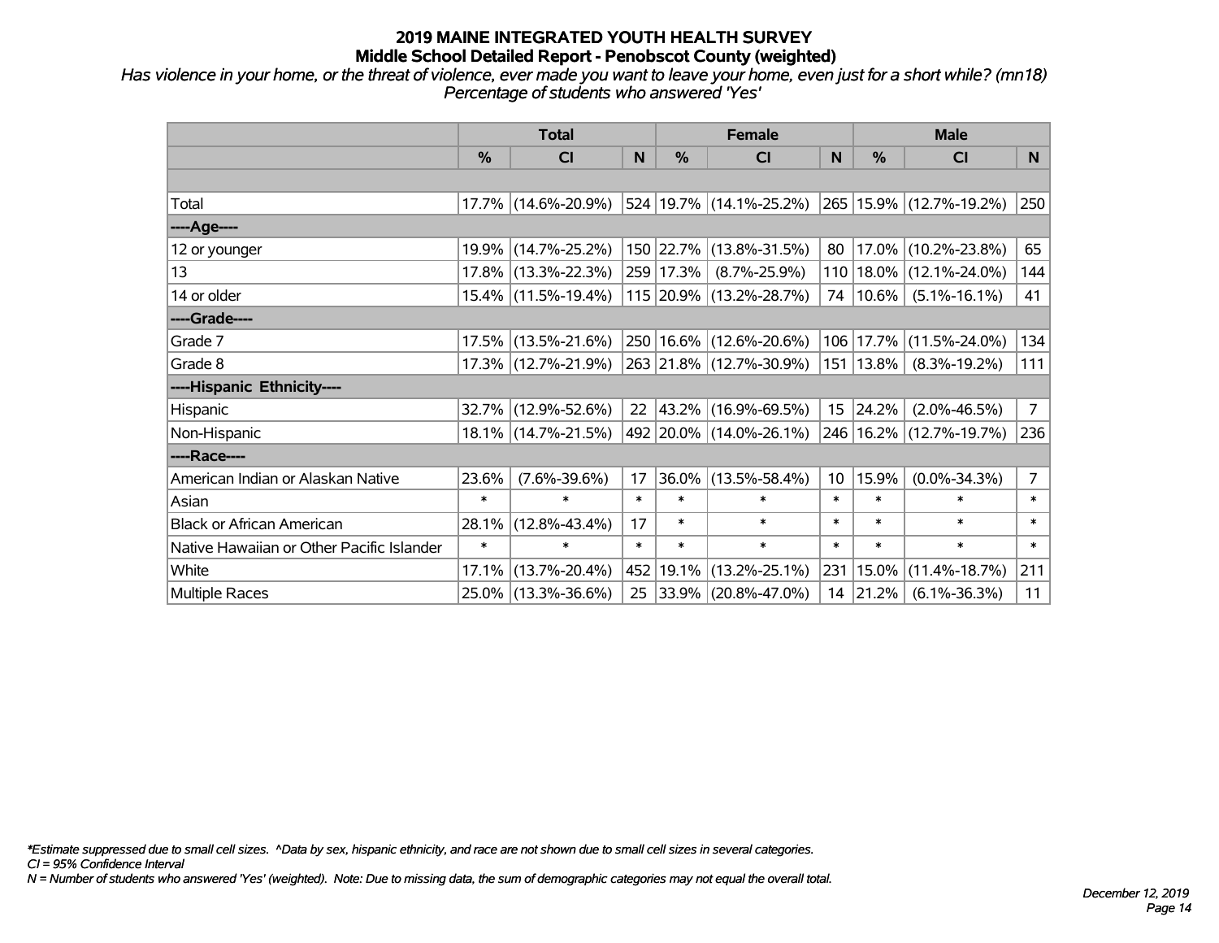# 2019 MAINE INTEGRATED YOUTH HEALTH SURVEY
## Middle School Detailed Report - Penobscot County (weighted)

*Has violence in your home, or the threat of violence, ever made you want to leave your home, even just for a short while? (mn18)*
*Percentage of students who answered 'Yes'*

| | Total | | | Female | | | Male | | |
|---|---|---|---|---|---|---|---|---|---|
| | % | CI | N | % | CI | N | % | CI | N |
| Total | 17.7% | (14.6%-20.9%) | 524 | 19.7% | (14.1%-25.2%) | 265 | 15.9% | (12.7%-19.2%) | 250 |
| ----Age---- | | | | | | | | | |
| 12 or younger | 19.9% | (14.7%-25.2%) | 150 | 22.7% | (13.8%-31.5%) | 80 | 17.0% | (10.2%-23.8%) | 65 |
| 13 | 17.8% | (13.3%-22.3%) | 259 | 17.3% | (8.7%-25.9%) | 110 | 18.0% | (12.1%-24.0%) | 144 |
| 14 or older | 15.4% | (11.5%-19.4%) | 115 | 20.9% | (13.2%-28.7%) | 74 | 10.6% | (5.1%-16.1%) | 41 |
| ----Grade---- | | | | | | | | | |
| Grade 7 | 17.5% | (13.5%-21.6%) | 250 | 16.6% | (12.6%-20.6%) | 106 | 17.7% | (11.5%-24.0%) | 134 |
| Grade 8 | 17.3% | (12.7%-21.9%) | 263 | 21.8% | (12.7%-30.9%) | 151 | 13.8% | (8.3%-19.2%) | 111 |
| ----Hispanic Ethnicity---- | | | | | | | | | |
| Hispanic | 32.7% | (12.9%-52.6%) | 22 | 43.2% | (16.9%-69.5%) | 15 | 24.2% | (2.0%-46.5%) | 7 |
| Non-Hispanic | 18.1% | (14.7%-21.5%) | 492 | 20.0% | (14.0%-26.1%) | 246 | 16.2% | (12.7%-19.7%) | 236 |
| ----Race---- | | | | | | | | | |
| American Indian or Alaskan Native | 23.6% | (7.6%-39.6%) | 17 | 36.0% | (13.5%-58.4%) | 10 | 15.9% | (0.0%-34.3%) | 7 |
| Asian | * | * | * | * | * | * | * | * | * |
| Black or African American | 28.1% | (12.8%-43.4%) | 17 | * | * | * | * | * | * |
| Native Hawaiian or Other Pacific Islander | * | * | * | * | * | * | * | * | * |
| White | 17.1% | (13.7%-20.4%) | 452 | 19.1% | (13.2%-25.1%) | 231 | 15.0% | (11.4%-18.7%) | 211 |
| Multiple Races | 25.0% | (13.3%-36.6%) | 25 | 33.9% | (20.8%-47.0%) | 14 | 21.2% | (6.1%-36.3%) | 11 |

*Estimate suppressed due to small cell sizes. ^Data by sex, hispanic ethnicity, and race are not shown due to small cell sizes in several categories.*
*CI = 95% Confidence Interval*
*N = Number of students who answered 'Yes' (weighted). Note: Due to missing data, the sum of demographic categories may not equal the overall total.*

*December 12, 2019*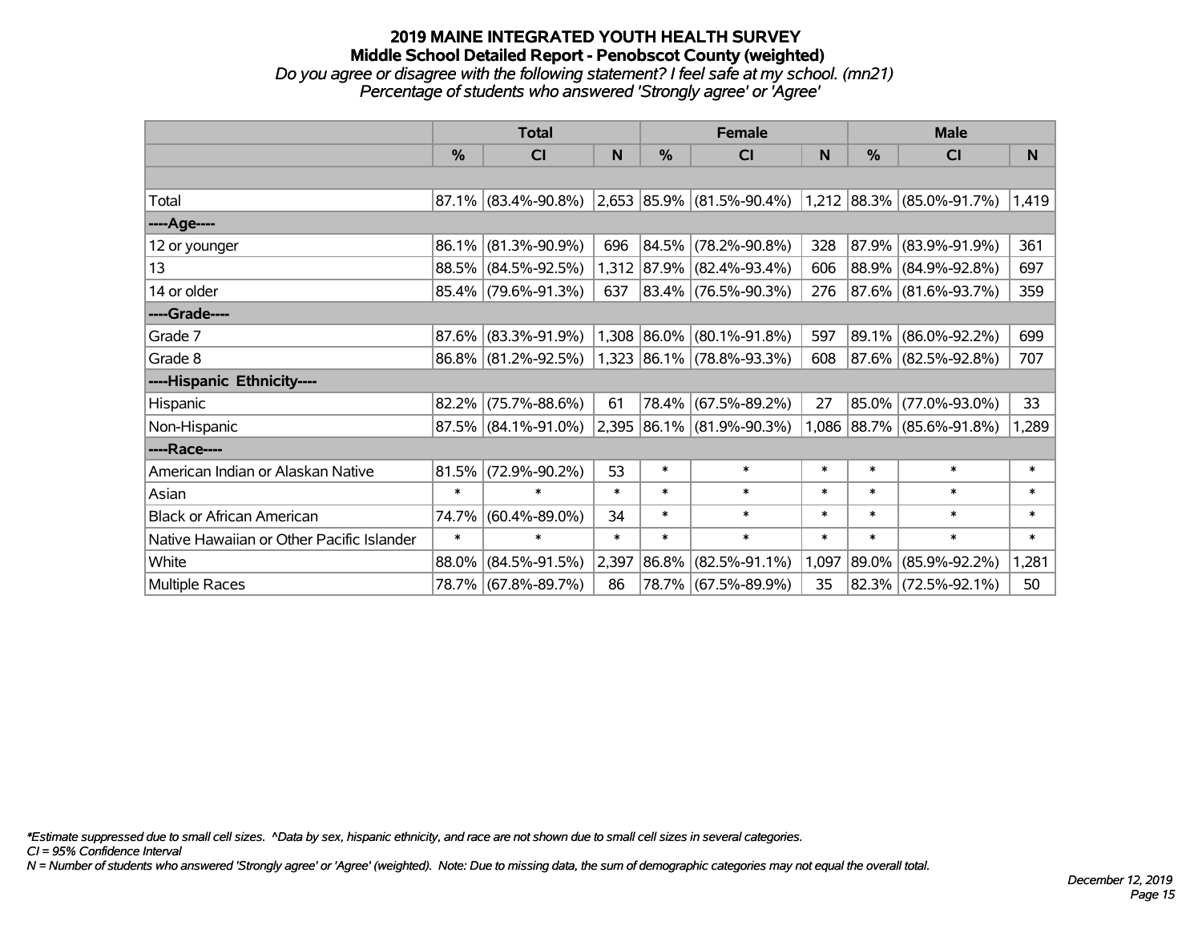# 2019 MAINE INTEGRATED YOUTH HEALTH SURVEY

## Middle School Detailed Report - Penobscot County (weighted)

*Do you agree or disagree with the following statement? I feel safe at my school. (mn21)*

*Percentage of students who answered 'Strongly agree' or 'Agree'*

| | Total | | | Female | | | Male | | |
|---|---|---|---|---|---|---|---|---|---|
| | % | CI | N | % | CI | N | % | CI | N |
| | | | | | | | | | |
| Total | 87.1% | (83.4%-90.8%) | 2,653 | 85.9% | (81.5%-90.4%) | 1,212 | 88.3% | (85.0%-91.7%) | 1,419 |
| ----Age---- | | | | | | | | | |
| 12 or younger | 86.1% | (81.3%-90.9%) | 696 | 84.5% | (78.2%-90.8%) | 328 | 87.9% | (83.9%-91.9%) | 361 |
| 13 | 88.5% | (84.5%-92.5%) | 1,312 | 87.9% | (82.4%-93.4%) | 606 | 88.9% | (84.9%-92.8%) | 697 |
| 14 or older | 85.4% | (79.6%-91.3%) | 637 | 83.4% | (76.5%-90.3%) | 276 | 87.6% | (81.6%-93.7%) | 359 |
| ----Grade---- | | | | | | | | | |
| Grade 7 | 87.6% | (83.3%-91.9%) | 1,308 | 86.0% | (80.1%-91.8%) | 597 | 89.1% | (86.0%-92.2%) | 699 |
| Grade 8 | 86.8% | (81.2%-92.5%) | 1,323 | 86.1% | (78.8%-93.3%) | 608 | 87.6% | (82.5%-92.8%) | 707 |
| ----Hispanic Ethnicity---- | | | | | | | | | |
| Hispanic | 82.2% | (75.7%-88.6%) | 61 | 78.4% | (67.5%-89.2%) | 27 | 85.0% | (77.0%-93.0%) | 33 |
| Non-Hispanic | 87.5% | (84.1%-91.0%) | 2,395 | 86.1% | (81.9%-90.3%) | 1,086 | 88.7% | (85.6%-91.8%) | 1,289 |
| ----Race---- | | | | | | | | | |
| American Indian or Alaskan Native | 81.5% | (72.9%-90.2%) | 53 | * | * | * | * | * | * |
| Asian | * | * | * | * | * | * | * | * | * |
| Black or African American | 74.7% | (60.4%-89.0%) | 34 | * | * | * | * | * | * |
| Native Hawaiian or Other Pacific Islander | * | * | * | * | * | * | * | * | * |
| White | 88.0% | (84.5%-91.5%) | 2,397 | 86.8% | (82.5%-91.1%) | 1,097 | 89.0% | (85.9%-92.2%) | 1,281 |
| Multiple Races | 78.7% | (67.8%-89.7%) | 86 | 78.7% | (67.5%-89.9%) | 35 | 82.3% | (72.5%-92.1%) | 50 |

*\*Estimate suppressed due to small cell sizes. ^Data by sex, hispanic ethnicity, and race are not shown due to small cell sizes in several categories.*

*CI = 95% Confidence Interval*

*N = Number of students who answered 'Strongly agree' or 'Agree' (weighted). Note: Due to missing data, the sum of demographic categories may not equal the overall total.*

*December 12, 2019*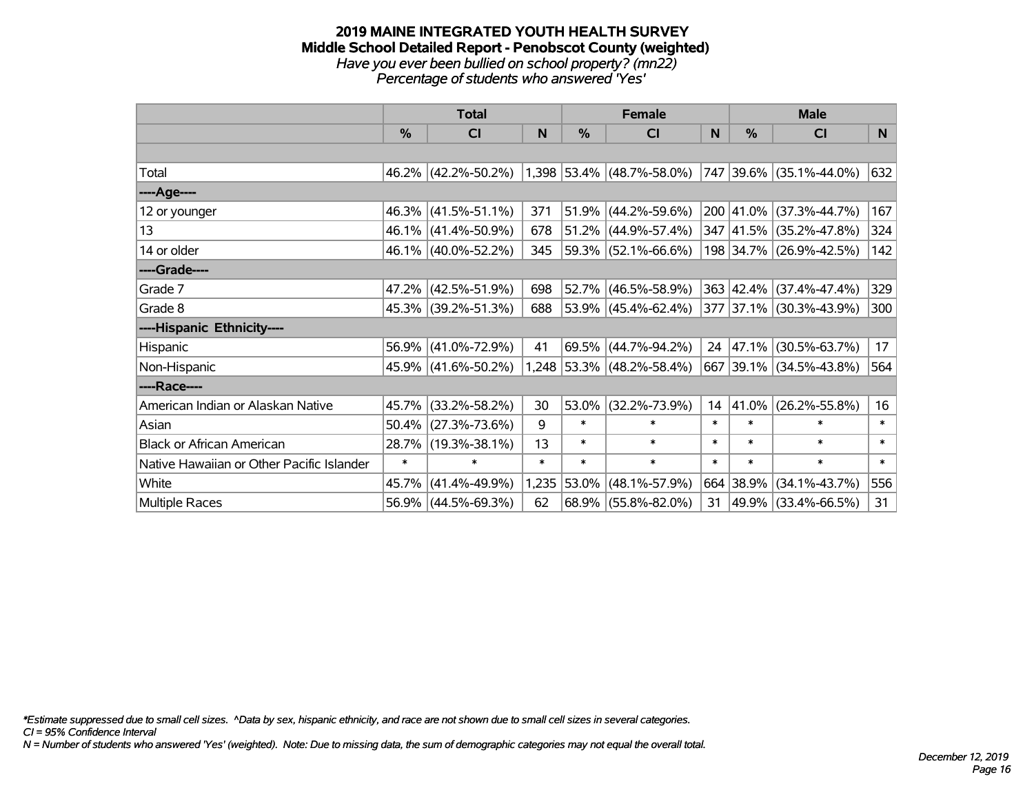# 2019 MAINE INTEGRATED YOUTH HEALTH SURVEY
## Middle School Detailed Report - Penobscot County (weighted)
*Have you ever been bullied on school property? (mn22)*
*Percentage of students who answered 'Yes'*

| | Total | | | Female | | | Male | | |
|---|---|---|---|---|---|---|---|---|---|
| | % | CI | N | % | CI | N | % | CI | N |
| Total | 46.2% | (42.2%-50.2%) | 1,398 | 53.4% | (48.7%-58.0%) | 747 | 39.6% | (35.1%-44.0%) | 632 |
| ----Age---- | | | | | | | | | |
| 12 or younger | 46.3% | (41.5%-51.1%) | 371 | 51.9% | (44.2%-59.6%) | 200 | 41.0% | (37.3%-44.7%) | 167 |
| 13 | 46.1% | (41.4%-50.9%) | 678 | 51.2% | (44.9%-57.4%) | 347 | 41.5% | (35.2%-47.8%) | 324 |
| 14 or older | 46.1% | (40.0%-52.2%) | 345 | 59.3% | (52.1%-66.6%) | 198 | 34.7% | (26.9%-42.5%) | 142 |
| ----Grade---- | | | | | | | | | |
| Grade 7 | 47.2% | (42.5%-51.9%) | 698 | 52.7% | (46.5%-58.9%) | 363 | 42.4% | (37.4%-47.4%) | 329 |
| Grade 8 | 45.3% | (39.2%-51.3%) | 688 | 53.9% | (45.4%-62.4%) | 377 | 37.1% | (30.3%-43.9%) | 300 |
| ----Hispanic Ethnicity---- | | | | | | | | | |
| Hispanic | 56.9% | (41.0%-72.9%) | 41 | 69.5% | (44.7%-94.2%) | 24 | 47.1% | (30.5%-63.7%) | 17 |
| Non-Hispanic | 45.9% | (41.6%-50.2%) | 1,248 | 53.3% | (48.2%-58.4%) | 667 | 39.1% | (34.5%-43.8%) | 564 |
| ----Race---- | | | | | | | | | |
| American Indian or Alaskan Native | 45.7% | (33.2%-58.2%) | 30 | 53.0% | (32.2%-73.9%) | 14 | 41.0% | (26.2%-55.8%) | 16 |
| Asian | 50.4% | (27.3%-73.6%) | 9 | * | * | * | * | * | * |
| Black or African American | 28.7% | (19.3%-38.1%) | 13 | * | * | * | * | * | * |
| Native Hawaiian or Other Pacific Islander | * | * | * | * | * | * | * | * | * |
| White | 45.7% | (41.4%-49.9%) | 1,235 | 53.0% | (48.1%-57.9%) | 664 | 38.9% | (34.1%-43.7%) | 556 |
| Multiple Races | 56.9% | (44.5%-69.3%) | 62 | 68.9% | (55.8%-82.0%) | 31 | 49.9% | (33.4%-66.5%) | 31 |

*\*Estimate suppressed due to small cell sizes. ^Data by sex, hispanic ethnicity, and race are not shown due to small cell sizes in several categories.*
*CI = 95% Confidence Interval*
*N = Number of students who answered 'Yes' (weighted). Note: Due to missing data, the sum of demographic categories may not equal the overall total.*

*December 12, 2019*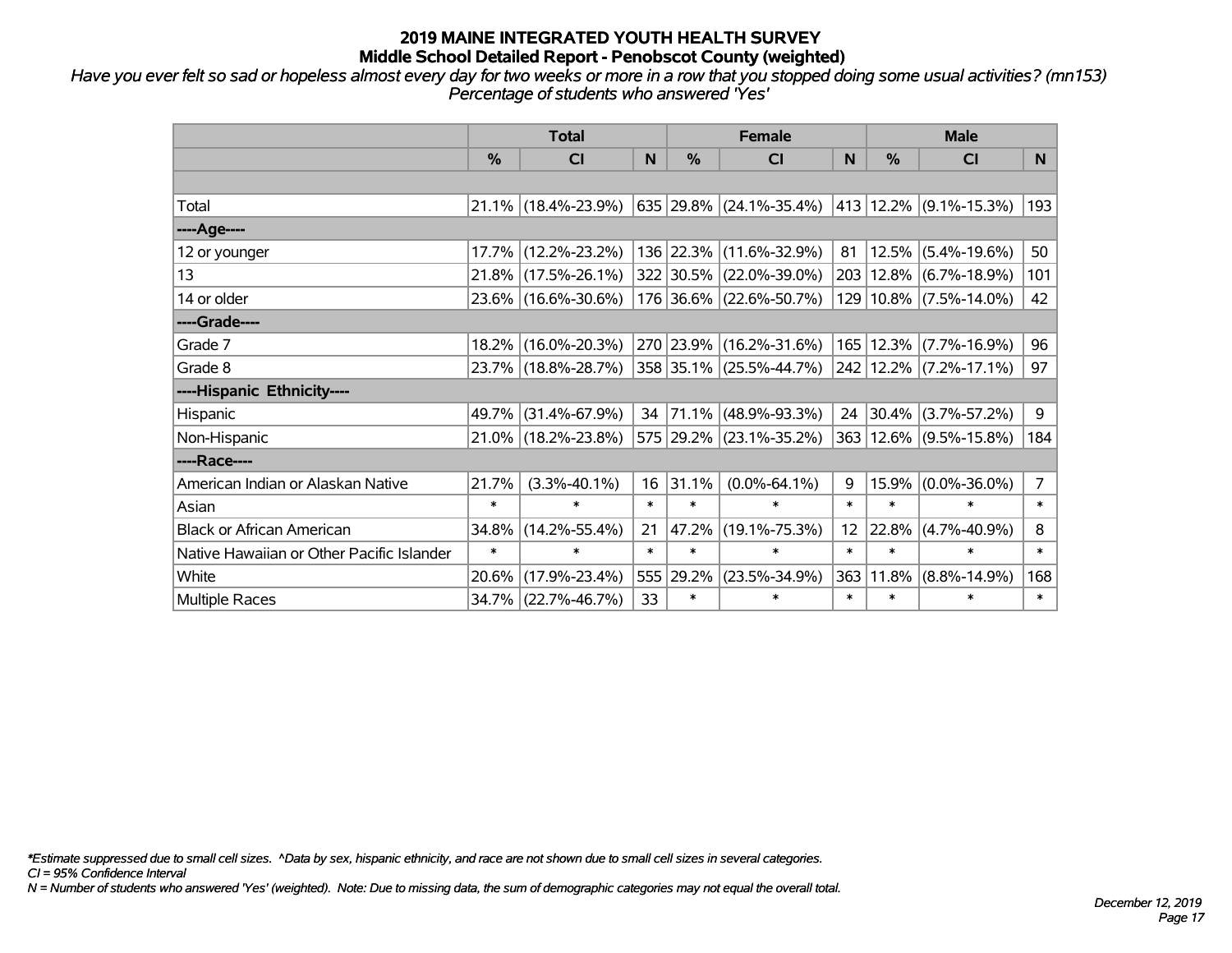# 2019 MAINE INTEGRATED YOUTH HEALTH SURVEY
## Middle School Detailed Report - Penobscot County (weighted)

*Have you ever felt so sad or hopeless almost every day for two weeks or more in a row that you stopped doing some usual activities? (mn153)*
*Percentage of students who answered 'Yes'*

| | Total | | | Female | | | Male | | |
|---|---|---|---|---|---|---|---|---|---|
| | % | CI | N | % | CI | N | % | CI | N |
| | | | | | | | | | |
| Total | 21.1% | (18.4%-23.9%) | 635 | 29.8% | (24.1%-35.4%) | 413 | 12.2% | (9.1%-15.3%) | 193 |
| ----Age---- | | | | | | | | | |
| 12 or younger | 17.7% | (12.2%-23.2%) | 136 | 22.3% | (11.6%-32.9%) | 81 | 12.5% | (5.4%-19.6%) | 50 |
| 13 | 21.8% | (17.5%-26.1%) | 322 | 30.5% | (22.0%-39.0%) | 203 | 12.8% | (6.7%-18.9%) | 101 |
| 14 or older | 23.6% | (16.6%-30.6%) | 176 | 36.6% | (22.6%-50.7%) | 129 | 10.8% | (7.5%-14.0%) | 42 |
| ----Grade---- | | | | | | | | | |
| Grade 7 | 18.2% | (16.0%-20.3%) | 270 | 23.9% | (16.2%-31.6%) | 165 | 12.3% | (7.7%-16.9%) | 96 |
| Grade 8 | 23.7% | (18.8%-28.7%) | 358 | 35.1% | (25.5%-44.7%) | 242 | 12.2% | (7.2%-17.1%) | 97 |
| ----Hispanic Ethnicity---- | | | | | | | | | |
| Hispanic | 49.7% | (31.4%-67.9%) | 34 | 71.1% | (48.9%-93.3%) | 24 | 30.4% | (3.7%-57.2%) | 9 |
| Non-Hispanic | 21.0% | (18.2%-23.8%) | 575 | 29.2% | (23.1%-35.2%) | 363 | 12.6% | (9.5%-15.8%) | 184 |
| ----Race---- | | | | | | | | | |
| American Indian or Alaskan Native | 21.7% | (3.3%-40.1%) | 16 | 31.1% | (0.0%-64.1%) | 9 | 15.9% | (0.0%-36.0%) | 7 |
| Asian | * | * | * | * | * | * | * | * | * |
| Black or African American | 34.8% | (14.2%-55.4%) | 21 | 47.2% | (19.1%-75.3%) | 12 | 22.8% | (4.7%-40.9%) | 8 |
| Native Hawaiian or Other Pacific Islander | * | * | * | * | * | * | * | * | * |
| White | 20.6% | (17.9%-23.4%) | 555 | 29.2% | (23.5%-34.9%) | 363 | 11.8% | (8.8%-14.9%) | 168 |
| Multiple Races | 34.7% | (22.7%-46.7%) | 33 | * | * | * | * | * | * |

*\*Estimate suppressed due to small cell sizes. ^Data by sex, hispanic ethnicity, and race are not shown due to small cell sizes in several categories.*
*CI = 95% Confidence Interval*
*N = Number of students who answered 'Yes' (weighted). Note: Due to missing data, the sum of demographic categories may not equal the overall total.*

*December 12, 2019*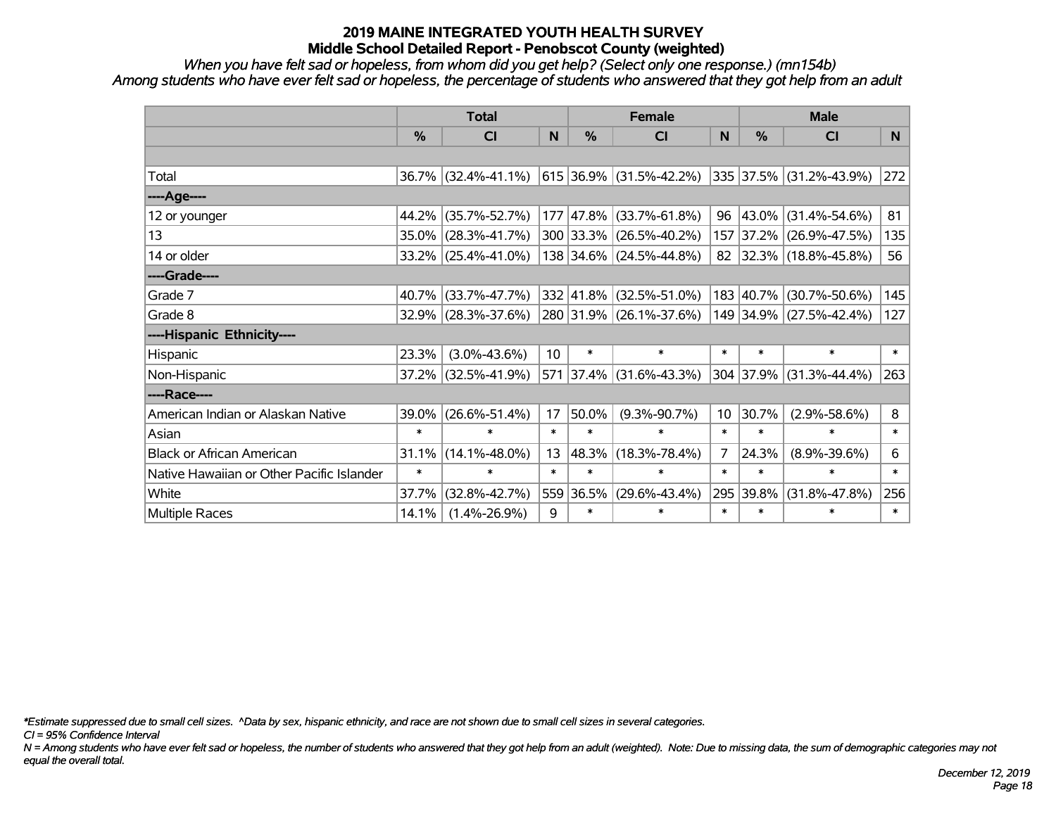# 2019 MAINE INTEGRATED YOUTH HEALTH SURVEY
## Middle School Detailed Report - Penobscot County (weighted)

*When you have felt sad or hopeless, from whom did you get help? (Select only one response.) (mn154b)*
*Among students who have ever felt sad or hopeless, the percentage of students who answered that they got help from an adult*

| | Total | | | Female | | | Male | | |
|---|---|---|---|---|---|---|---|---|---|
| | % | CI | N | % | CI | N | % | CI | N |
| Total | 36.7% | (32.4%-41.1%) | 615 | 36.9% | (31.5%-42.2%) | 335 | 37.5% | (31.2%-43.9%) | 272 |
| ----Age---- | | | | | | | | | |
| 12 or younger | 44.2% | (35.7%-52.7%) | 177 | 47.8% | (33.7%-61.8%) | 96 | 43.0% | (31.4%-54.6%) | 81 |
| 13 | 35.0% | (28.3%-41.7%) | 300 | 33.3% | (26.5%-40.2%) | 157 | 37.2% | (26.9%-47.5%) | 135 |
| 14 or older | 33.2% | (25.4%-41.0%) | 138 | 34.6% | (24.5%-44.8%) | 82 | 32.3% | (18.8%-45.8%) | 56 |
| ----Grade---- | | | | | | | | | |
| Grade 7 | 40.7% | (33.7%-47.7%) | 332 | 41.8% | (32.5%-51.0%) | 183 | 40.7% | (30.7%-50.6%) | 145 |
| Grade 8 | 32.9% | (28.3%-37.6%) | 280 | 31.9% | (26.1%-37.6%) | 149 | 34.9% | (27.5%-42.4%) | 127 |
| ----Hispanic Ethnicity---- | | | | | | | | | |
| Hispanic | 23.3% | (3.0%-43.6%) | 10 | * | * | * | * | * | * |
| Non-Hispanic | 37.2% | (32.5%-41.9%) | 571 | 37.4% | (31.6%-43.3%) | 304 | 37.9% | (31.3%-44.4%) | 263 |
| ----Race---- | | | | | | | | | |
| American Indian or Alaskan Native | 39.0% | (26.6%-51.4%) | 17 | 50.0% | (9.3%-90.7%) | 10 | 30.7% | (2.9%-58.6%) | 8 |
| Asian | * | * | * | * | * | * | * | * | * |
| Black or African American | 31.1% | (14.1%-48.0%) | 13 | 48.3% | (18.3%-78.4%) | 7 | 24.3% | (8.9%-39.6%) | 6 |
| Native Hawaiian or Other Pacific Islander | * | * | * | * | * | * | * | * | * |
| White | 37.7% | (32.8%-42.7%) | 559 | 36.5% | (29.6%-43.4%) | 295 | 39.8% | (31.8%-47.8%) | 256 |
| Multiple Races | 14.1% | (1.4%-26.9%) | 9 | * | * | * | * | * | * |

*\*Estimate suppressed due to small cell sizes. ^Data by sex, hispanic ethnicity, and race are not shown due to small cell sizes in several categories.*
*CI = 95% Confidence Interval*
*N = Among students who have ever felt sad or hopeless, the number of students who answered that they got help from an adult (weighted). Note: Due to missing data, the sum of demographic categories may not equal the overall total.*

*December 12, 2019*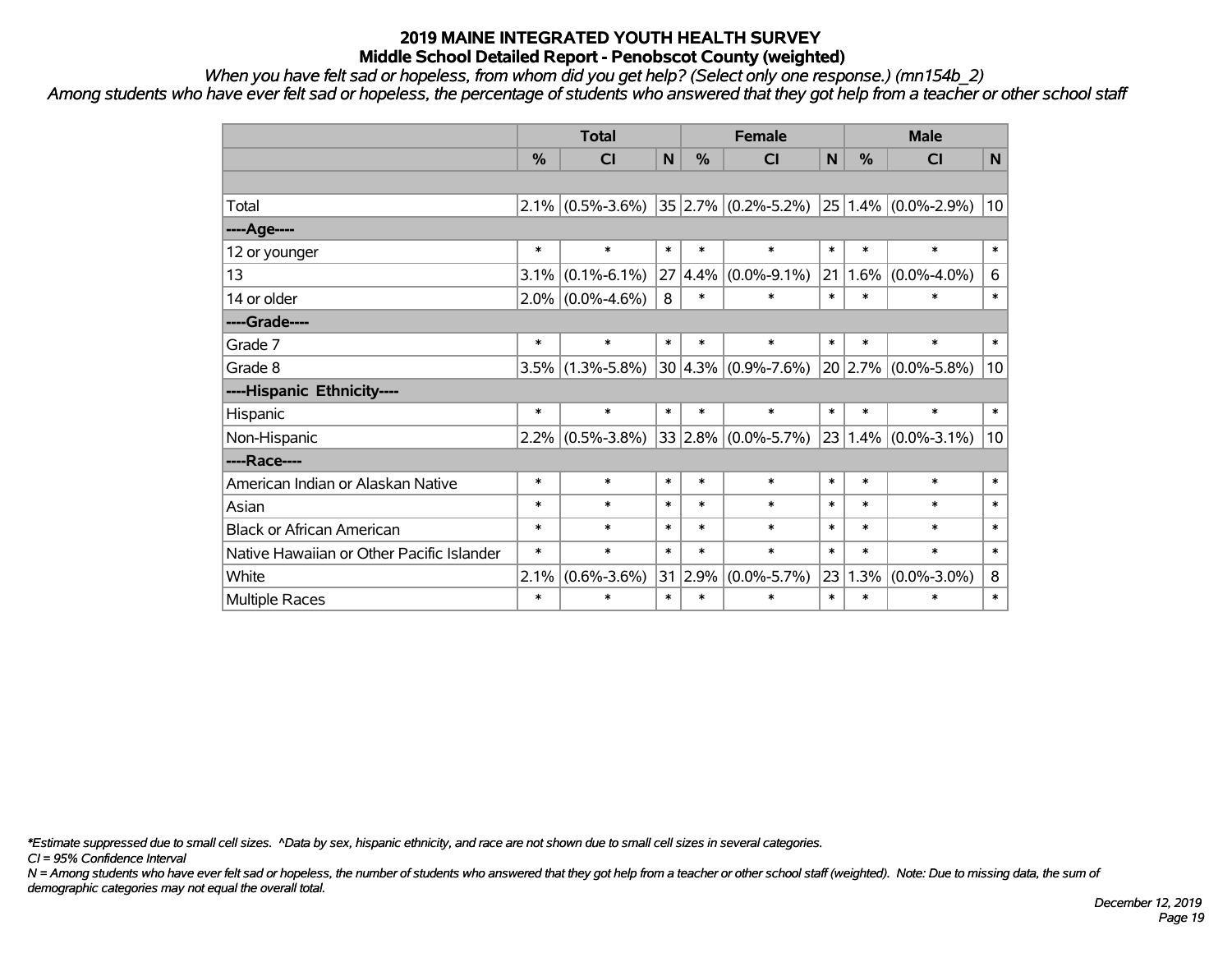# 2019 MAINE INTEGRATED YOUTH HEALTH SURVEY
## Middle School Detailed Report - Penobscot County (weighted)

*When you have felt sad or hopeless, from whom did you get help? (Select only one response.) (mn154b_2)*

*Among students who have ever felt sad or hopeless, the percentage of students who answered that they got help from a teacher or other school staff*

| | Total | | | Female | | | Male | | |
|---|---|---|---|---|---|---|---|---|---|
| | % | CI | N | % | CI | N | % | CI | N |
| | | | | | | | | | |
| Total | 2.1% | (0.5%-3.6%) | 35 | 2.7% | (0.2%-5.2%) | 25 | 1.4% | (0.0%-2.9%) | 10 |
| ----Age---- | | | | | | | | | |
| 12 or younger | * | * | * | * | * | * | * | * | * |
| 13 | 3.1% | (0.1%-6.1%) | 27 | 4.4% | (0.0%-9.1%) | 21 | 1.6% | (0.0%-4.0%) | 6 |
| 14 or older | 2.0% | (0.0%-4.6%) | 8 | * | * | * | * | * | * |
| ----Grade---- | | | | | | | | | |
| Grade 7 | * | * | * | * | * | * | * | * | * |
| Grade 8 | 3.5% | (1.3%-5.8%) | 30 | 4.3% | (0.9%-7.6%) | 20 | 2.7% | (0.0%-5.8%) | 10 |
| ----Hispanic Ethnicity---- | | | | | | | | | |
| Hispanic | * | * | * | * | * | * | * | * | * |
| Non-Hispanic | 2.2% | (0.5%-3.8%) | 33 | 2.8% | (0.0%-5.7%) | 23 | 1.4% | (0.0%-3.1%) | 10 |
| ----Race---- | | | | | | | | | |
| American Indian or Alaskan Native | * | * | * | * | * | * | * | * | * |
| Asian | * | * | * | * | * | * | * | * | * |
| Black or African American | * | * | * | * | * | * | * | * | * |
| Native Hawaiian or Other Pacific Islander | * | * | * | * | * | * | * | * | * |
| White | 2.1% | (0.6%-3.6%) | 31 | 2.9% | (0.0%-5.7%) | 23 | 1.3% | (0.0%-3.0%) | 8 |
| Multiple Races | * | * | * | * | * | * | * | * | * |

*\*Estimate suppressed due to small cell sizes. ^Data by sex, hispanic ethnicity, and race are not shown due to small cell sizes in several categories.*

*CI = 95% Confidence Interval*

*N = Among students who have ever felt sad or hopeless, the number of students who answered that they got help from a teacher or other school staff (weighted). Note: Due to missing data, the sum of demographic categories may not equal the overall total.*

*December 12, 2019*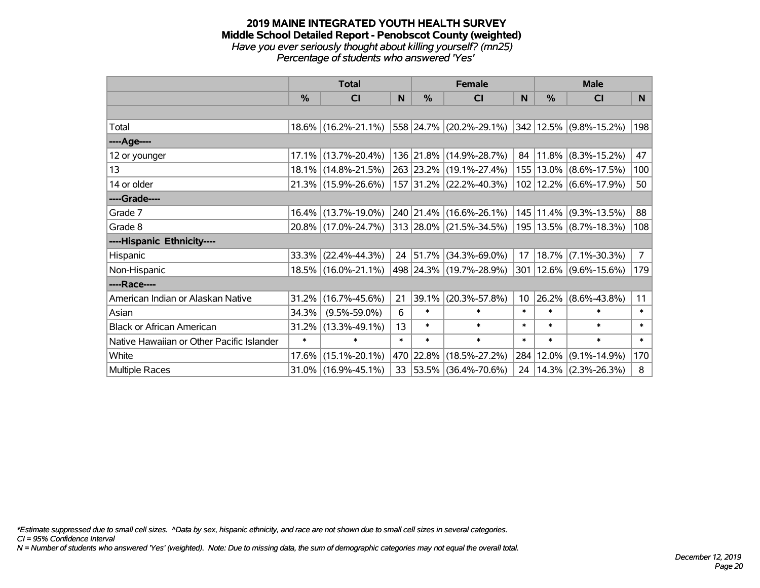# 2019 MAINE INTEGRATED YOUTH HEALTH SURVEY
## Middle School Detailed Report - Penobscot County (weighted)
*Have you ever seriously thought about killing yourself? (mn25)*
*Percentage of students who answered 'Yes'*

| | Total | | | Female | | | Male | | |
|---|---|---|---|---|---|---|---|---|---|
| | % | CI | N | % | CI | N | % | CI | N |
| | | | | | | | | | |
| Total | 18.6% | (16.2%-21.1%) | 558 | 24.7% | (20.2%-29.1%) | 342 | 12.5% | (9.8%-15.2%) | 198 |
| ----Age---- | | | | | | | | | |
| 12 or younger | 17.1% | (13.7%-20.4%) | 136 | 21.8% | (14.9%-28.7%) | 84 | 11.8% | (8.3%-15.2%) | 47 |
| 13 | 18.1% | (14.8%-21.5%) | 263 | 23.2% | (19.1%-27.4%) | 155 | 13.0% | (8.6%-17.5%) | 100 |
| 14 or older | 21.3% | (15.9%-26.6%) | 157 | 31.2% | (22.2%-40.3%) | 102 | 12.2% | (6.6%-17.9%) | 50 |
| ----Grade---- | | | | | | | | | |
| Grade 7 | 16.4% | (13.7%-19.0%) | 240 | 21.4% | (16.6%-26.1%) | 145 | 11.4% | (9.3%-13.5%) | 88 |
| Grade 8 | 20.8% | (17.0%-24.7%) | 313 | 28.0% | (21.5%-34.5%) | 195 | 13.5% | (8.7%-18.3%) | 108 |
| ----Hispanic Ethnicity---- | | | | | | | | | |
| Hispanic | 33.3% | (22.4%-44.3%) | 24 | 51.7% | (34.3%-69.0%) | 17 | 18.7% | (7.1%-30.3%) | 7 |
| Non-Hispanic | 18.5% | (16.0%-21.1%) | 498 | 24.3% | (19.7%-28.9%) | 301 | 12.6% | (9.6%-15.6%) | 179 |
| ----Race---- | | | | | | | | | |
| American Indian or Alaskan Native | 31.2% | (16.7%-45.6%) | 21 | 39.1% | (20.3%-57.8%) | 10 | 26.2% | (8.6%-43.8%) | 11 |
| Asian | 34.3% | (9.5%-59.0%) | 6 | * | * | * | * | * | * |
| Black or African American | 31.2% | (13.3%-49.1%) | 13 | * | * | * | * | * | * |
| Native Hawaiian or Other Pacific Islander | * | * | * | * | * | * | * | * | * |
| White | 17.6% | (15.1%-20.1%) | 470 | 22.8% | (18.5%-27.2%) | 284 | 12.0% | (9.1%-14.9%) | 170 |
| Multiple Races | 31.0% | (16.9%-45.1%) | 33 | 53.5% | (36.4%-70.6%) | 24 | 14.3% | (2.3%-26.3%) | 8 |

*\*Estimate suppressed due to small cell sizes. ^Data by sex, hispanic ethnicity, and race are not shown due to small cell sizes in several categories.*
*CI = 95% Confidence Interval*
*N = Number of students who answered 'Yes' (weighted). Note: Due to missing data, the sum of demographic categories may not equal the overall total.*

*December 12, 2019*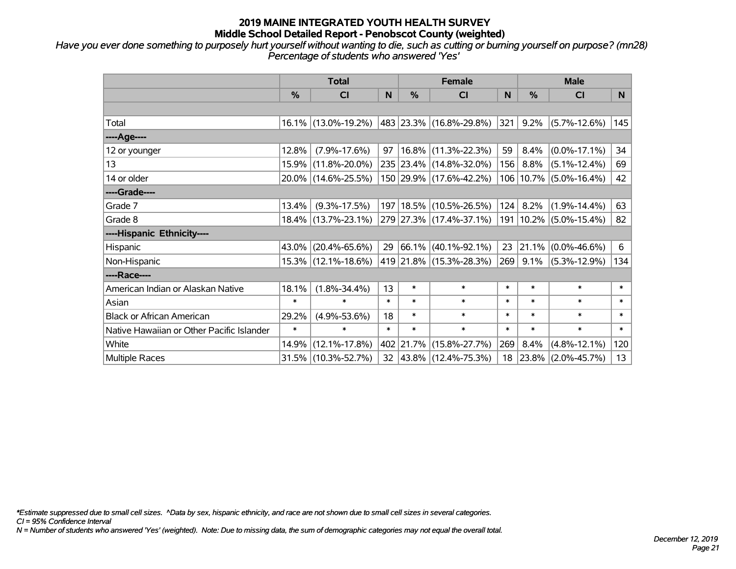# 2019 MAINE INTEGRATED YOUTH HEALTH SURVEY
## Middle School Detailed Report - Penobscot County (weighted)

*Have you ever done something to purposely hurt yourself without wanting to die, such as cutting or burning yourself on purpose? (mn28)*
*Percentage of students who answered 'Yes'*

| | Total | | | Female | | | Male | | |
|---|---|---|---|---|---|---|---|---|---|
| | % | CI | N | % | CI | N | % | CI | N |
| | | | | | | | | | |
| Total | 16.1% | (13.0%-19.2%) | 483 | 23.3% | (16.8%-29.8%) | 321 | 9.2% | (5.7%-12.6%) | 145 |
| ----Age---- | | | | | | | | | |
| 12 or younger | 12.8% | (7.9%-17.6%) | 97 | 16.8% | (11.3%-22.3%) | 59 | 8.4% | (0.0%-17.1%) | 34 |
| 13 | 15.9% | (11.8%-20.0%) | 235 | 23.4% | (14.8%-32.0%) | 156 | 8.8% | (5.1%-12.4%) | 69 |
| 14 or older | 20.0% | (14.6%-25.5%) | 150 | 29.9% | (17.6%-42.2%) | 106 | 10.7% | (5.0%-16.4%) | 42 |
| ----Grade---- | | | | | | | | | |
| Grade 7 | 13.4% | (9.3%-17.5%) | 197 | 18.5% | (10.5%-26.5%) | 124 | 8.2% | (1.9%-14.4%) | 63 |
| Grade 8 | 18.4% | (13.7%-23.1%) | 279 | 27.3% | (17.4%-37.1%) | 191 | 10.2% | (5.0%-15.4%) | 82 |
| ----Hispanic Ethnicity---- | | | | | | | | | |
| Hispanic | 43.0% | (20.4%-65.6%) | 29 | 66.1% | (40.1%-92.1%) | 23 | 21.1% | (0.0%-46.6%) | 6 |
| Non-Hispanic | 15.3% | (12.1%-18.6%) | 419 | 21.8% | (15.3%-28.3%) | 269 | 9.1% | (5.3%-12.9%) | 134 |
| ----Race---- | | | | | | | | | |
| American Indian or Alaskan Native | 18.1% | (1.8%-34.4%) | 13 | * | * | * | * | * | * |
| Asian | * | * | * | * | * | * | * | * | * |
| Black or African American | 29.2% | (4.9%-53.6%) | 18 | * | * | * | * | * | * |
| Native Hawaiian or Other Pacific Islander | * | * | * | * | * | * | * | * | * |
| White | 14.9% | (12.1%-17.8%) | 402 | 21.7% | (15.8%-27.7%) | 269 | 8.4% | (4.8%-12.1%) | 120 |
| Multiple Races | 31.5% | (10.3%-52.7%) | 32 | 43.8% | (12.4%-75.3%) | 18 | 23.8% | (2.0%-45.7%) | 13 |

*\*Estimate suppressed due to small cell sizes. ^Data by sex, hispanic ethnicity, and race are not shown due to small cell sizes in several categories.*
*CI = 95% Confidence Interval*
*N = Number of students who answered 'Yes' (weighted). Note: Due to missing data, the sum of demographic categories may not equal the overall total.*

*December 12, 2019*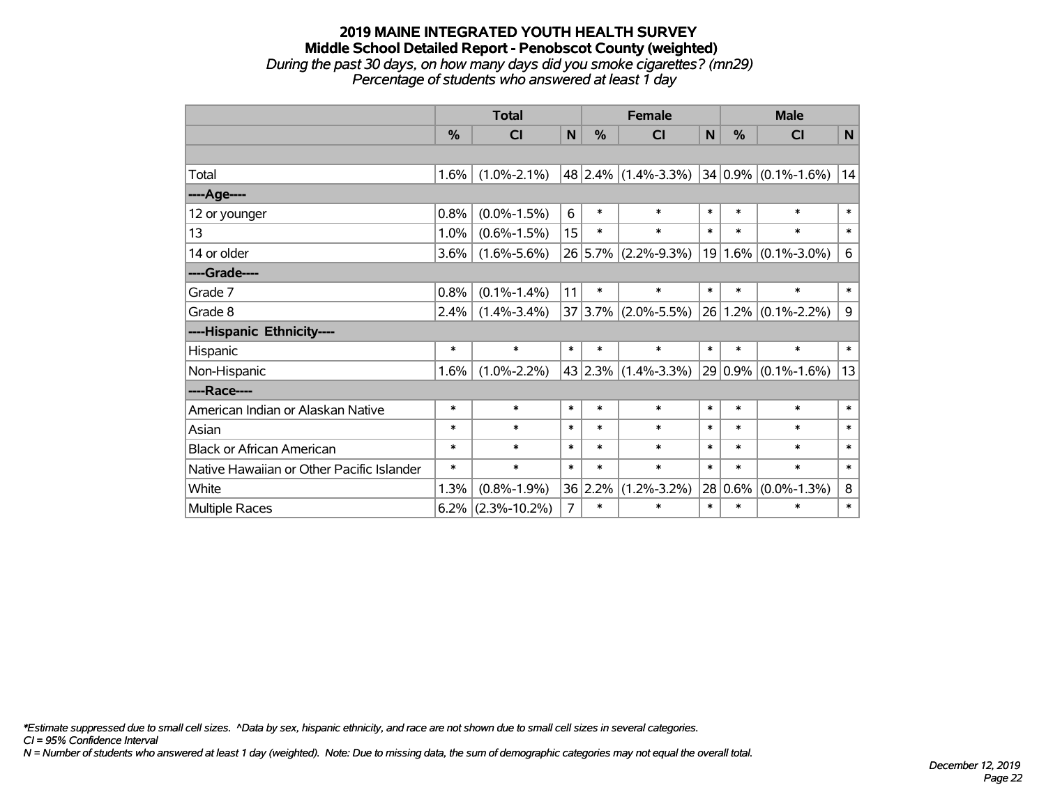# 2019 MAINE INTEGRATED YOUTH HEALTH SURVEY
## Middle School Detailed Report - Penobscot County (weighted)
*During the past 30 days, on how many days did you smoke cigarettes? (mn29)*
*Percentage of students who answered at least 1 day*

| | Total | | | Female | | | Male | | |
|---|---|---|---|---|---|---|---|---|---|
| | % | CI | N | % | CI | N | % | CI | N |
| | | | | | | | | | |
| Total | 1.6% | (1.0%-2.1%) | 48 | 2.4% | (1.4%-3.3%) | 34 | 0.9% | (0.1%-1.6%) | 14 |
| ----Age---- | | | | | | | | | |
| 12 or younger | 0.8% | (0.0%-1.5%) | 6 | * | * | * | * | * | * |
| 13 | 1.0% | (0.6%-1.5%) | 15 | * | * | * | * | * | * |
| 14 or older | 3.6% | (1.6%-5.6%) | 26 | 5.7% | (2.2%-9.3%) | 19 | 1.6% | (0.1%-3.0%) | 6 |
| ----Grade---- | | | | | | | | | |
| Grade 7 | 0.8% | (0.1%-1.4%) | 11 | * | * | * | * | * | * |
| Grade 8 | 2.4% | (1.4%-3.4%) | 37 | 3.7% | (2.0%-5.5%) | 26 | 1.2% | (0.1%-2.2%) | 9 |
| ----Hispanic Ethnicity---- | | | | | | | | | |
| Hispanic | * | * | * | * | * | * | * | * | * |
| Non-Hispanic | 1.6% | (1.0%-2.2%) | 43 | 2.3% | (1.4%-3.3%) | 29 | 0.9% | (0.1%-1.6%) | 13 |
| ----Race---- | | | | | | | | | |
| American Indian or Alaskan Native | * | * | * | * | * | * | * | * | * |
| Asian | * | * | * | * | * | * | * | * | * |
| Black or African American | * | * | * | * | * | * | * | * | * |
| Native Hawaiian or Other Pacific Islander | * | * | * | * | * | * | * | * | * |
| White | 1.3% | (0.8%-1.9%) | 36 | 2.2% | (1.2%-3.2%) | 28 | 0.6% | (0.0%-1.3%) | 8 |
| Multiple Races | 6.2% | (2.3%-10.2%) | 7 | * | * | * | * | * | * |

*\*Estimate suppressed due to small cell sizes. ^Data by sex, hispanic ethnicity, and race are not shown due to small cell sizes in several categories.*
*CI = 95% Confidence Interval*
*N = Number of students who answered at least 1 day (weighted). Note: Due to missing data, the sum of demographic categories may not equal the overall total.*

*December 12, 2019*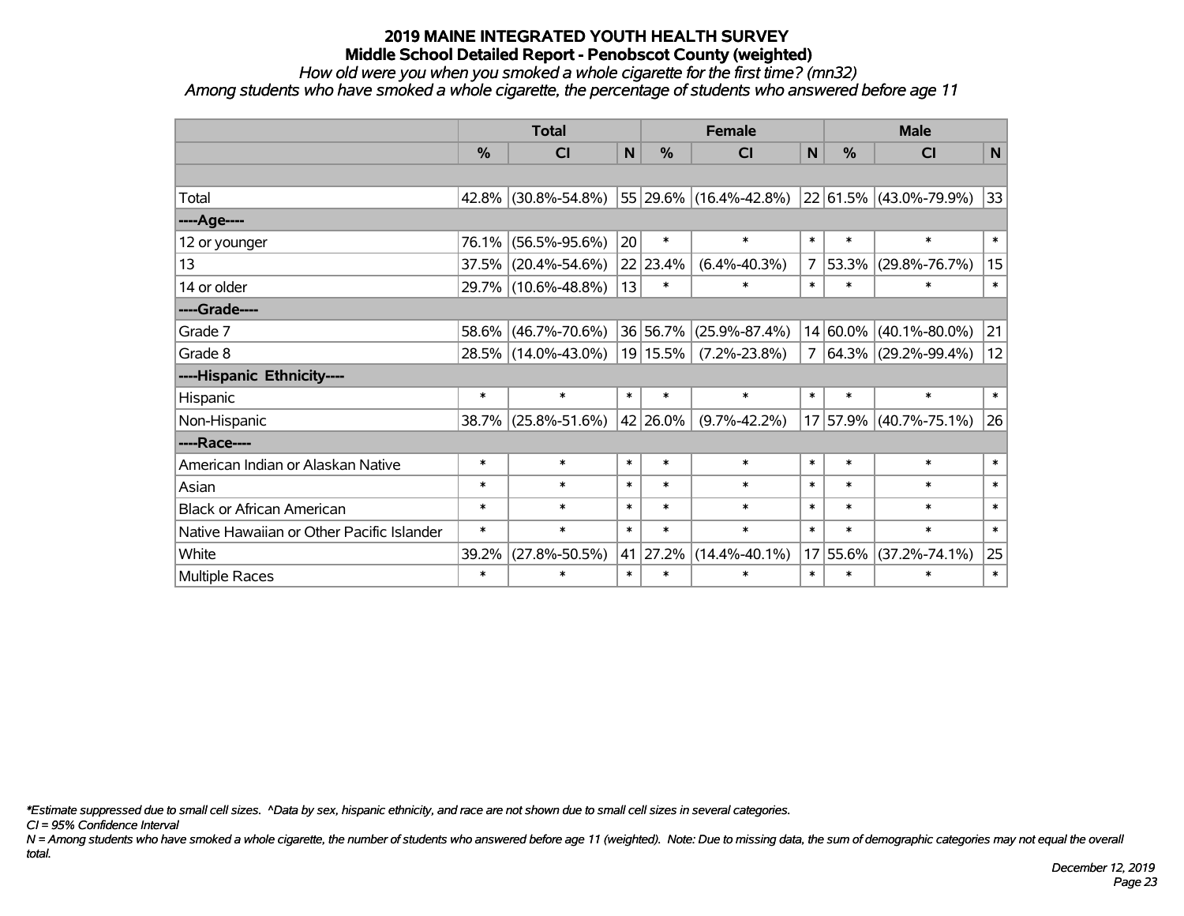# 2019 MAINE INTEGRATED YOUTH HEALTH SURVEY

## Middle School Detailed Report - Penobscot County (weighted)

*How old were you when you smoked a whole cigarette for the first time? (mn32)*

*Among students who have smoked a whole cigarette, the percentage of students who answered before age 11*

| | Total | | | Female | | | Male | | |
|---|---|---|---|---|---|---|---|---|---|
| | % | CI | N | % | CI | N | % | CI | N |
| | | | | | | | | | |
| Total | 42.8% | (30.8%-54.8%) | 55 | 29.6% | (16.4%-42.8%) | 22 | 61.5% | (43.0%-79.9%) | 33 |
| ----Age---- | | | | | | | | | |
| 12 or younger | 76.1% | (56.5%-95.6%) | 20 | * | * | * | * | * | * |
| 13 | 37.5% | (20.4%-54.6%) | 22 | 23.4% | (6.4%-40.3%) | 7 | 53.3% | (29.8%-76.7%) | 15 |
| 14 or older | 29.7% | (10.6%-48.8%) | 13 | * | * | * | * | * | * |
| ----Grade---- | | | | | | | | | |
| Grade 7 | 58.6% | (46.7%-70.6%) | 36 | 56.7% | (25.9%-87.4%) | 14 | 60.0% | (40.1%-80.0%) | 21 |
| Grade 8 | 28.5% | (14.0%-43.0%) | 19 | 15.5% | (7.2%-23.8%) | 7 | 64.3% | (29.2%-99.4%) | 12 |
| ----Hispanic Ethnicity---- | | | | | | | | | |
| Hispanic | * | * | * | * | * | * | * | * | * |
| Non-Hispanic | 38.7% | (25.8%-51.6%) | 42 | 26.0% | (9.7%-42.2%) | 17 | 57.9% | (40.7%-75.1%) | 26 |
| ----Race---- | | | | | | | | | |
| American Indian or Alaskan Native | * | * | * | * | * | * | * | * | * |
| Asian | * | * | * | * | * | * | * | * | * |
| Black or African American | * | * | * | * | * | * | * | * | * |
| Native Hawaiian or Other Pacific Islander | * | * | * | * | * | * | * | * | * |
| White | 39.2% | (27.8%-50.5%) | 41 | 27.2% | (14.4%-40.1%) | 17 | 55.6% | (37.2%-74.1%) | 25 |
| Multiple Races | * | * | * | * | * | * | * | * | * |

*\*Estimate suppressed due to small cell sizes. ^Data by sex, hispanic ethnicity, and race are not shown due to small cell sizes in several categories.*

*CI = 95% Confidence Interval*

*N = Among students who have smoked a whole cigarette, the number of students who answered before age 11 (weighted). Note: Due to missing data, the sum of demographic categories may not equal the overall total.*

*December 12, 2019*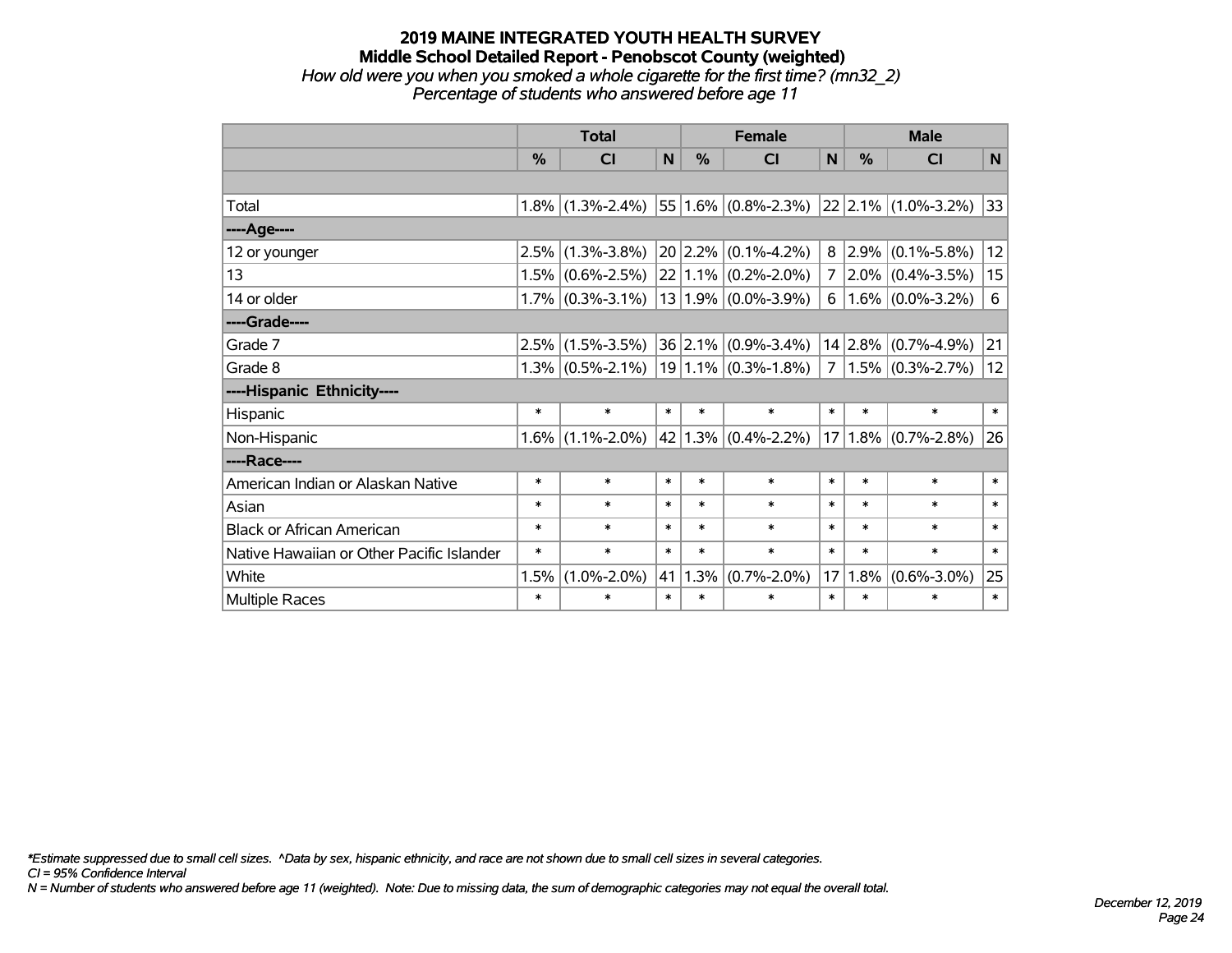# 2019 MAINE INTEGRATED YOUTH HEALTH SURVEY
## Middle School Detailed Report - Penobscot County (weighted)
*How old were you when you smoked a whole cigarette for the first time? (mn32_2)*
*Percentage of students who answered before age 11*

| | Total | | | Female | | | Male | | |
|---|---|---|---|---|---|---|---|---|---|
| | % | CI | N | % | CI | N | % | CI | N |
| | | | | | | | | | |
| Total | 1.8% | (1.3%-2.4%) | 55 | 1.6% | (0.8%-2.3%) | 22 | 2.1% | (1.0%-3.2%) | 33 |
| ----Age---- | | | | | | | | | |
| 12 or younger | 2.5% | (1.3%-3.8%) | 20 | 2.2% | (0.1%-4.2%) | 8 | 2.9% | (0.1%-5.8%) | 12 |
| 13 | 1.5% | (0.6%-2.5%) | 22 | 1.1% | (0.2%-2.0%) | 7 | 2.0% | (0.4%-3.5%) | 15 |
| 14 or older | 1.7% | (0.3%-3.1%) | 13 | 1.9% | (0.0%-3.9%) | 6 | 1.6% | (0.0%-3.2%) | 6 |
| ----Grade---- | | | | | | | | | |
| Grade 7 | 2.5% | (1.5%-3.5%) | 36 | 2.1% | (0.9%-3.4%) | 14 | 2.8% | (0.7%-4.9%) | 21 |
| Grade 8 | 1.3% | (0.5%-2.1%) | 19 | 1.1% | (0.3%-1.8%) | 7 | 1.5% | (0.3%-2.7%) | 12 |
| ----Hispanic Ethnicity---- | | | | | | | | | |
| Hispanic | * | * | * | * | * | * | * | * | * |
| Non-Hispanic | 1.6% | (1.1%-2.0%) | 42 | 1.3% | (0.4%-2.2%) | 17 | 1.8% | (0.7%-2.8%) | 26 |
| ----Race---- | | | | | | | | | |
| American Indian or Alaskan Native | * | * | * | * | * | * | * | * | * |
| Asian | * | * | * | * | * | * | * | * | * |
| Black or African American | * | * | * | * | * | * | * | * | * |
| Native Hawaiian or Other Pacific Islander | * | * | * | * | * | * | * | * | * |
| White | 1.5% | (1.0%-2.0%) | 41 | 1.3% | (0.7%-2.0%) | 17 | 1.8% | (0.6%-3.0%) | 25 |
| Multiple Races | * | * | * | * | * | * | * | * | * |

*\*Estimate suppressed due to small cell sizes. ^Data by sex, hispanic ethnicity, and race are not shown due to small cell sizes in several categories.*
*CI = 95% Confidence Interval*
*N = Number of students who answered before age 11 (weighted). Note: Due to missing data, the sum of demographic categories may not equal the overall total.*

*December 12, 2019*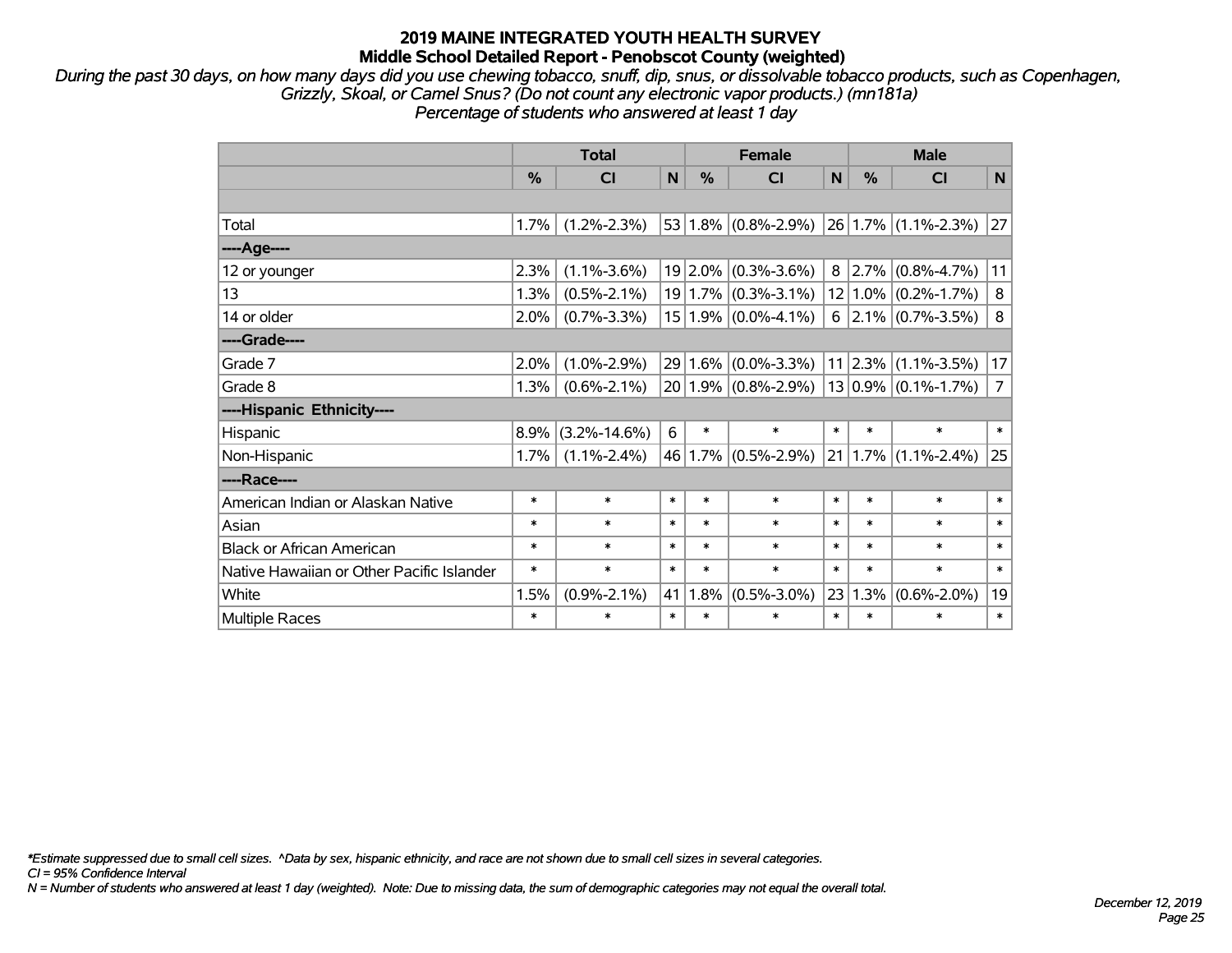# 2019 MAINE INTEGRATED YOUTH HEALTH SURVEY
## Middle School Detailed Report - Penobscot County (weighted)

*During the past 30 days, on how many days did you use chewing tobacco, snuff, dip, snus, or dissolvable tobacco products, such as Copenhagen, Grizzly, Skoal, or Camel Snus? (Do not count any electronic vapor products.) (mn181a)*
*Percentage of students who answered at least 1 day*

| | Total | | | Female | | | Male | | |
|---|---|---|---|---|---|---|---|---|---|
| | % | CI | N | % | CI | N | % | CI | N |
| | | | | | | | | | |
| Total | 1.7% | (1.2%-2.3%) | 53 | 1.8% | (0.8%-2.9%) | 26 | 1.7% | (1.1%-2.3%) | 27 |
| ----Age---- | | | | | | | | | |
| 12 or younger | 2.3% | (1.1%-3.6%) | 19 | 2.0% | (0.3%-3.6%) | 8 | 2.7% | (0.8%-4.7%) | 11 |
| 13 | 1.3% | (0.5%-2.1%) | 19 | 1.7% | (0.3%-3.1%) | 12 | 1.0% | (0.2%-1.7%) | 8 |
| 14 or older | 2.0% | (0.7%-3.3%) | 15 | 1.9% | (0.0%-4.1%) | 6 | 2.1% | (0.7%-3.5%) | 8 |
| ----Grade---- | | | | | | | | | |
| Grade 7 | 2.0% | (1.0%-2.9%) | 29 | 1.6% | (0.0%-3.3%) | 11 | 2.3% | (1.1%-3.5%) | 17 |
| Grade 8 | 1.3% | (0.6%-2.1%) | 20 | 1.9% | (0.8%-2.9%) | 13 | 0.9% | (0.1%-1.7%) | 7 |
| ----Hispanic Ethnicity---- | | | | | | | | | |
| Hispanic | 8.9% | (3.2%-14.6%) | 6 | * | * | * | * | * | * |
| Non-Hispanic | 1.7% | (1.1%-2.4%) | 46 | 1.7% | (0.5%-2.9%) | 21 | 1.7% | (1.1%-2.4%) | 25 |
| ----Race---- | | | | | | | | | |
| American Indian or Alaskan Native | * | * | * | * | * | * | * | * | * |
| Asian | * | * | * | * | * | * | * | * | * |
| Black or African American | * | * | * | * | * | * | * | * | * |
| Native Hawaiian or Other Pacific Islander | * | * | * | * | * | * | * | * | * |
| White | 1.5% | (0.9%-2.1%) | 41 | 1.8% | (0.5%-3.0%) | 23 | 1.3% | (0.6%-2.0%) | 19 |
| Multiple Races | * | * | * | * | * | * | * | * | * |

*\*Estimate suppressed due to small cell sizes. ^Data by sex, hispanic ethnicity, and race are not shown due to small cell sizes in several categories.*
*CI = 95% Confidence Interval*
*N = Number of students who answered at least 1 day (weighted). Note: Due to missing data, the sum of demographic categories may not equal the overall total.*

*December 12, 2019*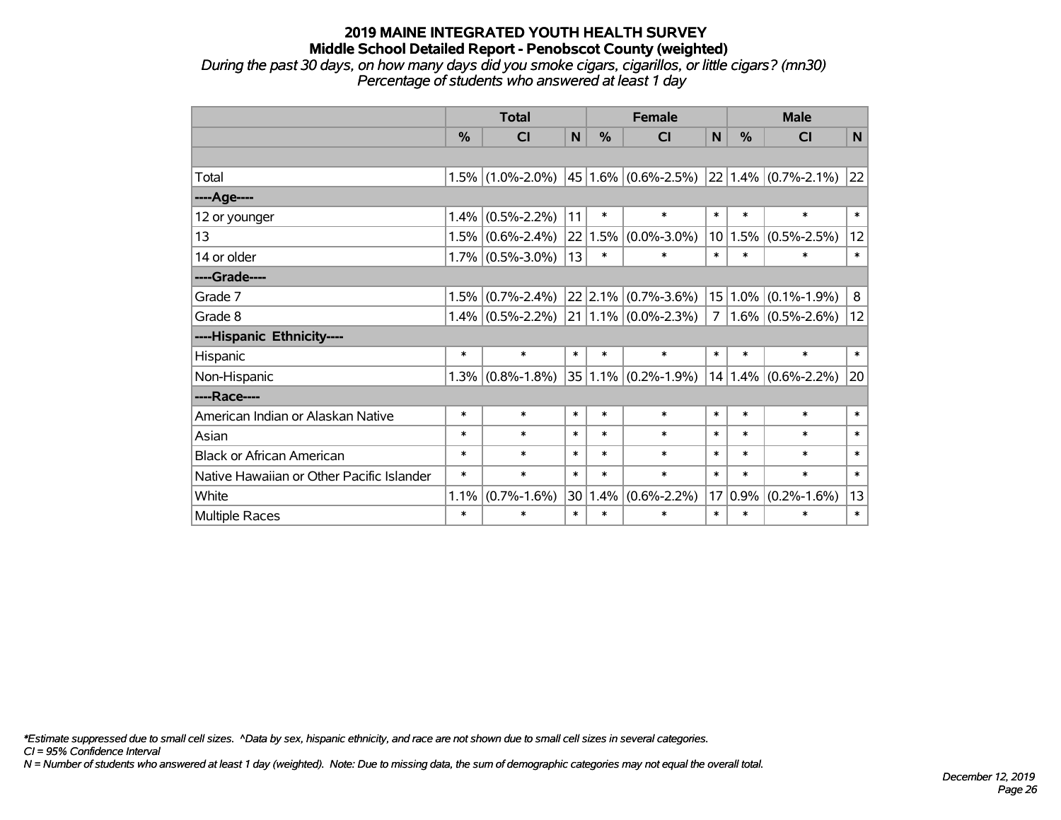**2019 MAINE INTEGRATED YOUTH HEALTH SURVEY**
**Middle School Detailed Report - Penobscot County (weighted)**
*During the past 30 days, on how many days did you smoke cigars, cigarillos, or little cigars? (mn30)*
*Percentage of students who answered at least 1 day*

| | Total | | | Female | | | Male | | |
|---|---|---|---|---|---|---|---|---|---|
| | % | CI | N | % | CI | N | % | CI | N |
| | | | | | | | | | |
| Total | 1.5% | (1.0%-2.0%) | 45 | 1.6% | (0.6%-2.5%) | 22 | 1.4% | (0.7%-2.1%) | 22 |
| ----Age---- | | | | | | | | | |
| 12 or younger | 1.4% | (0.5%-2.2%) | 11 | * | * | * | * | * | * |
| 13 | 1.5% | (0.6%-2.4%) | 22 | 1.5% | (0.0%-3.0%) | 10 | 1.5% | (0.5%-2.5%) | 12 |
| 14 or older | 1.7% | (0.5%-3.0%) | 13 | * | * | * | * | * | * |
| ----Grade---- | | | | | | | | | |
| Grade 7 | 1.5% | (0.7%-2.4%) | 22 | 2.1% | (0.7%-3.6%) | 15 | 1.0% | (0.1%-1.9%) | 8 |
| Grade 8 | 1.4% | (0.5%-2.2%) | 21 | 1.1% | (0.0%-2.3%) | 7 | 1.6% | (0.5%-2.6%) | 12 |
| ----Hispanic Ethnicity---- | | | | | | | | | |
| Hispanic | * | * | * | * | * | * | * | * | * |
| Non-Hispanic | 1.3% | (0.8%-1.8%) | 35 | 1.1% | (0.2%-1.9%) | 14 | 1.4% | (0.6%-2.2%) | 20 |
| ----Race---- | | | | | | | | | |
| American Indian or Alaskan Native | * | * | * | * | * | * | * | * | * |
| Asian | * | * | * | * | * | * | * | * | * |
| Black or African American | * | * | * | * | * | * | * | * | * |
| Native Hawaiian or Other Pacific Islander | * | * | * | * | * | * | * | * | * |
| White | 1.1% | (0.7%-1.6%) | 30 | 1.4% | (0.6%-2.2%) | 17 | 0.9% | (0.2%-1.6%) | 13 |
| Multiple Races | * | * | * | * | * | * | * | * | * |

*\*Estimate suppressed due to small cell sizes. ^Data by sex, hispanic ethnicity, and race are not shown due to small cell sizes in several categories.*
*CI = 95% Confidence Interval*
*N = Number of students who answered at least 1 day (weighted). Note: Due to missing data, the sum of demographic categories may not equal the overall total.*

*December 12, 2019*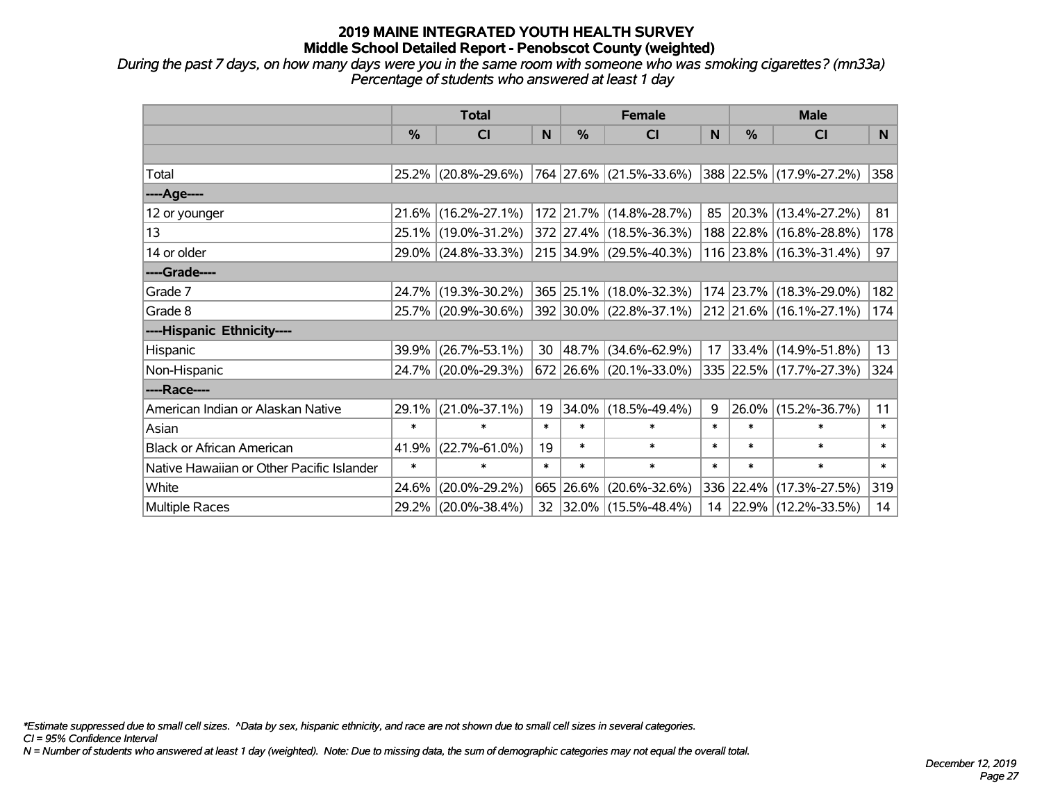# 2019 MAINE INTEGRATED YOUTH HEALTH SURVEY
## Middle School Detailed Report - Penobscot County (weighted)

*During the past 7 days, on how many days were you in the same room with someone who was smoking cigarettes? (mn33a)*
*Percentage of students who answered at least 1 day*

| | Total | | | Female | | | Male | | |
|---|---|---|---|---|---|---|---|---|---|
| | % | CI | N | % | CI | N | % | CI | N |
| Total | 25.2% | (20.8%-29.6%) | 764 | 27.6% | (21.5%-33.6%) | 388 | 22.5% | (17.9%-27.2%) | 358 |
| ----Age---- | | | | | | | | | |
| 12 or younger | 21.6% | (16.2%-27.1%) | 172 | 21.7% | (14.8%-28.7%) | 85 | 20.3% | (13.4%-27.2%) | 81 |
| 13 | 25.1% | (19.0%-31.2%) | 372 | 27.4% | (18.5%-36.3%) | 188 | 22.8% | (16.8%-28.8%) | 178 |
| 14 or older | 29.0% | (24.8%-33.3%) | 215 | 34.9% | (29.5%-40.3%) | 116 | 23.8% | (16.3%-31.4%) | 97 |
| ----Grade---- | | | | | | | | | |
| Grade 7 | 24.7% | (19.3%-30.2%) | 365 | 25.1% | (18.0%-32.3%) | 174 | 23.7% | (18.3%-29.0%) | 182 |
| Grade 8 | 25.7% | (20.9%-30.6%) | 392 | 30.0% | (22.8%-37.1%) | 212 | 21.6% | (16.1%-27.1%) | 174 |
| ----Hispanic Ethnicity---- | | | | | | | | | |
| Hispanic | 39.9% | (26.7%-53.1%) | 30 | 48.7% | (34.6%-62.9%) | 17 | 33.4% | (14.9%-51.8%) | 13 |
| Non-Hispanic | 24.7% | (20.0%-29.3%) | 672 | 26.6% | (20.1%-33.0%) | 335 | 22.5% | (17.7%-27.3%) | 324 |
| ----Race---- | | | | | | | | | |
| American Indian or Alaskan Native | 29.1% | (21.0%-37.1%) | 19 | 34.0% | (18.5%-49.4%) | 9 | 26.0% | (15.2%-36.7%) | 11 |
| Asian | * | * | * | * | * | * | * | * | * |
| Black or African American | 41.9% | (22.7%-61.0%) | 19 | * | * | * | * | * | * |
| Native Hawaiian or Other Pacific Islander | * | * | * | * | * | * | * | * | * |
| White | 24.6% | (20.0%-29.2%) | 665 | 26.6% | (20.6%-32.6%) | 336 | 22.4% | (17.3%-27.5%) | 319 |
| Multiple Races | 29.2% | (20.0%-38.4%) | 32 | 32.0% | (15.5%-48.4%) | 14 | 22.9% | (12.2%-33.5%) | 14 |

*Estimate suppressed due to small cell sizes. ^Data by sex, hispanic ethnicity, and race are not shown due to small cell sizes in several categories.
CI = 95% Confidence Interval
N = Number of students who answered at least 1 day (weighted). Note: Due to missing data, the sum of demographic categories may not equal the overall total.

December 12, 2019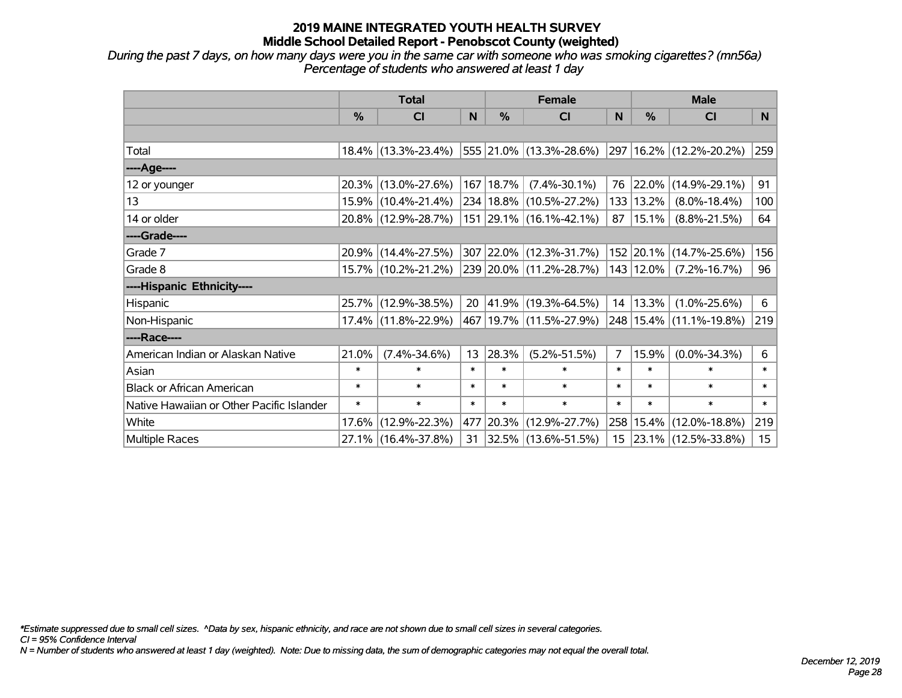# 2019 MAINE INTEGRATED YOUTH HEALTH SURVEY
## Middle School Detailed Report - Penobscot County (weighted)

*During the past 7 days, on how many days were you in the same car with someone who was smoking cigarettes? (mn56a)*
*Percentage of students who answered at least 1 day*

| | Total | | | Female | | | Male | | |
|---|---|---|---|---|---|---|---|---|---|
| | % | CI | N | % | CI | N | % | CI | N |
| | | | | | | | | | |
| Total | 18.4% | (13.3%-23.4%) | 555 | 21.0% | (13.3%-28.6%) | 297 | 16.2% | (12.2%-20.2%) | 259 |
| ----Age---- | | | | | | | | | |
| 12 or younger | 20.3% | (13.0%-27.6%) | 167 | 18.7% | (7.4%-30.1%) | 76 | 22.0% | (14.9%-29.1%) | 91 |
| 13 | 15.9% | (10.4%-21.4%) | 234 | 18.8% | (10.5%-27.2%) | 133 | 13.2% | (8.0%-18.4%) | 100 |
| 14 or older | 20.8% | (12.9%-28.7%) | 151 | 29.1% | (16.1%-42.1%) | 87 | 15.1% | (8.8%-21.5%) | 64 |
| ----Grade---- | | | | | | | | | |
| Grade 7 | 20.9% | (14.4%-27.5%) | 307 | 22.0% | (12.3%-31.7%) | 152 | 20.1% | (14.7%-25.6%) | 156 |
| Grade 8 | 15.7% | (10.2%-21.2%) | 239 | 20.0% | (11.2%-28.7%) | 143 | 12.0% | (7.2%-16.7%) | 96 |
| ----Hispanic Ethnicity---- | | | | | | | | | |
| Hispanic | 25.7% | (12.9%-38.5%) | 20 | 41.9% | (19.3%-64.5%) | 14 | 13.3% | (1.0%-25.6%) | 6 |
| Non-Hispanic | 17.4% | (11.8%-22.9%) | 467 | 19.7% | (11.5%-27.9%) | 248 | 15.4% | (11.1%-19.8%) | 219 |
| ----Race---- | | | | | | | | | |
| American Indian or Alaskan Native | 21.0% | (7.4%-34.6%) | 13 | 28.3% | (5.2%-51.5%) | 7 | 15.9% | (0.0%-34.3%) | 6 |
| Asian | * | * | * | * | * | * | * | * | * |
| Black or African American | * | * | * | * | * | * | * | * | * |
| Native Hawaiian or Other Pacific Islander | * | * | * | * | * | * | * | * | * |
| White | 17.6% | (12.9%-22.3%) | 477 | 20.3% | (12.9%-27.7%) | 258 | 15.4% | (12.0%-18.8%) | 219 |
| Multiple Races | 27.1% | (16.4%-37.8%) | 31 | 32.5% | (13.6%-51.5%) | 15 | 23.1% | (12.5%-33.8%) | 15 |

*\*Estimate suppressed due to small cell sizes. ^Data by sex, hispanic ethnicity, and race are not shown due to small cell sizes in several categories.*
*CI = 95% Confidence Interval*
*N = Number of students who answered at least 1 day (weighted). Note: Due to missing data, the sum of demographic categories may not equal the overall total.*

*December 12, 2019*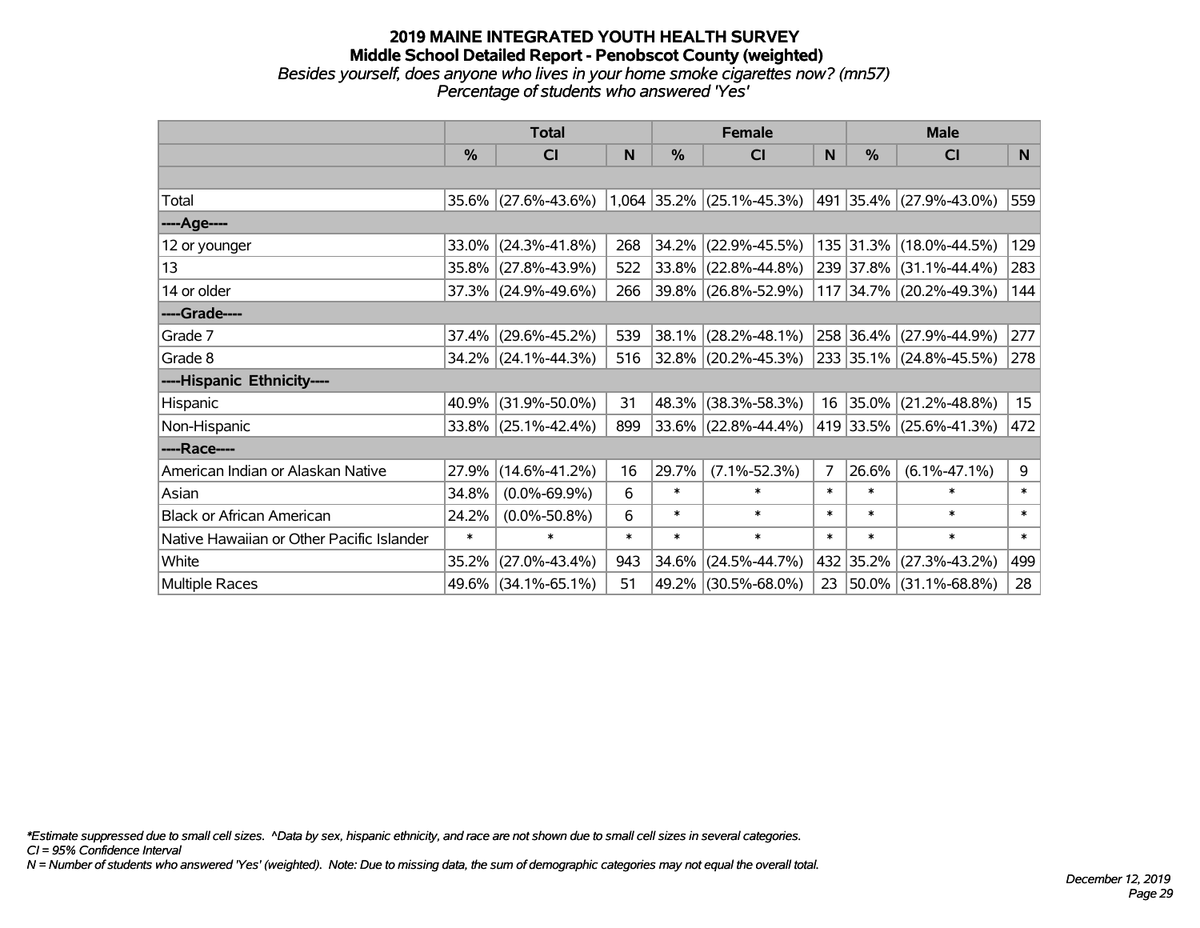# 2019 MAINE INTEGRATED YOUTH HEALTH SURVEY

## Middle School Detailed Report - Penobscot County (weighted)

*Besides yourself, does anyone who lives in your home smoke cigarettes now? (mn57)*
*Percentage of students who answered 'Yes'*

| | Total | | | Female | | | Male | | |
|---|---|---|---|---|---|---|---|---|---|
| | % | CI | N | % | CI | N | % | CI | N |
| | | | | | | | | | |
| Total | 35.6% | (27.6%-43.6%) | 1,064 | 35.2% | (25.1%-45.3%) | 491 | 35.4% | (27.9%-43.0%) | 559 |
| ----Age---- | | | | | | | | | |
| 12 or younger | 33.0% | (24.3%-41.8%) | 268 | 34.2% | (22.9%-45.5%) | 135 | 31.3% | (18.0%-44.5%) | 129 |
| 13 | 35.8% | (27.8%-43.9%) | 522 | 33.8% | (22.8%-44.8%) | 239 | 37.8% | (31.1%-44.4%) | 283 |
| 14 or older | 37.3% | (24.9%-49.6%) | 266 | 39.8% | (26.8%-52.9%) | 117 | 34.7% | (20.2%-49.3%) | 144 |
| ----Grade---- | | | | | | | | | |
| Grade 7 | 37.4% | (29.6%-45.2%) | 539 | 38.1% | (28.2%-48.1%) | 258 | 36.4% | (27.9%-44.9%) | 277 |
| Grade 8 | 34.2% | (24.1%-44.3%) | 516 | 32.8% | (20.2%-45.3%) | 233 | 35.1% | (24.8%-45.5%) | 278 |
| ----Hispanic Ethnicity---- | | | | | | | | | |
| Hispanic | 40.9% | (31.9%-50.0%) | 31 | 48.3% | (38.3%-58.3%) | 16 | 35.0% | (21.2%-48.8%) | 15 |
| Non-Hispanic | 33.8% | (25.1%-42.4%) | 899 | 33.6% | (22.8%-44.4%) | 419 | 33.5% | (25.6%-41.3%) | 472 |
| ----Race---- | | | | | | | | | |
| American Indian or Alaskan Native | 27.9% | (14.6%-41.2%) | 16 | 29.7% | (7.1%-52.3%) | 7 | 26.6% | (6.1%-47.1%) | 9 |
| Asian | 34.8% | (0.0%-69.9%) | 6 | * | * | * | * | * | * |
| Black or African American | 24.2% | (0.0%-50.8%) | 6 | * | * | * | * | * | * |
| Native Hawaiian or Other Pacific Islander | * | * | * | * | * | * | * | * | * |
| White | 35.2% | (27.0%-43.4%) | 943 | 34.6% | (24.5%-44.7%) | 432 | 35.2% | (27.3%-43.2%) | 499 |
| Multiple Races | 49.6% | (34.1%-65.1%) | 51 | 49.2% | (30.5%-68.0%) | 23 | 50.0% | (31.1%-68.8%) | 28 |

*\*Estimate suppressed due to small cell sizes. ^Data by sex, hispanic ethnicity, and race are not shown due to small cell sizes in several categories.*
*CI = 95% Confidence Interval*
*N = Number of students who answered 'Yes' (weighted). Note: Due to missing data, the sum of demographic categories may not equal the overall total.*

*December 12, 2019*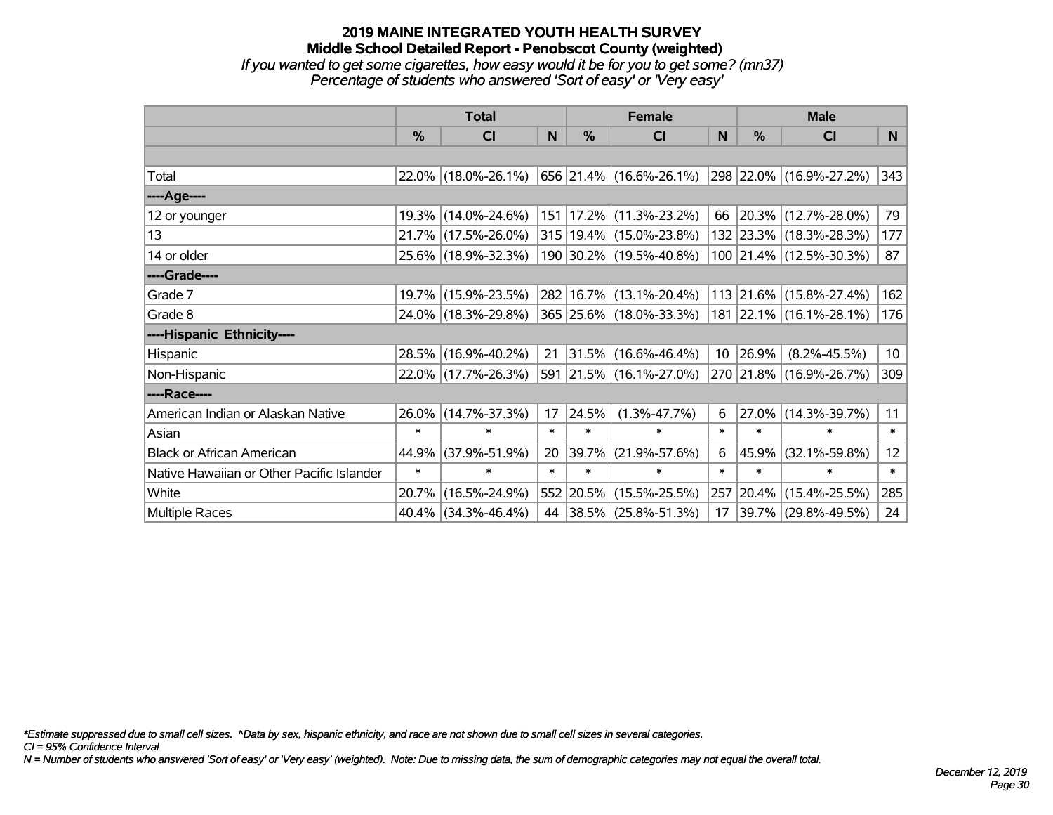# 2019 MAINE INTEGRATED YOUTH HEALTH SURVEY

## Middle School Detailed Report - Penobscot County (weighted)

*If you wanted to get some cigarettes, how easy would it be for you to get some? (mn37)*
*Percentage of students who answered 'Sort of easy' or 'Very easy'*

| | Total | | | Female | | | Male | | |
|---|---|---|---|---|---|---|---|---|---|
| | % | CI | N | % | CI | N | % | CI | N |
| Total | 22.0% | (18.0%-26.1%) | 656 | 21.4% | (16.6%-26.1%) | 298 | 22.0% | (16.9%-27.2%) | 343 |
| ----Age---- | | | | | | | | | |
| 12 or younger | 19.3% | (14.0%-24.6%) | 151 | 17.2% | (11.3%-23.2%) | 66 | 20.3% | (12.7%-28.0%) | 79 |
| 13 | 21.7% | (17.5%-26.0%) | 315 | 19.4% | (15.0%-23.8%) | 132 | 23.3% | (18.3%-28.3%) | 177 |
| 14 or older | 25.6% | (18.9%-32.3%) | 190 | 30.2% | (19.5%-40.8%) | 100 | 21.4% | (12.5%-30.3%) | 87 |
| ----Grade---- | | | | | | | | | |
| Grade 7 | 19.7% | (15.9%-23.5%) | 282 | 16.7% | (13.1%-20.4%) | 113 | 21.6% | (15.8%-27.4%) | 162 |
| Grade 8 | 24.0% | (18.3%-29.8%) | 365 | 25.6% | (18.0%-33.3%) | 181 | 22.1% | (16.1%-28.1%) | 176 |
| ----Hispanic Ethnicity---- | | | | | | | | | |
| Hispanic | 28.5% | (16.9%-40.2%) | 21 | 31.5% | (16.6%-46.4%) | 10 | 26.9% | (8.2%-45.5%) | 10 |
| Non-Hispanic | 22.0% | (17.7%-26.3%) | 591 | 21.5% | (16.1%-27.0%) | 270 | 21.8% | (16.9%-26.7%) | 309 |
| ----Race---- | | | | | | | | | |
| American Indian or Alaskan Native | 26.0% | (14.7%-37.3%) | 17 | 24.5% | (1.3%-47.7%) | 6 | 27.0% | (14.3%-39.7%) | 11 |
| Asian | * | * | * | * | * | * | * | * | * |
| Black or African American | 44.9% | (37.9%-51.9%) | 20 | 39.7% | (21.9%-57.6%) | 6 | 45.9% | (32.1%-59.8%) | 12 |
| Native Hawaiian or Other Pacific Islander | * | * | * | * | * | * | * | * | * |
| White | 20.7% | (16.5%-24.9%) | 552 | 20.5% | (15.5%-25.5%) | 257 | 20.4% | (15.4%-25.5%) | 285 |
| Multiple Races | 40.4% | (34.3%-46.4%) | 44 | 38.5% | (25.8%-51.3%) | 17 | 39.7% | (29.8%-49.5%) | 24 |

*Estimate suppressed due to small cell sizes. ^Data by sex, hispanic ethnicity, and race are not shown due to small cell sizes in several categories.*
*CI = 95% Confidence Interval*
*N = Number of students who answered 'Sort of easy' or 'Very easy' (weighted). Note: Due to missing data, the sum of demographic categories may not equal the overall total.*

*December 12, 2019*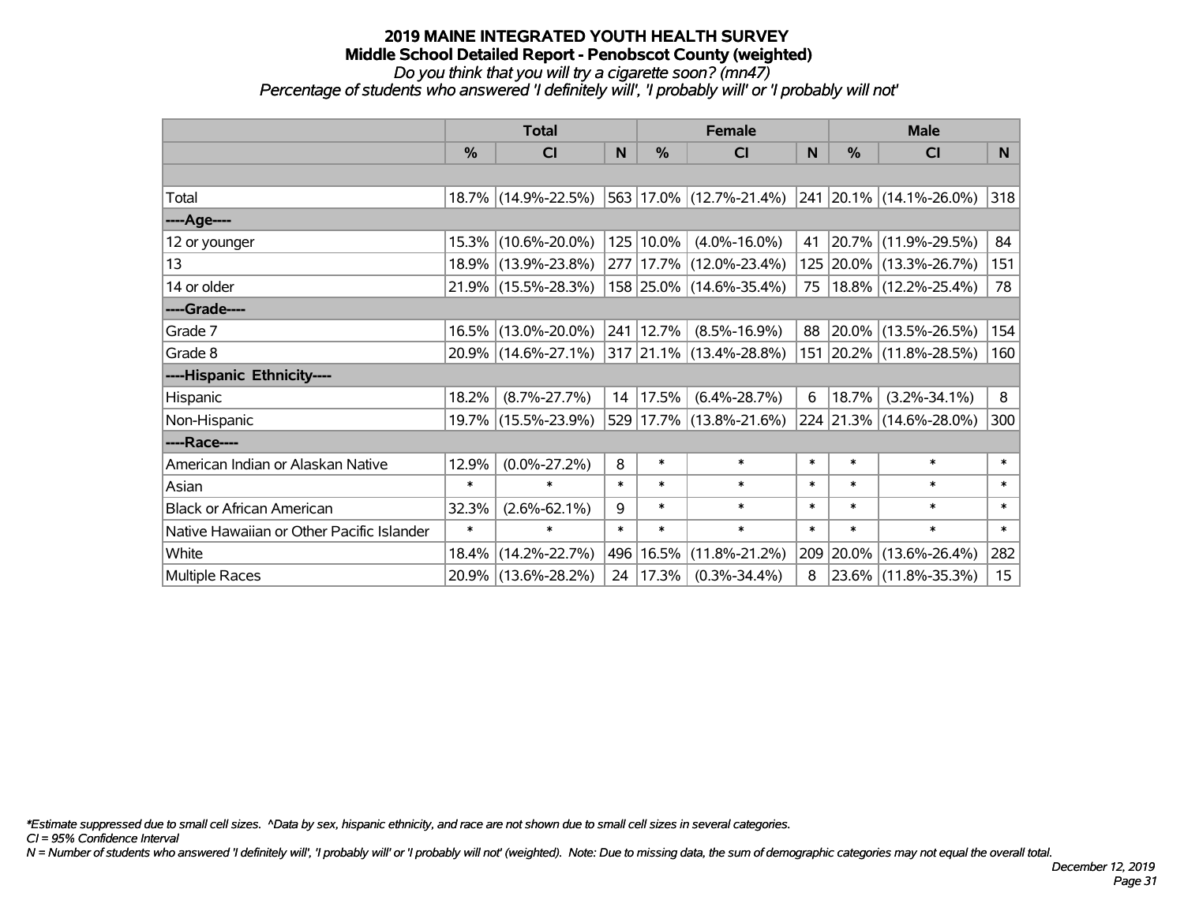# 2019 MAINE INTEGRATED YOUTH HEALTH SURVEY
## Middle School Detailed Report - Penobscot County (weighted)
*Do you think that you will try a cigarette soon? (mn47)*
*Percentage of students who answered 'I definitely will', 'I probably will' or 'I probably will not'*

| | Total | | | Female | | | Male | | |
|---|---|---|---|---|---|---|---|---|---|
| | % | CI | N | % | CI | N | % | CI | N |
| Total | 18.7% | (14.9%-22.5%) | 563 | 17.0% | (12.7%-21.4%) | 241 | 20.1% | (14.1%-26.0%) | 318 |
| ----Age---- | | | | | | | | | |
| 12 or younger | 15.3% | (10.6%-20.0%) | 125 | 10.0% | (4.0%-16.0%) | 41 | 20.7% | (11.9%-29.5%) | 84 |
| 13 | 18.9% | (13.9%-23.8%) | 277 | 17.7% | (12.0%-23.4%) | 125 | 20.0% | (13.3%-26.7%) | 151 |
| 14 or older | 21.9% | (15.5%-28.3%) | 158 | 25.0% | (14.6%-35.4%) | 75 | 18.8% | (12.2%-25.4%) | 78 |
| ----Grade---- | | | | | | | | | |
| Grade 7 | 16.5% | (13.0%-20.0%) | 241 | 12.7% | (8.5%-16.9%) | 88 | 20.0% | (13.5%-26.5%) | 154 |
| Grade 8 | 20.9% | (14.6%-27.1%) | 317 | 21.1% | (13.4%-28.8%) | 151 | 20.2% | (11.8%-28.5%) | 160 |
| ----Hispanic Ethnicity---- | | | | | | | | | |
| Hispanic | 18.2% | (8.7%-27.7%) | 14 | 17.5% | (6.4%-28.7%) | 6 | 18.7% | (3.2%-34.1%) | 8 |
| Non-Hispanic | 19.7% | (15.5%-23.9%) | 529 | 17.7% | (13.8%-21.6%) | 224 | 21.3% | (14.6%-28.0%) | 300 |
| ----Race---- | | | | | | | | | |
| American Indian or Alaskan Native | 12.9% | (0.0%-27.2%) | 8 | * | * | * | * | * | * |
| Asian | * | * | * | * | * | * | * | * | * |
| Black or African American | 32.3% | (2.6%-62.1%) | 9 | * | * | * | * | * | * |
| Native Hawaiian or Other Pacific Islander | * | * | * | * | * | * | * | * | * |
| White | 18.4% | (14.2%-22.7%) | 496 | 16.5% | (11.8%-21.2%) | 209 | 20.0% | (13.6%-26.4%) | 282 |
| Multiple Races | 20.9% | (13.6%-28.2%) | 24 | 17.3% | (0.3%-34.4%) | 8 | 23.6% | (11.8%-35.3%) | 15 |

*\*Estimate suppressed due to small cell sizes. ^Data by sex, hispanic ethnicity, and race are not shown due to small cell sizes in several categories.*
*CI = 95% Confidence Interval*
*N = Number of students who answered 'I definitely will', 'I probably will' or 'I probably will not' (weighted). Note: Due to missing data, the sum of demographic categories may not equal the overall total.*

*December 12, 2019*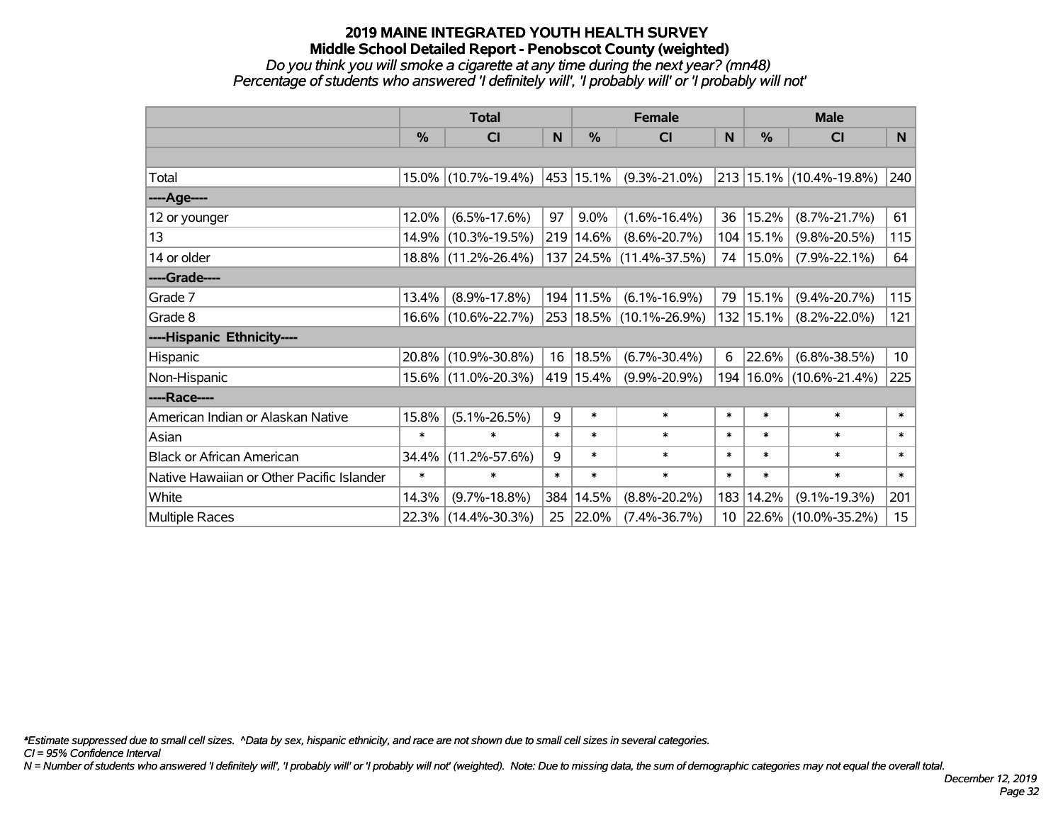# 2019 MAINE INTEGRATED YOUTH HEALTH SURVEY
## Middle School Detailed Report - Penobscot County (weighted)

*Do you think you will smoke a cigarette at any time during the next year? (mn48)*
*Percentage of students who answered 'I definitely will', 'I probably will' or 'I probably will not'*

| | Total | | | Female | | | Male | | |
|---|---|---|---|---|---|---|---|---|---|
| | % | CI | N | % | CI | N | % | CI | N |
| Total | 15.0% | (10.7%-19.4%) | 453 | 15.1% | (9.3%-21.0%) | 213 | 15.1% | (10.4%-19.8%) | 240 |
| ----Age---- | | | | | | | | | |
| 12 or younger | 12.0% | (6.5%-17.6%) | 97 | 9.0% | (1.6%-16.4%) | 36 | 15.2% | (8.7%-21.7%) | 61 |
| 13 | 14.9% | (10.3%-19.5%) | 219 | 14.6% | (8.6%-20.7%) | 104 | 15.1% | (9.8%-20.5%) | 115 |
| 14 or older | 18.8% | (11.2%-26.4%) | 137 | 24.5% | (11.4%-37.5%) | 74 | 15.0% | (7.9%-22.1%) | 64 |
| ----Grade---- | | | | | | | | | |
| Grade 7 | 13.4% | (8.9%-17.8%) | 194 | 11.5% | (6.1%-16.9%) | 79 | 15.1% | (9.4%-20.7%) | 115 |
| Grade 8 | 16.6% | (10.6%-22.7%) | 253 | 18.5% | (10.1%-26.9%) | 132 | 15.1% | (8.2%-22.0%) | 121 |
| ----Hispanic Ethnicity---- | | | | | | | | | |
| Hispanic | 20.8% | (10.9%-30.8%) | 16 | 18.5% | (6.7%-30.4%) | 6 | 22.6% | (6.8%-38.5%) | 10 |
| Non-Hispanic | 15.6% | (11.0%-20.3%) | 419 | 15.4% | (9.9%-20.9%) | 194 | 16.0% | (10.6%-21.4%) | 225 |
| ----Race---- | | | | | | | | | |
| American Indian or Alaskan Native | 15.8% | (5.1%-26.5%) | 9 | * | * | * | * | * | * |
| Asian | * | * | * | * | * | * | * | * | * |
| Black or African American | 34.4% | (11.2%-57.6%) | 9 | * | * | * | * | * | * |
| Native Hawaiian or Other Pacific Islander | * | * | * | * | * | * | * | * | * |
| White | 14.3% | (9.7%-18.8%) | 384 | 14.5% | (8.8%-20.2%) | 183 | 14.2% | (9.1%-19.3%) | 201 |
| Multiple Races | 22.3% | (14.4%-30.3%) | 25 | 22.0% | (7.4%-36.7%) | 10 | 22.6% | (10.0%-35.2%) | 15 |

*\*Estimate suppressed due to small cell sizes. ^Data by sex, hispanic ethnicity, and race are not shown due to small cell sizes in several categories.*
*CI = 95% Confidence Interval*
*N = Number of students who answered 'I definitely will', 'I probably will' or 'I probably will not' (weighted). Note: Due to missing data, the sum of demographic categories may not equal the overall total.*

*December 12, 2019*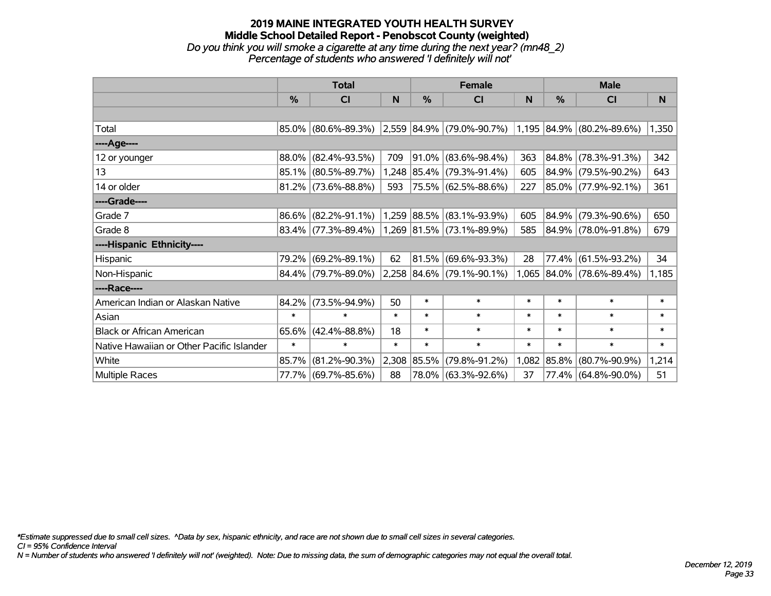# 2019 MAINE INTEGRATED YOUTH HEALTH SURVEY
## Middle School Detailed Report - Penobscot County (weighted)
*Do you think you will smoke a cigarette at any time during the next year? (mn48_2)*
*Percentage of students who answered 'I definitely will not'*

| | Total | | | Female | | | Male | | |
|---|---|---|---|---|---|---|---|---|---|
| | % | CI | N | % | CI | N | % | CI | N |
| | | | | | | | | | |
| Total | 85.0% | (80.6%-89.3%) | 2,559 | 84.9% | (79.0%-90.7%) | 1,195 | 84.9% | (80.2%-89.6%) | 1,350 |
| ----Age---- | | | | | | | | | |
| 12 or younger | 88.0% | (82.4%-93.5%) | 709 | 91.0% | (83.6%-98.4%) | 363 | 84.8% | (78.3%-91.3%) | 342 |
| 13 | 85.1% | (80.5%-89.7%) | 1,248 | 85.4% | (79.3%-91.4%) | 605 | 84.9% | (79.5%-90.2%) | 643 |
| 14 or older | 81.2% | (73.6%-88.8%) | 593 | 75.5% | (62.5%-88.6%) | 227 | 85.0% | (77.9%-92.1%) | 361 |
| ----Grade---- | | | | | | | | | |
| Grade 7 | 86.6% | (82.2%-91.1%) | 1,259 | 88.5% | (83.1%-93.9%) | 605 | 84.9% | (79.3%-90.6%) | 650 |
| Grade 8 | 83.4% | (77.3%-89.4%) | 1,269 | 81.5% | (73.1%-89.9%) | 585 | 84.9% | (78.0%-91.8%) | 679 |
| ----Hispanic Ethnicity---- | | | | | | | | | |
| Hispanic | 79.2% | (69.2%-89.1%) | 62 | 81.5% | (69.6%-93.3%) | 28 | 77.4% | (61.5%-93.2%) | 34 |
| Non-Hispanic | 84.4% | (79.7%-89.0%) | 2,258 | 84.6% | (79.1%-90.1%) | 1,065 | 84.0% | (78.6%-89.4%) | 1,185 |
| ----Race---- | | | | | | | | | |
| American Indian or Alaskan Native | 84.2% | (73.5%-94.9%) | 50 | * | * | * | * | * | * |
| Asian | * | * | * | * | * | * | * | * | * |
| Black or African American | 65.6% | (42.4%-88.8%) | 18 | * | * | * | * | * | * |
| Native Hawaiian or Other Pacific Islander | * | * | * | * | * | * | * | * | * |
| White | 85.7% | (81.2%-90.3%) | 2,308 | 85.5% | (79.8%-91.2%) | 1,082 | 85.8% | (80.7%-90.9%) | 1,214 |
| Multiple Races | 77.7% | (69.7%-85.6%) | 88 | 78.0% | (63.3%-92.6%) | 37 | 77.4% | (64.8%-90.0%) | 51 |

*\*Estimate suppressed due to small cell sizes. ^Data by sex, hispanic ethnicity, and race are not shown due to small cell sizes in several categories.*
*CI = 95% Confidence Interval*
*N = Number of students who answered 'I definitely will not' (weighted). Note: Due to missing data, the sum of demographic categories may not equal the overall total.*

*December 12, 2019*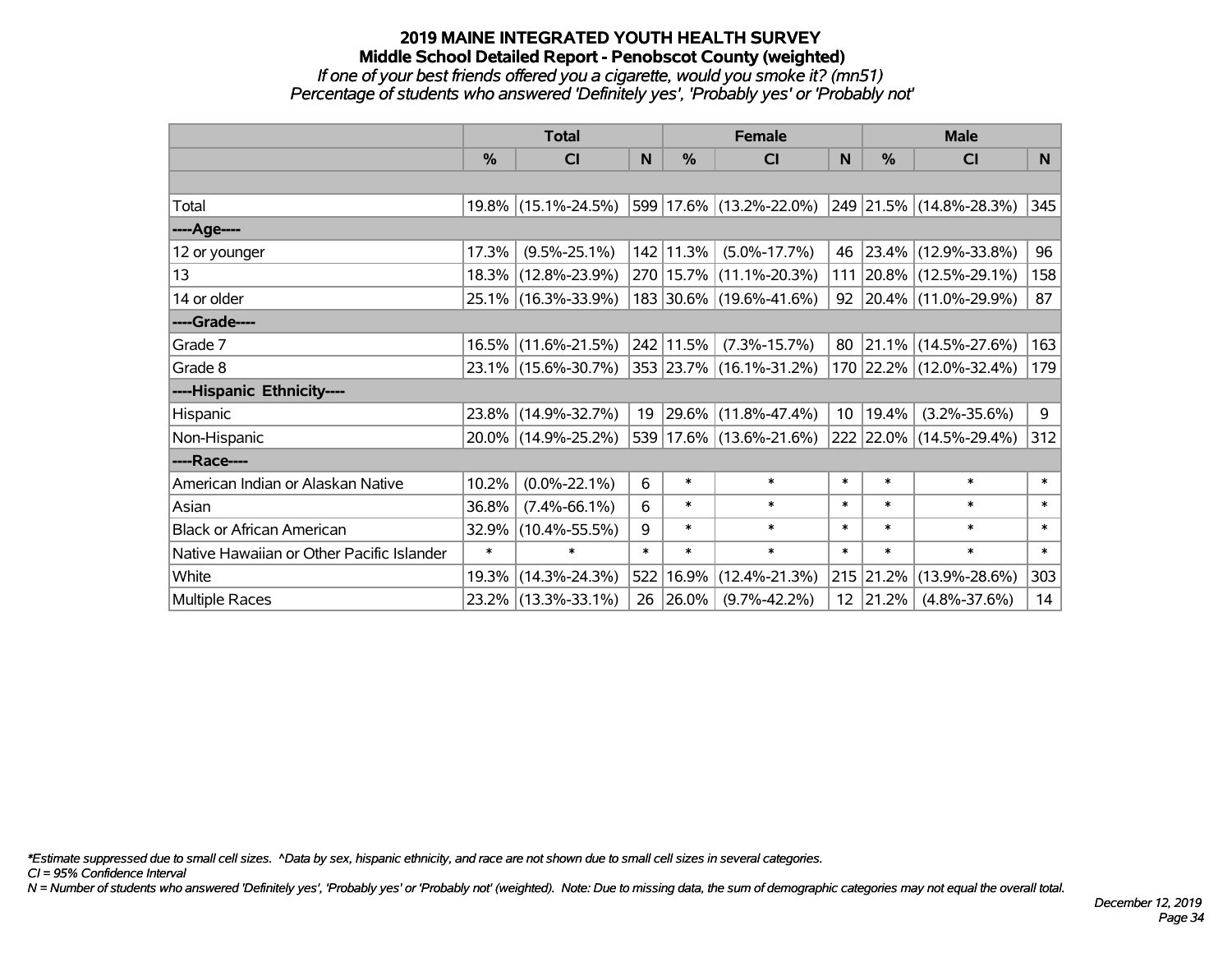# 2019 MAINE INTEGRATED YOUTH HEALTH SURVEY
## Middle School Detailed Report - Penobscot County (weighted)
*If one of your best friends offered you a cigarette, would you smoke it? (mn51)*
*Percentage of students who answered 'Definitely yes', 'Probably yes' or 'Probably not'*

| | Total | | | Female | | | Male | | |
|---|---|---|---|---|---|---|---|---|---|
| | % | CI | N | % | CI | N | % | CI | N |
| Total | 19.8% | (15.1%-24.5%) | 599 | 17.6% | (13.2%-22.0%) | 249 | 21.5% | (14.8%-28.3%) | 345 |
| ----Age---- | | | | | | | | | |
| 12 or younger | 17.3% | (9.5%-25.1%) | 142 | 11.3% | (5.0%-17.7%) | 46 | 23.4% | (12.9%-33.8%) | 96 |
| 13 | 18.3% | (12.8%-23.9%) | 270 | 15.7% | (11.1%-20.3%) | 111 | 20.8% | (12.5%-29.1%) | 158 |
| 14 or older | 25.1% | (16.3%-33.9%) | 183 | 30.6% | (19.6%-41.6%) | 92 | 20.4% | (11.0%-29.9%) | 87 |
| ----Grade---- | | | | | | | | | |
| Grade 7 | 16.5% | (11.6%-21.5%) | 242 | 11.5% | (7.3%-15.7%) | 80 | 21.1% | (14.5%-27.6%) | 163 |
| Grade 8 | 23.1% | (15.6%-30.7%) | 353 | 23.7% | (16.1%-31.2%) | 170 | 22.2% | (12.0%-32.4%) | 179 |
| ----Hispanic Ethnicity---- | | | | | | | | | |
| Hispanic | 23.8% | (14.9%-32.7%) | 19 | 29.6% | (11.8%-47.4%) | 10 | 19.4% | (3.2%-35.6%) | 9 |
| Non-Hispanic | 20.0% | (14.9%-25.2%) | 539 | 17.6% | (13.6%-21.6%) | 222 | 22.0% | (14.5%-29.4%) | 312 |
| ----Race---- | | | | | | | | | |
| American Indian or Alaskan Native | 10.2% | (0.0%-22.1%) | 6 | * | * | * | * | * | * |
| Asian | 36.8% | (7.4%-66.1%) | 6 | * | * | * | * | * | * |
| Black or African American | 32.9% | (10.4%-55.5%) | 9 | * | * | * | * | * | * |
| Native Hawaiian or Other Pacific Islander | * | * | * | * | * | * | * | * | * |
| White | 19.3% | (14.3%-24.3%) | 522 | 16.9% | (12.4%-21.3%) | 215 | 21.2% | (13.9%-28.6%) | 303 |
| Multiple Races | 23.2% | (13.3%-33.1%) | 26 | 26.0% | (9.7%-42.2%) | 12 | 21.2% | (4.8%-37.6%) | 14 |

*\*Estimate suppressed due to small cell sizes. ^Data by sex, hispanic ethnicity, and race are not shown due to small cell sizes in several categories.*
*CI = 95% Confidence Interval*
*N = Number of students who answered 'Definitely yes', 'Probably yes' or 'Probably not' (weighted). Note: Due to missing data, the sum of demographic categories may not equal the overall total.*

*December 12, 2019*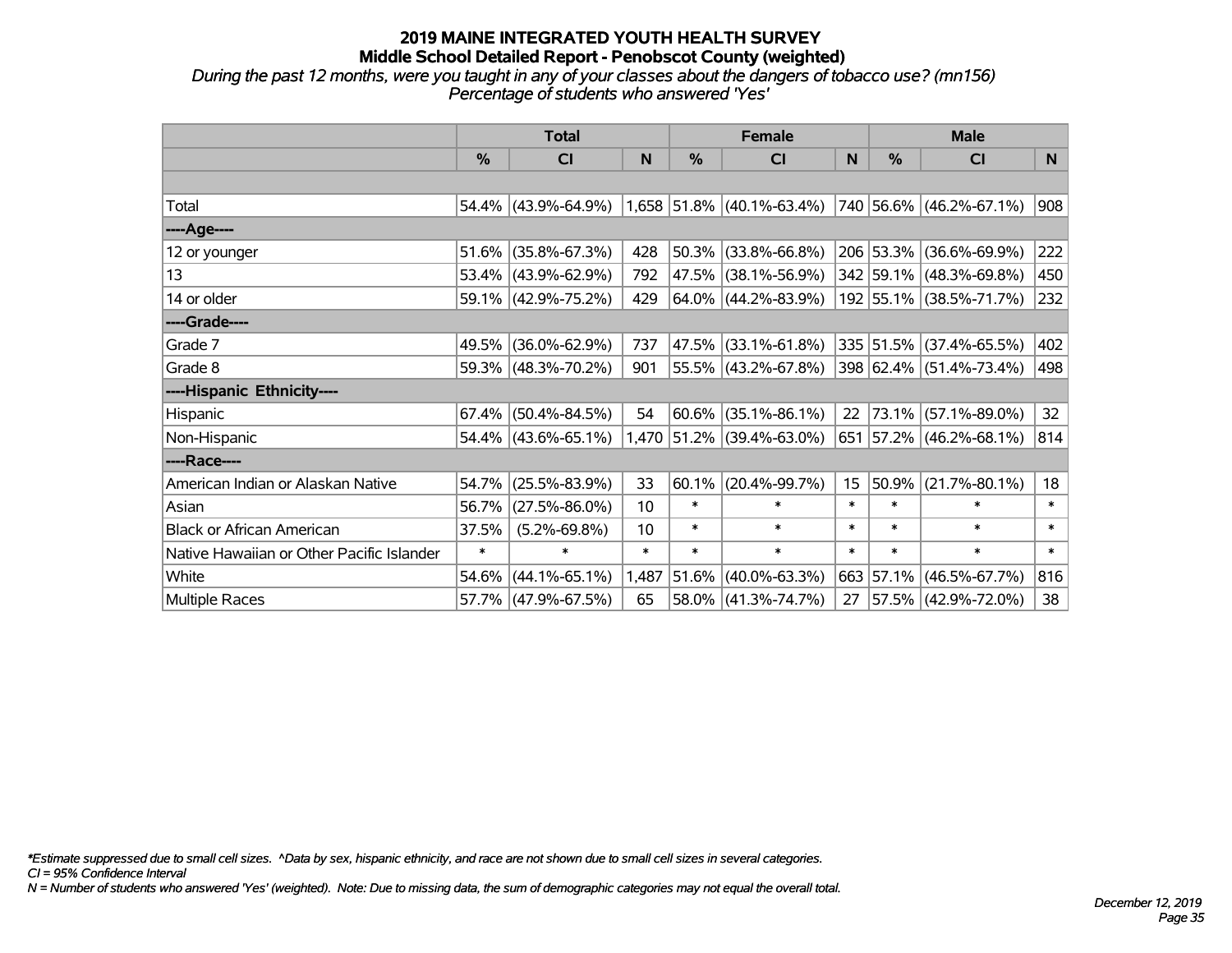# 2019 MAINE INTEGRATED YOUTH HEALTH SURVEY

## Middle School Detailed Report - Penobscot County (weighted)

*During the past 12 months, were you taught in any of your classes about the dangers of tobacco use? (mn156)*
*Percentage of students who answered 'Yes'*

| | Total | | | Female | | | Male | | |
|---|---|---|---|---|---|---|---|---|---|
| | % | CI | N | % | CI | N | % | CI | N |
| | | | | | | | | | |
| Total | 54.4% | (43.9%-64.9%) | 1,658 | 51.8% | (40.1%-63.4%) | 740 | 56.6% | (46.2%-67.1%) | 908 |
| ----Age---- | | | | | | | | | |
| 12 or younger | 51.6% | (35.8%-67.3%) | 428 | 50.3% | (33.8%-66.8%) | 206 | 53.3% | (36.6%-69.9%) | 222 |
| 13 | 53.4% | (43.9%-62.9%) | 792 | 47.5% | (38.1%-56.9%) | 342 | 59.1% | (48.3%-69.8%) | 450 |
| 14 or older | 59.1% | (42.9%-75.2%) | 429 | 64.0% | (44.2%-83.9%) | 192 | 55.1% | (38.5%-71.7%) | 232 |
| ----Grade---- | | | | | | | | | |
| Grade 7 | 49.5% | (36.0%-62.9%) | 737 | 47.5% | (33.1%-61.8%) | 335 | 51.5% | (37.4%-65.5%) | 402 |
| Grade 8 | 59.3% | (48.3%-70.2%) | 901 | 55.5% | (43.2%-67.8%) | 398 | 62.4% | (51.4%-73.4%) | 498 |
| ----Hispanic Ethnicity---- | | | | | | | | | |
| Hispanic | 67.4% | (50.4%-84.5%) | 54 | 60.6% | (35.1%-86.1%) | 22 | 73.1% | (57.1%-89.0%) | 32 |
| Non-Hispanic | 54.4% | (43.6%-65.1%) | 1,470 | 51.2% | (39.4%-63.0%) | 651 | 57.2% | (46.2%-68.1%) | 814 |
| ----Race---- | | | | | | | | | |
| American Indian or Alaskan Native | 54.7% | (25.5%-83.9%) | 33 | 60.1% | (20.4%-99.7%) | 15 | 50.9% | (21.7%-80.1%) | 18 |
| Asian | 56.7% | (27.5%-86.0%) | 10 | * | * | * | * | * | * |
| Black or African American | 37.5% | (5.2%-69.8%) | 10 | * | * | * | * | * | * |
| Native Hawaiian or Other Pacific Islander | * | * | * | * | * | * | * | * | * |
| White | 54.6% | (44.1%-65.1%) | 1,487 | 51.6% | (40.0%-63.3%) | 663 | 57.1% | (46.5%-67.7%) | 816 |
| Multiple Races | 57.7% | (47.9%-67.5%) | 65 | 58.0% | (41.3%-74.7%) | 27 | 57.5% | (42.9%-72.0%) | 38 |

*\*Estimate suppressed due to small cell sizes. ^Data by sex, hispanic ethnicity, and race are not shown due to small cell sizes in several categories.*
*CI = 95% Confidence Interval*
*N = Number of students who answered 'Yes' (weighted). Note: Due to missing data, the sum of demographic categories may not equal the overall total.*

*December 12, 2019*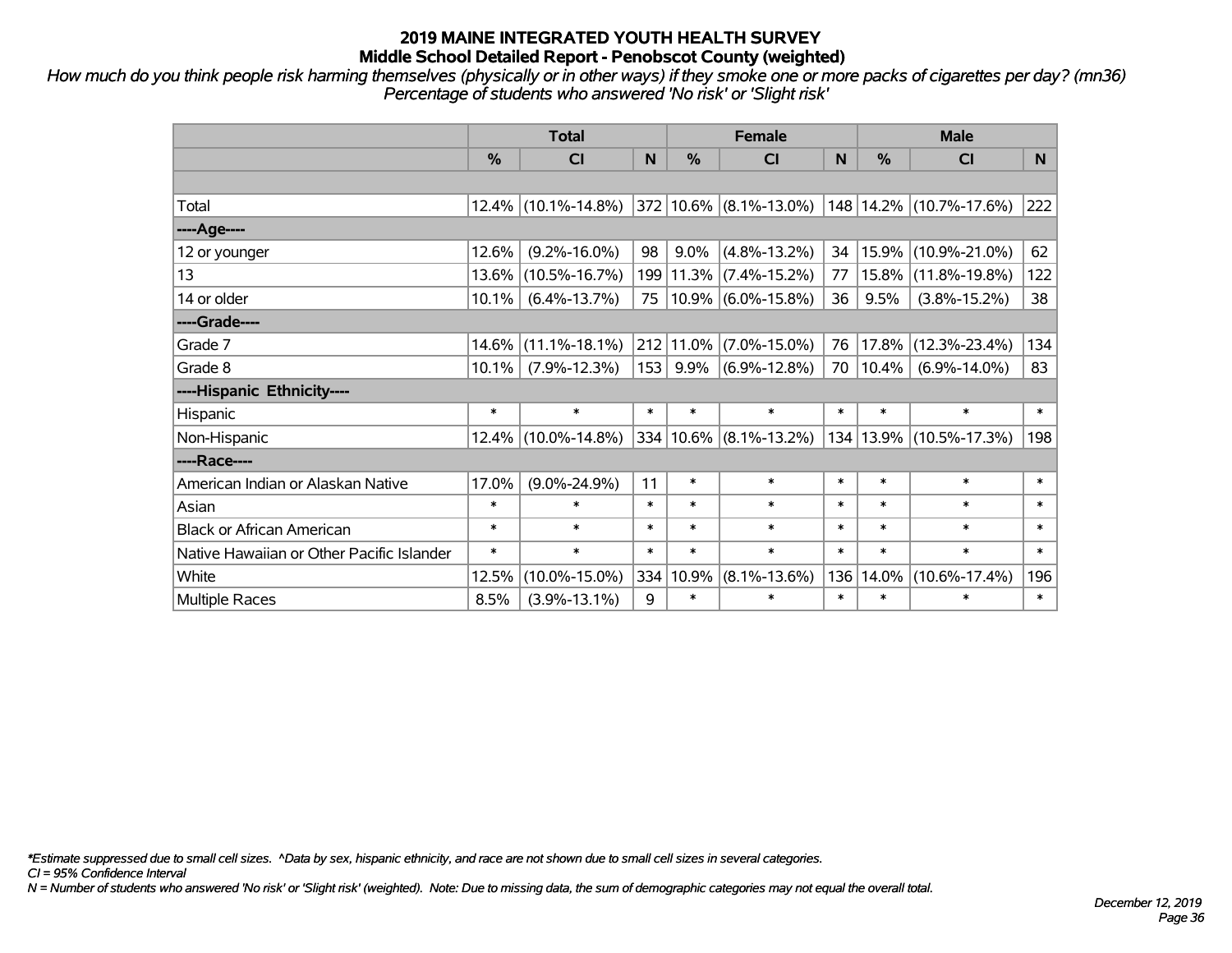# 2019 MAINE INTEGRATED YOUTH HEALTH SURVEY
## Middle School Detailed Report - Penobscot County (weighted)

*How much do you think people risk harming themselves (physically or in other ways) if they smoke one or more packs of cigarettes per day? (mn36)*
*Percentage of students who answered 'No risk' or 'Slight risk'*

| | Total | | | Female | | | Male | | |
|---|---|---|---|---|---|---|---|---|---|
| | % | CI | N | % | CI | N | % | CI | N |
| | | | | | | | | | |
| Total | 12.4% | (10.1%-14.8%) | 372 | 10.6% | (8.1%-13.0%) | 148 | 14.2% | (10.7%-17.6%) | 222 |
| ----Age---- | | | | | | | | | |
| 12 or younger | 12.6% | (9.2%-16.0%) | 98 | 9.0% | (4.8%-13.2%) | 34 | 15.9% | (10.9%-21.0%) | 62 |
| 13 | 13.6% | (10.5%-16.7%) | 199 | 11.3% | (7.4%-15.2%) | 77 | 15.8% | (11.8%-19.8%) | 122 |
| 14 or older | 10.1% | (6.4%-13.7%) | 75 | 10.9% | (6.0%-15.8%) | 36 | 9.5% | (3.8%-15.2%) | 38 |
| ----Grade---- | | | | | | | | | |
| Grade 7 | 14.6% | (11.1%-18.1%) | 212 | 11.0% | (7.0%-15.0%) | 76 | 17.8% | (12.3%-23.4%) | 134 |
| Grade 8 | 10.1% | (7.9%-12.3%) | 153 | 9.9% | (6.9%-12.8%) | 70 | 10.4% | (6.9%-14.0%) | 83 |
| ----Hispanic Ethnicity---- | | | | | | | | | |
| Hispanic | * | * | * | * | * | * | * | * | * |
| Non-Hispanic | 12.4% | (10.0%-14.8%) | 334 | 10.6% | (8.1%-13.2%) | 134 | 13.9% | (10.5%-17.3%) | 198 |
| ----Race---- | | | | | | | | | |
| American Indian or Alaskan Native | 17.0% | (9.0%-24.9%) | 11 | * | * | * | * | * | * |
| Asian | * | * | * | * | * | * | * | * | * |
| Black or African American | * | * | * | * | * | * | * | * | * |
| Native Hawaiian or Other Pacific Islander | * | * | * | * | * | * | * | * | * |
| White | 12.5% | (10.0%-15.0%) | 334 | 10.9% | (8.1%-13.6%) | 136 | 14.0% | (10.6%-17.4%) | 196 |
| Multiple Races | 8.5% | (3.9%-13.1%) | 9 | * | * | * | * | * | * |

*\*Estimate suppressed due to small cell sizes. ^Data by sex, hispanic ethnicity, and race are not shown due to small cell sizes in several categories.*
*CI = 95% Confidence Interval*
*N = Number of students who answered 'No risk' or 'Slight risk' (weighted). Note: Due to missing data, the sum of demographic categories may not equal the overall total.*

*December 12, 2019*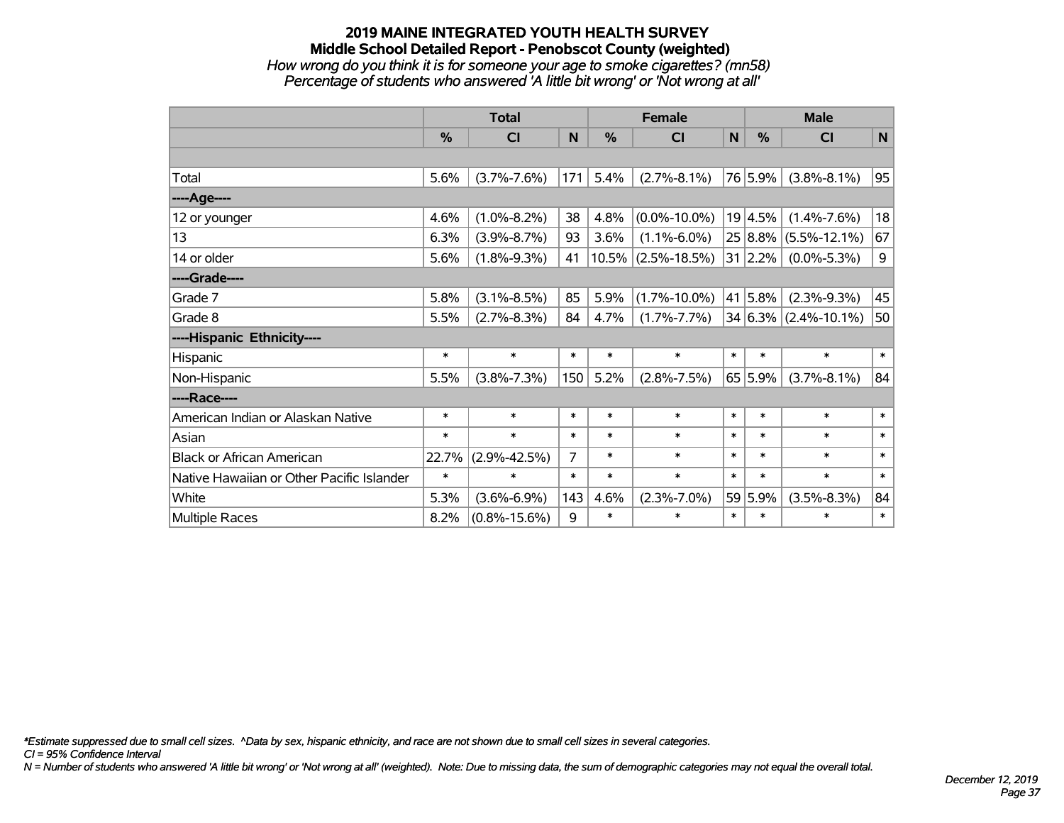# 2019 MAINE INTEGRATED YOUTH HEALTH SURVEY

## Middle School Detailed Report - Penobscot County (weighted)

*How wrong do you think it is for someone your age to smoke cigarettes? (mn58)*

*Percentage of students who answered 'A little bit wrong' or 'Not wrong at all'*

| | Total | | | Female | | | Male | | |
|---|---|---|---|---|---|---|---|---|---|
| | % | CI | N | % | CI | N | % | CI | N |
| | | | | | | | | | |
| Total | 5.6% | (3.7%-7.6%) | 171 | 5.4% | (2.7%-8.1%) | 76 | 5.9% | (3.8%-8.1%) | 95 |
| ----Age---- | | | | | | | | | |
| 12 or younger | 4.6% | (1.0%-8.2%) | 38 | 4.8% | (0.0%-10.0%) | 19 | 4.5% | (1.4%-7.6%) | 18 |
| 13 | 6.3% | (3.9%-8.7%) | 93 | 3.6% | (1.1%-6.0%) | 25 | 8.8% | (5.5%-12.1%) | 67 |
| 14 or older | 5.6% | (1.8%-9.3%) | 41 | 10.5% | (2.5%-18.5%) | 31 | 2.2% | (0.0%-5.3%) | 9 |
| ----Grade---- | | | | | | | | | |
| Grade 7 | 5.8% | (3.1%-8.5%) | 85 | 5.9% | (1.7%-10.0%) | 41 | 5.8% | (2.3%-9.3%) | 45 |
| Grade 8 | 5.5% | (2.7%-8.3%) | 84 | 4.7% | (1.7%-7.7%) | 34 | 6.3% | (2.4%-10.1%) | 50 |
| ----Hispanic Ethnicity---- | | | | | | | | | |
| Hispanic | * | * | * | * | * | * | * | * | * |
| Non-Hispanic | 5.5% | (3.8%-7.3%) | 150 | 5.2% | (2.8%-7.5%) | 65 | 5.9% | (3.7%-8.1%) | 84 |
| ----Race---- | | | | | | | | | |
| American Indian or Alaskan Native | * | * | * | * | * | * | * | * | * |
| Asian | * | * | * | * | * | * | * | * | * |
| Black or African American | 22.7% | (2.9%-42.5%) | 7 | * | * | * | * | * | * |
| Native Hawaiian or Other Pacific Islander | * | * | * | * | * | * | * | * | * |
| White | 5.3% | (3.6%-6.9%) | 143 | 4.6% | (2.3%-7.0%) | 59 | 5.9% | (3.5%-8.3%) | 84 |
| Multiple Races | 8.2% | (0.8%-15.6%) | 9 | * | * | * | * | * | * |

*Estimate suppressed due to small cell sizes. ^Data by sex, hispanic ethnicity, and race are not shown due to small cell sizes in several categories.

CI = 95% Confidence Interval

N = Number of students who answered 'A little bit wrong' or 'Not wrong at all' (weighted). Note: Due to missing data, the sum of demographic categories may not equal the overall total.

December 12, 2019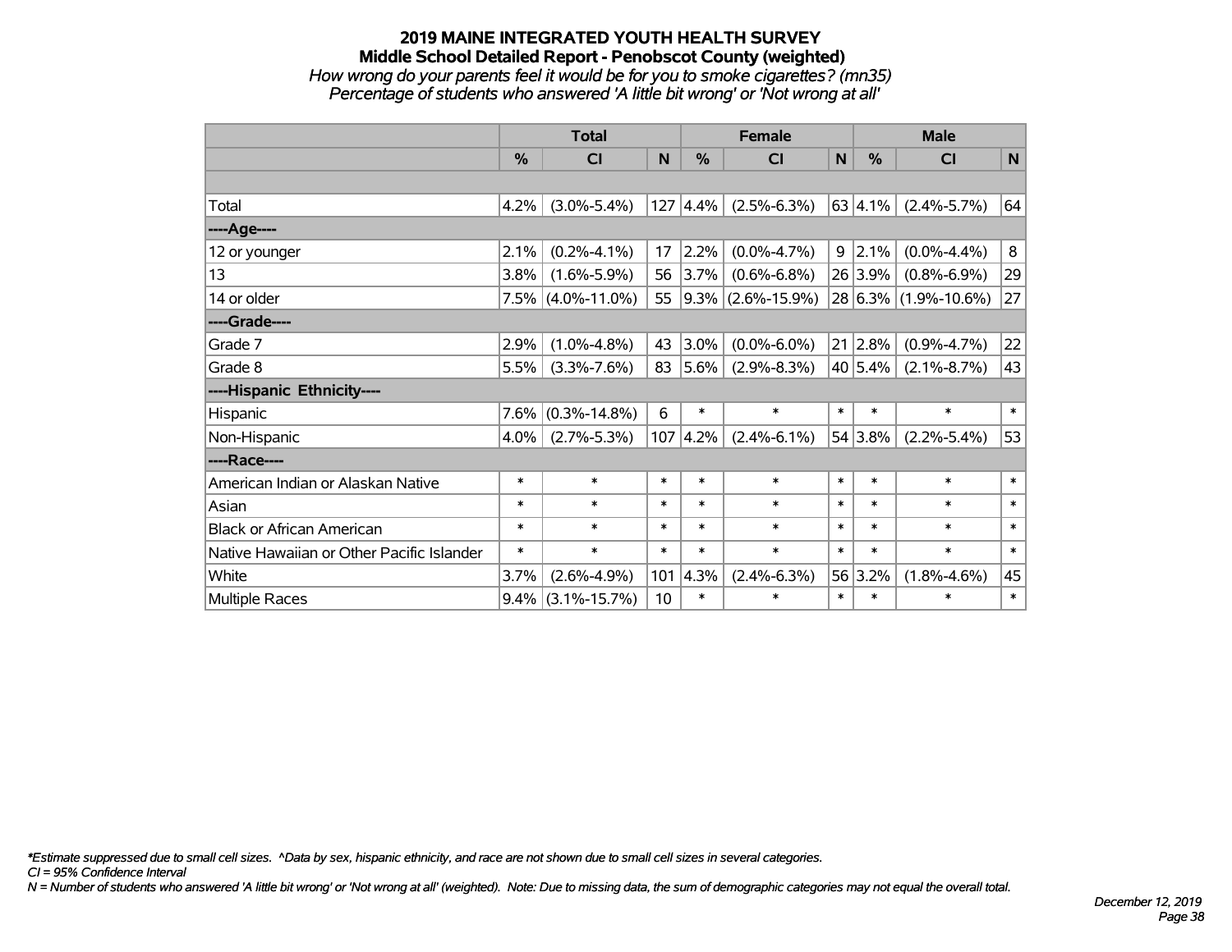# 2019 MAINE INTEGRATED YOUTH HEALTH SURVEY

## Middle School Detailed Report - Penobscot County (weighted)

*How wrong do your parents feel it would be for you to smoke cigarettes? (mn35)*

*Percentage of students who answered 'A little bit wrong' or 'Not wrong at all'*

| | Total | | | Female | | | Male | | |
|---|---|---|---|---|---|---|---|---|---|
| | % | CI | N | % | CI | N | % | CI | N |
| | | | | | | | | | |
| Total | 4.2% | (3.0%-5.4%) | 127 | 4.4% | (2.5%-6.3%) | 63 | 4.1% | (2.4%-5.7%) | 64 |
| ----Age---- | | | | | | | | | |
| 12 or younger | 2.1% | (0.2%-4.1%) | 17 | 2.2% | (0.0%-4.7%) | 9 | 2.1% | (0.0%-4.4%) | 8 |
| 13 | 3.8% | (1.6%-5.9%) | 56 | 3.7% | (0.6%-6.8%) | 26 | 3.9% | (0.8%-6.9%) | 29 |
| 14 or older | 7.5% | (4.0%-11.0%) | 55 | 9.3% | (2.6%-15.9%) | 28 | 6.3% | (1.9%-10.6%) | 27 |
| ----Grade---- | | | | | | | | | |
| Grade 7 | 2.9% | (1.0%-4.8%) | 43 | 3.0% | (0.0%-6.0%) | 21 | 2.8% | (0.9%-4.7%) | 22 |
| Grade 8 | 5.5% | (3.3%-7.6%) | 83 | 5.6% | (2.9%-8.3%) | 40 | 5.4% | (2.1%-8.7%) | 43 |
| ----Hispanic Ethnicity---- | | | | | | | | | |
| Hispanic | 7.6% | (0.3%-14.8%) | 6 | * | * | * | * | * | * |
| Non-Hispanic | 4.0% | (2.7%-5.3%) | 107 | 4.2% | (2.4%-6.1%) | 54 | 3.8% | (2.2%-5.4%) | 53 |
| ----Race---- | | | | | | | | | |
| American Indian or Alaskan Native | * | * | * | * | * | * | * | * | * |
| Asian | * | * | * | * | * | * | * | * | * |
| Black or African American | * | * | * | * | * | * | * | * | * |
| Native Hawaiian or Other Pacific Islander | * | * | * | * | * | * | * | * | * |
| White | 3.7% | (2.6%-4.9%) | 101 | 4.3% | (2.4%-6.3%) | 56 | 3.2% | (1.8%-4.6%) | 45 |
| Multiple Races | 9.4% | (3.1%-15.7%) | 10 | * | * | * | * | * | * |

*\*Estimate suppressed due to small cell sizes. ^Data by sex, hispanic ethnicity, and race are not shown due to small cell sizes in several categories.*

*CI = 95% Confidence Interval*

*N = Number of students who answered 'A little bit wrong' or 'Not wrong at all' (weighted). Note: Due to missing data, the sum of demographic categories may not equal the overall total.*

*December 12, 2019*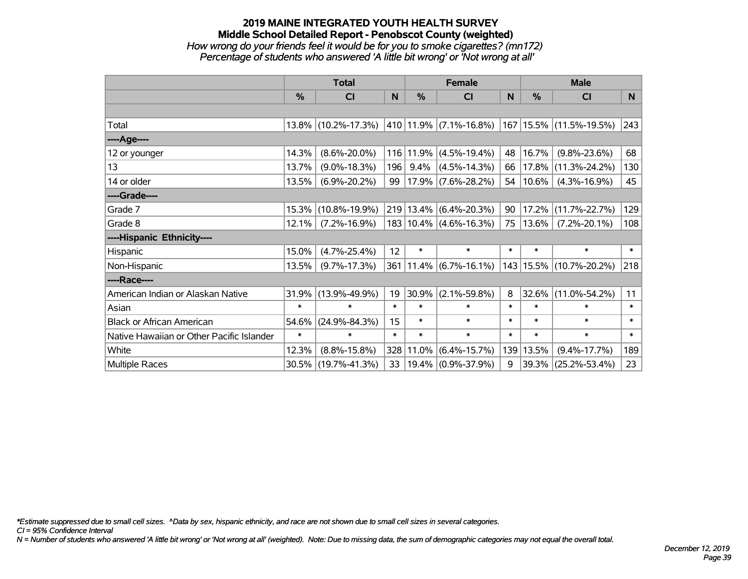# 2019 MAINE INTEGRATED YOUTH HEALTH SURVEY
## Middle School Detailed Report - Penobscot County (weighted)

*How wrong do your friends feel it would be for you to smoke cigarettes? (mn172)*
*Percentage of students who answered 'A little bit wrong' or 'Not wrong at all'*

| | Total | | | Female | | | Male | | |
|---|---|---|---|---|---|---|---|---|---|
| | % | CI | N | % | CI | N | % | CI | N |
| | | | | | | | | | |
| Total | 13.8% | (10.2%-17.3%) | 410 | 11.9% | (7.1%-16.8%) | 167 | 15.5% | (11.5%-19.5%) | 243 |
| ----Age---- | | | | | | | | | |
| 12 or younger | 14.3% | (8.6%-20.0%) | 116 | 11.9% | (4.5%-19.4%) | 48 | 16.7% | (9.8%-23.6%) | 68 |
| 13 | 13.7% | (9.0%-18.3%) | 196 | 9.4% | (4.5%-14.3%) | 66 | 17.8% | (11.3%-24.2%) | 130 |
| 14 or older | 13.5% | (6.9%-20.2%) | 99 | 17.9% | (7.6%-28.2%) | 54 | 10.6% | (4.3%-16.9%) | 45 |
| ----Grade---- | | | | | | | | | |
| Grade 7 | 15.3% | (10.8%-19.9%) | 219 | 13.4% | (6.4%-20.3%) | 90 | 17.2% | (11.7%-22.7%) | 129 |
| Grade 8 | 12.1% | (7.2%-16.9%) | 183 | 10.4% | (4.6%-16.3%) | 75 | 13.6% | (7.2%-20.1%) | 108 |
| ----Hispanic Ethnicity---- | | | | | | | | | |
| Hispanic | 15.0% | (4.7%-25.4%) | 12 | * | * | * | * | * | * |
| Non-Hispanic | 13.5% | (9.7%-17.3%) | 361 | 11.4% | (6.7%-16.1%) | 143 | 15.5% | (10.7%-20.2%) | 218 |
| ----Race---- | | | | | | | | | |
| American Indian or Alaskan Native | 31.9% | (13.9%-49.9%) | 19 | 30.9% | (2.1%-59.8%) | 8 | 32.6% | (11.0%-54.2%) | 11 |
| Asian | * | * | * | * | * | * | * | * | * |
| Black or African American | 54.6% | (24.9%-84.3%) | 15 | * | * | * | * | * | * |
| Native Hawaiian or Other Pacific Islander | * | * | * | * | * | * | * | * | * |
| White | 12.3% | (8.8%-15.8%) | 328 | 11.0% | (6.4%-15.7%) | 139 | 13.5% | (9.4%-17.7%) | 189 |
| Multiple Races | 30.5% | (19.7%-41.3%) | 33 | 19.4% | (0.9%-37.9%) | 9 | 39.3% | (25.2%-53.4%) | 23 |

*\*Estimate suppressed due to small cell sizes. ^Data by sex, hispanic ethnicity, and race are not shown due to small cell sizes in several categories.*
*CI = 95% Confidence Interval*
*N = Number of students who answered 'A little bit wrong' or 'Not wrong at all' (weighted). Note: Due to missing data, the sum of demographic categories may not equal the overall total.*

*December 12, 2019*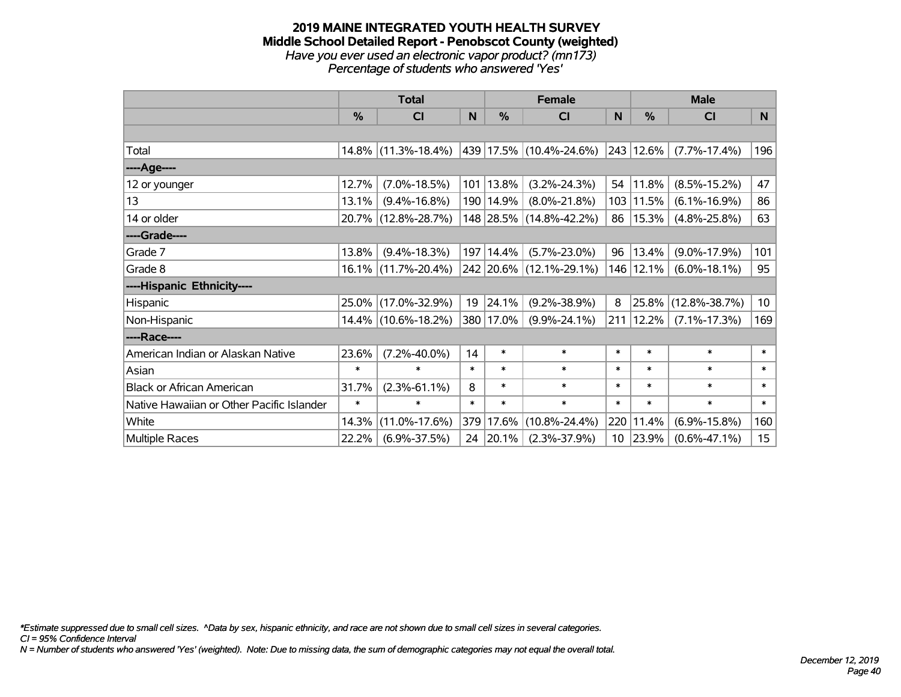# 2019 MAINE INTEGRATED YOUTH HEALTH SURVEY
## Middle School Detailed Report - Penobscot County (weighted)
*Have you ever used an electronic vapor product? (mn173)*
*Percentage of students who answered 'Yes'*

| | Total | | | Female | | | Male | | |
|---|---|---|---|---|---|---|---|---|---|
| | % | CI | N | % | CI | N | % | CI | N |
| Total | 14.8% | (11.3%-18.4%) | 439 | 17.5% | (10.4%-24.6%) | 243 | 12.6% | (7.7%-17.4%) | 196 |
| ----Age---- | | | | | | | | | |
| 12 or younger | 12.7% | (7.0%-18.5%) | 101 | 13.8% | (3.2%-24.3%) | 54 | 11.8% | (8.5%-15.2%) | 47 |
| 13 | 13.1% | (9.4%-16.8%) | 190 | 14.9% | (8.0%-21.8%) | 103 | 11.5% | (6.1%-16.9%) | 86 |
| 14 or older | 20.7% | (12.8%-28.7%) | 148 | 28.5% | (14.8%-42.2%) | 86 | 15.3% | (4.8%-25.8%) | 63 |
| ----Grade---- | | | | | | | | | |
| Grade 7 | 13.8% | (9.4%-18.3%) | 197 | 14.4% | (5.7%-23.0%) | 96 | 13.4% | (9.0%-17.9%) | 101 |
| Grade 8 | 16.1% | (11.7%-20.4%) | 242 | 20.6% | (12.1%-29.1%) | 146 | 12.1% | (6.0%-18.1%) | 95 |
| ----Hispanic Ethnicity---- | | | | | | | | | |
| Hispanic | 25.0% | (17.0%-32.9%) | 19 | 24.1% | (9.2%-38.9%) | 8 | 25.8% | (12.8%-38.7%) | 10 |
| Non-Hispanic | 14.4% | (10.6%-18.2%) | 380 | 17.0% | (9.9%-24.1%) | 211 | 12.2% | (7.1%-17.3%) | 169 |
| ----Race---- | | | | | | | | | |
| American Indian or Alaskan Native | 23.6% | (7.2%-40.0%) | 14 | * | * | * | * | * | * |
| Asian | * | * | * | * | * | * | * | * | * |
| Black or African American | 31.7% | (2.3%-61.1%) | 8 | * | * | * | * | * | * |
| Native Hawaiian or Other Pacific Islander | * | * | * | * | * | * | * | * | * |
| White | 14.3% | (11.0%-17.6%) | 379 | 17.6% | (10.8%-24.4%) | 220 | 11.4% | (6.9%-15.8%) | 160 |
| Multiple Races | 22.2% | (6.9%-37.5%) | 24 | 20.1% | (2.3%-37.9%) | 10 | 23.9% | (0.6%-47.1%) | 15 |

*\*Estimate suppressed due to small cell sizes. ^Data by sex, hispanic ethnicity, and race are not shown due to small cell sizes in several categories.*
*CI = 95% Confidence Interval*
*N = Number of students who answered 'Yes' (weighted). Note: Due to missing data, the sum of demographic categories may not equal the overall total.*

*December 12, 2019*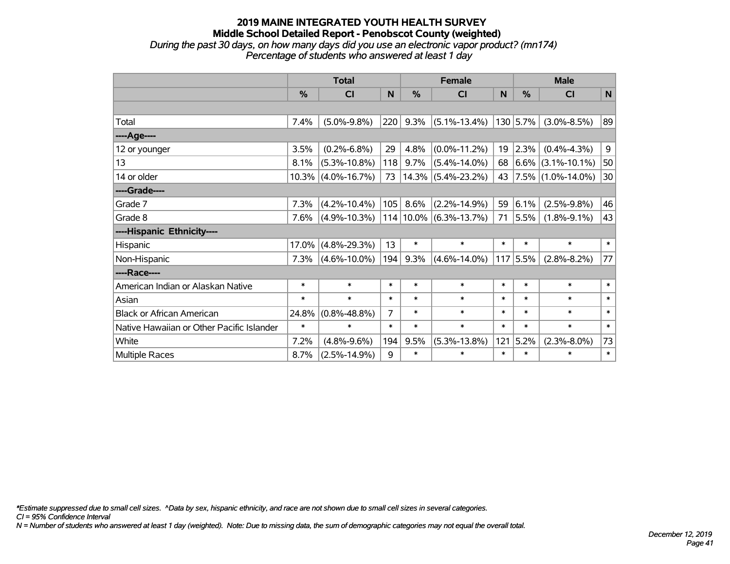# 2019 MAINE INTEGRATED YOUTH HEALTH SURVEY

## Middle School Detailed Report - Penobscot County (weighted)

*During the past 30 days, on how many days did you use an electronic vapor product? (mn174)*

*Percentage of students who answered at least 1 day*

| | Total | | | Female | | | Male | | |
|---|---|---|---|---|---|---|---|---|---|
| | % | CI | N | % | CI | N | % | CI | N |
| Total | 7.4% | (5.0%-9.8%) | 220 | 9.3% | (5.1%-13.4%) | 130 | 5.7% | (3.0%-8.5%) | 89 |
| **----Age----** | | | | | | | | | |
| 12 or younger | 3.5% | (0.2%-6.8%) | 29 | 4.8% | (0.0%-11.2%) | 19 | 2.3% | (0.4%-4.3%) | 9 |
| 13 | 8.1% | (5.3%-10.8%) | 118 | 9.7% | (5.4%-14.0%) | 68 | 6.6% | (3.1%-10.1%) | 50 |
| 14 or older | 10.3% | (4.0%-16.7%) | 73 | 14.3% | (5.4%-23.2%) | 43 | 7.5% | (1.0%-14.0%) | 30 |
| **----Grade----** | | | | | | | | | |
| Grade 7 | 7.3% | (4.2%-10.4%) | 105 | 8.6% | (2.2%-14.9%) | 59 | 6.1% | (2.5%-9.8%) | 46 |
| Grade 8 | 7.6% | (4.9%-10.3%) | 114 | 10.0% | (6.3%-13.7%) | 71 | 5.5% | (1.8%-9.1%) | 43 |
| **----Hispanic Ethnicity----** | | | | | | | | | |
| Hispanic | 17.0% | (4.8%-29.3%) | 13 | * | * | * | * | * | * |
| Non-Hispanic | 7.3% | (4.6%-10.0%) | 194 | 9.3% | (4.6%-14.0%) | 117 | 5.5% | (2.8%-8.2%) | 77 |
| **----Race----** | | | | | | | | | |
| American Indian or Alaskan Native | * | * | * | * | * | * | * | * | * |
| Asian | * | * | * | * | * | * | * | * | * |
| Black or African American | 24.8% | (0.8%-48.8%) | 7 | * | * | * | * | * | * |
| Native Hawaiian or Other Pacific Islander | * | * | * | * | * | * | * | * | * |
| White | 7.2% | (4.8%-9.6%) | 194 | 9.5% | (5.3%-13.8%) | 121 | 5.2% | (2.3%-8.0%) | 73 |
| Multiple Races | 8.7% | (2.5%-14.9%) | 9 | * | * | * | * | * | * |

*Estimate suppressed due to small cell sizes. ^Data by sex, hispanic ethnicity, and race are not shown due to small cell sizes in several categories.*

*CI = 95% Confidence Interval*

*N = Number of students who answered at least 1 day (weighted). Note: Due to missing data, the sum of demographic categories may not equal the overall total.*

*December 12, 2019*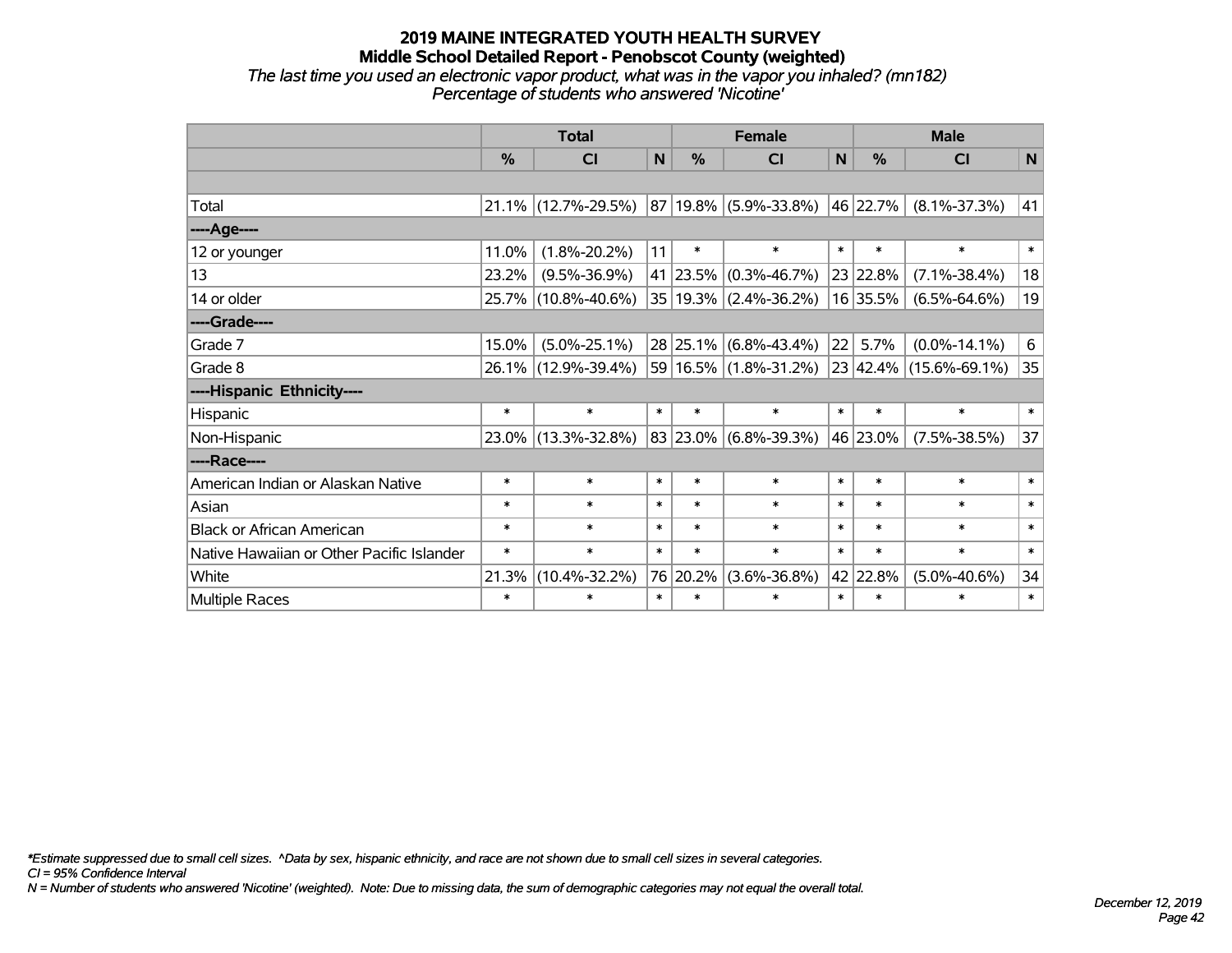# 2019 MAINE INTEGRATED YOUTH HEALTH SURVEY
## Middle School Detailed Report - Penobscot County (weighted)
*The last time you used an electronic vapor product, what was in the vapor you inhaled? (mn182)*
*Percentage of students who answered 'Nicotine'*

| | Total | | | Female | | | Male | | |
|---|---|---|---|---|---|---|---|---|---|
| | % | CI | N | % | CI | N | % | CI | N |
| Total | 21.1% | (12.7%-29.5%) | 87 | 19.8% | (5.9%-33.8%) | 46 | 22.7% | (8.1%-37.3%) | 41 |
| ----Age---- | | | | | | | | | |
| 12 or younger | 11.0% | (1.8%-20.2%) | 11 | * | * | * | * | * | * |
| 13 | 23.2% | (9.5%-36.9%) | 41 | 23.5% | (0.3%-46.7%) | 23 | 22.8% | (7.1%-38.4%) | 18 |
| 14 or older | 25.7% | (10.8%-40.6%) | 35 | 19.3% | (2.4%-36.2%) | 16 | 35.5% | (6.5%-64.6%) | 19 |
| ----Grade---- | | | | | | | | | |
| Grade 7 | 15.0% | (5.0%-25.1%) | 28 | 25.1% | (6.8%-43.4%) | 22 | 5.7% | (0.0%-14.1%) | 6 |
| Grade 8 | 26.1% | (12.9%-39.4%) | 59 | 16.5% | (1.8%-31.2%) | 23 | 42.4% | (15.6%-69.1%) | 35 |
| ----Hispanic Ethnicity---- | | | | | | | | | |
| Hispanic | * | * | * | * | * | * | * | * | * |
| Non-Hispanic | 23.0% | (13.3%-32.8%) | 83 | 23.0% | (6.8%-39.3%) | 46 | 23.0% | (7.5%-38.5%) | 37 |
| ----Race---- | | | | | | | | | |
| American Indian or Alaskan Native | * | * | * | * | * | * | * | * | * |
| Asian | * | * | * | * | * | * | * | * | * |
| Black or African American | * | * | * | * | * | * | * | * | * |
| Native Hawaiian or Other Pacific Islander | * | * | * | * | * | * | * | * | * |
| White | 21.3% | (10.4%-32.2%) | 76 | 20.2% | (3.6%-36.8%) | 42 | 22.8% | (5.0%-40.6%) | 34 |
| Multiple Races | * | * | * | * | * | * | * | * | * |

*\*Estimate suppressed due to small cell sizes. ^Data by sex, hispanic ethnicity, and race are not shown due to small cell sizes in several categories.*
*CI = 95% Confidence Interval*
*N = Number of students who answered 'Nicotine' (weighted). Note: Due to missing data, the sum of demographic categories may not equal the overall total.*

*December 12, 2019*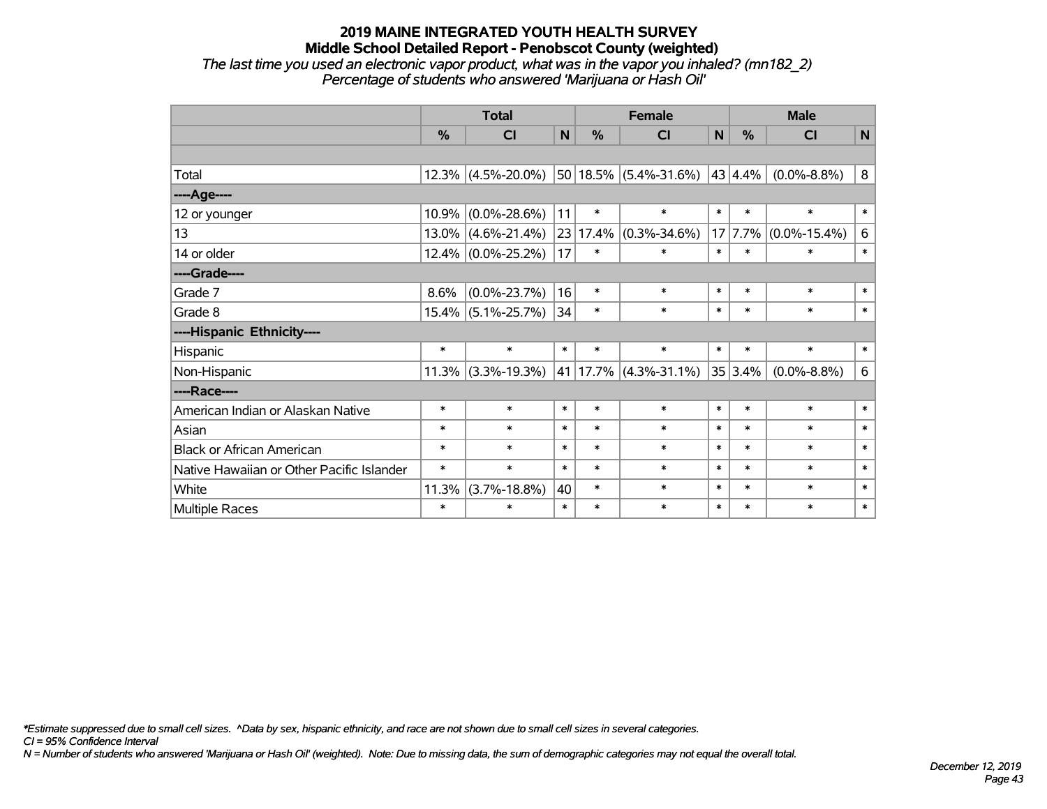# 2019 MAINE INTEGRATED YOUTH HEALTH SURVEY
## Middle School Detailed Report - Penobscot County (weighted)
*The last time you used an electronic vapor product, what was in the vapor you inhaled? (mn182_2)*
*Percentage of students who answered 'Marijuana or Hash Oil'*

| | Total | | | Female | | | Male | | |
|---|---|---|---|---|---|---|---|---|---|
| | % | CI | N | % | CI | N | % | CI | N |
| | | | | | | | | | |
| Total | 12.3% | (4.5%-20.0%) | 50 | 18.5% | (5.4%-31.6%) | 43 | 4.4% | (0.0%-8.8%) | 8 |
| ----Age---- | | | | | | | | | |
| 12 or younger | 10.9% | (0.0%-28.6%) | 11 | * | * | * | * | * | * |
| 13 | 13.0% | (4.6%-21.4%) | 23 | 17.4% | (0.3%-34.6%) | 17 | 7.7% | (0.0%-15.4%) | 6 |
| 14 or older | 12.4% | (0.0%-25.2%) | 17 | * | * | * | * | * | * |
| ----Grade---- | | | | | | | | | |
| Grade 7 | 8.6% | (0.0%-23.7%) | 16 | * | * | * | * | * | * |
| Grade 8 | 15.4% | (5.1%-25.7%) | 34 | * | * | * | * | * | * |
| ----Hispanic Ethnicity---- | | | | | | | | | |
| Hispanic | * | * | * | * | * | * | * | * | * |
| Non-Hispanic | 11.3% | (3.3%-19.3%) | 41 | 17.7% | (4.3%-31.1%) | 35 | 3.4% | (0.0%-8.8%) | 6 |
| ----Race---- | | | | | | | | | |
| American Indian or Alaskan Native | * | * | * | * | * | * | * | * | * |
| Asian | * | * | * | * | * | * | * | * | * |
| Black or African American | * | * | * | * | * | * | * | * | * |
| Native Hawaiian or Other Pacific Islander | * | * | * | * | * | * | * | * | * |
| White | 11.3% | (3.7%-18.8%) | 40 | * | * | * | * | * | * |
| Multiple Races | * | * | * | * | * | * | * | * | * |

*\*Estimate suppressed due to small cell sizes. ^Data by sex, hispanic ethnicity, and race are not shown due to small cell sizes in several categories.*
*CI = 95% Confidence Interval*
*N = Number of students who answered 'Marijuana or Hash Oil' (weighted). Note: Due to missing data, the sum of demographic categories may not equal the overall total.*

*December 12, 2019*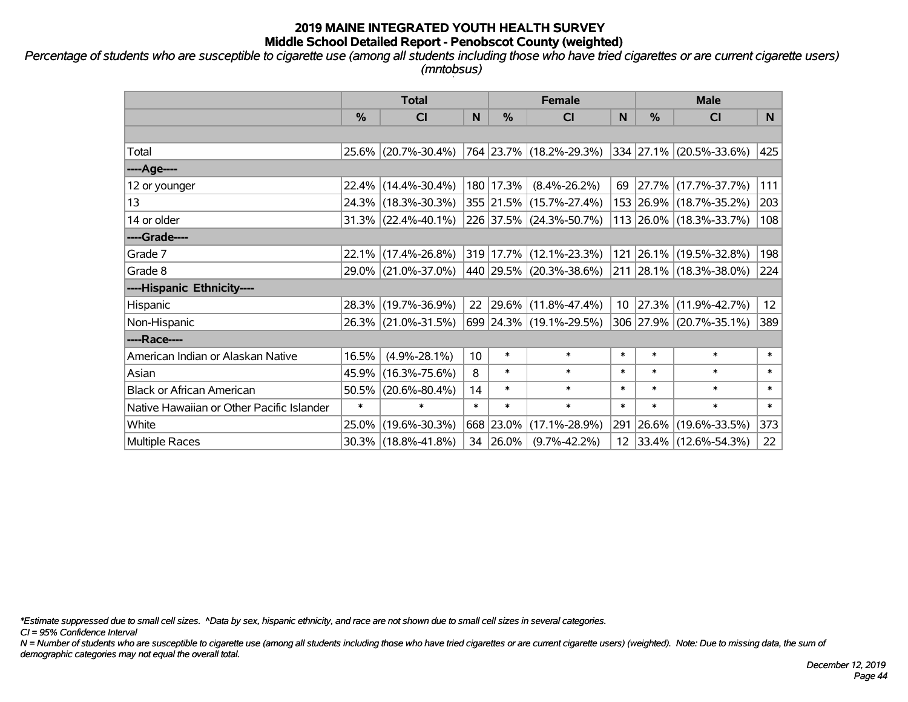# 2019 MAINE INTEGRATED YOUTH HEALTH SURVEY
## Middle School Detailed Report - Penobscot County (weighted)

*Percentage of students who are susceptible to cigarette use (among all students including those who have tried cigarettes or are current cigarette users) (mntobsus)*

| | Total | | | Female | | | Male | | |
|---|---|---|---|---|---|---|---|---|---|
| | % | CI | N | % | CI | N | % | CI | N |
| | | | | | | | | | |
| Total | 25.6% | (20.7%-30.4%) | 764 | 23.7% | (18.2%-29.3%) | 334 | 27.1% | (20.5%-33.6%) | 425 |
| ----Age---- | | | | | | | | | |
| 12 or younger | 22.4% | (14.4%-30.4%) | 180 | 17.3% | (8.4%-26.2%) | 69 | 27.7% | (17.7%-37.7%) | 111 |
| 13 | 24.3% | (18.3%-30.3%) | 355 | 21.5% | (15.7%-27.4%) | 153 | 26.9% | (18.7%-35.2%) | 203 |
| 14 or older | 31.3% | (22.4%-40.1%) | 226 | 37.5% | (24.3%-50.7%) | 113 | 26.0% | (18.3%-33.7%) | 108 |
| ----Grade---- | | | | | | | | | |
| Grade 7 | 22.1% | (17.4%-26.8%) | 319 | 17.7% | (12.1%-23.3%) | 121 | 26.1% | (19.5%-32.8%) | 198 |
| Grade 8 | 29.0% | (21.0%-37.0%) | 440 | 29.5% | (20.3%-38.6%) | 211 | 28.1% | (18.3%-38.0%) | 224 |
| ----Hispanic Ethnicity---- | | | | | | | | | |
| Hispanic | 28.3% | (19.7%-36.9%) | 22 | 29.6% | (11.8%-47.4%) | 10 | 27.3% | (11.9%-42.7%) | 12 |
| Non-Hispanic | 26.3% | (21.0%-31.5%) | 699 | 24.3% | (19.1%-29.5%) | 306 | 27.9% | (20.7%-35.1%) | 389 |
| ----Race---- | | | | | | | | | |
| American Indian or Alaskan Native | 16.5% | (4.9%-28.1%) | 10 | * | * | * | * | * | * |
| Asian | 45.9% | (16.3%-75.6%) | 8 | * | * | * | * | * | * |
| Black or African American | 50.5% | (20.6%-80.4%) | 14 | * | * | * | * | * | * |
| Native Hawaiian or Other Pacific Islander | * | * | * | * | * | * | * | * | * |
| White | 25.0% | (19.6%-30.3%) | 668 | 23.0% | (17.1%-28.9%) | 291 | 26.6% | (19.6%-33.5%) | 373 |
| Multiple Races | 30.3% | (18.8%-41.8%) | 34 | 26.0% | (9.7%-42.2%) | 12 | 33.4% | (12.6%-54.3%) | 22 |

*\*Estimate suppressed due to small cell sizes. ^Data by sex, hispanic ethnicity, and race are not shown due to small cell sizes in several categories.*

*CI = 95% Confidence Interval*

*N = Number of students who are susceptible to cigarette use (among all students including those who have tried cigarettes or are current cigarette users) (weighted). Note: Due to missing data, the sum of demographic categories may not equal the overall total.*

*December 12, 2019*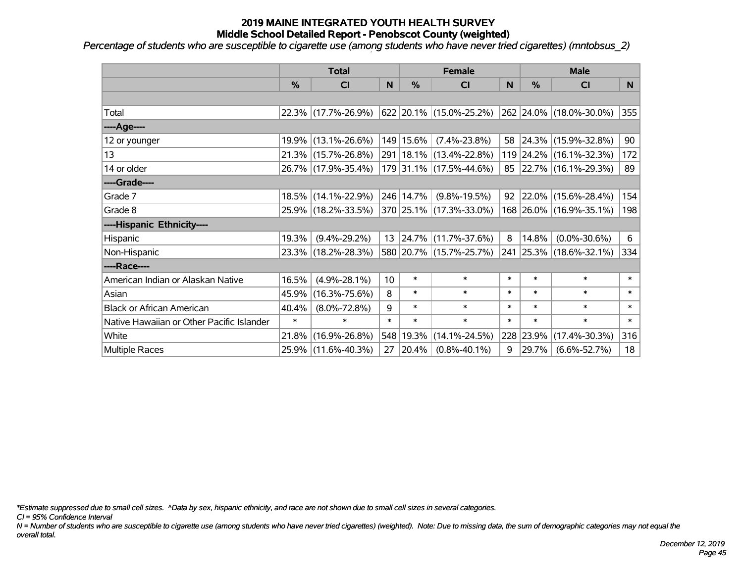# 2019 MAINE INTEGRATED YOUTH HEALTH SURVEY
## Middle School Detailed Report - Penobscot County (weighted)

*Percentage of students who are susceptible to cigarette use (among students who have never tried cigarettes) (mntobsus_2)*

| | Total | | | Female | | | Male | | |
|---|---|---|---|---|---|---|---|---|---|
| | % | CI | N | % | CI | N | % | CI | N |
| | | | | | | | | | |
| Total | 22.3% | (17.7%-26.9%) | 622 | 20.1% | (15.0%-25.2%) | 262 | 24.0% | (18.0%-30.0%) | 355 |
| ----Age---- | | | | | | | | | |
| 12 or younger | 19.9% | (13.1%-26.6%) | 149 | 15.6% | (7.4%-23.8%) | 58 | 24.3% | (15.9%-32.8%) | 90 |
| 13 | 21.3% | (15.7%-26.8%) | 291 | 18.1% | (13.4%-22.8%) | 119 | 24.2% | (16.1%-32.3%) | 172 |
| 14 or older | 26.7% | (17.9%-35.4%) | 179 | 31.1% | (17.5%-44.6%) | 85 | 22.7% | (16.1%-29.3%) | 89 |
| ----Grade---- | | | | | | | | | |
| Grade 7 | 18.5% | (14.1%-22.9%) | 246 | 14.7% | (9.8%-19.5%) | 92 | 22.0% | (15.6%-28.4%) | 154 |
| Grade 8 | 25.9% | (18.2%-33.5%) | 370 | 25.1% | (17.3%-33.0%) | 168 | 26.0% | (16.9%-35.1%) | 198 |
| ----Hispanic Ethnicity---- | | | | | | | | | |
| Hispanic | 19.3% | (9.4%-29.2%) | 13 | 24.7% | (11.7%-37.6%) | 8 | 14.8% | (0.0%-30.6%) | 6 |
| Non-Hispanic | 23.3% | (18.2%-28.3%) | 580 | 20.7% | (15.7%-25.7%) | 241 | 25.3% | (18.6%-32.1%) | 334 |
| ----Race---- | | | | | | | | | |
| American Indian or Alaskan Native | 16.5% | (4.9%-28.1%) | 10 | * | * | * | * | * | * |
| Asian | 45.9% | (16.3%-75.6%) | 8 | * | * | * | * | * | * |
| Black or African American | 40.4% | (8.0%-72.8%) | 9 | * | * | * | * | * | * |
| Native Hawaiian or Other Pacific Islander | * | * | * | * | * | * | * | * | * |
| White | 21.8% | (16.9%-26.8%) | 548 | 19.3% | (14.1%-24.5%) | 228 | 23.9% | (17.4%-30.3%) | 316 |
| Multiple Races | 25.9% | (11.6%-40.3%) | 27 | 20.4% | (0.8%-40.1%) | 9 | 29.7% | (6.6%-52.7%) | 18 |

*\*Estimate suppressed due to small cell sizes. ^Data by sex, hispanic ethnicity, and race are not shown due to small cell sizes in several categories.*

*CI = 95% Confidence Interval*

*N = Number of students who are susceptible to cigarette use (among students who have never tried cigarettes) (weighted). Note: Due to missing data, the sum of demographic categories may not equal the overall total.*

*December 12, 2019*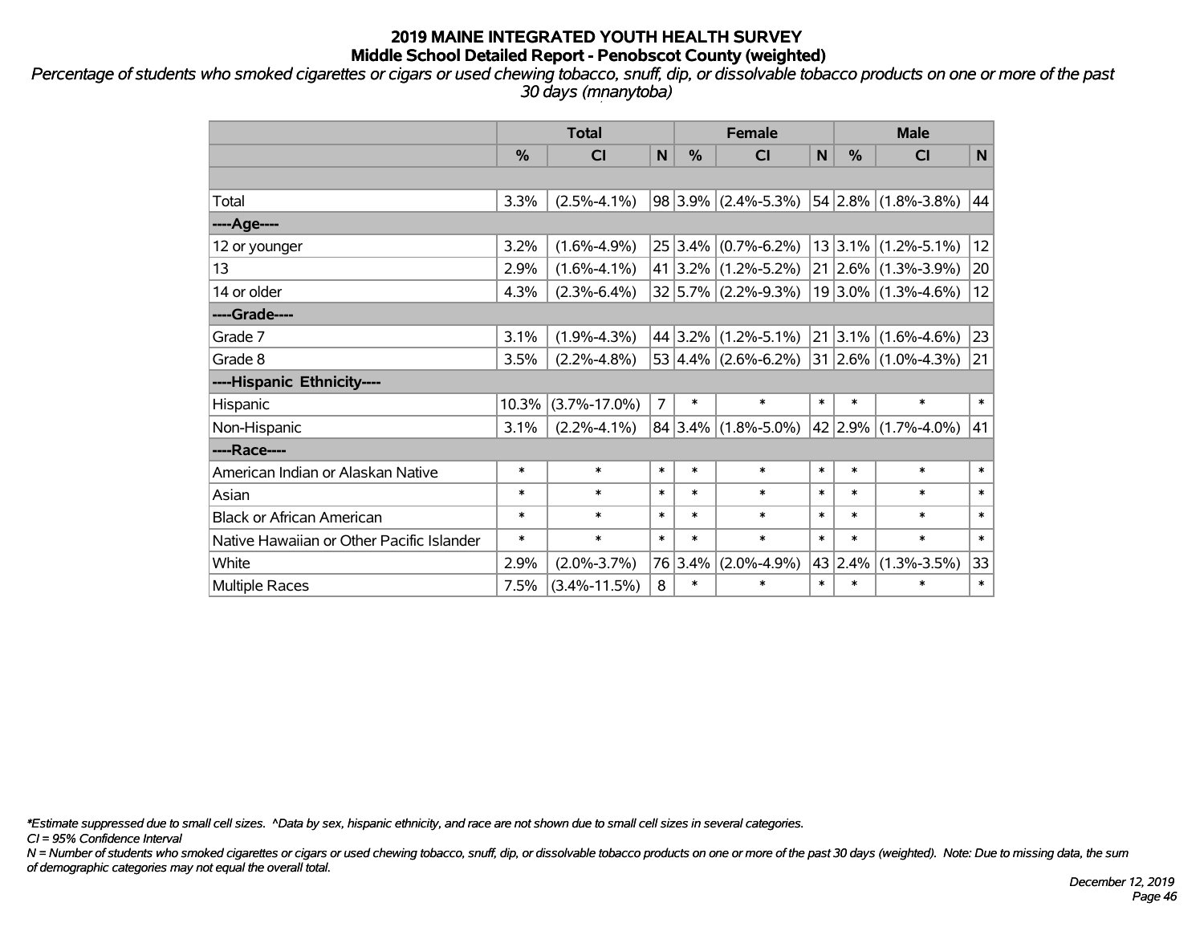# 2019 MAINE INTEGRATED YOUTH HEALTH SURVEY
## Middle School Detailed Report - Penobscot County (weighted)

*Percentage of students who smoked cigarettes or cigars or used chewing tobacco, snuff, dip, or dissolvable tobacco products on one or more of the past 30 days (mnanytoba)*

| | Total | | | Female | | | Male | | |
|---|---|---|---|---|---|---|---|---|---|
| | % | CI | N | % | CI | N | % | CI | N |
| | | | | | | | | | |
| Total | 3.3% | (2.5%-4.1%) | 98 | 3.9% | (2.4%-5.3%) | 54 | 2.8% | (1.8%-3.8%) | 44 |
| ----Age---- | | | | | | | | | |
| 12 or younger | 3.2% | (1.6%-4.9%) | 25 | 3.4% | (0.7%-6.2%) | 13 | 3.1% | (1.2%-5.1%) | 12 |
| 13 | 2.9% | (1.6%-4.1%) | 41 | 3.2% | (1.2%-5.2%) | 21 | 2.6% | (1.3%-3.9%) | 20 |
| 14 or older | 4.3% | (2.3%-6.4%) | 32 | 5.7% | (2.2%-9.3%) | 19 | 3.0% | (1.3%-4.6%) | 12 |
| ----Grade---- | | | | | | | | | |
| Grade 7 | 3.1% | (1.9%-4.3%) | 44 | 3.2% | (1.2%-5.1%) | 21 | 3.1% | (1.6%-4.6%) | 23 |
| Grade 8 | 3.5% | (2.2%-4.8%) | 53 | 4.4% | (2.6%-6.2%) | 31 | 2.6% | (1.0%-4.3%) | 21 |
| ----Hispanic Ethnicity---- | | | | | | | | | |
| Hispanic | 10.3% | (3.7%-17.0%) | 7 | * | * | * | * | * | * |
| Non-Hispanic | 3.1% | (2.2%-4.1%) | 84 | 3.4% | (1.8%-5.0%) | 42 | 2.9% | (1.7%-4.0%) | 41 |
| ----Race---- | | | | | | | | | |
| American Indian or Alaskan Native | * | * | * | * | * | * | * | * | * |
| Asian | * | * | * | * | * | * | * | * | * |
| Black or African American | * | * | * | * | * | * | * | * | * |
| Native Hawaiian or Other Pacific Islander | * | * | * | * | * | * | * | * | * |
| White | 2.9% | (2.0%-3.7%) | 76 | 3.4% | (2.0%-4.9%) | 43 | 2.4% | (1.3%-3.5%) | 33 |
| Multiple Races | 7.5% | (3.4%-11.5%) | 8 | * | * | * | * | * | * |

*Estimate suppressed due to small cell sizes. ^Data by sex, hispanic ethnicity, and race are not shown due to small cell sizes in several categories.

CI = 95% Confidence Interval

N = Number of students who smoked cigarettes or cigars or used chewing tobacco, snuff, dip, or dissolvable tobacco products on one or more of the past 30 days (weighted). Note: Due to missing data, the sum of demographic categories may not equal the overall total.

December 12, 2019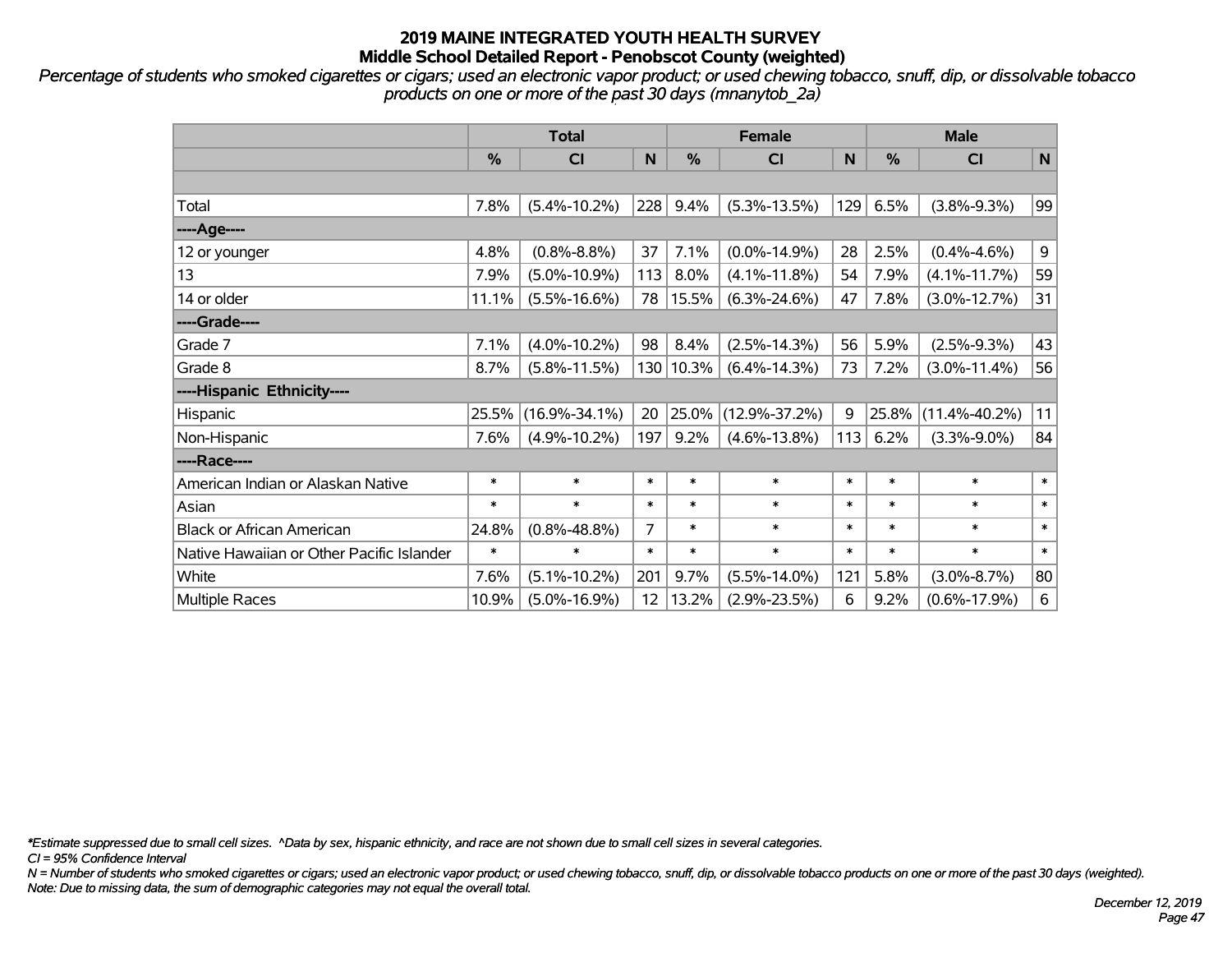# 2019 MAINE INTEGRATED YOUTH HEALTH SURVEY
## Middle School Detailed Report - Penobscot County (weighted)

*Percentage of students who smoked cigarettes or cigars; used an electronic vapor product; or used chewing tobacco, snuff, dip, or dissolvable tobacco products on one or more of the past 30 days (mnanytob_2a)*

| | Total | | | Female | | | Male | | |
|---|---|---|---|---|---|---|---|---|---|
| | % | CI | N | % | CI | N | % | CI | N |
| | | | | | | | | | |
| Total | 7.8% | (5.4%-10.2%) | 228 | 9.4% | (5.3%-13.5%) | 129 | 6.5% | (3.8%-9.3%) | 99 |
| ----Age---- | | | | | | | | | |
| 12 or younger | 4.8% | (0.8%-8.8%) | 37 | 7.1% | (0.0%-14.9%) | 28 | 2.5% | (0.4%-4.6%) | 9 |
| 13 | 7.9% | (5.0%-10.9%) | 113 | 8.0% | (4.1%-11.8%) | 54 | 7.9% | (4.1%-11.7%) | 59 |
| 14 or older | 11.1% | (5.5%-16.6%) | 78 | 15.5% | (6.3%-24.6%) | 47 | 7.8% | (3.0%-12.7%) | 31 |
| ----Grade---- | | | | | | | | | |
| Grade 7 | 7.1% | (4.0%-10.2%) | 98 | 8.4% | (2.5%-14.3%) | 56 | 5.9% | (2.5%-9.3%) | 43 |
| Grade 8 | 8.7% | (5.8%-11.5%) | 130 | 10.3% | (6.4%-14.3%) | 73 | 7.2% | (3.0%-11.4%) | 56 |
| ----Hispanic Ethnicity---- | | | | | | | | | |
| Hispanic | 25.5% | (16.9%-34.1%) | 20 | 25.0% | (12.9%-37.2%) | 9 | 25.8% | (11.4%-40.2%) | 11 |
| Non-Hispanic | 7.6% | (4.9%-10.2%) | 197 | 9.2% | (4.6%-13.8%) | 113 | 6.2% | (3.3%-9.0%) | 84 |
| ----Race---- | | | | | | | | | |
| American Indian or Alaskan Native | * | * | * | * | * | * | * | * | * |
| Asian | * | * | * | * | * | * | * | * | * |
| Black or African American | 24.8% | (0.8%-48.8%) | 7 | * | * | * | * | * | * |
| Native Hawaiian or Other Pacific Islander | * | * | * | * | * | * | * | * | * |
| White | 7.6% | (5.1%-10.2%) | 201 | 9.7% | (5.5%-14.0%) | 121 | 5.8% | (3.0%-8.7%) | 80 |
| Multiple Races | 10.9% | (5.0%-16.9%) | 12 | 13.2% | (2.9%-23.5%) | 6 | 9.2% | (0.6%-17.9%) | 6 |

*\*Estimate suppressed due to small cell sizes. ^Data by sex, hispanic ethnicity, and race are not shown due to small cell sizes in several categories.*

*CI = 95% Confidence Interval*

*N = Number of students who smoked cigarettes or cigars; used an electronic vapor product; or used chewing tobacco, snuff, dip, or dissolvable tobacco products on one or more of the past 30 days (weighted).*

*Note: Due to missing data, the sum of demographic categories may not equal the overall total.*

*December 12, 2019*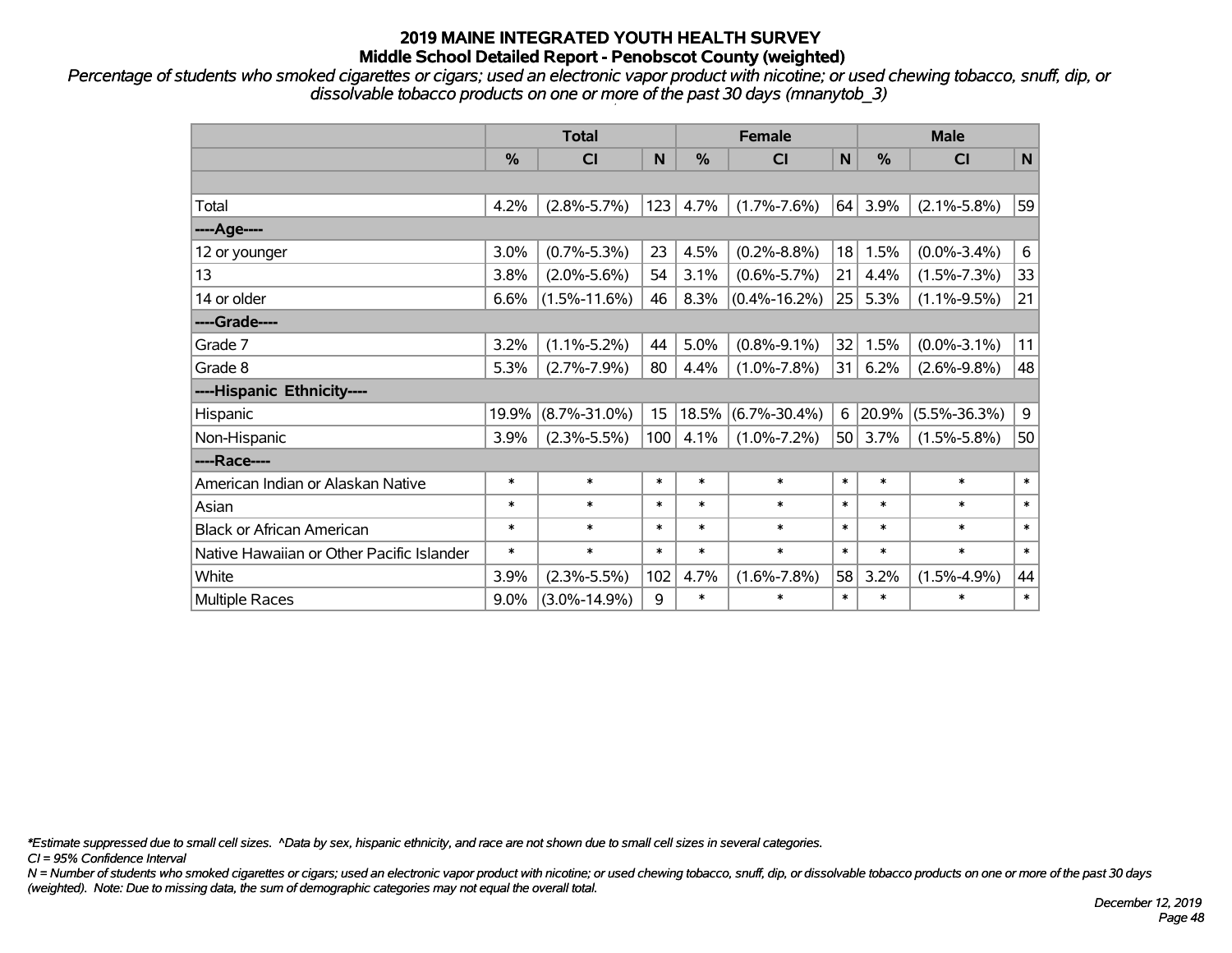# 2019 MAINE INTEGRATED YOUTH HEALTH SURVEY
## Middle School Detailed Report - Penobscot County (weighted)

*Percentage of students who smoked cigarettes or cigars; used an electronic vapor product with nicotine; or used chewing tobacco, snuff, dip, or dissolvable tobacco products on one or more of the past 30 days (mnanytob_3)*

| | Total | | | Female | | | Male | | |
|---|---|---|---|---|---|---|---|---|---|
| | % | CI | N | % | CI | N | % | CI | N |
| | | | | | | | | | |
| Total | 4.2% | (2.8%-5.7%) | 123 | 4.7% | (1.7%-7.6%) | 64 | 3.9% | (2.1%-5.8%) | 59 |
| ----Age---- | | | | | | | | | |
| 12 or younger | 3.0% | (0.7%-5.3%) | 23 | 4.5% | (0.2%-8.8%) | 18 | 1.5% | (0.0%-3.4%) | 6 |
| 13 | 3.8% | (2.0%-5.6%) | 54 | 3.1% | (0.6%-5.7%) | 21 | 4.4% | (1.5%-7.3%) | 33 |
| 14 or older | 6.6% | (1.5%-11.6%) | 46 | 8.3% | (0.4%-16.2%) | 25 | 5.3% | (1.1%-9.5%) | 21 |
| ----Grade---- | | | | | | | | | |
| Grade 7 | 3.2% | (1.1%-5.2%) | 44 | 5.0% | (0.8%-9.1%) | 32 | 1.5% | (0.0%-3.1%) | 11 |
| Grade 8 | 5.3% | (2.7%-7.9%) | 80 | 4.4% | (1.0%-7.8%) | 31 | 6.2% | (2.6%-9.8%) | 48 |
| ----Hispanic Ethnicity---- | | | | | | | | | |
| Hispanic | 19.9% | (8.7%-31.0%) | 15 | 18.5% | (6.7%-30.4%) | 6 | 20.9% | (5.5%-36.3%) | 9 |
| Non-Hispanic | 3.9% | (2.3%-5.5%) | 100 | 4.1% | (1.0%-7.2%) | 50 | 3.7% | (1.5%-5.8%) | 50 |
| ----Race---- | | | | | | | | | |
| American Indian or Alaskan Native | * | * | * | * | * | * | * | * | * |
| Asian | * | * | * | * | * | * | * | * | * |
| Black or African American | * | * | * | * | * | * | * | * | * |
| Native Hawaiian or Other Pacific Islander | * | * | * | * | * | * | * | * | * |
| White | 3.9% | (2.3%-5.5%) | 102 | 4.7% | (1.6%-7.8%) | 58 | 3.2% | (1.5%-4.9%) | 44 |
| Multiple Races | 9.0% | (3.0%-14.9%) | 9 | * | * | * | * | * | * |

*Estimate suppressed due to small cell sizes. ^Data by sex, hispanic ethnicity, and race are not shown due to small cell sizes in several categories.

CI = 95% Confidence Interval

N = Number of students who smoked cigarettes or cigars; used an electronic vapor product with nicotine; or used chewing tobacco, snuff, dip, or dissolvable tobacco products on one or more of the past 30 days (weighted). Note: Due to missing data, the sum of demographic categories may not equal the overall total.

December 12, 2019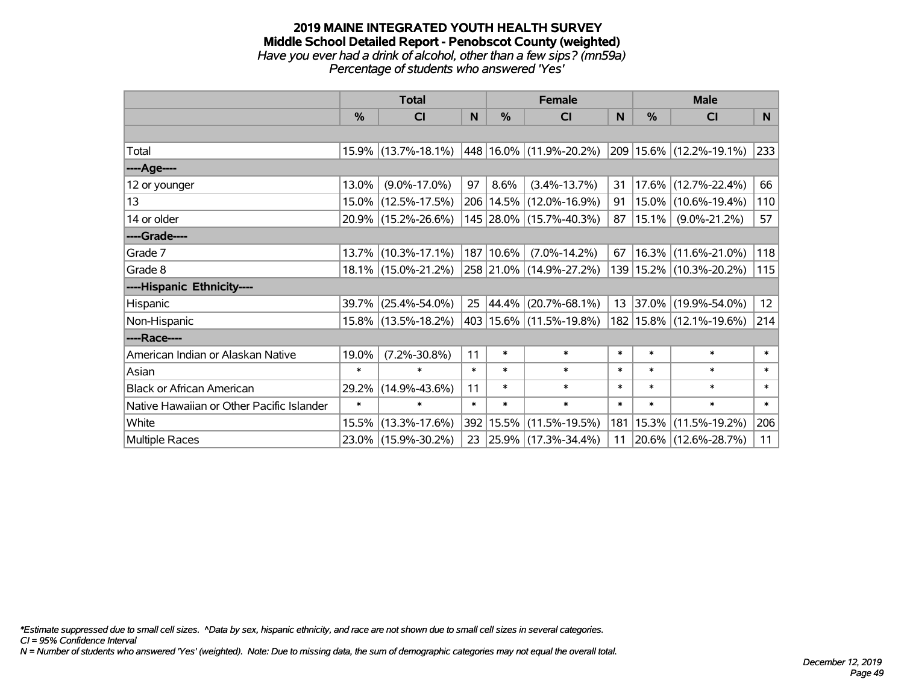# 2019 MAINE INTEGRATED YOUTH HEALTH SURVEY
## Middle School Detailed Report - Penobscot County (weighted)
*Have you ever had a drink of alcohol, other than a few sips? (mn59a)*
*Percentage of students who answered 'Yes'*

| | Total | | | Female | | | Male | | |
|---|---|---|---|---|---|---|---|---|---|
| | % | CI | N | % | CI | N | % | CI | N |
| Total | 15.9% | (13.7%-18.1%) | 448 | 16.0% | (11.9%-20.2%) | 209 | 15.6% | (12.2%-19.1%) | 233 |
| ----Age---- | | | | | | | | | |
| 12 or younger | 13.0% | (9.0%-17.0%) | 97 | 8.6% | (3.4%-13.7%) | 31 | 17.6% | (12.7%-22.4%) | 66 |
| 13 | 15.0% | (12.5%-17.5%) | 206 | 14.5% | (12.0%-16.9%) | 91 | 15.0% | (10.6%-19.4%) | 110 |
| 14 or older | 20.9% | (15.2%-26.6%) | 145 | 28.0% | (15.7%-40.3%) | 87 | 15.1% | (9.0%-21.2%) | 57 |
| ----Grade---- | | | | | | | | | |
| Grade 7 | 13.7% | (10.3%-17.1%) | 187 | 10.6% | (7.0%-14.2%) | 67 | 16.3% | (11.6%-21.0%) | 118 |
| Grade 8 | 18.1% | (15.0%-21.2%) | 258 | 21.0% | (14.9%-27.2%) | 139 | 15.2% | (10.3%-20.2%) | 115 |
| ----Hispanic Ethnicity---- | | | | | | | | | |
| Hispanic | 39.7% | (25.4%-54.0%) | 25 | 44.4% | (20.7%-68.1%) | 13 | 37.0% | (19.9%-54.0%) | 12 |
| Non-Hispanic | 15.8% | (13.5%-18.2%) | 403 | 15.6% | (11.5%-19.8%) | 182 | 15.8% | (12.1%-19.6%) | 214 |
| ----Race---- | | | | | | | | | |
| American Indian or Alaskan Native | 19.0% | (7.2%-30.8%) | 11 | * | * | * | * | * | * |
| Asian | * | * | * | * | * | * | * | * | * |
| Black or African American | 29.2% | (14.9%-43.6%) | 11 | * | * | * | * | * | * |
| Native Hawaiian or Other Pacific Islander | * | * | * | * | * | * | * | * | * |
| White | 15.5% | (13.3%-17.6%) | 392 | 15.5% | (11.5%-19.5%) | 181 | 15.3% | (11.5%-19.2%) | 206 |
| Multiple Races | 23.0% | (15.9%-30.2%) | 23 | 25.9% | (17.3%-34.4%) | 11 | 20.6% | (12.6%-28.7%) | 11 |

*Estimate suppressed due to small cell sizes. ^Data by sex, hispanic ethnicity, and race are not shown due to small cell sizes in several categories.
CI = 95% Confidence Interval
N = Number of students who answered 'Yes' (weighted). Note: Due to missing data, the sum of demographic categories may not equal the overall total.

December 12, 2019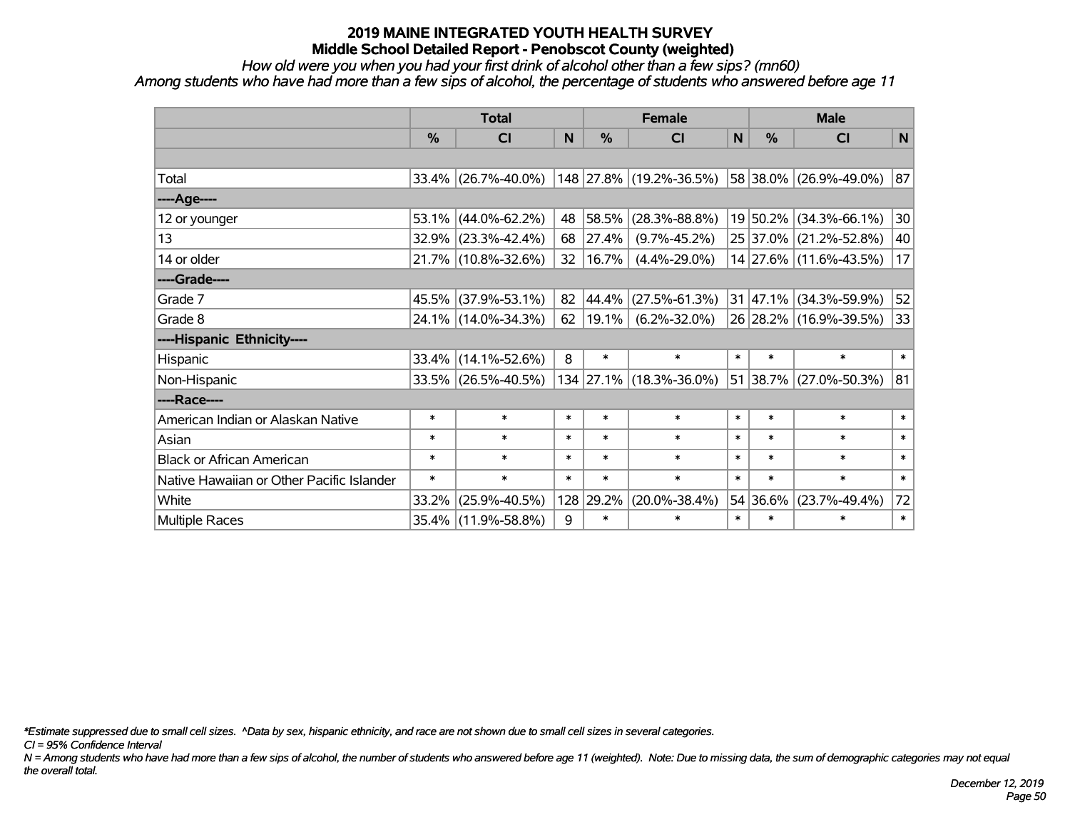# 2019 MAINE INTEGRATED YOUTH HEALTH SURVEY
## Middle School Detailed Report - Penobscot County (weighted)

*How old were you when you had your first drink of alcohol other than a few sips? (mn60)*
*Among students who have had more than a few sips of alcohol, the percentage of students who answered before age 11*

| | Total | | | Female | | | Male | | |
|---|---|---|---|---|---|---|---|---|---|
| | % | CI | N | % | CI | N | % | CI | N |
| Total | 33.4% | (26.7%-40.0%) | 148 | 27.8% | (19.2%-36.5%) | 58 | 38.0% | (26.9%-49.0%) | 87 |
| ----Age---- | | | | | | | | | |
| 12 or younger | 53.1% | (44.0%-62.2%) | 48 | 58.5% | (28.3%-88.8%) | 19 | 50.2% | (34.3%-66.1%) | 30 |
| 13 | 32.9% | (23.3%-42.4%) | 68 | 27.4% | (9.7%-45.2%) | 25 | 37.0% | (21.2%-52.8%) | 40 |
| 14 or older | 21.7% | (10.8%-32.6%) | 32 | 16.7% | (4.4%-29.0%) | 14 | 27.6% | (11.6%-43.5%) | 17 |
| ----Grade---- | | | | | | | | | |
| Grade 7 | 45.5% | (37.9%-53.1%) | 82 | 44.4% | (27.5%-61.3%) | 31 | 47.1% | (34.3%-59.9%) | 52 |
| Grade 8 | 24.1% | (14.0%-34.3%) | 62 | 19.1% | (6.2%-32.0%) | 26 | 28.2% | (16.9%-39.5%) | 33 |
| ----Hispanic Ethnicity---- | | | | | | | | | |
| Hispanic | 33.4% | (14.1%-52.6%) | 8 | * | * | * | * | * | * |
| Non-Hispanic | 33.5% | (26.5%-40.5%) | 134 | 27.1% | (18.3%-36.0%) | 51 | 38.7% | (27.0%-50.3%) | 81 |
| ----Race---- | | | | | | | | | |
| American Indian or Alaskan Native | * | * | * | * | * | * | * | * | * |
| Asian | * | * | * | * | * | * | * | * | * |
| Black or African American | * | * | * | * | * | * | * | * | * |
| Native Hawaiian or Other Pacific Islander | * | * | * | * | * | * | * | * | * |
| White | 33.2% | (25.9%-40.5%) | 128 | 29.2% | (20.0%-38.4%) | 54 | 36.6% | (23.7%-49.4%) | 72 |
| Multiple Races | 35.4% | (11.9%-58.8%) | 9 | * | * | * | * | * | * |

*\*Estimate suppressed due to small cell sizes. ^Data by sex, hispanic ethnicity, and race are not shown due to small cell sizes in several categories.*

*CI = 95% Confidence Interval*

*N = Among students who have had more than a few sips of alcohol, the number of students who answered before age 11 (weighted). Note: Due to missing data, the sum of demographic categories may not equal the overall total.*

*December 12, 2019*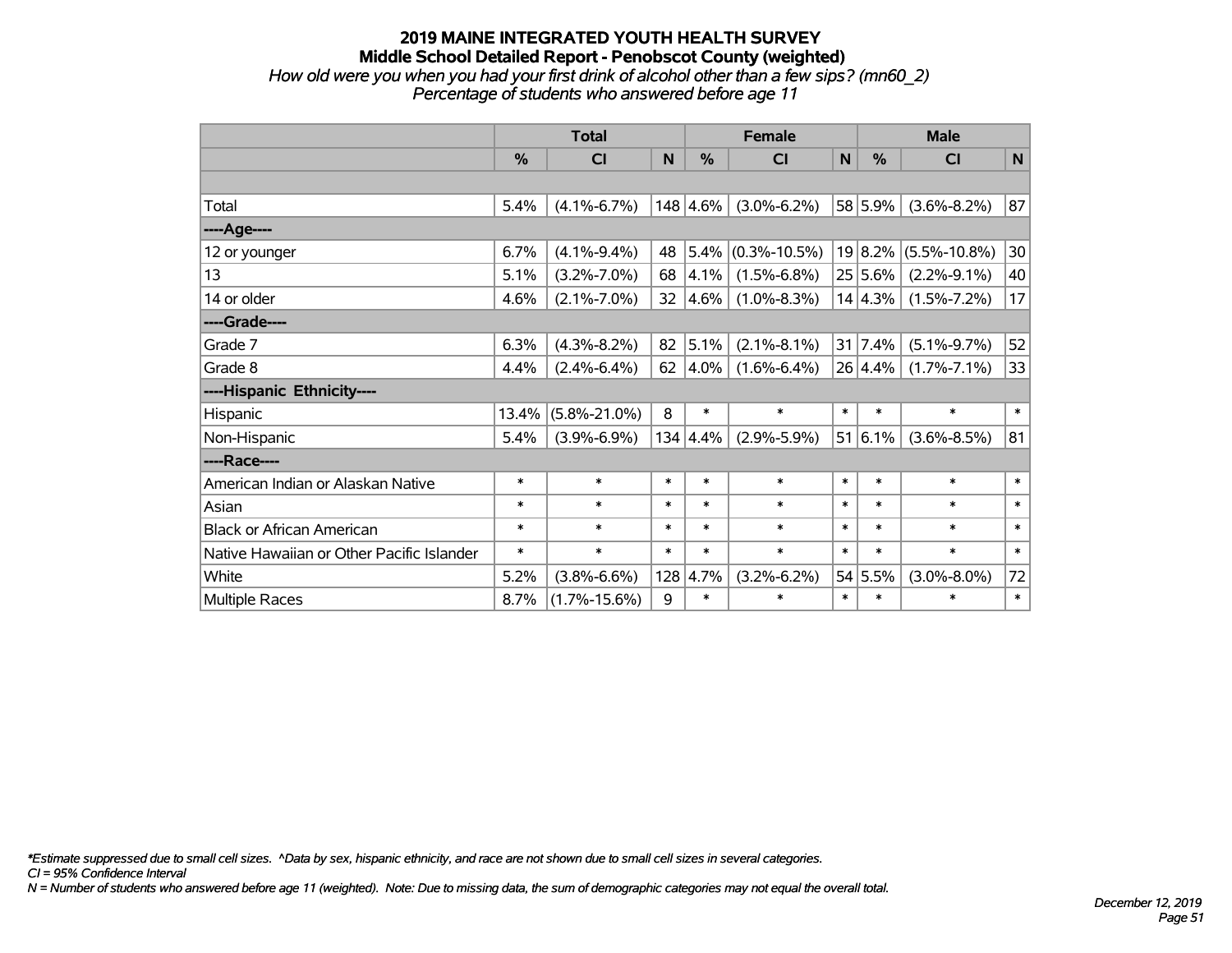# 2019 MAINE INTEGRATED YOUTH HEALTH SURVEY

## Middle School Detailed Report - Penobscot County (weighted)

*How old were you when you had your first drink of alcohol other than a few sips? (mn60_2)*

*Percentage of students who answered before age 11*

| | Total | | | Female | | | Male | | |
|---|---|---|---|---|---|---|---|---|---|
| | % | CI | N | % | CI | N | % | CI | N |
| | | | | | | | | | |
| Total | 5.4% | (4.1%-6.7%) | 148 | 4.6% | (3.0%-6.2%) | 58 | 5.9% | (3.6%-8.2%) | 87 |
| ----Age---- | | | | | | | | | |
| 12 or younger | 6.7% | (4.1%-9.4%) | 48 | 5.4% | (0.3%-10.5%) | 19 | 8.2% | (5.5%-10.8%) | 30 |
| 13 | 5.1% | (3.2%-7.0%) | 68 | 4.1% | (1.5%-6.8%) | 25 | 5.6% | (2.2%-9.1%) | 40 |
| 14 or older | 4.6% | (2.1%-7.0%) | 32 | 4.6% | (1.0%-8.3%) | 14 | 4.3% | (1.5%-7.2%) | 17 |
| ----Grade---- | | | | | | | | | |
| Grade 7 | 6.3% | (4.3%-8.2%) | 82 | 5.1% | (2.1%-8.1%) | 31 | 7.4% | (5.1%-9.7%) | 52 |
| Grade 8 | 4.4% | (2.4%-6.4%) | 62 | 4.0% | (1.6%-6.4%) | 26 | 4.4% | (1.7%-7.1%) | 33 |
| ----Hispanic Ethnicity---- | | | | | | | | | |
| Hispanic | 13.4% | (5.8%-21.0%) | 8 | * | * | * | * | * | * |
| Non-Hispanic | 5.4% | (3.9%-6.9%) | 134 | 4.4% | (2.9%-5.9%) | 51 | 6.1% | (3.6%-8.5%) | 81 |
| ----Race---- | | | | | | | | | |
| American Indian or Alaskan Native | * | * | * | * | * | * | * | * | * |
| Asian | * | * | * | * | * | * | * | * | * |
| Black or African American | * | * | * | * | * | * | * | * | * |
| Native Hawaiian or Other Pacific Islander | * | * | * | * | * | * | * | * | * |
| White | 5.2% | (3.8%-6.6%) | 128 | 4.7% | (3.2%-6.2%) | 54 | 5.5% | (3.0%-8.0%) | 72 |
| Multiple Races | 8.7% | (1.7%-15.6%) | 9 | * | * | * | * | * | * |

*\*Estimate suppressed due to small cell sizes. ^Data by sex, hispanic ethnicity, and race are not shown due to small cell sizes in several categories.*

*CI = 95% Confidence Interval*

*N = Number of students who answered before age 11 (weighted). Note: Due to missing data, the sum of demographic categories may not equal the overall total.*

*December 12, 2019*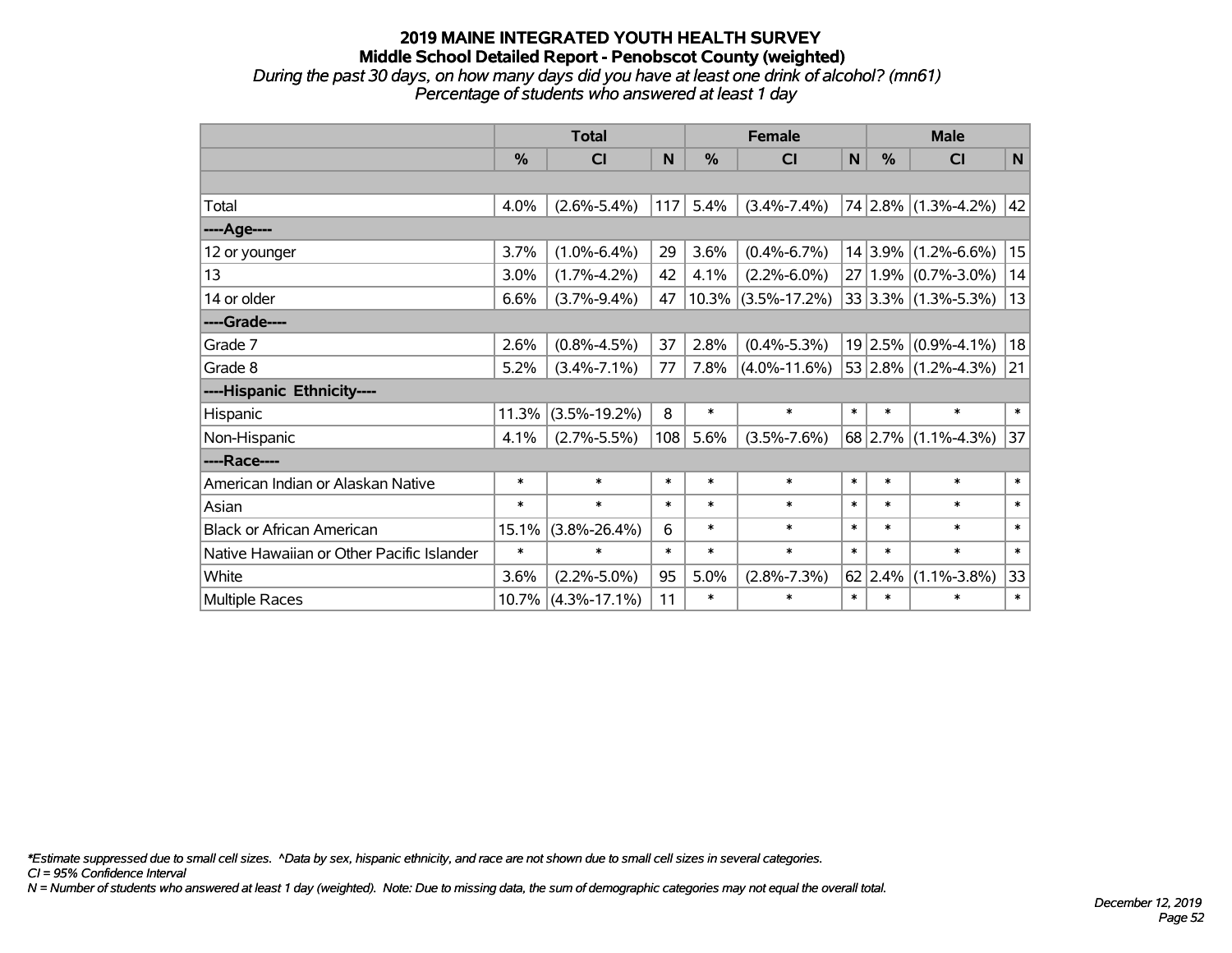# 2019 MAINE INTEGRATED YOUTH HEALTH SURVEY

## Middle School Detailed Report - Penobscot County (weighted)

*During the past 30 days, on how many days did you have at least one drink of alcohol? (mn61)*
*Percentage of students who answered at least 1 day*

| | Total | | | Female | | | Male | | |
|---|---|---|---|---|---|---|---|---|---|
| | % | CI | N | % | CI | N | % | CI | N |
| | | | | | | | | | |
| Total | 4.0% | (2.6%-5.4%) | 117 | 5.4% | (3.4%-7.4%) | 74 | 2.8% | (1.3%-4.2%) | 42 |
| ----Age---- | | | | | | | | | |
| 12 or younger | 3.7% | (1.0%-6.4%) | 29 | 3.6% | (0.4%-6.7%) | 14 | 3.9% | (1.2%-6.6%) | 15 |
| 13 | 3.0% | (1.7%-4.2%) | 42 | 4.1% | (2.2%-6.0%) | 27 | 1.9% | (0.7%-3.0%) | 14 |
| 14 or older | 6.6% | (3.7%-9.4%) | 47 | 10.3% | (3.5%-17.2%) | 33 | 3.3% | (1.3%-5.3%) | 13 |
| ----Grade---- | | | | | | | | | |
| Grade 7 | 2.6% | (0.8%-4.5%) | 37 | 2.8% | (0.4%-5.3%) | 19 | 2.5% | (0.9%-4.1%) | 18 |
| Grade 8 | 5.2% | (3.4%-7.1%) | 77 | 7.8% | (4.0%-11.6%) | 53 | 2.8% | (1.2%-4.3%) | 21 |
| ----Hispanic Ethnicity---- | | | | | | | | | |
| Hispanic | 11.3% | (3.5%-19.2%) | 8 | * | * | * | * | * | * |
| Non-Hispanic | 4.1% | (2.7%-5.5%) | 108 | 5.6% | (3.5%-7.6%) | 68 | 2.7% | (1.1%-4.3%) | 37 |
| ----Race---- | | | | | | | | | |
| American Indian or Alaskan Native | * | * | * | * | * | * | * | * | * |
| Asian | * | * | * | * | * | * | * | * | * |
| Black or African American | 15.1% | (3.8%-26.4%) | 6 | * | * | * | * | * | * |
| Native Hawaiian or Other Pacific Islander | * | * | * | * | * | * | * | * | * |
| White | 3.6% | (2.2%-5.0%) | 95 | 5.0% | (2.8%-7.3%) | 62 | 2.4% | (1.1%-3.8%) | 33 |
| Multiple Races | 10.7% | (4.3%-17.1%) | 11 | * | * | * | * | * | * |

*\*Estimate suppressed due to small cell sizes. ^Data by sex, hispanic ethnicity, and race are not shown due to small cell sizes in several categories.*
*CI = 95% Confidence Interval*
*N = Number of students who answered at least 1 day (weighted). Note: Due to missing data, the sum of demographic categories may not equal the overall total.*

*December 12, 2019*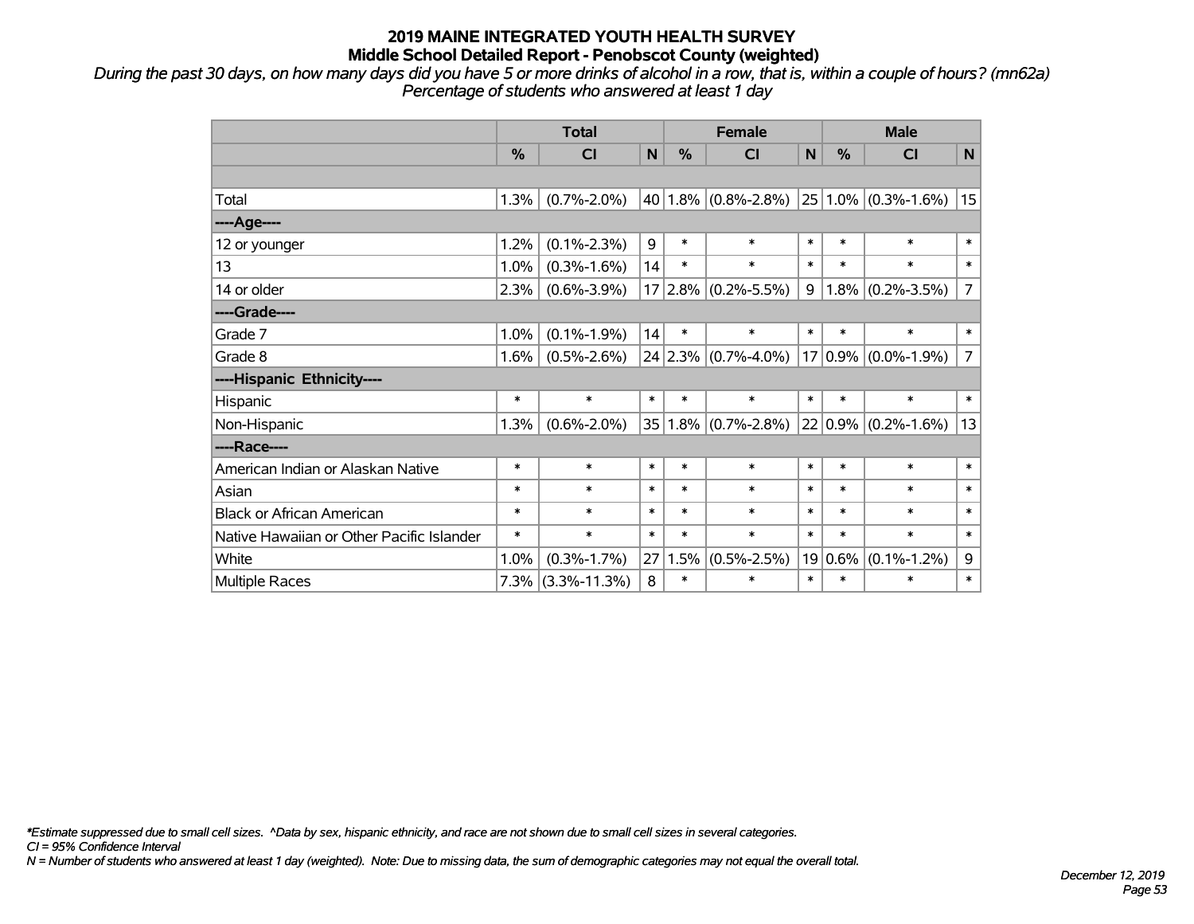# 2019 MAINE INTEGRATED YOUTH HEALTH SURVEY
## Middle School Detailed Report - Penobscot County (weighted)

*During the past 30 days, on how many days did you have 5 or more drinks of alcohol in a row, that is, within a couple of hours? (mn62a)*
*Percentage of students who answered at least 1 day*

| | Total | | | Female | | | Male | | |
|---|---|---|---|---|---|---|---|---|---|
| | % | CI | N | % | CI | N | % | CI | N |
| | | | | | | | | | |
| Total | 1.3% | (0.7%-2.0%) | 40 | 1.8% | (0.8%-2.8%) | 25 | 1.0% | (0.3%-1.6%) | 15 |
| ----Age---- | | | | | | | | | |
| 12 or younger | 1.2% | (0.1%-2.3%) | 9 | * | * | * | * | * | * |
| 13 | 1.0% | (0.3%-1.6%) | 14 | * | * | * | * | * | * |
| 14 or older | 2.3% | (0.6%-3.9%) | 17 | 2.8% | (0.2%-5.5%) | 9 | 1.8% | (0.2%-3.5%) | 7 |
| ----Grade---- | | | | | | | | | |
| Grade 7 | 1.0% | (0.1%-1.9%) | 14 | * | * | * | * | * | * |
| Grade 8 | 1.6% | (0.5%-2.6%) | 24 | 2.3% | (0.7%-4.0%) | 17 | 0.9% | (0.0%-1.9%) | 7 |
| ----Hispanic Ethnicity---- | | | | | | | | | |
| Hispanic | * | * | * | * | * | * | * | * | * |
| Non-Hispanic | 1.3% | (0.6%-2.0%) | 35 | 1.8% | (0.7%-2.8%) | 22 | 0.9% | (0.2%-1.6%) | 13 |
| ----Race---- | | | | | | | | | |
| American Indian or Alaskan Native | * | * | * | * | * | * | * | * | * |
| Asian | * | * | * | * | * | * | * | * | * |
| Black or African American | * | * | * | * | * | * | * | * | * |
| Native Hawaiian or Other Pacific Islander | * | * | * | * | * | * | * | * | * |
| White | 1.0% | (0.3%-1.7%) | 27 | 1.5% | (0.5%-2.5%) | 19 | 0.6% | (0.1%-1.2%) | 9 |
| Multiple Races | 7.3% | (3.3%-11.3%) | 8 | * | * | * | * | * | * |

*\*Estimate suppressed due to small cell sizes. ^Data by sex, hispanic ethnicity, and race are not shown due to small cell sizes in several categories.*
*CI = 95% Confidence Interval*
*N = Number of students who answered at least 1 day (weighted). Note: Due to missing data, the sum of demographic categories may not equal the overall total.*

*December 12, 2019*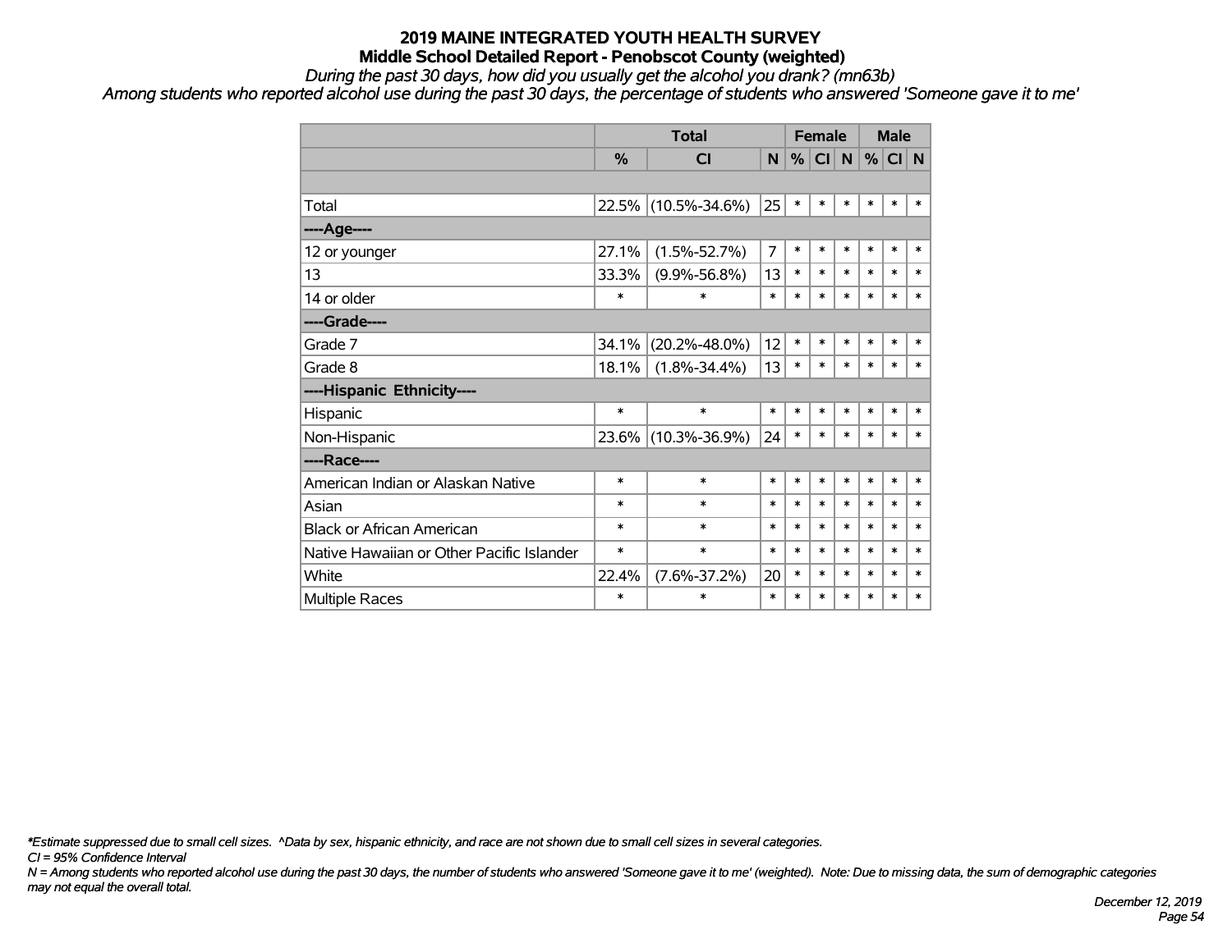# 2019 MAINE INTEGRATED YOUTH HEALTH SURVEY
## Middle School Detailed Report - Penobscot County (weighted)

*During the past 30 days, how did you usually get the alcohol you drank? (mn63b)*

*Among students who reported alcohol use during the past 30 days, the percentage of students who answered 'Someone gave it to me'*

| | Total | | | Female | | | Male | | |
|---|---|---|---|---|---|---|---|---|---|
| | % | CI | N | % | CI | N | % | CI | N |
| | | | | | | | | | |
| Total | 22.5% | (10.5%-34.6%) | 25 | * | * | * | * | * | * |
| ----Age---- | | | | | | | | | |
| 12 or younger | 27.1% | (1.5%-52.7%) | 7 | * | * | * | * | * | * |
| 13 | 33.3% | (9.9%-56.8%) | 13 | * | * | * | * | * | * |
| 14 or older | * | * | * | * | * | * | * | * | * |
| ----Grade---- | | | | | | | | | |
| Grade 7 | 34.1% | (20.2%-48.0%) | 12 | * | * | * | * | * | * |
| Grade 8 | 18.1% | (1.8%-34.4%) | 13 | * | * | * | * | * | * |
| ----Hispanic Ethnicity---- | | | | | | | | | |
| Hispanic | * | * | * | * | * | * | * | * | * |
| Non-Hispanic | 23.6% | (10.3%-36.9%) | 24 | * | * | * | * | * | * |
| ----Race---- | | | | | | | | | |
| American Indian or Alaskan Native | * | * | * | * | * | * | * | * | * |
| Asian | * | * | * | * | * | * | * | * | * |
| Black or African American | * | * | * | * | * | * | * | * | * |
| Native Hawaiian or Other Pacific Islander | * | * | * | * | * | * | * | * | * |
| White | 22.4% | (7.6%-37.2%) | 20 | * | * | * | * | * | * |
| Multiple Races | * | * | * | * | * | * | * | * | * |

*\*Estimate suppressed due to small cell sizes. ^Data by sex, hispanic ethnicity, and race are not shown due to small cell sizes in several categories.*

*CI = 95% Confidence Interval*

*N = Among students who reported alcohol use during the past 30 days, the number of students who answered 'Someone gave it to me' (weighted). Note: Due to missing data, the sum of demographic categories may not equal the overall total.*

*December 12, 2019*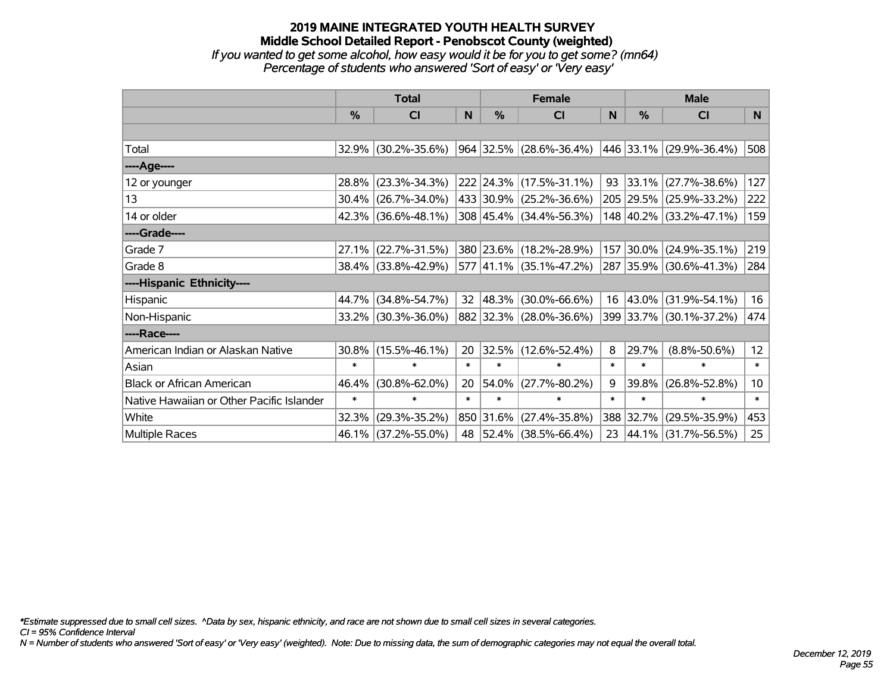# 2019 MAINE INTEGRATED YOUTH HEALTH SURVEY

## Middle School Detailed Report - Penobscot County (weighted)

*If you wanted to get some alcohol, how easy would it be for you to get some? (mn64)*

*Percentage of students who answered 'Sort of easy' or 'Very easy'*

| | Total | | | Female | | | Male | | |
|---|---|---|---|---|---|---|---|---|---|
| | % | CI | N | % | CI | N | % | CI | N |
| Total | 32.9% | (30.2%-35.6%) | 964 | 32.5% | (28.6%-36.4%) | 446 | 33.1% | (29.9%-36.4%) | 508 |
| ----Age---- | | | | | | | | | |
| 12 or younger | 28.8% | (23.3%-34.3%) | 222 | 24.3% | (17.5%-31.1%) | 93 | 33.1% | (27.7%-38.6%) | 127 |
| 13 | 30.4% | (26.7%-34.0%) | 433 | 30.9% | (25.2%-36.6%) | 205 | 29.5% | (25.9%-33.2%) | 222 |
| 14 or older | 42.3% | (36.6%-48.1%) | 308 | 45.4% | (34.4%-56.3%) | 148 | 40.2% | (33.2%-47.1%) | 159 |
| ----Grade---- | | | | | | | | | |
| Grade 7 | 27.1% | (22.7%-31.5%) | 380 | 23.6% | (18.2%-28.9%) | 157 | 30.0% | (24.9%-35.1%) | 219 |
| Grade 8 | 38.4% | (33.8%-42.9%) | 577 | 41.1% | (35.1%-47.2%) | 287 | 35.9% | (30.6%-41.3%) | 284 |
| ----Hispanic Ethnicity---- | | | | | | | | | |
| Hispanic | 44.7% | (34.8%-54.7%) | 32 | 48.3% | (30.0%-66.6%) | 16 | 43.0% | (31.9%-54.1%) | 16 |
| Non-Hispanic | 33.2% | (30.3%-36.0%) | 882 | 32.3% | (28.0%-36.6%) | 399 | 33.7% | (30.1%-37.2%) | 474 |
| ----Race---- | | | | | | | | | |
| American Indian or Alaskan Native | 30.8% | (15.5%-46.1%) | 20 | 32.5% | (12.6%-52.4%) | 8 | 29.7% | (8.8%-50.6%) | 12 |
| Asian | * | * | * | * | * | * | * | * | * |
| Black or African American | 46.4% | (30.8%-62.0%) | 20 | 54.0% | (27.7%-80.2%) | 9 | 39.8% | (26.8%-52.8%) | 10 |
| Native Hawaiian or Other Pacific Islander | * | * | * | * | * | * | * | * | * |
| White | 32.3% | (29.3%-35.2%) | 850 | 31.6% | (27.4%-35.8%) | 388 | 32.7% | (29.5%-35.9%) | 453 |
| Multiple Races | 46.1% | (37.2%-55.0%) | 48 | 52.4% | (38.5%-66.4%) | 23 | 44.1% | (31.7%-56.5%) | 25 |

*\*Estimate suppressed due to small cell sizes. ^Data by sex, hispanic ethnicity, and race are not shown due to small cell sizes in several categories.*

*CI = 95% Confidence Interval*

*N = Number of students who answered 'Sort of easy' or 'Very easy' (weighted). Note: Due to missing data, the sum of demographic categories may not equal the overall total.*

*December 12, 2019*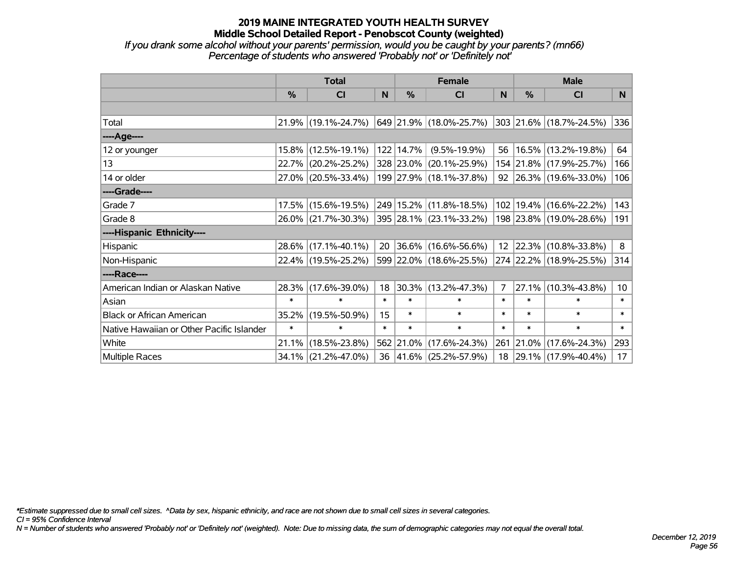# 2019 MAINE INTEGRATED YOUTH HEALTH SURVEY

## Middle School Detailed Report - Penobscot County (weighted)

*If you drank some alcohol without your parents' permission, would you be caught by your parents? (mn66)*

*Percentage of students who answered 'Probably not' or 'Definitely not'*

| | Total | | | Female | | | Male | | |
|---|---|---|---|---|---|---|---|---|---|
| | % | CI | N | % | CI | N | % | CI | N |
| | | | | | | | | | |
| Total | 21.9% | (19.1%-24.7%) | 649 | 21.9% | (18.0%-25.7%) | 303 | 21.6% | (18.7%-24.5%) | 336 |
| ----Age---- | | | | | | | | | |
| 12 or younger | 15.8% | (12.5%-19.1%) | 122 | 14.7% | (9.5%-19.9%) | 56 | 16.5% | (13.2%-19.8%) | 64 |
| 13 | 22.7% | (20.2%-25.2%) | 328 | 23.0% | (20.1%-25.9%) | 154 | 21.8% | (17.9%-25.7%) | 166 |
| 14 or older | 27.0% | (20.5%-33.4%) | 199 | 27.9% | (18.1%-37.8%) | 92 | 26.3% | (19.6%-33.0%) | 106 |
| ----Grade---- | | | | | | | | | |
| Grade 7 | 17.5% | (15.6%-19.5%) | 249 | 15.2% | (11.8%-18.5%) | 102 | 19.4% | (16.6%-22.2%) | 143 |
| Grade 8 | 26.0% | (21.7%-30.3%) | 395 | 28.1% | (23.1%-33.2%) | 198 | 23.8% | (19.0%-28.6%) | 191 |
| ----Hispanic Ethnicity---- | | | | | | | | | |
| Hispanic | 28.6% | (17.1%-40.1%) | 20 | 36.6% | (16.6%-56.6%) | 12 | 22.3% | (10.8%-33.8%) | 8 |
| Non-Hispanic | 22.4% | (19.5%-25.2%) | 599 | 22.0% | (18.6%-25.5%) | 274 | 22.2% | (18.9%-25.5%) | 314 |
| ----Race---- | | | | | | | | | |
| American Indian or Alaskan Native | 28.3% | (17.6%-39.0%) | 18 | 30.3% | (13.2%-47.3%) | 7 | 27.1% | (10.3%-43.8%) | 10 |
| Asian | * | * | * | * | * | * | * | * | * |
| Black or African American | 35.2% | (19.5%-50.9%) | 15 | * | * | * | * | * | * |
| Native Hawaiian or Other Pacific Islander | * | * | * | * | * | * | * | * | * |
| White | 21.1% | (18.5%-23.8%) | 562 | 21.0% | (17.6%-24.3%) | 261 | 21.0% | (17.6%-24.3%) | 293 |
| Multiple Races | 34.1% | (21.2%-47.0%) | 36 | 41.6% | (25.2%-57.9%) | 18 | 29.1% | (17.9%-40.4%) | 17 |

*\*Estimate suppressed due to small cell sizes. ^Data by sex, hispanic ethnicity, and race are not shown due to small cell sizes in several categories.*

*CI = 95% Confidence Interval*

*N = Number of students who answered 'Probably not' or 'Definitely not' (weighted). Note: Due to missing data, the sum of demographic categories may not equal the overall total.*

*December 12, 2019*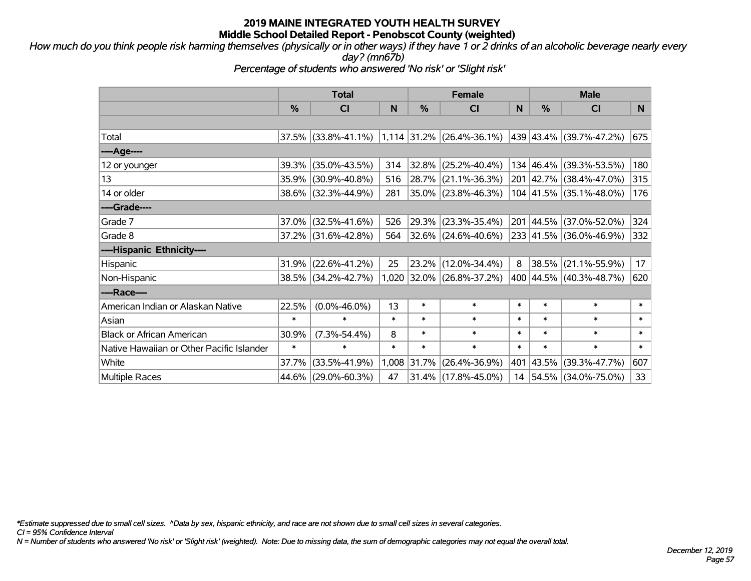# 2019 MAINE INTEGRATED YOUTH HEALTH SURVEY
## Middle School Detailed Report - Penobscot County (weighted)

*How much do you think people risk harming themselves (physically or in other ways) if they have 1 or 2 drinks of an alcoholic beverage nearly every day? (mn67b)*

*Percentage of students who answered 'No risk' or 'Slight risk'*

| | Total | | | Female | | | Male | | |
|---|---|---|---|---|---|---|---|---|---|
| | % | CI | N | % | CI | N | % | CI | N |
| | | | | | | | | | |
| Total | 37.5% | (33.8%-41.1%) | 1,114 | 31.2% | (26.4%-36.1%) | 439 | 43.4% | (39.7%-47.2%) | 675 |
| ----Age---- | | | | | | | | | |
| 12 or younger | 39.3% | (35.0%-43.5%) | 314 | 32.8% | (25.2%-40.4%) | 134 | 46.4% | (39.3%-53.5%) | 180 |
| 13 | 35.9% | (30.9%-40.8%) | 516 | 28.7% | (21.1%-36.3%) | 201 | 42.7% | (38.4%-47.0%) | 315 |
| 14 or older | 38.6% | (32.3%-44.9%) | 281 | 35.0% | (23.8%-46.3%) | 104 | 41.5% | (35.1%-48.0%) | 176 |
| ----Grade---- | | | | | | | | | |
| Grade 7 | 37.0% | (32.5%-41.6%) | 526 | 29.3% | (23.3%-35.4%) | 201 | 44.5% | (37.0%-52.0%) | 324 |
| Grade 8 | 37.2% | (31.6%-42.8%) | 564 | 32.6% | (24.6%-40.6%) | 233 | 41.5% | (36.0%-46.9%) | 332 |
| ----Hispanic Ethnicity---- | | | | | | | | | |
| Hispanic | 31.9% | (22.6%-41.2%) | 25 | 23.2% | (12.0%-34.4%) | 8 | 38.5% | (21.1%-55.9%) | 17 |
| Non-Hispanic | 38.5% | (34.2%-42.7%) | 1,020 | 32.0% | (26.8%-37.2%) | 400 | 44.5% | (40.3%-48.7%) | 620 |
| ----Race---- | | | | | | | | | |
| American Indian or Alaskan Native | 22.5% | (0.0%-46.0%) | 13 | * | * | * | * | * | * |
| Asian | * | * | * | * | * | * | * | * | * |
| Black or African American | 30.9% | (7.3%-54.4%) | 8 | * | * | * | * | * | * |
| Native Hawaiian or Other Pacific Islander | * | * | * | * | * | * | * | * | * |
| White | 37.7% | (33.5%-41.9%) | 1,008 | 31.7% | (26.4%-36.9%) | 401 | 43.5% | (39.3%-47.7%) | 607 |
| Multiple Races | 44.6% | (29.0%-60.3%) | 47 | 31.4% | (17.8%-45.0%) | 14 | 54.5% | (34.0%-75.0%) | 33 |

*Estimate suppressed due to small cell sizes. ^Data by sex, hispanic ethnicity, and race are not shown due to small cell sizes in several categories.

CI = 95% Confidence Interval

N = Number of students who answered 'No risk' or 'Slight risk' (weighted). Note: Due to missing data, the sum of demographic categories may not equal the overall total.

December 12, 2019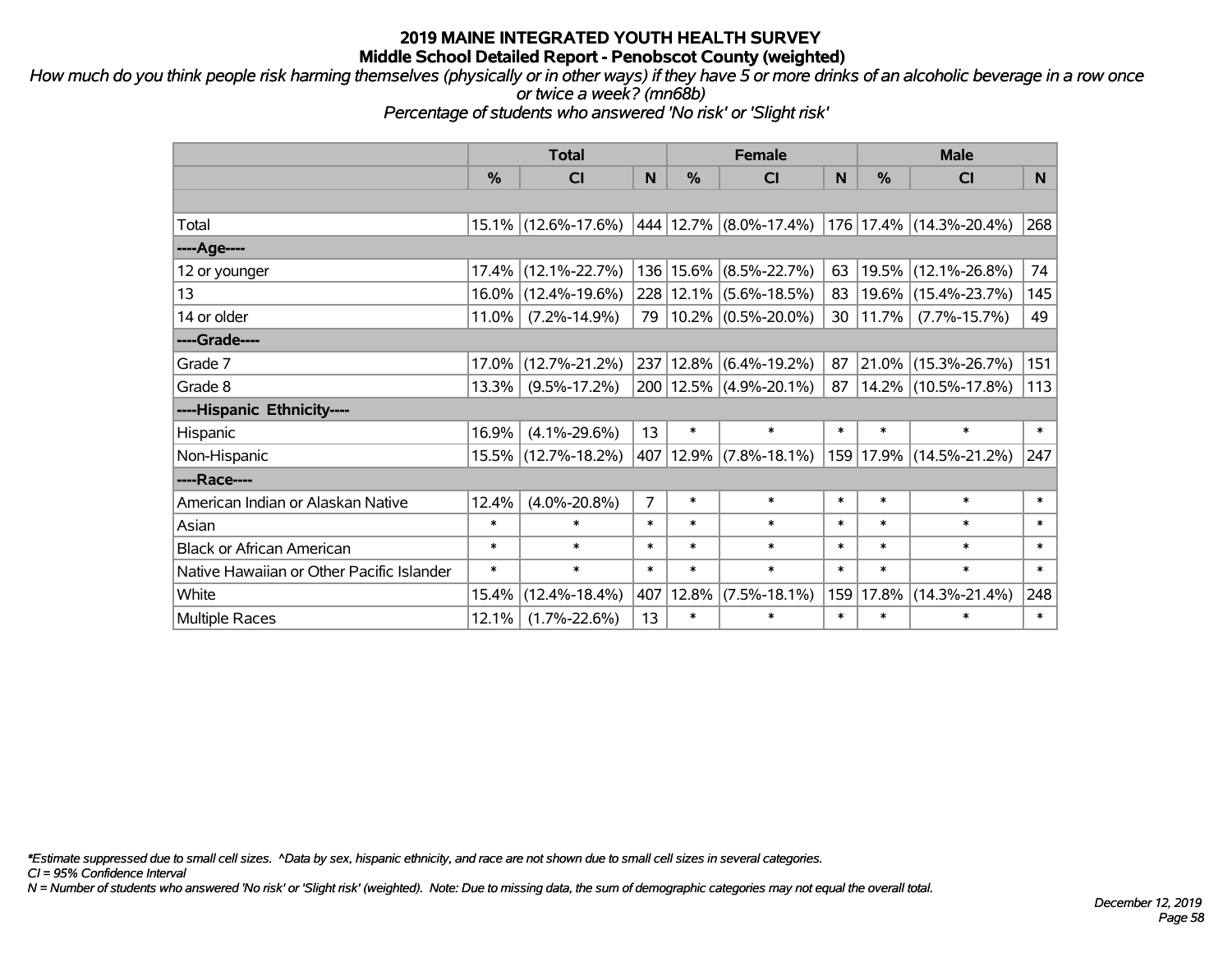# 2019 MAINE INTEGRATED YOUTH HEALTH SURVEY
## Middle School Detailed Report - Penobscot County (weighted)

*How much do you think people risk harming themselves (physically or in other ways) if they have 5 or more drinks of an alcoholic beverage in a row once or twice a week? (mn68b)*
*Percentage of students who answered 'No risk' or 'Slight risk'*

| | Total | | | Female | | | Male | | |
|---|---|---|---|---|---|---|---|---|---|
| | % | CI | N | % | CI | N | % | CI | N |
| | | | | | | | | | |
| Total | 15.1% | (12.6%-17.6%) | 444 | 12.7% | (8.0%-17.4%) | 176 | 17.4% | (14.3%-20.4%) | 268 |
| ----Age---- | | | | | | | | | |
| 12 or younger | 17.4% | (12.1%-22.7%) | 136 | 15.6% | (8.5%-22.7%) | 63 | 19.5% | (12.1%-26.8%) | 74 |
| 13 | 16.0% | (12.4%-19.6%) | 228 | 12.1% | (5.6%-18.5%) | 83 | 19.6% | (15.4%-23.7%) | 145 |
| 14 or older | 11.0% | (7.2%-14.9%) | 79 | 10.2% | (0.5%-20.0%) | 30 | 11.7% | (7.7%-15.7%) | 49 |
| ----Grade---- | | | | | | | | | |
| Grade 7 | 17.0% | (12.7%-21.2%) | 237 | 12.8% | (6.4%-19.2%) | 87 | 21.0% | (15.3%-26.7%) | 151 |
| Grade 8 | 13.3% | (9.5%-17.2%) | 200 | 12.5% | (4.9%-20.1%) | 87 | 14.2% | (10.5%-17.8%) | 113 |
| ----Hispanic Ethnicity---- | | | | | | | | | |
| Hispanic | 16.9% | (4.1%-29.6%) | 13 | * | * | * | * | * | * |
| Non-Hispanic | 15.5% | (12.7%-18.2%) | 407 | 12.9% | (7.8%-18.1%) | 159 | 17.9% | (14.5%-21.2%) | 247 |
| ----Race---- | | | | | | | | | |
| American Indian or Alaskan Native | 12.4% | (4.0%-20.8%) | 7 | * | * | * | * | * | * |
| Asian | * | * | * | * | * | * | * | * | * |
| Black or African American | * | * | * | * | * | * | * | * | * |
| Native Hawaiian or Other Pacific Islander | * | * | * | * | * | * | * | * | * |
| White | 15.4% | (12.4%-18.4%) | 407 | 12.8% | (7.5%-18.1%) | 159 | 17.8% | (14.3%-21.4%) | 248 |
| Multiple Races | 12.1% | (1.7%-22.6%) | 13 | * | * | * | * | * | * |

*\*Estimate suppressed due to small cell sizes. ^Data by sex, hispanic ethnicity, and race are not shown due to small cell sizes in several categories.*
*CI = 95% Confidence Interval*
*N = Number of students who answered 'No risk' or 'Slight risk' (weighted). Note: Due to missing data, the sum of demographic categories may not equal the overall total.*

*December 12, 2019*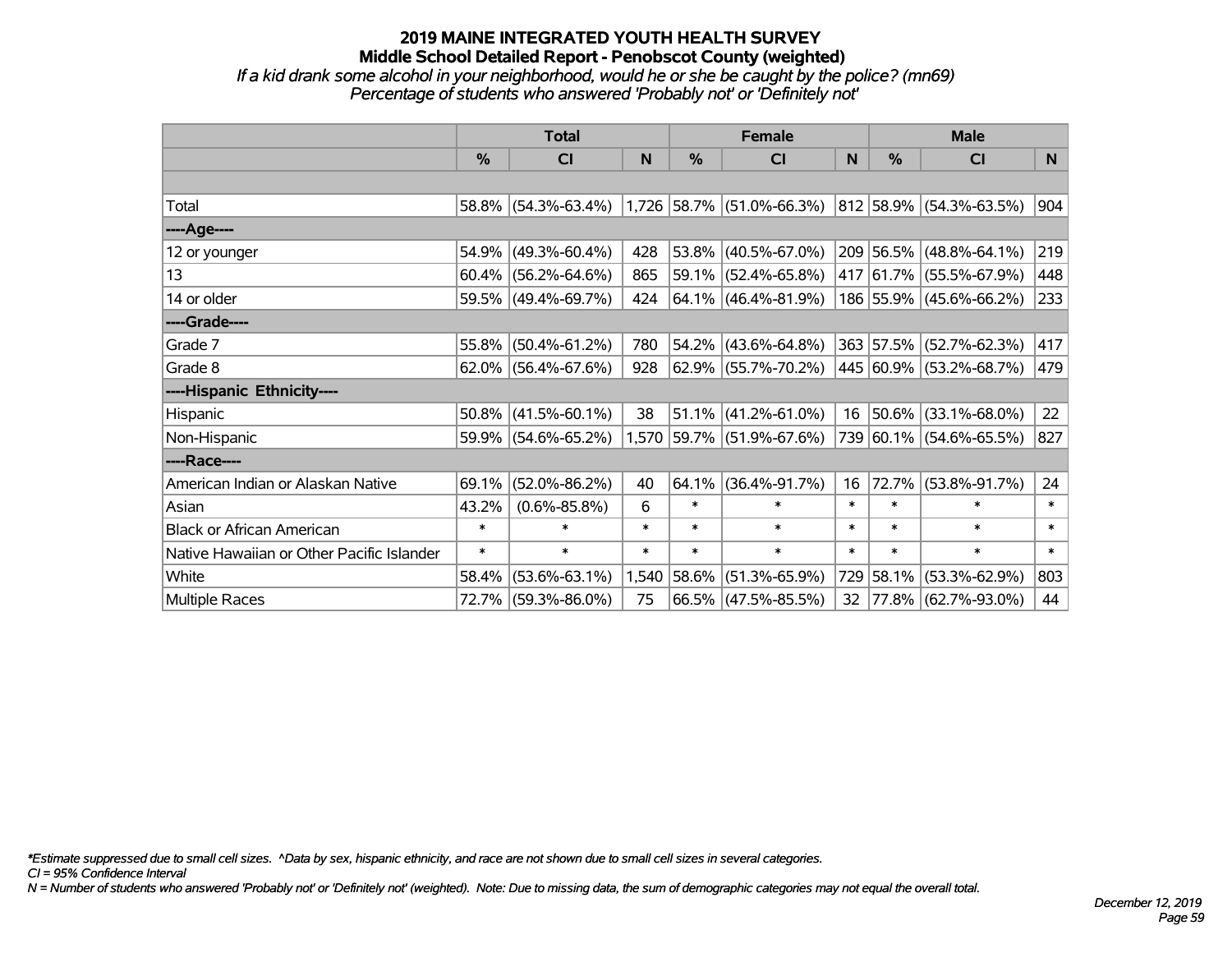# 2019 MAINE INTEGRATED YOUTH HEALTH SURVEY

## Middle School Detailed Report - Penobscot County (weighted)

*If a kid drank some alcohol in your neighborhood, would he or she be caught by the police? (mn69)*

*Percentage of students who answered 'Probably not' or 'Definitely not'*

| | Total | | | Female | | | Male | | |
|---|---|---|---|---|---|---|---|---|---|
| | % | CI | N | % | CI | N | % | CI | N |
| | | | | | | | | | |
| Total | 58.8% | (54.3%-63.4%) | 1,726 | 58.7% | (51.0%-66.3%) | 812 | 58.9% | (54.3%-63.5%) | 904 |
| ----Age---- | | | | | | | | | |
| 12 or younger | 54.9% | (49.3%-60.4%) | 428 | 53.8% | (40.5%-67.0%) | 209 | 56.5% | (48.8%-64.1%) | 219 |
| 13 | 60.4% | (56.2%-64.6%) | 865 | 59.1% | (52.4%-65.8%) | 417 | 61.7% | (55.5%-67.9%) | 448 |
| 14 or older | 59.5% | (49.4%-69.7%) | 424 | 64.1% | (46.4%-81.9%) | 186 | 55.9% | (45.6%-66.2%) | 233 |
| ----Grade---- | | | | | | | | | |
| Grade 7 | 55.8% | (50.4%-61.2%) | 780 | 54.2% | (43.6%-64.8%) | 363 | 57.5% | (52.7%-62.3%) | 417 |
| Grade 8 | 62.0% | (56.4%-67.6%) | 928 | 62.9% | (55.7%-70.2%) | 445 | 60.9% | (53.2%-68.7%) | 479 |
| ----Hispanic Ethnicity---- | | | | | | | | | |
| Hispanic | 50.8% | (41.5%-60.1%) | 38 | 51.1% | (41.2%-61.0%) | 16 | 50.6% | (33.1%-68.0%) | 22 |
| Non-Hispanic | 59.9% | (54.6%-65.2%) | 1,570 | 59.7% | (51.9%-67.6%) | 739 | 60.1% | (54.6%-65.5%) | 827 |
| ----Race---- | | | | | | | | | |
| American Indian or Alaskan Native | 69.1% | (52.0%-86.2%) | 40 | 64.1% | (36.4%-91.7%) | 16 | 72.7% | (53.8%-91.7%) | 24 |
| Asian | 43.2% | (0.6%-85.8%) | 6 | * | * | * | * | * | * |
| Black or African American | * | * | * | * | * | * | * | * | * |
| Native Hawaiian or Other Pacific Islander | * | * | * | * | * | * | * | * | * |
| White | 58.4% | (53.6%-63.1%) | 1,540 | 58.6% | (51.3%-65.9%) | 729 | 58.1% | (53.3%-62.9%) | 803 |
| Multiple Races | 72.7% | (59.3%-86.0%) | 75 | 66.5% | (47.5%-85.5%) | 32 | 77.8% | (62.7%-93.0%) | 44 |

*\*Estimate suppressed due to small cell sizes. ^Data by sex, hispanic ethnicity, and race are not shown due to small cell sizes in several categories.*

*CI = 95% Confidence Interval*

*N = Number of students who answered 'Probably not' or 'Definitely not' (weighted). Note: Due to missing data, the sum of demographic categories may not equal the overall total.*

*December 12, 2019*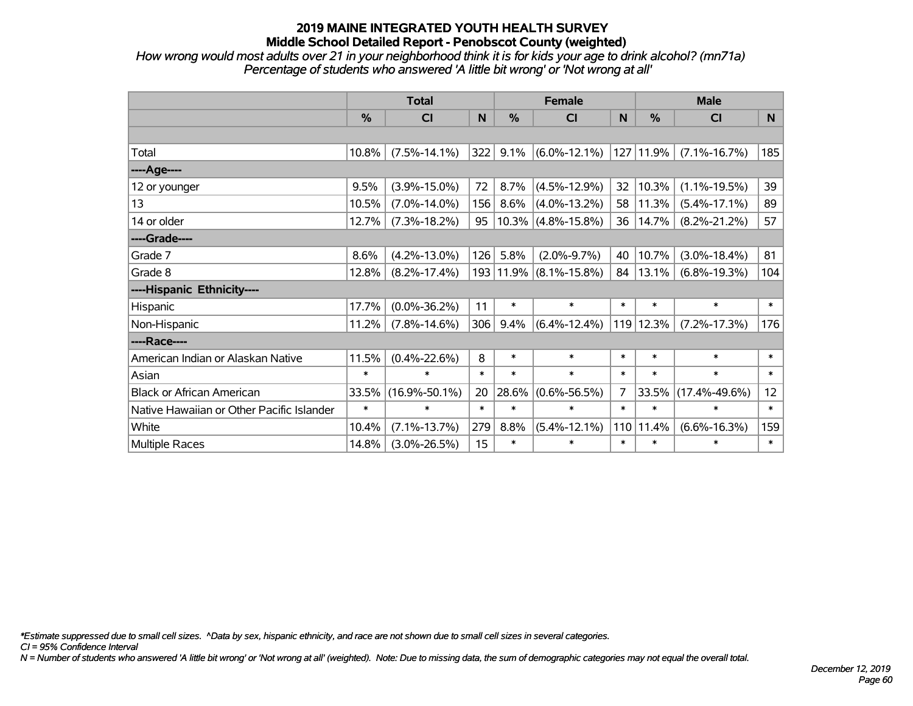# 2019 MAINE INTEGRATED YOUTH HEALTH SURVEY
## Middle School Detailed Report - Penobscot County (weighted)

*How wrong would most adults over 21 in your neighborhood think it is for kids your age to drink alcohol? (mn71a)*
*Percentage of students who answered 'A little bit wrong' or 'Not wrong at all'*

| | Total | | | Female | | | Male | | |
|---|---|---|---|---|---|---|---|---|---|
| | % | CI | N | % | CI | N | % | CI | N |
| | | | | | | | | | |
| Total | 10.8% | (7.5%-14.1%) | 322 | 9.1% | (6.0%-12.1%) | 127 | 11.9% | (7.1%-16.7%) | 185 |
| ----Age---- | | | | | | | | | |
| 12 or younger | 9.5% | (3.9%-15.0%) | 72 | 8.7% | (4.5%-12.9%) | 32 | 10.3% | (1.1%-19.5%) | 39 |
| 13 | 10.5% | (7.0%-14.0%) | 156 | 8.6% | (4.0%-13.2%) | 58 | 11.3% | (5.4%-17.1%) | 89 |
| 14 or older | 12.7% | (7.3%-18.2%) | 95 | 10.3% | (4.8%-15.8%) | 36 | 14.7% | (8.2%-21.2%) | 57 |
| ----Grade---- | | | | | | | | | |
| Grade 7 | 8.6% | (4.2%-13.0%) | 126 | 5.8% | (2.0%-9.7%) | 40 | 10.7% | (3.0%-18.4%) | 81 |
| Grade 8 | 12.8% | (8.2%-17.4%) | 193 | 11.9% | (8.1%-15.8%) | 84 | 13.1% | (6.8%-19.3%) | 104 |
| ----Hispanic Ethnicity---- | | | | | | | | | |
| Hispanic | 17.7% | (0.0%-36.2%) | 11 | * | * | * | * | * | * |
| Non-Hispanic | 11.2% | (7.8%-14.6%) | 306 | 9.4% | (6.4%-12.4%) | 119 | 12.3% | (7.2%-17.3%) | 176 |
| ----Race---- | | | | | | | | | |
| American Indian or Alaskan Native | 11.5% | (0.4%-22.6%) | 8 | * | * | * | * | * | * |
| Asian | * | * | * | * | * | * | * | * | * |
| Black or African American | 33.5% | (16.9%-50.1%) | 20 | 28.6% | (0.6%-56.5%) | 7 | 33.5% | (17.4%-49.6%) | 12 |
| Native Hawaiian or Other Pacific Islander | * | * | * | * | * | * | * | * | * |
| White | 10.4% | (7.1%-13.7%) | 279 | 8.8% | (5.4%-12.1%) | 110 | 11.4% | (6.6%-16.3%) | 159 |
| Multiple Races | 14.8% | (3.0%-26.5%) | 15 | * | * | * | * | * | * |

*\*Estimate suppressed due to small cell sizes. ^Data by sex, hispanic ethnicity, and race are not shown due to small cell sizes in several categories.*
*CI = 95% Confidence Interval*
*N = Number of students who answered 'A little bit wrong' or 'Not wrong at all' (weighted). Note: Due to missing data, the sum of demographic categories may not equal the overall total.*

*December 12, 2019*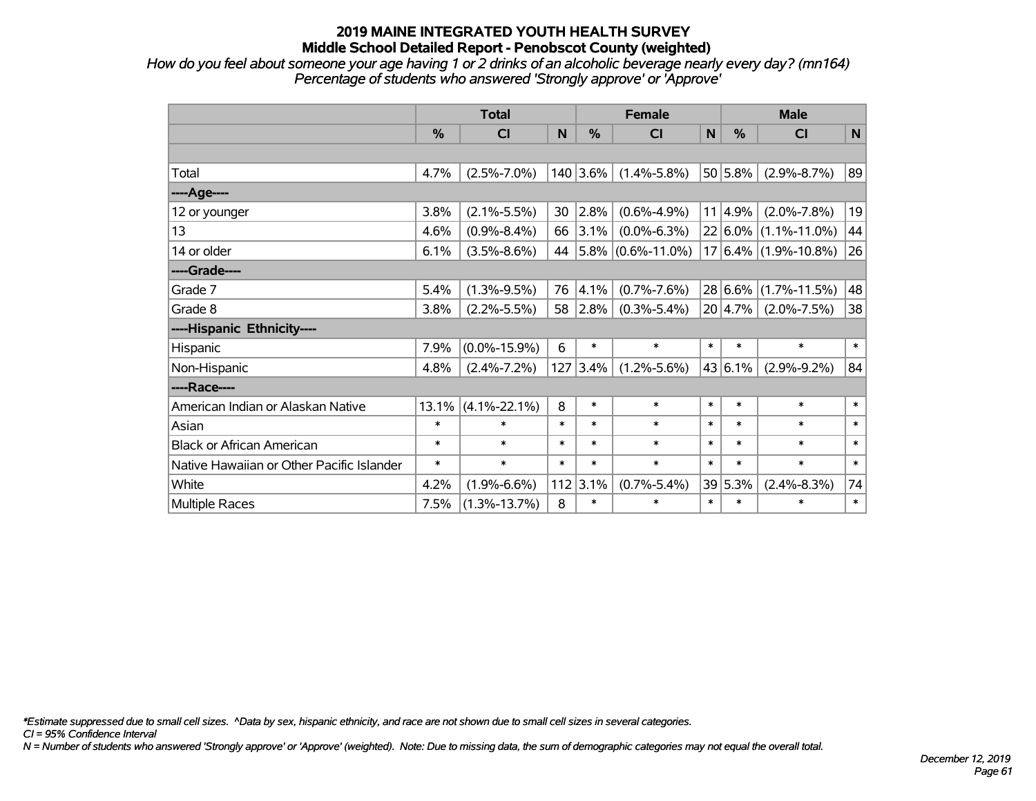# 2019 MAINE INTEGRATED YOUTH HEALTH SURVEY
## Middle School Detailed Report - Penobscot County (weighted)

*How do you feel about someone your age having 1 or 2 drinks of an alcoholic beverage nearly every day? (mn164)*
*Percentage of students who answered 'Strongly approve' or 'Approve'*

| | Total | | | Female | | | Male | | |
|---|---|---|---|---|---|---|---|---|---|
| | % | CI | N | % | CI | N | % | CI | N |
| | | | | | | | | | |
| Total | 4.7% | (2.5%-7.0%) | 140 | 3.6% | (1.4%-5.8%) | 50 | 5.8% | (2.9%-8.7%) | 89 |
| ----Age---- | | | | | | | | | |
| 12 or younger | 3.8% | (2.1%-5.5%) | 30 | 2.8% | (0.6%-4.9%) | 11 | 4.9% | (2.0%-7.8%) | 19 |
| 13 | 4.6% | (0.9%-8.4%) | 66 | 3.1% | (0.0%-6.3%) | 22 | 6.0% | (1.1%-11.0%) | 44 |
| 14 or older | 6.1% | (3.5%-8.6%) | 44 | 5.8% | (0.6%-11.0%) | 17 | 6.4% | (1.9%-10.8%) | 26 |
| ----Grade---- | | | | | | | | | |
| Grade 7 | 5.4% | (1.3%-9.5%) | 76 | 4.1% | (0.7%-7.6%) | 28 | 6.6% | (1.7%-11.5%) | 48 |
| Grade 8 | 3.8% | (2.2%-5.5%) | 58 | 2.8% | (0.3%-5.4%) | 20 | 4.7% | (2.0%-7.5%) | 38 |
| ----Hispanic Ethnicity---- | | | | | | | | | |
| Hispanic | 7.9% | (0.0%-15.9%) | 6 | * | * | * | * | * | * |
| Non-Hispanic | 4.8% | (2.4%-7.2%) | 127 | 3.4% | (1.2%-5.6%) | 43 | 6.1% | (2.9%-9.2%) | 84 |
| ----Race---- | | | | | | | | | |
| American Indian or Alaskan Native | 13.1% | (4.1%-22.1%) | 8 | * | * | * | * | * | * |
| Asian | * | * | * | * | * | * | * | * | * |
| Black or African American | * | * | * | * | * | * | * | * | * |
| Native Hawaiian or Other Pacific Islander | * | * | * | * | * | * | * | * | * |
| White | 4.2% | (1.9%-6.6%) | 112 | 3.1% | (0.7%-5.4%) | 39 | 5.3% | (2.4%-8.3%) | 74 |
| Multiple Races | 7.5% | (1.3%-13.7%) | 8 | * | * | * | * | * | * |

*\*Estimate suppressed due to small cell sizes. ^Data by sex, hispanic ethnicity, and race are not shown due to small cell sizes in several categories.*
*CI = 95% Confidence Interval*
*N = Number of students who answered 'Strongly approve' or 'Approve' (weighted). Note: Due to missing data, the sum of demographic categories may not equal the overall total.*

*December 12, 2019*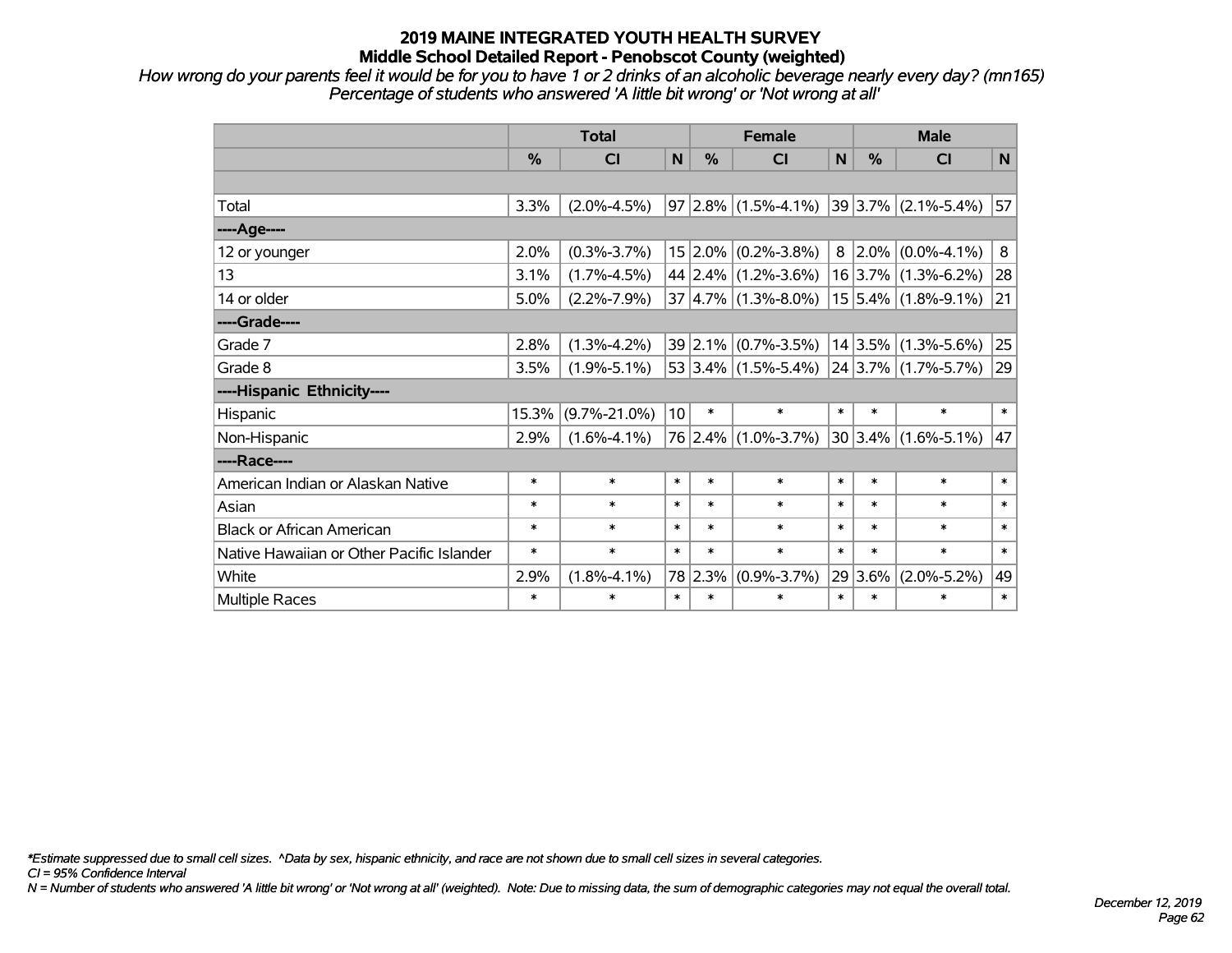# 2019 MAINE INTEGRATED YOUTH HEALTH SURVEY
## Middle School Detailed Report - Penobscot County (weighted)

*How wrong do your parents feel it would be for you to have 1 or 2 drinks of an alcoholic beverage nearly every day? (mn165)*
*Percentage of students who answered 'A little bit wrong' or 'Not wrong at all'*

| | Total | | | Female | | | Male | | |
|---|---|---|---|---|---|---|---|---|---|
| | % | CI | N | % | CI | N | % | CI | N |
| Total | 3.3% | (2.0%-4.5%) | 97 | 2.8% | (1.5%-4.1%) | 39 | 3.7% | (2.1%-5.4%) | 57 |
| ----Age---- | | | | | | | | | |
| 12 or younger | 2.0% | (0.3%-3.7%) | 15 | 2.0% | (0.2%-3.8%) | 8 | 2.0% | (0.0%-4.1%) | 8 |
| 13 | 3.1% | (1.7%-4.5%) | 44 | 2.4% | (1.2%-3.6%) | 16 | 3.7% | (1.3%-6.2%) | 28 |
| 14 or older | 5.0% | (2.2%-7.9%) | 37 | 4.7% | (1.3%-8.0%) | 15 | 5.4% | (1.8%-9.1%) | 21 |
| ----Grade---- | | | | | | | | | |
| Grade 7 | 2.8% | (1.3%-4.2%) | 39 | 2.1% | (0.7%-3.5%) | 14 | 3.5% | (1.3%-5.6%) | 25 |
| Grade 8 | 3.5% | (1.9%-5.1%) | 53 | 3.4% | (1.5%-5.4%) | 24 | 3.7% | (1.7%-5.7%) | 29 |
| ----Hispanic Ethnicity---- | | | | | | | | | |
| Hispanic | 15.3% | (9.7%-21.0%) | 10 | * | * | * | * | * | * |
| Non-Hispanic | 2.9% | (1.6%-4.1%) | 76 | 2.4% | (1.0%-3.7%) | 30 | 3.4% | (1.6%-5.1%) | 47 |
| ----Race---- | | | | | | | | | |
| American Indian or Alaskan Native | * | * | * | * | * | * | * | * | * |
| Asian | * | * | * | * | * | * | * | * | * |
| Black or African American | * | * | * | * | * | * | * | * | * |
| Native Hawaiian or Other Pacific Islander | * | * | * | * | * | * | * | * | * |
| White | 2.9% | (1.8%-4.1%) | 78 | 2.3% | (0.9%-3.7%) | 29 | 3.6% | (2.0%-5.2%) | 49 |
| Multiple Races | * | * | * | * | * | * | * | * | * |

*\*Estimate suppressed due to small cell sizes. ^Data by sex, hispanic ethnicity, and race are not shown due to small cell sizes in several categories.*
*CI = 95% Confidence Interval*
*N = Number of students who answered 'A little bit wrong' or 'Not wrong at all' (weighted). Note: Due to missing data, the sum of demographic categories may not equal the overall total.*

*December 12, 2019*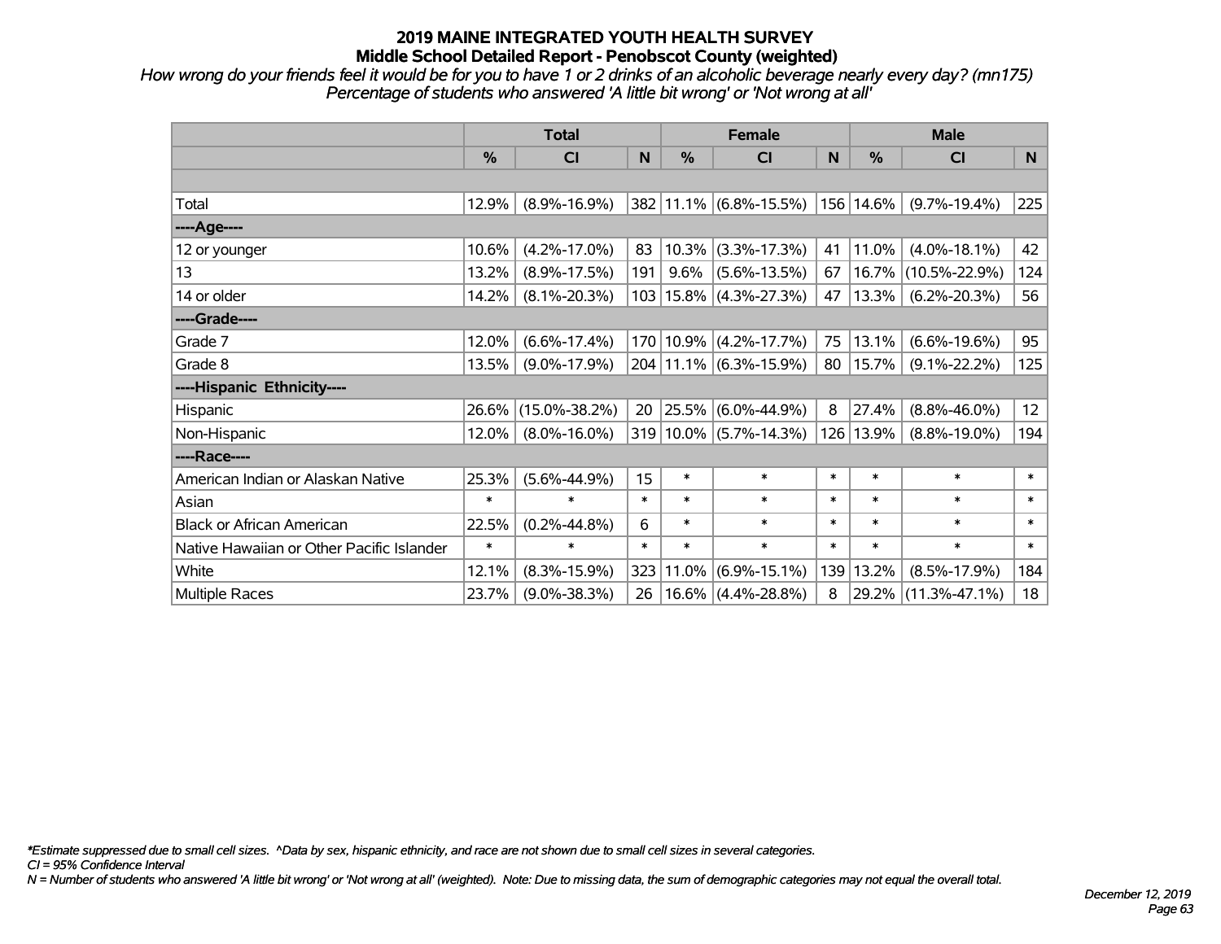# 2019 MAINE INTEGRATED YOUTH HEALTH SURVEY
## Middle School Detailed Report - Penobscot County (weighted)

*How wrong do your friends feel it would be for you to have 1 or 2 drinks of an alcoholic beverage nearly every day? (mn175)*
*Percentage of students who answered 'A little bit wrong' or 'Not wrong at all'*

| | Total | | | Female | | | Male | | |
|---|---|---|---|---|---|---|---|---|---|
| | % | CI | N | % | CI | N | % | CI | N |
| | | | | | | | | | |
| Total | 12.9% | (8.9%-16.9%) | 382 | 11.1% | (6.8%-15.5%) | 156 | 14.6% | (9.7%-19.4%) | 225 |
| ----Age---- | | | | | | | | | |
| 12 or younger | 10.6% | (4.2%-17.0%) | 83 | 10.3% | (3.3%-17.3%) | 41 | 11.0% | (4.0%-18.1%) | 42 |
| 13 | 13.2% | (8.9%-17.5%) | 191 | 9.6% | (5.6%-13.5%) | 67 | 16.7% | (10.5%-22.9%) | 124 |
| 14 or older | 14.2% | (8.1%-20.3%) | 103 | 15.8% | (4.3%-27.3%) | 47 | 13.3% | (6.2%-20.3%) | 56 |
| ----Grade---- | | | | | | | | | |
| Grade 7 | 12.0% | (6.6%-17.4%) | 170 | 10.9% | (4.2%-17.7%) | 75 | 13.1% | (6.6%-19.6%) | 95 |
| Grade 8 | 13.5% | (9.0%-17.9%) | 204 | 11.1% | (6.3%-15.9%) | 80 | 15.7% | (9.1%-22.2%) | 125 |
| ----Hispanic Ethnicity---- | | | | | | | | | |
| Hispanic | 26.6% | (15.0%-38.2%) | 20 | 25.5% | (6.0%-44.9%) | 8 | 27.4% | (8.8%-46.0%) | 12 |
| Non-Hispanic | 12.0% | (8.0%-16.0%) | 319 | 10.0% | (5.7%-14.3%) | 126 | 13.9% | (8.8%-19.0%) | 194 |
| ----Race---- | | | | | | | | | |
| American Indian or Alaskan Native | 25.3% | (5.6%-44.9%) | 15 | * | * | * | * | * | * |
| Asian | * | * | * | * | * | * | * | * | * |
| Black or African American | 22.5% | (0.2%-44.8%) | 6 | * | * | * | * | * | * |
| Native Hawaiian or Other Pacific Islander | * | * | * | * | * | * | * | * | * |
| White | 12.1% | (8.3%-15.9%) | 323 | 11.0% | (6.9%-15.1%) | 139 | 13.2% | (8.5%-17.9%) | 184 |
| Multiple Races | 23.7% | (9.0%-38.3%) | 26 | 16.6% | (4.4%-28.8%) | 8 | 29.2% | (11.3%-47.1%) | 18 |

*\*Estimate suppressed due to small cell sizes. ^Data by sex, hispanic ethnicity, and race are not shown due to small cell sizes in several categories.*
*CI = 95% Confidence Interval*
*N = Number of students who answered 'A little bit wrong' or 'Not wrong at all' (weighted). Note: Due to missing data, the sum of demographic categories may not equal the overall total.*

*December 12, 2019*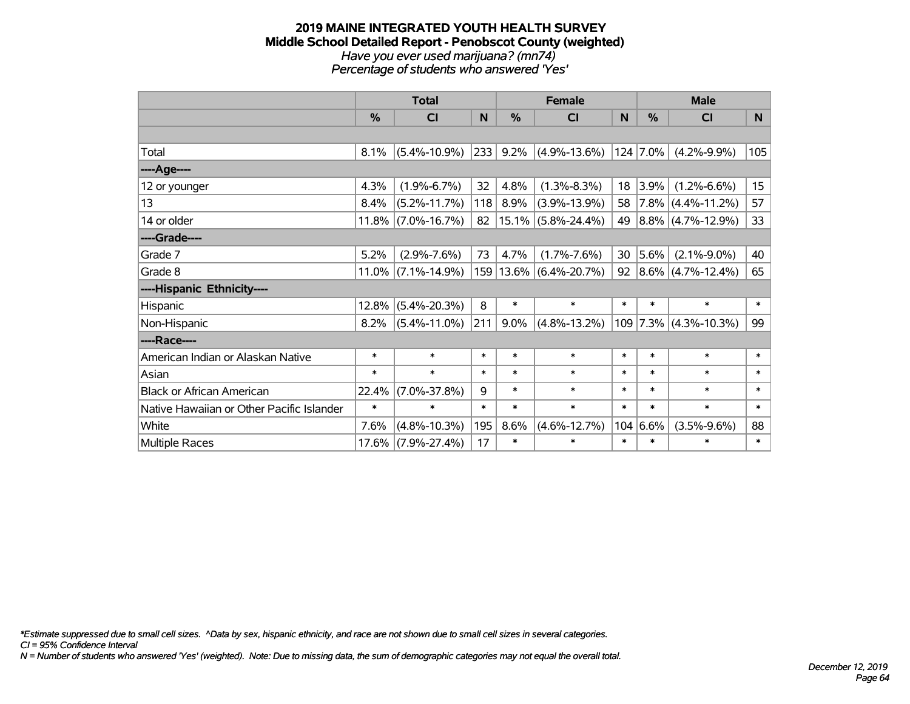# 2019 MAINE INTEGRATED YOUTH HEALTH SURVEY
## Middle School Detailed Report - Penobscot County (weighted)

*Have you ever used marijuana? (mn74)*
*Percentage of students who answered 'Yes'*

| | Total | | | Female | | | Male | | |
|---|---|---|---|---|---|---|---|---|---|
| | % | CI | N | % | CI | N | % | CI | N |
| Total | 8.1% | (5.4%-10.9%) | 233 | 9.2% | (4.9%-13.6%) | 124 | 7.0% | (4.2%-9.9%) | 105 |
| ----Age---- | | | | | | | | | |
| 12 or younger | 4.3% | (1.9%-6.7%) | 32 | 4.8% | (1.3%-8.3%) | 18 | 3.9% | (1.2%-6.6%) | 15 |
| 13 | 8.4% | (5.2%-11.7%) | 118 | 8.9% | (3.9%-13.9%) | 58 | 7.8% | (4.4%-11.2%) | 57 |
| 14 or older | 11.8% | (7.0%-16.7%) | 82 | 15.1% | (5.8%-24.4%) | 49 | 8.8% | (4.7%-12.9%) | 33 |
| ----Grade---- | | | | | | | | | |
| Grade 7 | 5.2% | (2.9%-7.6%) | 73 | 4.7% | (1.7%-7.6%) | 30 | 5.6% | (2.1%-9.0%) | 40 |
| Grade 8 | 11.0% | (7.1%-14.9%) | 159 | 13.6% | (6.4%-20.7%) | 92 | 8.6% | (4.7%-12.4%) | 65 |
| ----Hispanic Ethnicity---- | | | | | | | | | |
| Hispanic | 12.8% | (5.4%-20.3%) | 8 | * | * | * | * | * | * |
| Non-Hispanic | 8.2% | (5.4%-11.0%) | 211 | 9.0% | (4.8%-13.2%) | 109 | 7.3% | (4.3%-10.3%) | 99 |
| ----Race---- | | | | | | | | | |
| American Indian or Alaskan Native | * | * | * | * | * | * | * | * | * |
| Asian | * | * | * | * | * | * | * | * | * |
| Black or African American | 22.4% | (7.0%-37.8%) | 9 | * | * | * | * | * | * |
| Native Hawaiian or Other Pacific Islander | * | * | * | * | * | * | * | * | * |
| White | 7.6% | (4.8%-10.3%) | 195 | 8.6% | (4.6%-12.7%) | 104 | 6.6% | (3.5%-9.6%) | 88 |
| Multiple Races | 17.6% | (7.9%-27.4%) | 17 | * | * | * | * | * | * |

*\*Estimate suppressed due to small cell sizes. ^Data by sex, hispanic ethnicity, and race are not shown due to small cell sizes in several categories.*
*CI = 95% Confidence Interval*
*N = Number of students who answered 'Yes' (weighted). Note: Due to missing data, the sum of demographic categories may not equal the overall total.*

*December 12, 2019*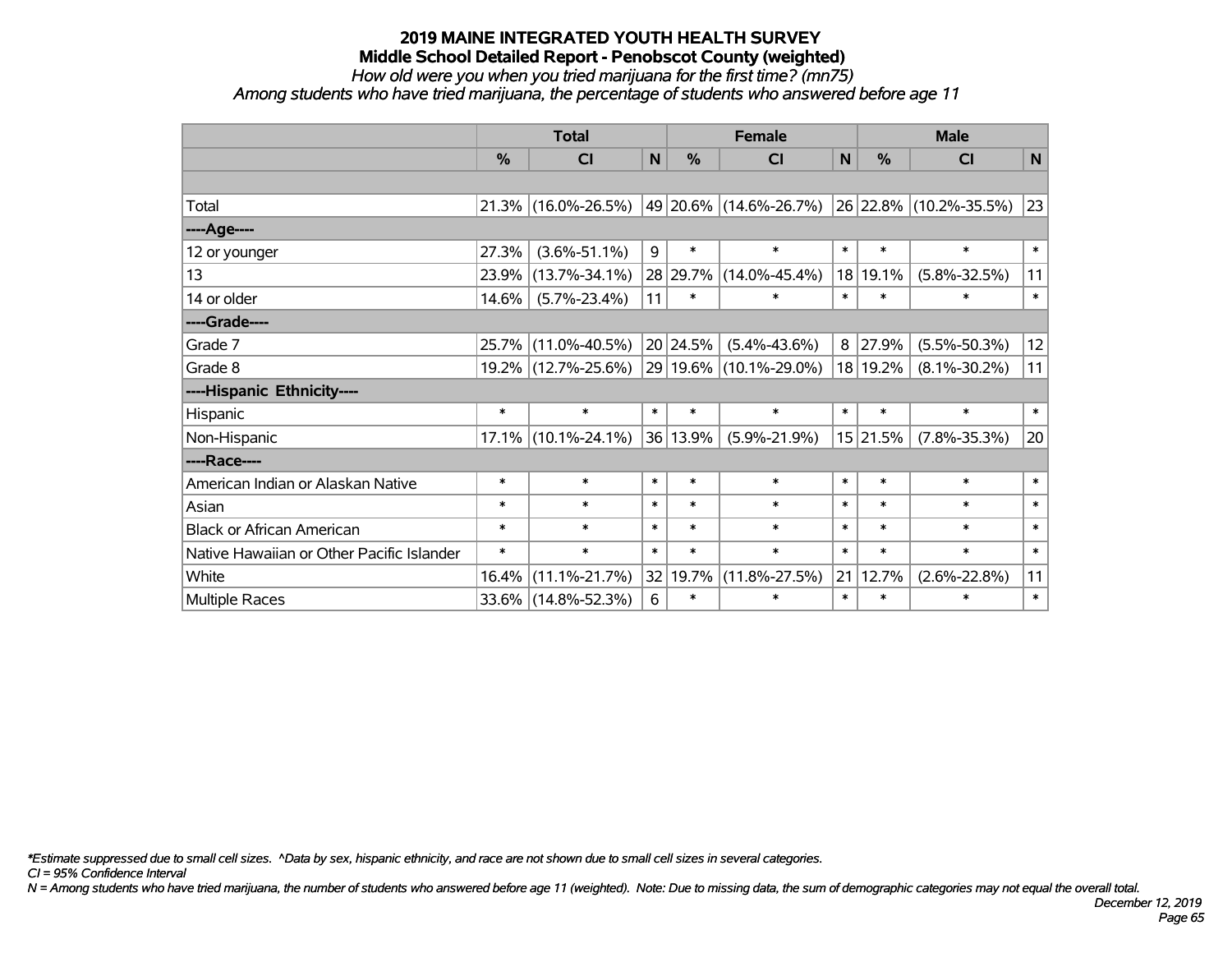# 2019 MAINE INTEGRATED YOUTH HEALTH SURVEY

## Middle School Detailed Report - Penobscot County (weighted)

*How old were you when you tried marijuana for the first time? (mn75)*

*Among students who have tried marijuana, the percentage of students who answered before age 11*

| | Total | | | Female | | | Male | | |
|---|---|---|---|---|---|---|---|---|---|
| | % | CI | N | % | CI | N | % | CI | N |
| | | | | | | | | | |
| Total | 21.3% | (16.0%-26.5%) | 49 | 20.6% | (14.6%-26.7%) | 26 | 22.8% | (10.2%-35.5%) | 23 |
| ----Age---- | | | | | | | | | |
| 12 or younger | 27.3% | (3.6%-51.1%) | 9 | * | * | * | * | * | * |
| 13 | 23.9% | (13.7%-34.1%) | 28 | 29.7% | (14.0%-45.4%) | 18 | 19.1% | (5.8%-32.5%) | 11 |
| 14 or older | 14.6% | (5.7%-23.4%) | 11 | * | * | * | * | * | * |
| ----Grade---- | | | | | | | | | |
| Grade 7 | 25.7% | (11.0%-40.5%) | 20 | 24.5% | (5.4%-43.6%) | 8 | 27.9% | (5.5%-50.3%) | 12 |
| Grade 8 | 19.2% | (12.7%-25.6%) | 29 | 19.6% | (10.1%-29.0%) | 18 | 19.2% | (8.1%-30.2%) | 11 |
| ----Hispanic Ethnicity---- | | | | | | | | | |
| Hispanic | * | * | * | * | * | * | * | * | * |
| Non-Hispanic | 17.1% | (10.1%-24.1%) | 36 | 13.9% | (5.9%-21.9%) | 15 | 21.5% | (7.8%-35.3%) | 20 |
| ----Race---- | | | | | | | | | |
| American Indian or Alaskan Native | * | * | * | * | * | * | * | * | * |
| Asian | * | * | * | * | * | * | * | * | * |
| Black or African American | * | * | * | * | * | * | * | * | * |
| Native Hawaiian or Other Pacific Islander | * | * | * | * | * | * | * | * | * |
| White | 16.4% | (11.1%-21.7%) | 32 | 19.7% | (11.8%-27.5%) | 21 | 12.7% | (2.6%-22.8%) | 11 |
| Multiple Races | 33.6% | (14.8%-52.3%) | 6 | * | * | * | * | * | * |

*\*Estimate suppressed due to small cell sizes. ^Data by sex, hispanic ethnicity, and race are not shown due to small cell sizes in several categories.*

*CI = 95% Confidence Interval*

*N = Among students who have tried marijuana, the number of students who answered before age 11 (weighted). Note: Due to missing data, the sum of demographic categories may not equal the overall total.*

*December 12, 2019*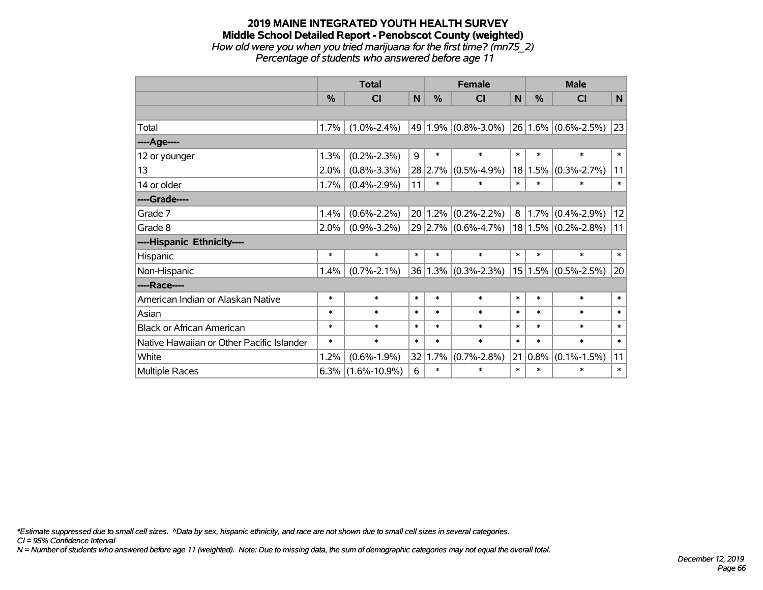# 2019 MAINE INTEGRATED YOUTH HEALTH SURVEY

## Middle School Detailed Report - Penobscot County (weighted)

*How old were you when you tried marijuana for the first time? (mn75_2)*

*Percentage of students who answered before age 11*

| | Total | | | Female | | | Male | | |
|---|---|---|---|---|---|---|---|---|---|
| | % | CI | N | % | CI | N | % | CI | N |
| | | | | | | | | | |
| Total | 1.7% | (1.0%-2.4%) | 49 | 1.9% | (0.8%-3.0%) | 26 | 1.6% | (0.6%-2.5%) | 23 |
| ----Age---- | | | | | | | | | |
| 12 or younger | 1.3% | (0.2%-2.3%) | 9 | * | * | * | * | * | * |
| 13 | 2.0% | (0.8%-3.3%) | 28 | 2.7% | (0.5%-4.9%) | 18 | 1.5% | (0.3%-2.7%) | 11 |
| 14 or older | 1.7% | (0.4%-2.9%) | 11 | * | * | * | * | * | * |
| ----Grade---- | | | | | | | | | |
| Grade 7 | 1.4% | (0.6%-2.2%) | 20 | 1.2% | (0.2%-2.2%) | 8 | 1.7% | (0.4%-2.9%) | 12 |
| Grade 8 | 2.0% | (0.9%-3.2%) | 29 | 2.7% | (0.6%-4.7%) | 18 | 1.5% | (0.2%-2.8%) | 11 |
| ----Hispanic Ethnicity---- | | | | | | | | | |
| Hispanic | * | * | * | * | * | * | * | * | * |
| Non-Hispanic | 1.4% | (0.7%-2.1%) | 36 | 1.3% | (0.3%-2.3%) | 15 | 1.5% | (0.5%-2.5%) | 20 |
| ----Race---- | | | | | | | | | |
| American Indian or Alaskan Native | * | * | * | * | * | * | * | * | * |
| Asian | * | * | * | * | * | * | * | * | * |
| Black or African American | * | * | * | * | * | * | * | * | * |
| Native Hawaiian or Other Pacific Islander | * | * | * | * | * | * | * | * | * |
| White | 1.2% | (0.6%-1.9%) | 32 | 1.7% | (0.7%-2.8%) | 21 | 0.8% | (0.1%-1.5%) | 11 |
| Multiple Races | 6.3% | (1.6%-10.9%) | 6 | * | * | * | * | * | * |

*\*Estimate suppressed due to small cell sizes. ^Data by sex, hispanic ethnicity, and race are not shown due to small cell sizes in several categories.*

*CI = 95% Confidence Interval*

*N = Number of students who answered before age 11 (weighted). Note: Due to missing data, the sum of demographic categories may not equal the overall total.*

*December 12, 2019*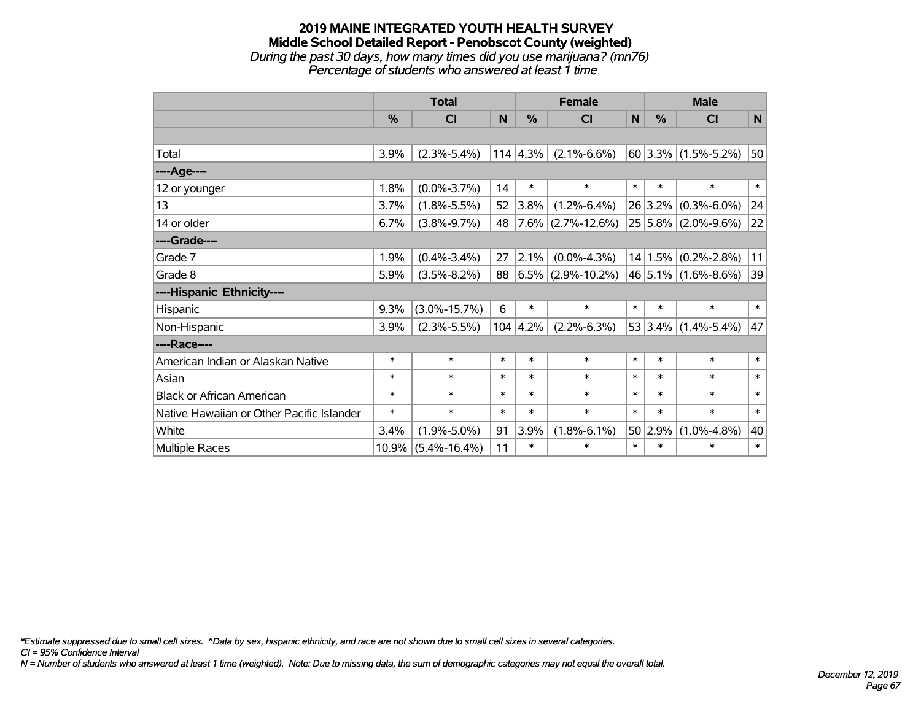# 2019 MAINE INTEGRATED YOUTH HEALTH SURVEY
## Middle School Detailed Report - Penobscot County (weighted)
*During the past 30 days, how many times did you use marijuana? (mn76)*
*Percentage of students who answered at least 1 time*

| | Total | | | Female | | | Male | | |
|---|---|---|---|---|---|---|---|---|---|
| | % | CI | N | % | CI | N | % | CI | N |
| | | | | | | | | | |
| Total | 3.9% | (2.3%-5.4%) | 114 | 4.3% | (2.1%-6.6%) | 60 | 3.3% | (1.5%-5.2%) | 50 |
| ----Age---- | | | | | | | | | |
| 12 or younger | 1.8% | (0.0%-3.7%) | 14 | * | * | * | * | * | * |
| 13 | 3.7% | (1.8%-5.5%) | 52 | 3.8% | (1.2%-6.4%) | 26 | 3.2% | (0.3%-6.0%) | 24 |
| 14 or older | 6.7% | (3.8%-9.7%) | 48 | 7.6% | (2.7%-12.6%) | 25 | 5.8% | (2.0%-9.6%) | 22 |
| ----Grade---- | | | | | | | | | |
| Grade 7 | 1.9% | (0.4%-3.4%) | 27 | 2.1% | (0.0%-4.3%) | 14 | 1.5% | (0.2%-2.8%) | 11 |
| Grade 8 | 5.9% | (3.5%-8.2%) | 88 | 6.5% | (2.9%-10.2%) | 46 | 5.1% | (1.6%-8.6%) | 39 |
| ----Hispanic Ethnicity---- | | | | | | | | | |
| Hispanic | 9.3% | (3.0%-15.7%) | 6 | * | * | * | * | * | * |
| Non-Hispanic | 3.9% | (2.3%-5.5%) | 104 | 4.2% | (2.2%-6.3%) | 53 | 3.4% | (1.4%-5.4%) | 47 |
| ----Race---- | | | | | | | | | |
| American Indian or Alaskan Native | * | * | * | * | * | * | * | * | * |
| Asian | * | * | * | * | * | * | * | * | * |
| Black or African American | * | * | * | * | * | * | * | * | * |
| Native Hawaiian or Other Pacific Islander | * | * | * | * | * | * | * | * | * |
| White | 3.4% | (1.9%-5.0%) | 91 | 3.9% | (1.8%-6.1%) | 50 | 2.9% | (1.0%-4.8%) | 40 |
| Multiple Races | 10.9% | (5.4%-16.4%) | 11 | * | * | * | * | * | * |

*Estimate suppressed due to small cell sizes. ^Data by sex, hispanic ethnicity, and race are not shown due to small cell sizes in several categories.
*CI = 95% Confidence Interval*
*N = Number of students who answered at least 1 time (weighted). Note: Due to missing data, the sum of demographic categories may not equal the overall total.*

*December 12, 2019*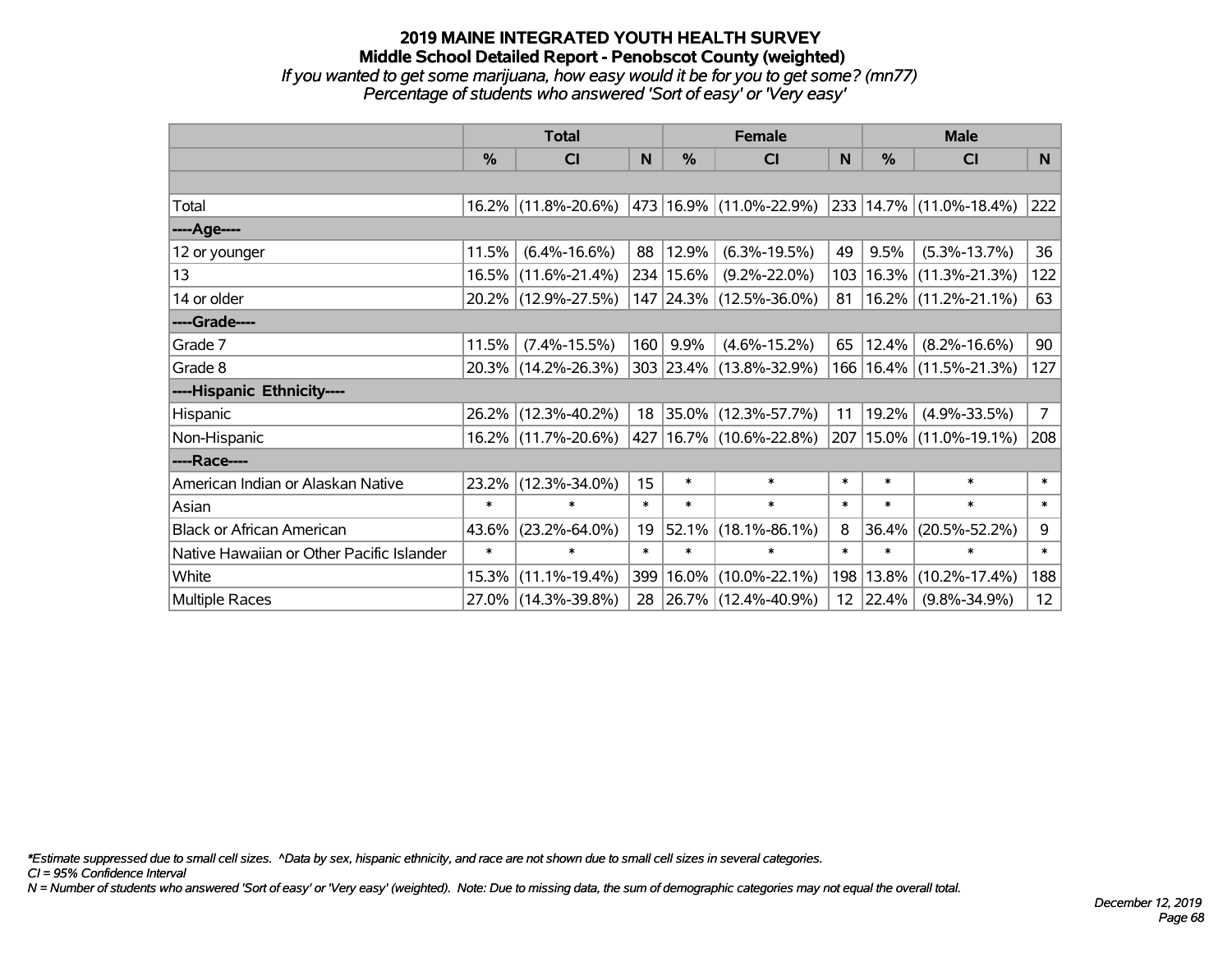# 2019 MAINE INTEGRATED YOUTH HEALTH SURVEY
## Middle School Detailed Report - Penobscot County (weighted)

*If you wanted to get some marijuana, how easy would it be for you to get some? (mn77)*
*Percentage of students who answered 'Sort of easy' or 'Very easy'*

| | Total | | | Female | | | Male | | |
|---|---|---|---|---|---|---|---|---|---|
| | % | CI | N | % | CI | N | % | CI | N |
| Total | 16.2% | (11.8%-20.6%) | 473 | 16.9% | (11.0%-22.9%) | 233 | 14.7% | (11.0%-18.4%) | 222 |
| ----Age---- | | | | | | | | | |
| 12 or younger | 11.5% | (6.4%-16.6%) | 88 | 12.9% | (6.3%-19.5%) | 49 | 9.5% | (5.3%-13.7%) | 36 |
| 13 | 16.5% | (11.6%-21.4%) | 234 | 15.6% | (9.2%-22.0%) | 103 | 16.3% | (11.3%-21.3%) | 122 |
| 14 or older | 20.2% | (12.9%-27.5%) | 147 | 24.3% | (12.5%-36.0%) | 81 | 16.2% | (11.2%-21.1%) | 63 |
| ----Grade---- | | | | | | | | | |
| Grade 7 | 11.5% | (7.4%-15.5%) | 160 | 9.9% | (4.6%-15.2%) | 65 | 12.4% | (8.2%-16.6%) | 90 |
| Grade 8 | 20.3% | (14.2%-26.3%) | 303 | 23.4% | (13.8%-32.9%) | 166 | 16.4% | (11.5%-21.3%) | 127 |
| ----Hispanic Ethnicity---- | | | | | | | | | |
| Hispanic | 26.2% | (12.3%-40.2%) | 18 | 35.0% | (12.3%-57.7%) | 11 | 19.2% | (4.9%-33.5%) | 7 |
| Non-Hispanic | 16.2% | (11.7%-20.6%) | 427 | 16.7% | (10.6%-22.8%) | 207 | 15.0% | (11.0%-19.1%) | 208 |
| ----Race---- | | | | | | | | | |
| American Indian or Alaskan Native | 23.2% | (12.3%-34.0%) | 15 | * | * | * | * | * | * |
| Asian | * | * | * | * | * | * | * | * | * |
| Black or African American | 43.6% | (23.2%-64.0%) | 19 | 52.1% | (18.1%-86.1%) | 8 | 36.4% | (20.5%-52.2%) | 9 |
| Native Hawaiian or Other Pacific Islander | * | * | * | * | * | * | * | * | * |
| White | 15.3% | (11.1%-19.4%) | 399 | 16.0% | (10.0%-22.1%) | 198 | 13.8% | (10.2%-17.4%) | 188 |
| Multiple Races | 27.0% | (14.3%-39.8%) | 28 | 26.7% | (12.4%-40.9%) | 12 | 22.4% | (9.8%-34.9%) | 12 |

*Estimate suppressed due to small cell sizes. ^Data by sex, hispanic ethnicity, and race are not shown due to small cell sizes in several categories.
CI = 95% Confidence Interval
N = Number of students who answered 'Sort of easy' or 'Very easy' (weighted). Note: Due to missing data, the sum of demographic categories may not equal the overall total.

December 12, 2019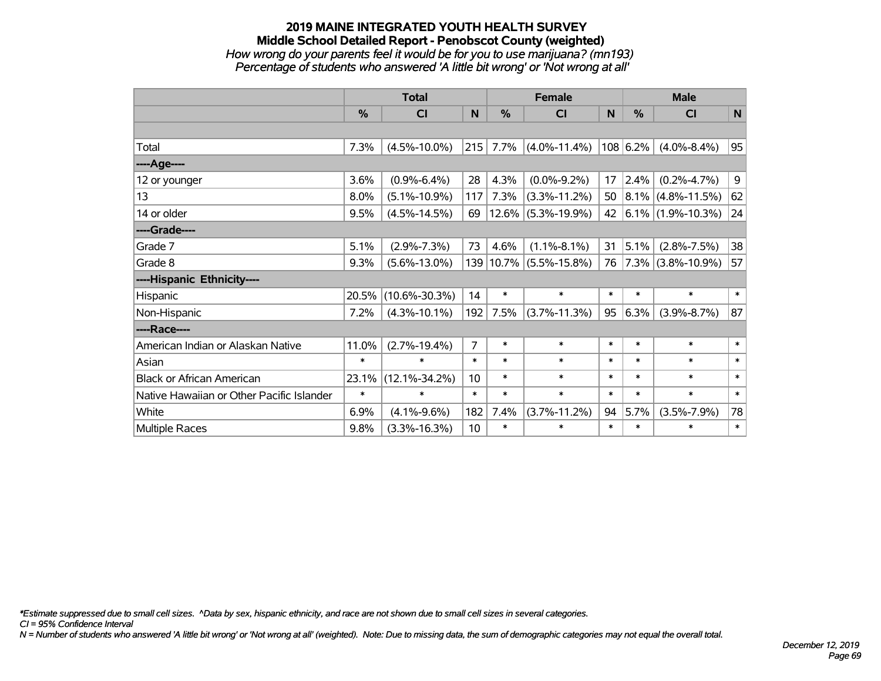# 2019 MAINE INTEGRATED YOUTH HEALTH SURVEY
## Middle School Detailed Report - Penobscot County (weighted)
*How wrong do your parents feel it would be for you to use marijuana? (mn193)*
*Percentage of students who answered 'A little bit wrong' or 'Not wrong at all'*

| | Total | | | Female | | | Male | | |
|---|---|---|---|---|---|---|---|---|---|
| | % | CI | N | % | CI | N | % | CI | N |
| | | | | | | | | | |
| Total | 7.3% | (4.5%-10.0%) | 215 | 7.7% | (4.0%-11.4%) | 108 | 6.2% | (4.0%-8.4%) | 95 |
| ----Age---- | | | | | | | | | |
| 12 or younger | 3.6% | (0.9%-6.4%) | 28 | 4.3% | (0.0%-9.2%) | 17 | 2.4% | (0.2%-4.7%) | 9 |
| 13 | 8.0% | (5.1%-10.9%) | 117 | 7.3% | (3.3%-11.2%) | 50 | 8.1% | (4.8%-11.5%) | 62 |
| 14 or older | 9.5% | (4.5%-14.5%) | 69 | 12.6% | (5.3%-19.9%) | 42 | 6.1% | (1.9%-10.3%) | 24 |
| ----Grade---- | | | | | | | | | |
| Grade 7 | 5.1% | (2.9%-7.3%) | 73 | 4.6% | (1.1%-8.1%) | 31 | 5.1% | (2.8%-7.5%) | 38 |
| Grade 8 | 9.3% | (5.6%-13.0%) | 139 | 10.7% | (5.5%-15.8%) | 76 | 7.3% | (3.8%-10.9%) | 57 |
| ----Hispanic Ethnicity---- | | | | | | | | | |
| Hispanic | 20.5% | (10.6%-30.3%) | 14 | * | * | * | * | * | * |
| Non-Hispanic | 7.2% | (4.3%-10.1%) | 192 | 7.5% | (3.7%-11.3%) | 95 | 6.3% | (3.9%-8.7%) | 87 |
| ----Race---- | | | | | | | | | |
| American Indian or Alaskan Native | 11.0% | (2.7%-19.4%) | 7 | * | * | * | * | * | * |
| Asian | * | * | * | * | * | * | * | * | * |
| Black or African American | 23.1% | (12.1%-34.2%) | 10 | * | * | * | * | * | * |
| Native Hawaiian or Other Pacific Islander | * | * | * | * | * | * | * | * | * |
| White | 6.9% | (4.1%-9.6%) | 182 | 7.4% | (3.7%-11.2%) | 94 | 5.7% | (3.5%-7.9%) | 78 |
| Multiple Races | 9.8% | (3.3%-16.3%) | 10 | * | * | * | * | * | * |

*\*Estimate suppressed due to small cell sizes. ^Data by sex, hispanic ethnicity, and race are not shown due to small cell sizes in several categories.*

*CI = 95% Confidence Interval*

*N = Number of students who answered 'A little bit wrong' or 'Not wrong at all' (weighted). Note: Due to missing data, the sum of demographic categories may not equal the overall total.*

*December 12, 2019*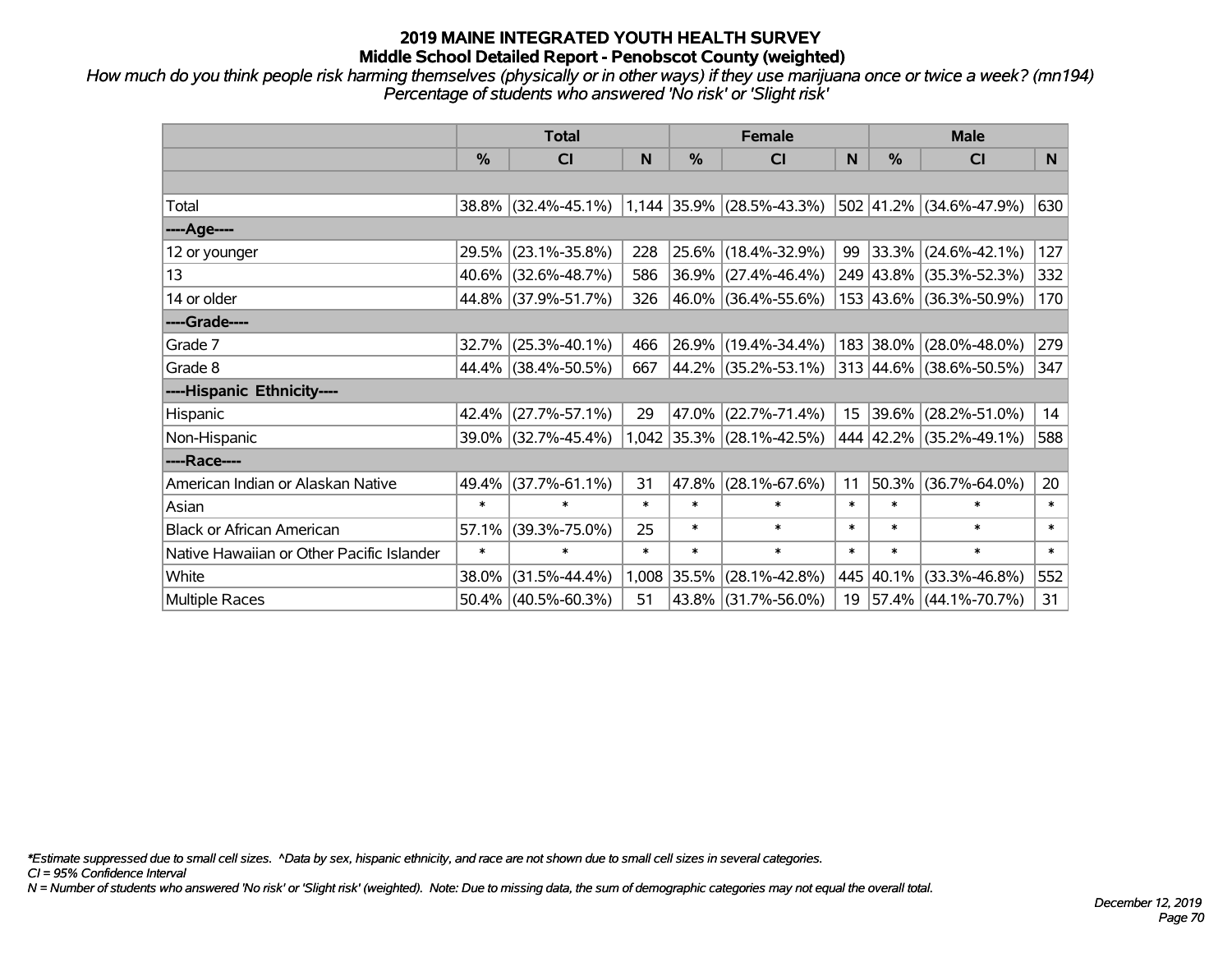# 2019 MAINE INTEGRATED YOUTH HEALTH SURVEY
## Middle School Detailed Report - Penobscot County (weighted)

*How much do you think people risk harming themselves (physically or in other ways) if they use marijuana once or twice a week? (mn194)*
*Percentage of students who answered 'No risk' or 'Slight risk'*

| | Total | | | Female | | | Male | | |
|---|---|---|---|---|---|---|---|---|---|
| | % | CI | N | % | CI | N | % | CI | N |
| | | | | | | | | | |
| Total | 38.8% | (32.4%-45.1%) | 1,144 | 35.9% | (28.5%-43.3%) | 502 | 41.2% | (34.6%-47.9%) | 630 |
| ----Age---- | | | | | | | | | |
| 12 or younger | 29.5% | (23.1%-35.8%) | 228 | 25.6% | (18.4%-32.9%) | 99 | 33.3% | (24.6%-42.1%) | 127 |
| 13 | 40.6% | (32.6%-48.7%) | 586 | 36.9% | (27.4%-46.4%) | 249 | 43.8% | (35.3%-52.3%) | 332 |
| 14 or older | 44.8% | (37.9%-51.7%) | 326 | 46.0% | (36.4%-55.6%) | 153 | 43.6% | (36.3%-50.9%) | 170 |
| ----Grade---- | | | | | | | | | |
| Grade 7 | 32.7% | (25.3%-40.1%) | 466 | 26.9% | (19.4%-34.4%) | 183 | 38.0% | (28.0%-48.0%) | 279 |
| Grade 8 | 44.4% | (38.4%-50.5%) | 667 | 44.2% | (35.2%-53.1%) | 313 | 44.6% | (38.6%-50.5%) | 347 |
| ----Hispanic Ethnicity---- | | | | | | | | | |
| Hispanic | 42.4% | (27.7%-57.1%) | 29 | 47.0% | (22.7%-71.4%) | 15 | 39.6% | (28.2%-51.0%) | 14 |
| Non-Hispanic | 39.0% | (32.7%-45.4%) | 1,042 | 35.3% | (28.1%-42.5%) | 444 | 42.2% | (35.2%-49.1%) | 588 |
| ----Race---- | | | | | | | | | |
| American Indian or Alaskan Native | 49.4% | (37.7%-61.1%) | 31 | 47.8% | (28.1%-67.6%) | 11 | 50.3% | (36.7%-64.0%) | 20 |
| Asian | * | * | * | * | * | * | * | * | * |
| Black or African American | 57.1% | (39.3%-75.0%) | 25 | * | * | * | * | * | * |
| Native Hawaiian or Other Pacific Islander | * | * | * | * | * | * | * | * | * |
| White | 38.0% | (31.5%-44.4%) | 1,008 | 35.5% | (28.1%-42.8%) | 445 | 40.1% | (33.3%-46.8%) | 552 |
| Multiple Races | 50.4% | (40.5%-60.3%) | 51 | 43.8% | (31.7%-56.0%) | 19 | 57.4% | (44.1%-70.7%) | 31 |

*\*Estimate suppressed due to small cell sizes. ^Data by sex, hispanic ethnicity, and race are not shown due to small cell sizes in several categories.*
*CI = 95% Confidence Interval*
*N = Number of students who answered 'No risk' or 'Slight risk' (weighted). Note: Due to missing data, the sum of demographic categories may not equal the overall total.*

*December 12, 2019*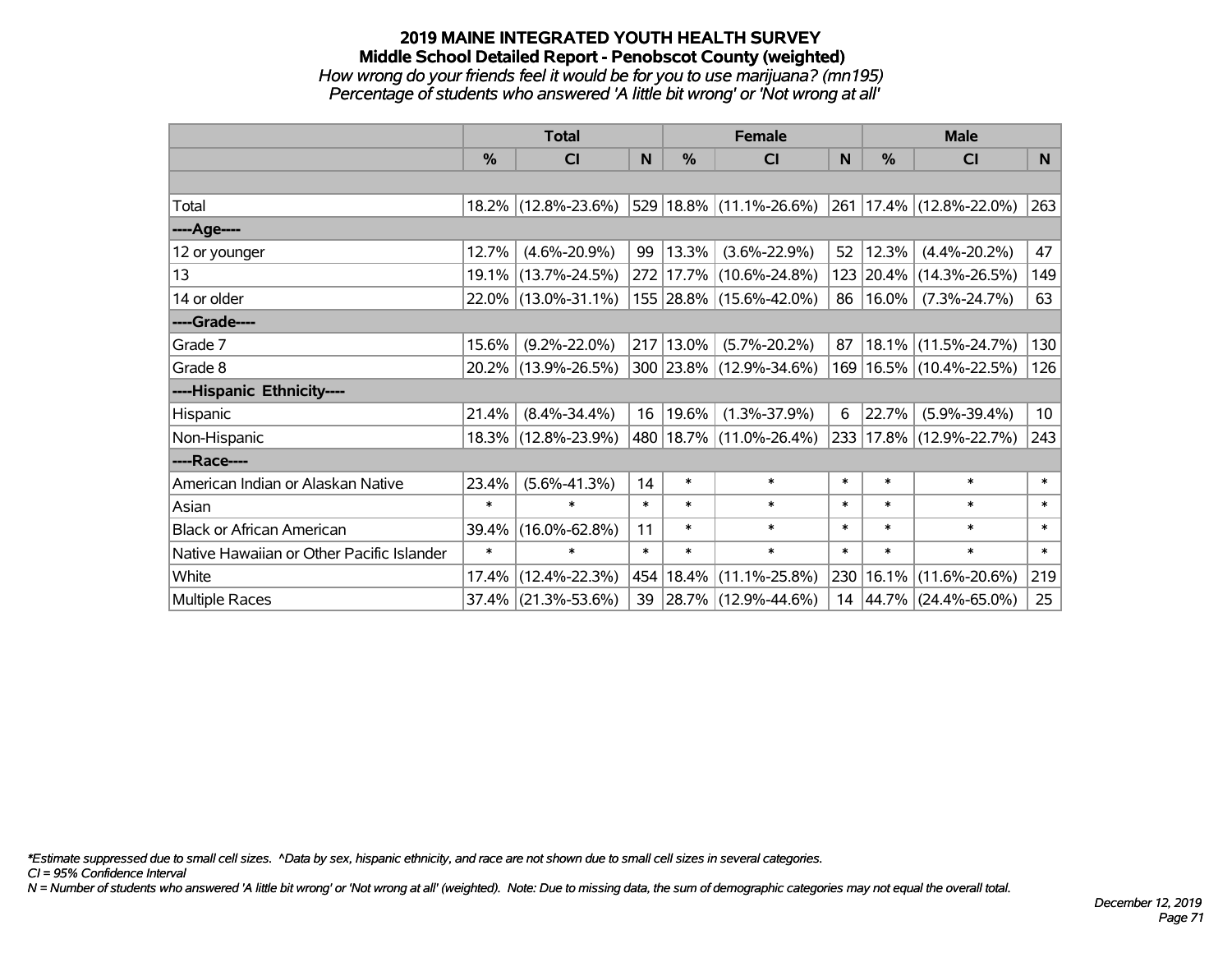# 2019 MAINE INTEGRATED YOUTH HEALTH SURVEY
## Middle School Detailed Report - Penobscot County (weighted)

*How wrong do your friends feel it would be for you to use marijuana? (mn195)*
*Percentage of students who answered 'A little bit wrong' or 'Not wrong at all'*

| | Total | | | Female | | | Male | | |
|---|---|---|---|---|---|---|---|---|---|
| | % | CI | N | % | CI | N | % | CI | N |
| Total | 18.2% | (12.8%-23.6%) | 529 | 18.8% | (11.1%-26.6%) | 261 | 17.4% | (12.8%-22.0%) | 263 |
| ----Age---- | | | | | | | | | |
| 12 or younger | 12.7% | (4.6%-20.9%) | 99 | 13.3% | (3.6%-22.9%) | 52 | 12.3% | (4.4%-20.2%) | 47 |
| 13 | 19.1% | (13.7%-24.5%) | 272 | 17.7% | (10.6%-24.8%) | 123 | 20.4% | (14.3%-26.5%) | 149 |
| 14 or older | 22.0% | (13.0%-31.1%) | 155 | 28.8% | (15.6%-42.0%) | 86 | 16.0% | (7.3%-24.7%) | 63 |
| ----Grade---- | | | | | | | | | |
| Grade 7 | 15.6% | (9.2%-22.0%) | 217 | 13.0% | (5.7%-20.2%) | 87 | 18.1% | (11.5%-24.7%) | 130 |
| Grade 8 | 20.2% | (13.9%-26.5%) | 300 | 23.8% | (12.9%-34.6%) | 169 | 16.5% | (10.4%-22.5%) | 126 |
| ----Hispanic Ethnicity---- | | | | | | | | | |
| Hispanic | 21.4% | (8.4%-34.4%) | 16 | 19.6% | (1.3%-37.9%) | 6 | 22.7% | (5.9%-39.4%) | 10 |
| Non-Hispanic | 18.3% | (12.8%-23.9%) | 480 | 18.7% | (11.0%-26.4%) | 233 | 17.8% | (12.9%-22.7%) | 243 |
| ----Race---- | | | | | | | | | |
| American Indian or Alaskan Native | 23.4% | (5.6%-41.3%) | 14 | * | * | * | * | * | * |
| Asian | * | * | * | * | * | * | * | * | * |
| Black or African American | 39.4% | (16.0%-62.8%) | 11 | * | * | * | * | * | * |
| Native Hawaiian or Other Pacific Islander | * | * | * | * | * | * | * | * | * |
| White | 17.4% | (12.4%-22.3%) | 454 | 18.4% | (11.1%-25.8%) | 230 | 16.1% | (11.6%-20.6%) | 219 |
| Multiple Races | 37.4% | (21.3%-53.6%) | 39 | 28.7% | (12.9%-44.6%) | 14 | 44.7% | (24.4%-65.0%) | 25 |

*\*Estimate suppressed due to small cell sizes. ^Data by sex, hispanic ethnicity, and race are not shown due to small cell sizes in several categories.*
*CI = 95% Confidence Interval*
*N = Number of students who answered 'A little bit wrong' or 'Not wrong at all' (weighted). Note: Due to missing data, the sum of demographic categories may not equal the overall total.*

*December 12, 2019*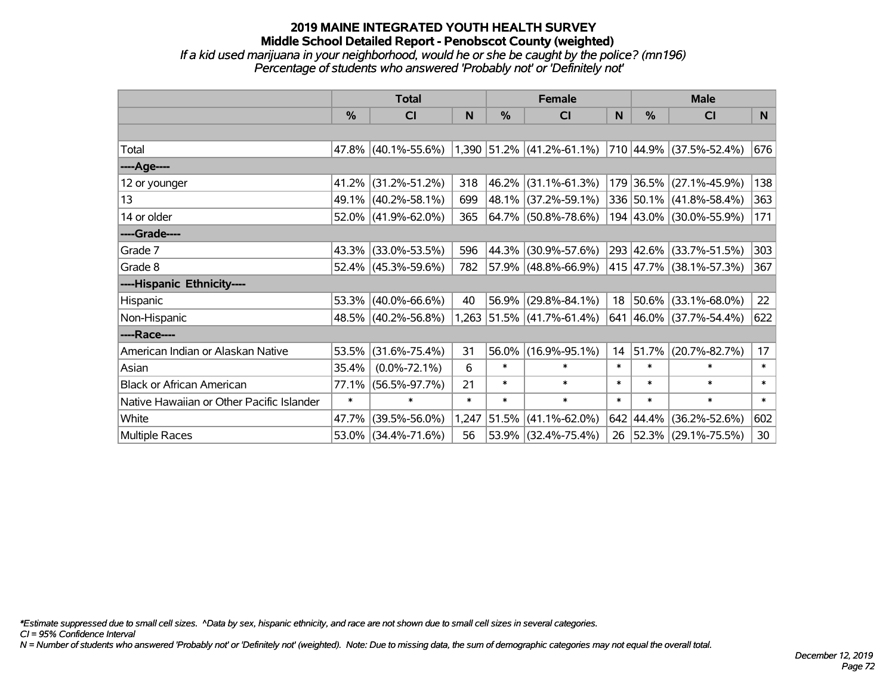# 2019 MAINE INTEGRATED YOUTH HEALTH SURVEY
## Middle School Detailed Report - Penobscot County (weighted)
*If a kid used marijuana in your neighborhood, would he or she be caught by the police? (mn196)*
*Percentage of students who answered 'Probably not' or 'Definitely not'*

| | Total | | | Female | | | Male | | |
|---|---|---|---|---|---|---|---|---|---|
| | % | CI | N | % | CI | N | % | CI | N |
| Total | 47.8% | (40.1%-55.6%) | 1,390 | 51.2% | (41.2%-61.1%) | 710 | 44.9% | (37.5%-52.4%) | 676 |
| ----Age---- | | | | | | | | | |
| 12 or younger | 41.2% | (31.2%-51.2%) | 318 | 46.2% | (31.1%-61.3%) | 179 | 36.5% | (27.1%-45.9%) | 138 |
| 13 | 49.1% | (40.2%-58.1%) | 699 | 48.1% | (37.2%-59.1%) | 336 | 50.1% | (41.8%-58.4%) | 363 |
| 14 or older | 52.0% | (41.9%-62.0%) | 365 | 64.7% | (50.8%-78.6%) | 194 | 43.0% | (30.0%-55.9%) | 171 |
| ----Grade---- | | | | | | | | | |
| Grade 7 | 43.3% | (33.0%-53.5%) | 596 | 44.3% | (30.9%-57.6%) | 293 | 42.6% | (33.7%-51.5%) | 303 |
| Grade 8 | 52.4% | (45.3%-59.6%) | 782 | 57.9% | (48.8%-66.9%) | 415 | 47.7% | (38.1%-57.3%) | 367 |
| ----Hispanic Ethnicity---- | | | | | | | | | |
| Hispanic | 53.3% | (40.0%-66.6%) | 40 | 56.9% | (29.8%-84.1%) | 18 | 50.6% | (33.1%-68.0%) | 22 |
| Non-Hispanic | 48.5% | (40.2%-56.8%) | 1,263 | 51.5% | (41.7%-61.4%) | 641 | 46.0% | (37.7%-54.4%) | 622 |
| ----Race---- | | | | | | | | | |
| American Indian or Alaskan Native | 53.5% | (31.6%-75.4%) | 31 | 56.0% | (16.9%-95.1%) | 14 | 51.7% | (20.7%-82.7%) | 17 |
| Asian | 35.4% | (0.0%-72.1%) | 6 | * | * | * | * | * | * |
| Black or African American | 77.1% | (56.5%-97.7%) | 21 | * | * | * | * | * | * |
| Native Hawaiian or Other Pacific Islander | * | * | * | * | * | * | * | * | * |
| White | 47.7% | (39.5%-56.0%) | 1,247 | 51.5% | (41.1%-62.0%) | 642 | 44.4% | (36.2%-52.6%) | 602 |
| Multiple Races | 53.0% | (34.4%-71.6%) | 56 | 53.9% | (32.4%-75.4%) | 26 | 52.3% | (29.1%-75.5%) | 30 |

*\*Estimate suppressed due to small cell sizes. ^Data by sex, hispanic ethnicity, and race are not shown due to small cell sizes in several categories.*
*CI = 95% Confidence Interval*
*N = Number of students who answered 'Probably not' or 'Definitely not' (weighted). Note: Due to missing data, the sum of demographic categories may not equal the overall total.*

*December 12, 2019*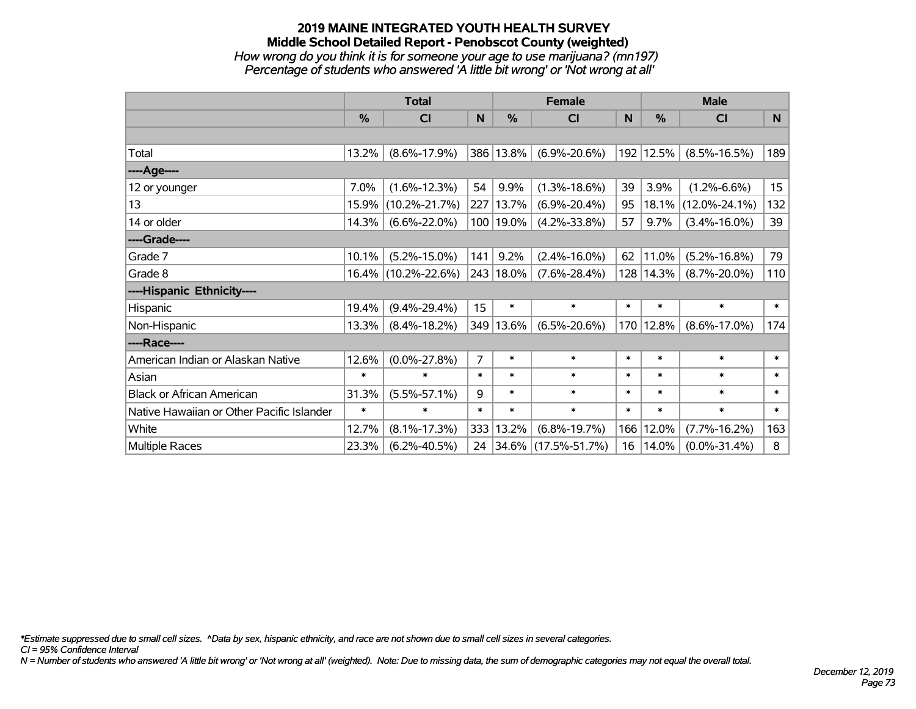# 2019 MAINE INTEGRATED YOUTH HEALTH SURVEY

## Middle School Detailed Report - Penobscot County (weighted)

*How wrong do you think it is for someone your age to use marijuana? (mn197)*

*Percentage of students who answered 'A little bit wrong' or 'Not wrong at all'*

| | Total | | | Female | | | Male | | |
|---|---|---|---|---|---|---|---|---|---|
| | % | CI | N | % | CI | N | % | CI | N |
| Total | 13.2% | (8.6%-17.9%) | 386 | 13.8% | (6.9%-20.6%) | 192 | 12.5% | (8.5%-16.5%) | 189 |
| ----Age---- | | | | | | | | | |
| 12 or younger | 7.0% | (1.6%-12.3%) | 54 | 9.9% | (1.3%-18.6%) | 39 | 3.9% | (1.2%-6.6%) | 15 |
| 13 | 15.9% | (10.2%-21.7%) | 227 | 13.7% | (6.9%-20.4%) | 95 | 18.1% | (12.0%-24.1%) | 132 |
| 14 or older | 14.3% | (6.6%-22.0%) | 100 | 19.0% | (4.2%-33.8%) | 57 | 9.7% | (3.4%-16.0%) | 39 |
| ----Grade---- | | | | | | | | | |
| Grade 7 | 10.1% | (5.2%-15.0%) | 141 | 9.2% | (2.4%-16.0%) | 62 | 11.0% | (5.2%-16.8%) | 79 |
| Grade 8 | 16.4% | (10.2%-22.6%) | 243 | 18.0% | (7.6%-28.4%) | 128 | 14.3% | (8.7%-20.0%) | 110 |
| ----Hispanic Ethnicity---- | | | | | | | | | |
| Hispanic | 19.4% | (9.4%-29.4%) | 15 | * | * | * | * | * | * |
| Non-Hispanic | 13.3% | (8.4%-18.2%) | 349 | 13.6% | (6.5%-20.6%) | 170 | 12.8% | (8.6%-17.0%) | 174 |
| ----Race---- | | | | | | | | | |
| American Indian or Alaskan Native | 12.6% | (0.0%-27.8%) | 7 | * | * | * | * | * | * |
| Asian | * | * | * | * | * | * | * | * | * |
| Black or African American | 31.3% | (5.5%-57.1%) | 9 | * | * | * | * | * | * |
| Native Hawaiian or Other Pacific Islander | * | * | * | * | * | * | * | * | * |
| White | 12.7% | (8.1%-17.3%) | 333 | 13.2% | (6.8%-19.7%) | 166 | 12.0% | (7.7%-16.2%) | 163 |
| Multiple Races | 23.3% | (6.2%-40.5%) | 24 | 34.6% | (17.5%-51.7%) | 16 | 14.0% | (0.0%-31.4%) | 8 |

*\*Estimate suppressed due to small cell sizes. ^Data by sex, hispanic ethnicity, and race are not shown due to small cell sizes in several categories.*

*CI = 95% Confidence Interval*

*N = Number of students who answered 'A little bit wrong' or 'Not wrong at all' (weighted). Note: Due to missing data, the sum of demographic categories may not equal the overall total.*

*December 12, 2019*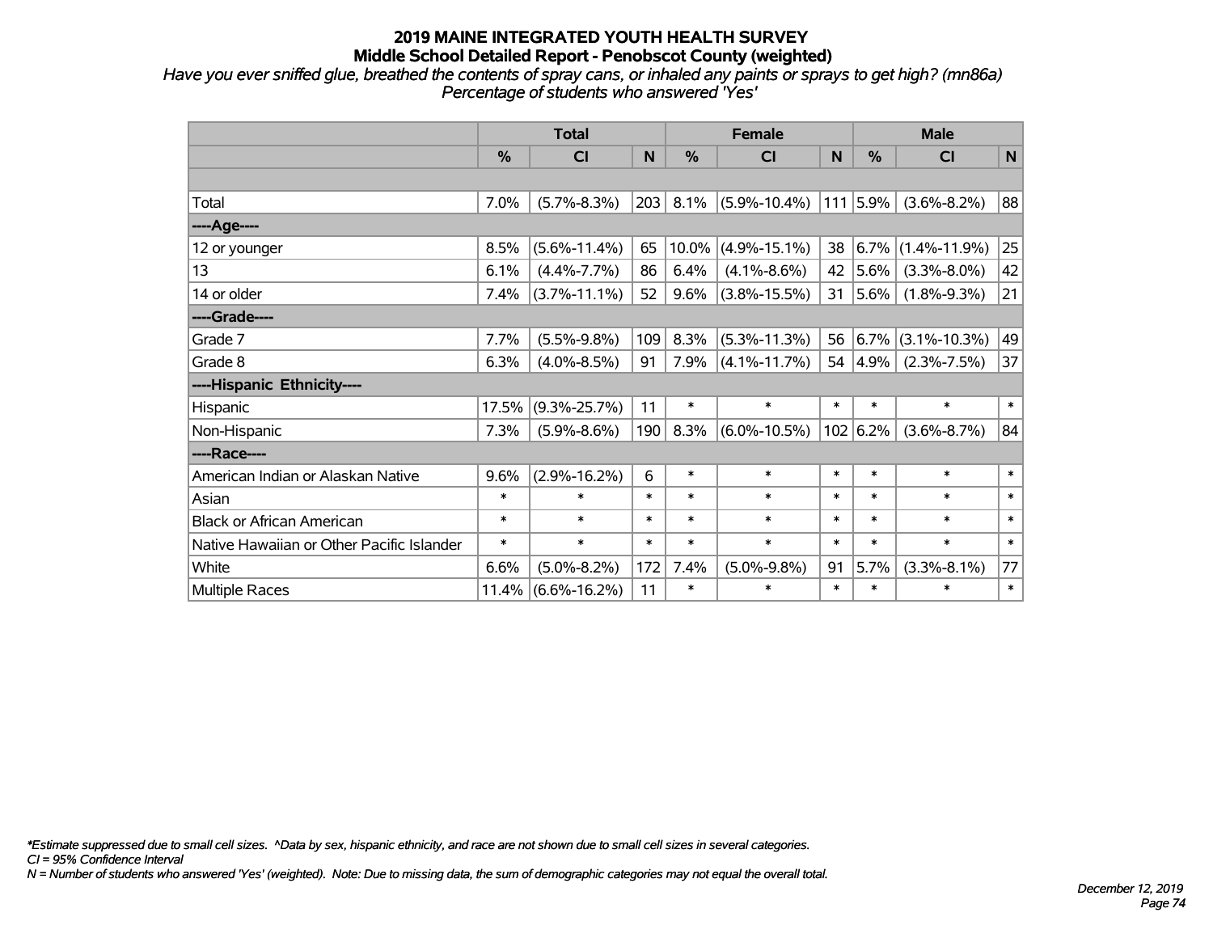# 2019 MAINE INTEGRATED YOUTH HEALTH SURVEY
## Middle School Detailed Report - Penobscot County (weighted)

*Have you ever sniffed glue, breathed the contents of spray cans, or inhaled any paints or sprays to get high? (mn86a)*
*Percentage of students who answered 'Yes'*

| | Total | | | Female | | | Male | | |
|---|---|---|---|---|---|---|---|---|---|
| | % | CI | N | % | CI | N | % | CI | N |
| | | | | | | | | | |
| Total | 7.0% | (5.7%-8.3%) | 203 | 8.1% | (5.9%-10.4%) | 111 | 5.9% | (3.6%-8.2%) | 88 |
| ----Age---- | | | | | | | | | |
| 12 or younger | 8.5% | (5.6%-11.4%) | 65 | 10.0% | (4.9%-15.1%) | 38 | 6.7% | (1.4%-11.9%) | 25 |
| 13 | 6.1% | (4.4%-7.7%) | 86 | 6.4% | (4.1%-8.6%) | 42 | 5.6% | (3.3%-8.0%) | 42 |
| 14 or older | 7.4% | (3.7%-11.1%) | 52 | 9.6% | (3.8%-15.5%) | 31 | 5.6% | (1.8%-9.3%) | 21 |
| ----Grade---- | | | | | | | | | |
| Grade 7 | 7.7% | (5.5%-9.8%) | 109 | 8.3% | (5.3%-11.3%) | 56 | 6.7% | (3.1%-10.3%) | 49 |
| Grade 8 | 6.3% | (4.0%-8.5%) | 91 | 7.9% | (4.1%-11.7%) | 54 | 4.9% | (2.3%-7.5%) | 37 |
| ----Hispanic Ethnicity---- | | | | | | | | | |
| Hispanic | 17.5% | (9.3%-25.7%) | 11 | * | * | * | * | * | * |
| Non-Hispanic | 7.3% | (5.9%-8.6%) | 190 | 8.3% | (6.0%-10.5%) | 102 | 6.2% | (3.6%-8.7%) | 84 |
| ----Race---- | | | | | | | | | |
| American Indian or Alaskan Native | 9.6% | (2.9%-16.2%) | 6 | * | * | * | * | * | * |
| Asian | * | * | * | * | * | * | * | * | * |
| Black or African American | * | * | * | * | * | * | * | * | * |
| Native Hawaiian or Other Pacific Islander | * | * | * | * | * | * | * | * | * |
| White | 6.6% | (5.0%-8.2%) | 172 | 7.4% | (5.0%-9.8%) | 91 | 5.7% | (3.3%-8.1%) | 77 |
| Multiple Races | 11.4% | (6.6%-16.2%) | 11 | * | * | * | * | * | * |

*\*Estimate suppressed due to small cell sizes. ^Data by sex, hispanic ethnicity, and race are not shown due to small cell sizes in several categories.*
*CI = 95% Confidence Interval*
*N = Number of students who answered 'Yes' (weighted). Note: Due to missing data, the sum of demographic categories may not equal the overall total.*

*December 12, 2019*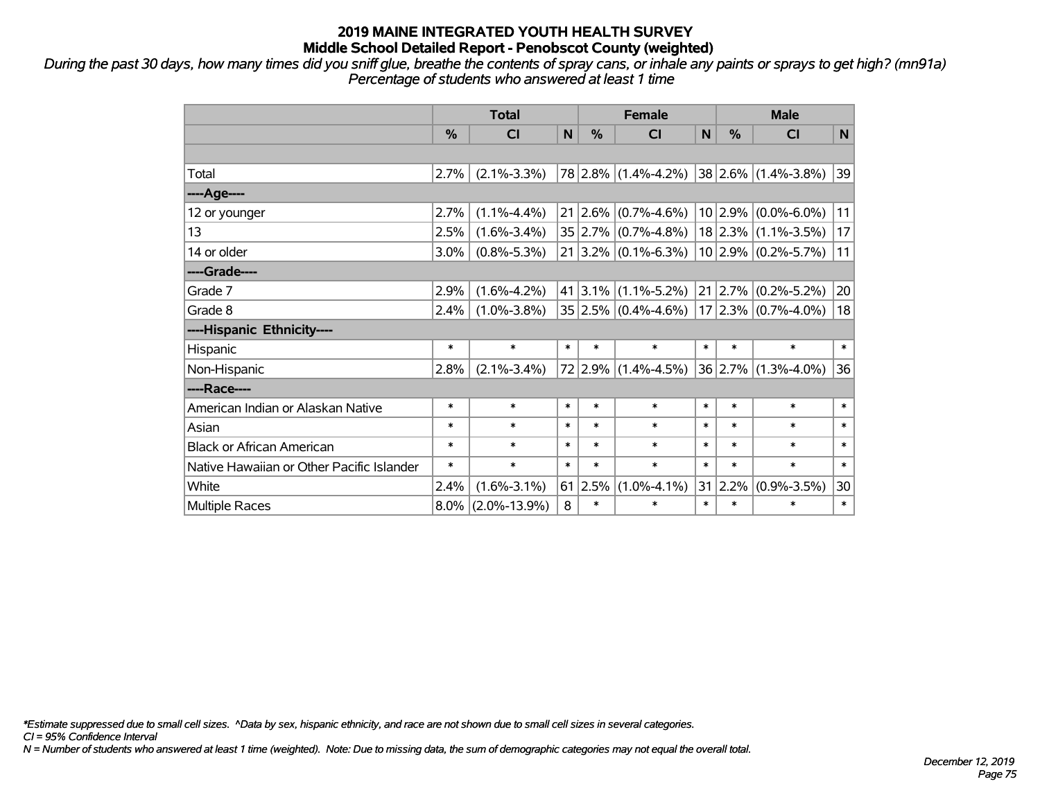# 2019 MAINE INTEGRATED YOUTH HEALTH SURVEY
## Middle School Detailed Report - Penobscot County (weighted)

*During the past 30 days, how many times did you sniff glue, breathe the contents of spray cans, or inhale any paints or sprays to get high? (mn91a)*
*Percentage of students who answered at least 1 time*

| | Total | | | Female | | | Male | | |
|---|---|---|---|---|---|---|---|---|---|
| | % | CI | N | % | CI | N | % | CI | N |
| | | | | | | | | | |
| Total | 2.7% | (2.1%-3.3%) | 78 | 2.8% | (1.4%-4.2%) | 38 | 2.6% | (1.4%-3.8%) | 39 |
| ----Age---- | | | | | | | | | |
| 12 or younger | 2.7% | (1.1%-4.4%) | 21 | 2.6% | (0.7%-4.6%) | 10 | 2.9% | (0.0%-6.0%) | 11 |
| 13 | 2.5% | (1.6%-3.4%) | 35 | 2.7% | (0.7%-4.8%) | 18 | 2.3% | (1.1%-3.5%) | 17 |
| 14 or older | 3.0% | (0.8%-5.3%) | 21 | 3.2% | (0.1%-6.3%) | 10 | 2.9% | (0.2%-5.7%) | 11 |
| ----Grade---- | | | | | | | | | |
| Grade 7 | 2.9% | (1.6%-4.2%) | 41 | 3.1% | (1.1%-5.2%) | 21 | 2.7% | (0.2%-5.2%) | 20 |
| Grade 8 | 2.4% | (1.0%-3.8%) | 35 | 2.5% | (0.4%-4.6%) | 17 | 2.3% | (0.7%-4.0%) | 18 |
| ----Hispanic Ethnicity---- | | | | | | | | | |
| Hispanic | * | * | * | * | * | * | * | * | * |
| Non-Hispanic | 2.8% | (2.1%-3.4%) | 72 | 2.9% | (1.4%-4.5%) | 36 | 2.7% | (1.3%-4.0%) | 36 |
| ----Race---- | | | | | | | | | |
| American Indian or Alaskan Native | * | * | * | * | * | * | * | * | * |
| Asian | * | * | * | * | * | * | * | * | * |
| Black or African American | * | * | * | * | * | * | * | * | * |
| Native Hawaiian or Other Pacific Islander | * | * | * | * | * | * | * | * | * |
| White | 2.4% | (1.6%-3.1%) | 61 | 2.5% | (1.0%-4.1%) | 31 | 2.2% | (0.9%-3.5%) | 30 |
| Multiple Races | 8.0% | (2.0%-13.9%) | 8 | * | * | * | * | * | * |

*\*Estimate suppressed due to small cell sizes. ^Data by sex, hispanic ethnicity, and race are not shown due to small cell sizes in several categories.*
*CI = 95% Confidence Interval*
*N = Number of students who answered at least 1 time (weighted). Note: Due to missing data, the sum of demographic categories may not equal the overall total.*

*December 12, 2019*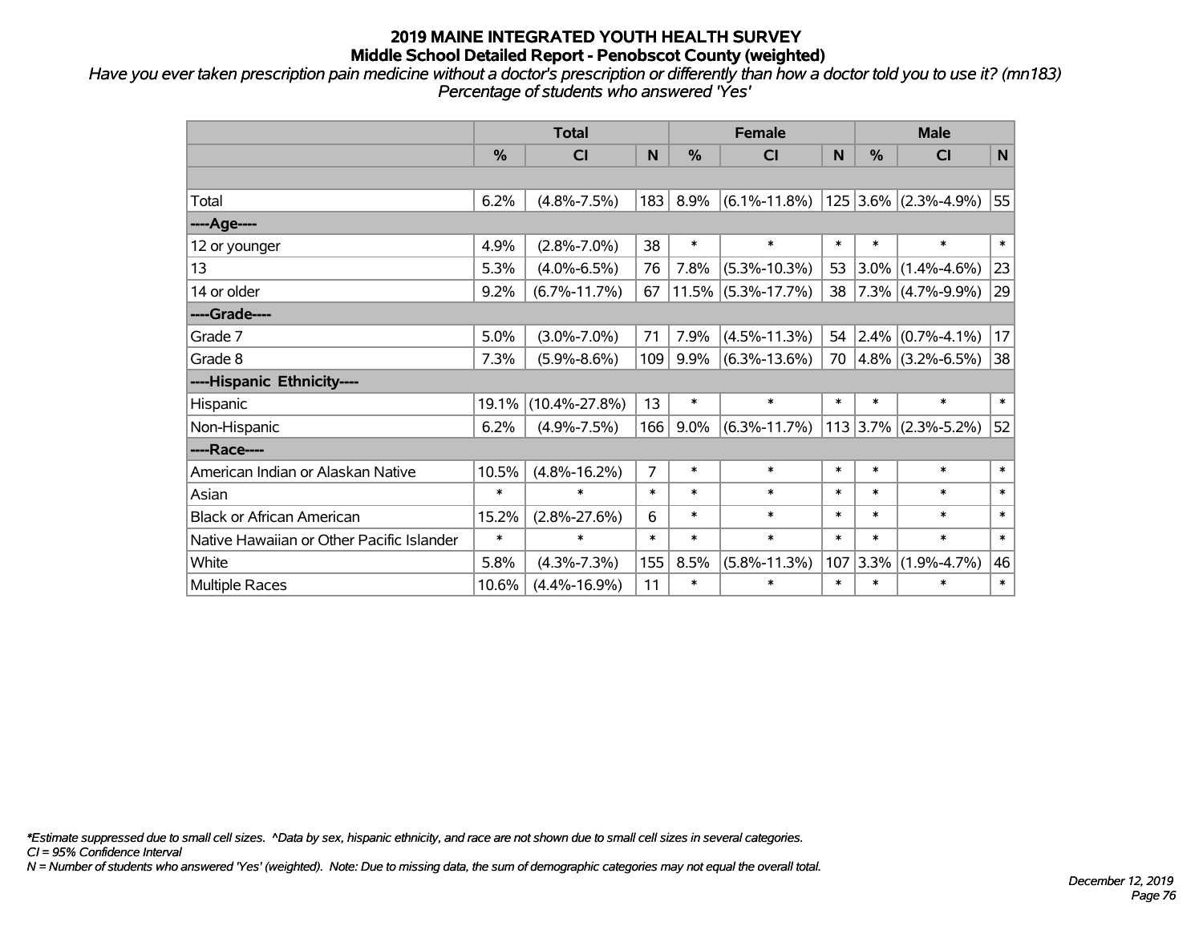# 2019 MAINE INTEGRATED YOUTH HEALTH SURVEY
## Middle School Detailed Report - Penobscot County (weighted)

*Have you ever taken prescription pain medicine without a doctor's prescription or differently than how a doctor told you to use it? (mn183)*
*Percentage of students who answered 'Yes'*

| | Total | | | Female | | | Male | | |
|---|---|---|---|---|---|---|---|---|---|
| | % | CI | N | % | CI | N | % | CI | N |
| | | | | | | | | | |
| Total | 6.2% | (4.8%-7.5%) | 183 | 8.9% | (6.1%-11.8%) | 125 | 3.6% | (2.3%-4.9%) | 55 |
| ----Age---- | | | | | | | | | |
| 12 or younger | 4.9% | (2.8%-7.0%) | 38 | * | * | * | * | * | * |
| 13 | 5.3% | (4.0%-6.5%) | 76 | 7.8% | (5.3%-10.3%) | 53 | 3.0% | (1.4%-4.6%) | 23 |
| 14 or older | 9.2% | (6.7%-11.7%) | 67 | 11.5% | (5.3%-17.7%) | 38 | 7.3% | (4.7%-9.9%) | 29 |
| ----Grade---- | | | | | | | | | |
| Grade 7 | 5.0% | (3.0%-7.0%) | 71 | 7.9% | (4.5%-11.3%) | 54 | 2.4% | (0.7%-4.1%) | 17 |
| Grade 8 | 7.3% | (5.9%-8.6%) | 109 | 9.9% | (6.3%-13.6%) | 70 | 4.8% | (3.2%-6.5%) | 38 |
| ----Hispanic Ethnicity---- | | | | | | | | | |
| Hispanic | 19.1% | (10.4%-27.8%) | 13 | * | * | * | * | * | * |
| Non-Hispanic | 6.2% | (4.9%-7.5%) | 166 | 9.0% | (6.3%-11.7%) | 113 | 3.7% | (2.3%-5.2%) | 52 |
| ----Race---- | | | | | | | | | |
| American Indian or Alaskan Native | 10.5% | (4.8%-16.2%) | 7 | * | * | * | * | * | * |
| Asian | * | * | * | * | * | * | * | * | * |
| Black or African American | 15.2% | (2.8%-27.6%) | 6 | * | * | * | * | * | * |
| Native Hawaiian or Other Pacific Islander | * | * | * | * | * | * | * | * | * |
| White | 5.8% | (4.3%-7.3%) | 155 | 8.5% | (5.8%-11.3%) | 107 | 3.3% | (1.9%-4.7%) | 46 |
| Multiple Races | 10.6% | (4.4%-16.9%) | 11 | * | * | * | * | * | * |

*\*Estimate suppressed due to small cell sizes. ^Data by sex, hispanic ethnicity, and race are not shown due to small cell sizes in several categories.*
*CI = 95% Confidence Interval*
*N = Number of students who answered 'Yes' (weighted). Note: Due to missing data, the sum of demographic categories may not equal the overall total.*

*December 12, 2019*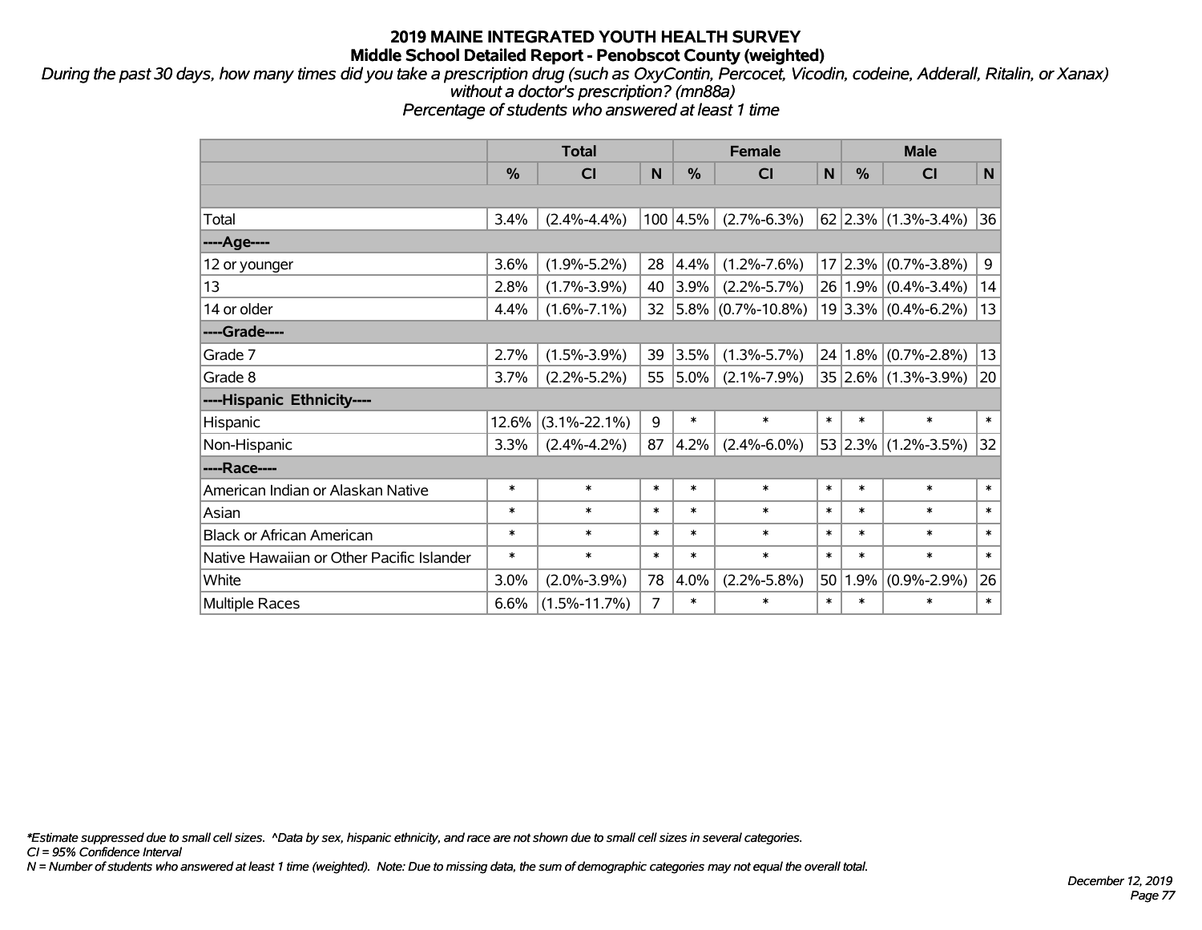# 2019 MAINE INTEGRATED YOUTH HEALTH SURVEY
## Middle School Detailed Report - Penobscot County (weighted)

*During the past 30 days, how many times did you take a prescription drug (such as OxyContin, Percocet, Vicodin, codeine, Adderall, Ritalin, or Xanax) without a doctor's prescription? (mn88a)*
*Percentage of students who answered at least 1 time*

| | Total | | | Female | | | Male | | |
|---|---|---|---|---|---|---|---|---|---|
| | % | CI | N | % | CI | N | % | CI | N |
| Total | 3.4% | (2.4%-4.4%) | 100 | 4.5% | (2.7%-6.3%) | 62 | 2.3% | (1.3%-3.4%) | 36 |
| ----Age---- | | | | | | | | | |
| 12 or younger | 3.6% | (1.9%-5.2%) | 28 | 4.4% | (1.2%-7.6%) | 17 | 2.3% | (0.7%-3.8%) | 9 |
| 13 | 2.8% | (1.7%-3.9%) | 40 | 3.9% | (2.2%-5.7%) | 26 | 1.9% | (0.4%-3.4%) | 14 |
| 14 or older | 4.4% | (1.6%-7.1%) | 32 | 5.8% | (0.7%-10.8%) | 19 | 3.3% | (0.4%-6.2%) | 13 |
| ----Grade---- | | | | | | | | | |
| Grade 7 | 2.7% | (1.5%-3.9%) | 39 | 3.5% | (1.3%-5.7%) | 24 | 1.8% | (0.7%-2.8%) | 13 |
| Grade 8 | 3.7% | (2.2%-5.2%) | 55 | 5.0% | (2.1%-7.9%) | 35 | 2.6% | (1.3%-3.9%) | 20 |
| ----Hispanic Ethnicity---- | | | | | | | | | |
| Hispanic | 12.6% | (3.1%-22.1%) | 9 | * | * | * | * | * | * |
| Non-Hispanic | 3.3% | (2.4%-4.2%) | 87 | 4.2% | (2.4%-6.0%) | 53 | 2.3% | (1.2%-3.5%) | 32 |
| ----Race---- | | | | | | | | | |
| American Indian or Alaskan Native | * | * | * | * | * | * | * | * | * |
| Asian | * | * | * | * | * | * | * | * | * |
| Black or African American | * | * | * | * | * | * | * | * | * |
| Native Hawaiian or Other Pacific Islander | * | * | * | * | * | * | * | * | * |
| White | 3.0% | (2.0%-3.9%) | 78 | 4.0% | (2.2%-5.8%) | 50 | 1.9% | (0.9%-2.9%) | 26 |
| Multiple Races | 6.6% | (1.5%-11.7%) | 7 | * | * | * | * | * | * |

*\*Estimate suppressed due to small cell sizes. ^Data by sex, hispanic ethnicity, and race are not shown due to small cell sizes in several categories.*
*CI = 95% Confidence Interval*
*N = Number of students who answered at least 1 time (weighted). Note: Due to missing data, the sum of demographic categories may not equal the overall total.*

*December 12, 2019*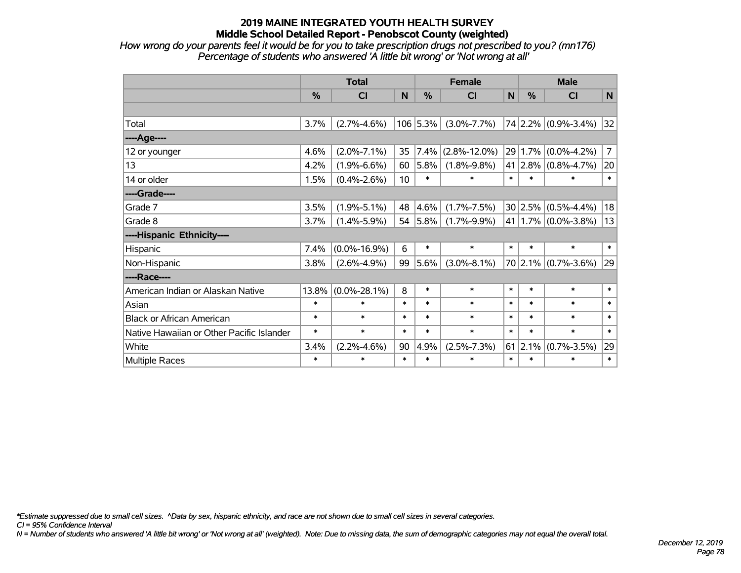# 2019 MAINE INTEGRATED YOUTH HEALTH SURVEY
## Middle School Detailed Report - Penobscot County (weighted)

*How wrong do your parents feel it would be for you to take prescription drugs not prescribed to you? (mn176)*
*Percentage of students who answered 'A little bit wrong' or 'Not wrong at all'*

| | Total | | | Female | | | Male | | |
|---|---|---|---|---|---|---|---|---|---|
| | % | CI | N | % | CI | N | % | CI | N |
| Total | 3.7% | (2.7%-4.6%) | 106 | 5.3% | (3.0%-7.7%) | 74 | 2.2% | (0.9%-3.4%) | 32 |
| ----Age---- | | | | | | | | | |
| 12 or younger | 4.6% | (2.0%-7.1%) | 35 | 7.4% | (2.8%-12.0%) | 29 | 1.7% | (0.0%-4.2%) | 7 |
| 13 | 4.2% | (1.9%-6.6%) | 60 | 5.8% | (1.8%-9.8%) | 41 | 2.8% | (0.8%-4.7%) | 20 |
| 14 or older | 1.5% | (0.4%-2.6%) | 10 | * | * | * | * | * | * |
| ----Grade---- | | | | | | | | | |
| Grade 7 | 3.5% | (1.9%-5.1%) | 48 | 4.6% | (1.7%-7.5%) | 30 | 2.5% | (0.5%-4.4%) | 18 |
| Grade 8 | 3.7% | (1.4%-5.9%) | 54 | 5.8% | (1.7%-9.9%) | 41 | 1.7% | (0.0%-3.8%) | 13 |
| ----Hispanic Ethnicity---- | | | | | | | | | |
| Hispanic | 7.4% | (0.0%-16.9%) | 6 | * | * | * | * | * | * |
| Non-Hispanic | 3.8% | (2.6%-4.9%) | 99 | 5.6% | (3.0%-8.1%) | 70 | 2.1% | (0.7%-3.6%) | 29 |
| ----Race---- | | | | | | | | | |
| American Indian or Alaskan Native | 13.8% | (0.0%-28.1%) | 8 | * | * | * | * | * | * |
| Asian | * | * | * | * | * | * | * | * | * |
| Black or African American | * | * | * | * | * | * | * | * | * |
| Native Hawaiian or Other Pacific Islander | * | * | * | * | * | * | * | * | * |
| White | 3.4% | (2.2%-4.6%) | 90 | 4.9% | (2.5%-7.3%) | 61 | 2.1% | (0.7%-3.5%) | 29 |
| Multiple Races | * | * | * | * | * | * | * | * | * |

*\*Estimate suppressed due to small cell sizes. ^Data by sex, hispanic ethnicity, and race are not shown due to small cell sizes in several categories.*
*CI = 95% Confidence Interval*
*N = Number of students who answered 'A little bit wrong' or 'Not wrong at all' (weighted). Note: Due to missing data, the sum of demographic categories may not equal the overall total.*

*December 12, 2019*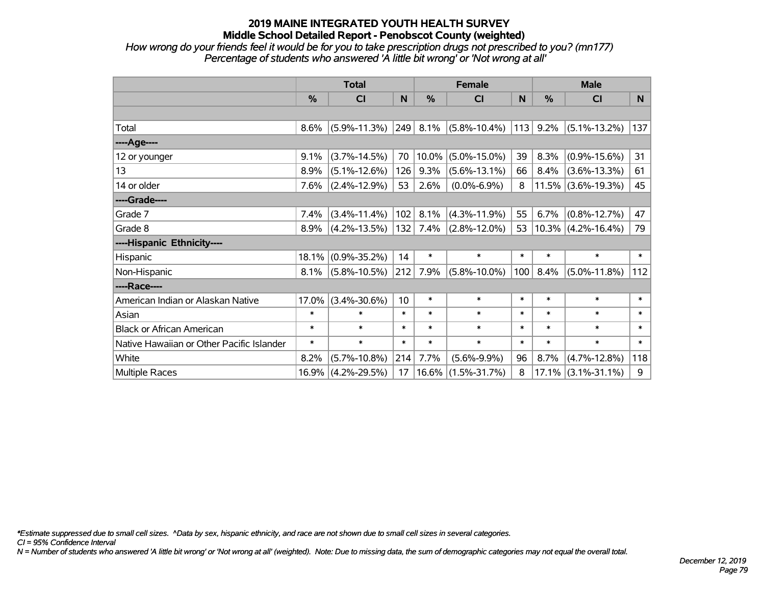# 2019 MAINE INTEGRATED YOUTH HEALTH SURVEY

## Middle School Detailed Report - Penobscot County (weighted)

*How wrong do your friends feel it would be for you to take prescription drugs not prescribed to you? (mn177)*

*Percentage of students who answered 'A little bit wrong' or 'Not wrong at all'*

| | Total | | | Female | | | Male | | |
|---|---|---|---|---|---|---|---|---|---|
| | % | CI | N | % | CI | N | % | CI | N |
| Total | 8.6% | (5.9%-11.3%) | 249 | 8.1% | (5.8%-10.4%) | 113 | 9.2% | (5.1%-13.2%) | 137 |
| ----Age---- | | | | | | | | | |
| 12 or younger | 9.1% | (3.7%-14.5%) | 70 | 10.0% | (5.0%-15.0%) | 39 | 8.3% | (0.9%-15.6%) | 31 |
| 13 | 8.9% | (5.1%-12.6%) | 126 | 9.3% | (5.6%-13.1%) | 66 | 8.4% | (3.6%-13.3%) | 61 |
| 14 or older | 7.6% | (2.4%-12.9%) | 53 | 2.6% | (0.0%-6.9%) | 8 | 11.5% | (3.6%-19.3%) | 45 |
| ----Grade---- | | | | | | | | | |
| Grade 7 | 7.4% | (3.4%-11.4%) | 102 | 8.1% | (4.3%-11.9%) | 55 | 6.7% | (0.8%-12.7%) | 47 |
| Grade 8 | 8.9% | (4.2%-13.5%) | 132 | 7.4% | (2.8%-12.0%) | 53 | 10.3% | (4.2%-16.4%) | 79 |
| ----Hispanic Ethnicity---- | | | | | | | | | |
| Hispanic | 18.1% | (0.9%-35.2%) | 14 | * | * | * | * | * | * |
| Non-Hispanic | 8.1% | (5.8%-10.5%) | 212 | 7.9% | (5.8%-10.0%) | 100 | 8.4% | (5.0%-11.8%) | 112 |
| ----Race---- | | | | | | | | | |
| American Indian or Alaskan Native | 17.0% | (3.4%-30.6%) | 10 | * | * | * | * | * | * |
| Asian | * | * | * | * | * | * | * | * | * |
| Black or African American | * | * | * | * | * | * | * | * | * |
| Native Hawaiian or Other Pacific Islander | * | * | * | * | * | * | * | * | * |
| White | 8.2% | (5.7%-10.8%) | 214 | 7.7% | (5.6%-9.9%) | 96 | 8.7% | (4.7%-12.8%) | 118 |
| Multiple Races | 16.9% | (4.2%-29.5%) | 17 | 16.6% | (1.5%-31.7%) | 8 | 17.1% | (3.1%-31.1%) | 9 |

*\*Estimate suppressed due to small cell sizes. ^Data by sex, hispanic ethnicity, and race are not shown due to small cell sizes in several categories.*

*CI = 95% Confidence Interval*

*N = Number of students who answered 'A little bit wrong' or 'Not wrong at all' (weighted). Note: Due to missing data, the sum of demographic categories may not equal the overall total.*

*December 12, 2019*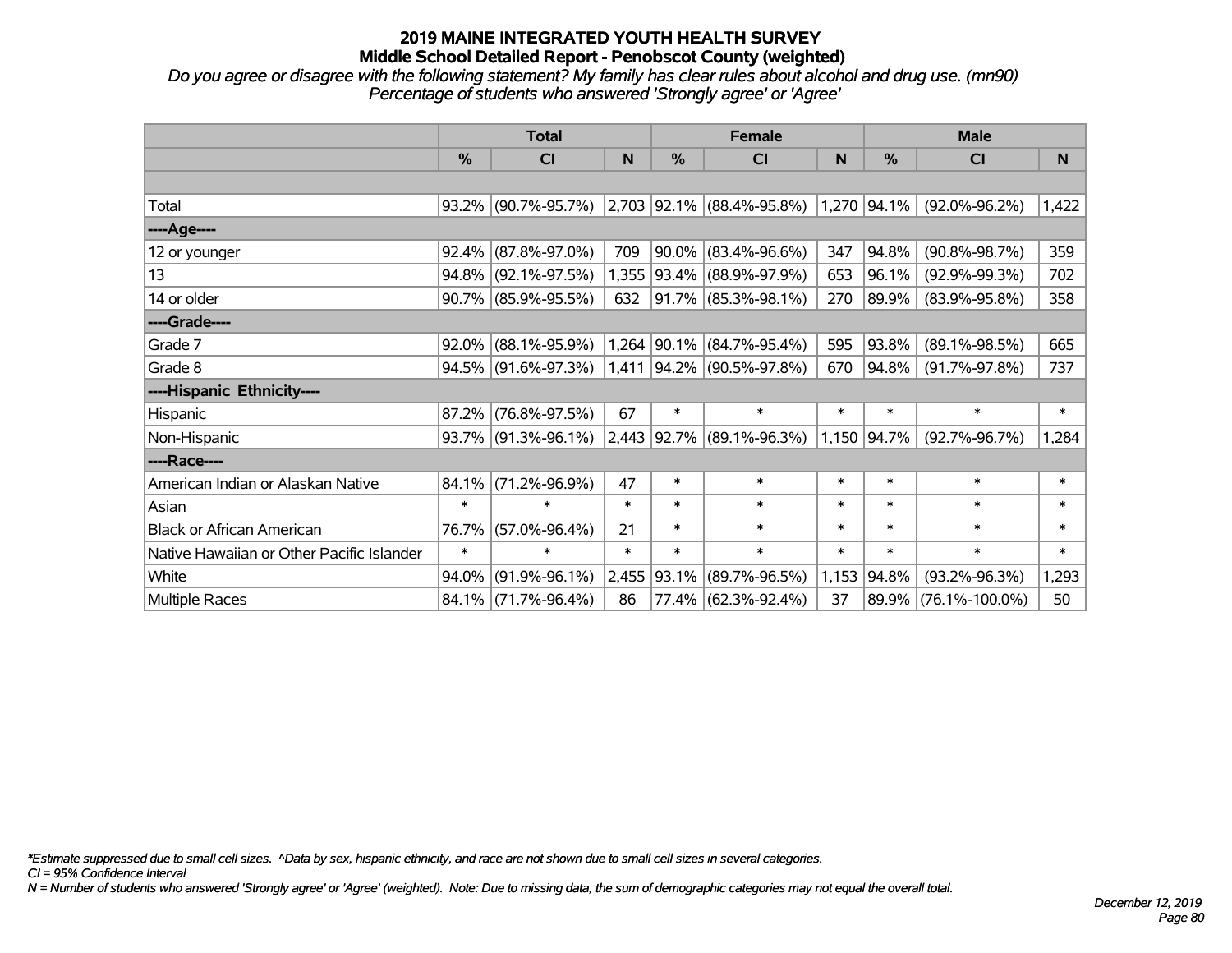# 2019 MAINE INTEGRATED YOUTH HEALTH SURVEY

## Middle School Detailed Report - Penobscot County (weighted)

*Do you agree or disagree with the following statement? My family has clear rules about alcohol and drug use. (mn90)*
*Percentage of students who answered 'Strongly agree' or 'Agree'*

| | Total | | | Female | | | Male | | |
|---|---|---|---|---|---|---|---|---|---|
| | % | CI | N | % | CI | N | % | CI | N |
| Total | 93.2% | (90.7%-95.7%) | 2,703 | 92.1% | (88.4%-95.8%) | 1,270 | 94.1% | (92.0%-96.2%) | 1,422 |
| ----Age---- | | | | | | | | | |
| 12 or younger | 92.4% | (87.8%-97.0%) | 709 | 90.0% | (83.4%-96.6%) | 347 | 94.8% | (90.8%-98.7%) | 359 |
| 13 | 94.8% | (92.1%-97.5%) | 1,355 | 93.4% | (88.9%-97.9%) | 653 | 96.1% | (92.9%-99.3%) | 702 |
| 14 or older | 90.7% | (85.9%-95.5%) | 632 | 91.7% | (85.3%-98.1%) | 270 | 89.9% | (83.9%-95.8%) | 358 |
| ----Grade---- | | | | | | | | | |
| Grade 7 | 92.0% | (88.1%-95.9%) | 1,264 | 90.1% | (84.7%-95.4%) | 595 | 93.8% | (89.1%-98.5%) | 665 |
| Grade 8 | 94.5% | (91.6%-97.3%) | 1,411 | 94.2% | (90.5%-97.8%) | 670 | 94.8% | (91.7%-97.8%) | 737 |
| ----Hispanic Ethnicity---- | | | | | | | | | |
| Hispanic | 87.2% | (76.8%-97.5%) | 67 | * | * | * | * | * | * |
| Non-Hispanic | 93.7% | (91.3%-96.1%) | 2,443 | 92.7% | (89.1%-96.3%) | 1,150 | 94.7% | (92.7%-96.7%) | 1,284 |
| ----Race---- | | | | | | | | | |
| American Indian or Alaskan Native | 84.1% | (71.2%-96.9%) | 47 | * | * | * | * | * | * |
| Asian | * | * | * | * | * | * | * | * | * |
| Black or African American | 76.7% | (57.0%-96.4%) | 21 | * | * | * | * | * | * |
| Native Hawaiian or Other Pacific Islander | * | * | * | * | * | * | * | * | * |
| White | 94.0% | (91.9%-96.1%) | 2,455 | 93.1% | (89.7%-96.5%) | 1,153 | 94.8% | (93.2%-96.3%) | 1,293 |
| Multiple Races | 84.1% | (71.7%-96.4%) | 86 | 77.4% | (62.3%-92.4%) | 37 | 89.9% | (76.1%-100.0%) | 50 |

*\*Estimate suppressed due to small cell sizes. ^Data by sex, hispanic ethnicity, and race are not shown due to small cell sizes in several categories.*

*CI = 95% Confidence Interval*

*N = Number of students who answered 'Strongly agree' or 'Agree' (weighted). Note: Due to missing data, the sum of demographic categories may not equal the overall total.*

*December 12, 2019*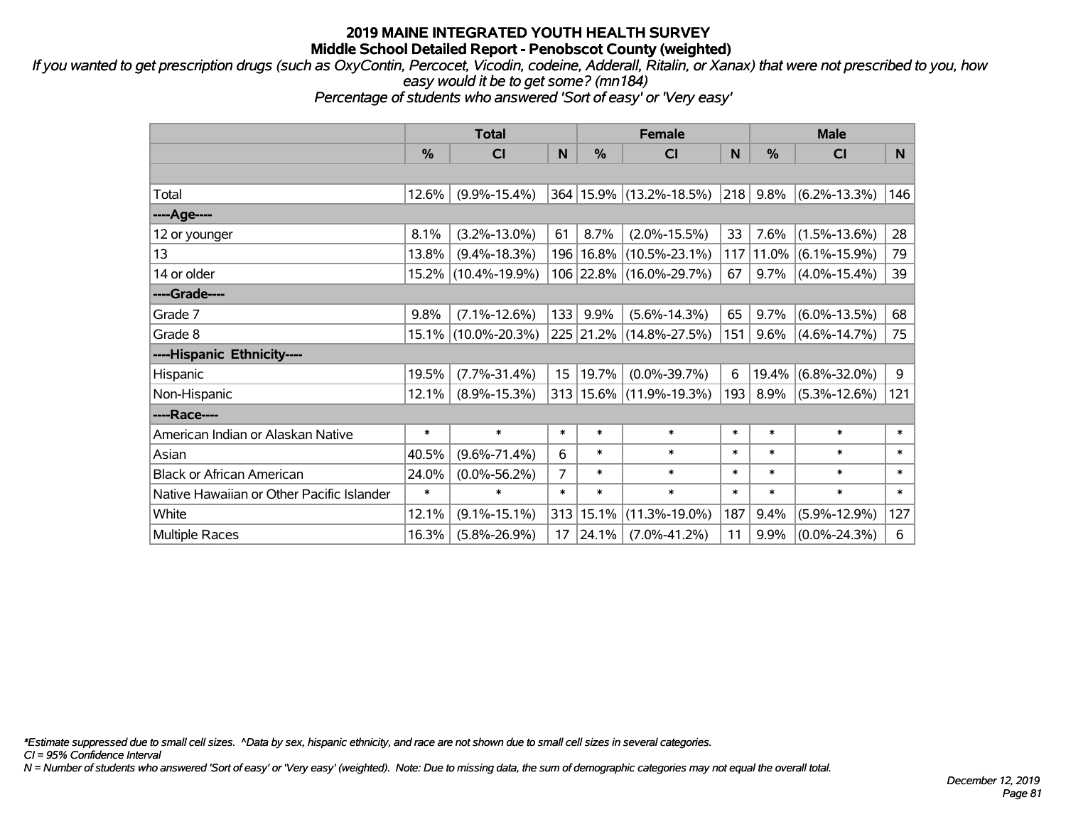# 2019 MAINE INTEGRATED YOUTH HEALTH SURVEY
## Middle School Detailed Report - Penobscot County (weighted)

*If you wanted to get prescription drugs (such as OxyContin, Percocet, Vicodin, codeine, Adderall, Ritalin, or Xanax) that were not prescribed to you, how easy would it be to get some? (mn184)*
*Percentage of students who answered 'Sort of easy' or 'Very easy'*

| | Total | | | Female | | | Male | | |
|---|---|---|---|---|---|---|---|---|---|
| | % | CI | N | % | CI | N | % | CI | N |
| | | | | | | | | | |
| Total | 12.6% | (9.9%-15.4%) | 364 | 15.9% | (13.2%-18.5%) | 218 | 9.8% | (6.2%-13.3%) | 146 |
| ----Age---- | | | | | | | | | |
| 12 or younger | 8.1% | (3.2%-13.0%) | 61 | 8.7% | (2.0%-15.5%) | 33 | 7.6% | (1.5%-13.6%) | 28 |
| 13 | 13.8% | (9.4%-18.3%) | 196 | 16.8% | (10.5%-23.1%) | 117 | 11.0% | (6.1%-15.9%) | 79 |
| 14 or older | 15.2% | (10.4%-19.9%) | 106 | 22.8% | (16.0%-29.7%) | 67 | 9.7% | (4.0%-15.4%) | 39 |
| ----Grade---- | | | | | | | | | |
| Grade 7 | 9.8% | (7.1%-12.6%) | 133 | 9.9% | (5.6%-14.3%) | 65 | 9.7% | (6.0%-13.5%) | 68 |
| Grade 8 | 15.1% | (10.0%-20.3%) | 225 | 21.2% | (14.8%-27.5%) | 151 | 9.6% | (4.6%-14.7%) | 75 |
| ----Hispanic Ethnicity---- | | | | | | | | | |
| Hispanic | 19.5% | (7.7%-31.4%) | 15 | 19.7% | (0.0%-39.7%) | 6 | 19.4% | (6.8%-32.0%) | 9 |
| Non-Hispanic | 12.1% | (8.9%-15.3%) | 313 | 15.6% | (11.9%-19.3%) | 193 | 8.9% | (5.3%-12.6%) | 121 |
| ----Race---- | | | | | | | | | |
| American Indian or Alaskan Native | * | * | * | * | * | * | * | * | * |
| Asian | 40.5% | (9.6%-71.4%) | 6 | * | * | * | * | * | * |
| Black or African American | 24.0% | (0.0%-56.2%) | 7 | * | * | * | * | * | * |
| Native Hawaiian or Other Pacific Islander | * | * | * | * | * | * | * | * | * |
| White | 12.1% | (9.1%-15.1%) | 313 | 15.1% | (11.3%-19.0%) | 187 | 9.4% | (5.9%-12.9%) | 127 |
| Multiple Races | 16.3% | (5.8%-26.9%) | 17 | 24.1% | (7.0%-41.2%) | 11 | 9.9% | (0.0%-24.3%) | 6 |

*\*Estimate suppressed due to small cell sizes. ^Data by sex, hispanic ethnicity, and race are not shown due to small cell sizes in several categories.*
*CI = 95% Confidence Interval*
*N = Number of students who answered 'Sort of easy' or 'Very easy' (weighted). Note: Due to missing data, the sum of demographic categories may not equal the overall total.*

*December 12, 2019*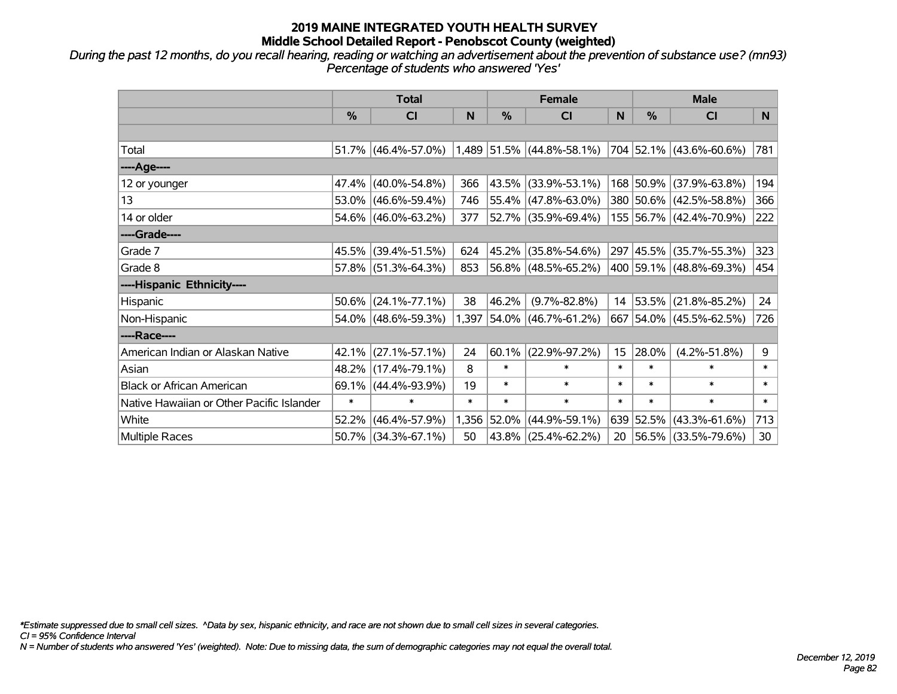# 2019 MAINE INTEGRATED YOUTH HEALTH SURVEY
## Middle School Detailed Report - Penobscot County (weighted)

*During the past 12 months, do you recall hearing, reading or watching an advertisement about the prevention of substance use? (mn93)*
*Percentage of students who answered 'Yes'*

| | Total | | | Female | | | Male | | |
|---|---|---|---|---|---|---|---|---|---|
| | % | CI | N | % | CI | N | % | CI | N |
| | | | | | | | | | |
| Total | 51.7% | (46.4%-57.0%) | 1,489 | 51.5% | (44.8%-58.1%) | 704 | 52.1% | (43.6%-60.6%) | 781 |
| **----Age----** | | | | | | | | | |
| 12 or younger | 47.4% | (40.0%-54.8%) | 366 | 43.5% | (33.9%-53.1%) | 168 | 50.9% | (37.9%-63.8%) | 194 |
| 13 | 53.0% | (46.6%-59.4%) | 746 | 55.4% | (47.8%-63.0%) | 380 | 50.6% | (42.5%-58.8%) | 366 |
| 14 or older | 54.6% | (46.0%-63.2%) | 377 | 52.7% | (35.9%-69.4%) | 155 | 56.7% | (42.4%-70.9%) | 222 |
| **----Grade----** | | | | | | | | | |
| Grade 7 | 45.5% | (39.4%-51.5%) | 624 | 45.2% | (35.8%-54.6%) | 297 | 45.5% | (35.7%-55.3%) | 323 |
| Grade 8 | 57.8% | (51.3%-64.3%) | 853 | 56.8% | (48.5%-65.2%) | 400 | 59.1% | (48.8%-69.3%) | 454 |
| **----Hispanic Ethnicity----** | | | | | | | | | |
| Hispanic | 50.6% | (24.1%-77.1%) | 38 | 46.2% | (9.7%-82.8%) | 14 | 53.5% | (21.8%-85.2%) | 24 |
| Non-Hispanic | 54.0% | (48.6%-59.3%) | 1,397 | 54.0% | (46.7%-61.2%) | 667 | 54.0% | (45.5%-62.5%) | 726 |
| **----Race----** | | | | | | | | | |
| American Indian or Alaskan Native | 42.1% | (27.1%-57.1%) | 24 | 60.1% | (22.9%-97.2%) | 15 | 28.0% | (4.2%-51.8%) | 9 |
| Asian | 48.2% | (17.4%-79.1%) | 8 | * | * | * | * | * | * |
| Black or African American | 69.1% | (44.4%-93.9%) | 19 | * | * | * | * | * | * |
| Native Hawaiian or Other Pacific Islander | * | * | * | * | * | * | * | * | * |
| White | 52.2% | (46.4%-57.9%) | 1,356 | 52.0% | (44.9%-59.1%) | 639 | 52.5% | (43.3%-61.6%) | 713 |
| Multiple Races | 50.7% | (34.3%-67.1%) | 50 | 43.8% | (25.4%-62.2%) | 20 | 56.5% | (33.5%-79.6%) | 30 |

*Estimate suppressed due to small cell sizes. ^Data by sex, hispanic ethnicity, and race are not shown due to small cell sizes in several categories.
CI = 95% Confidence Interval
N = Number of students who answered 'Yes' (weighted). Note: Due to missing data, the sum of demographic categories may not equal the overall total.

December 12, 2019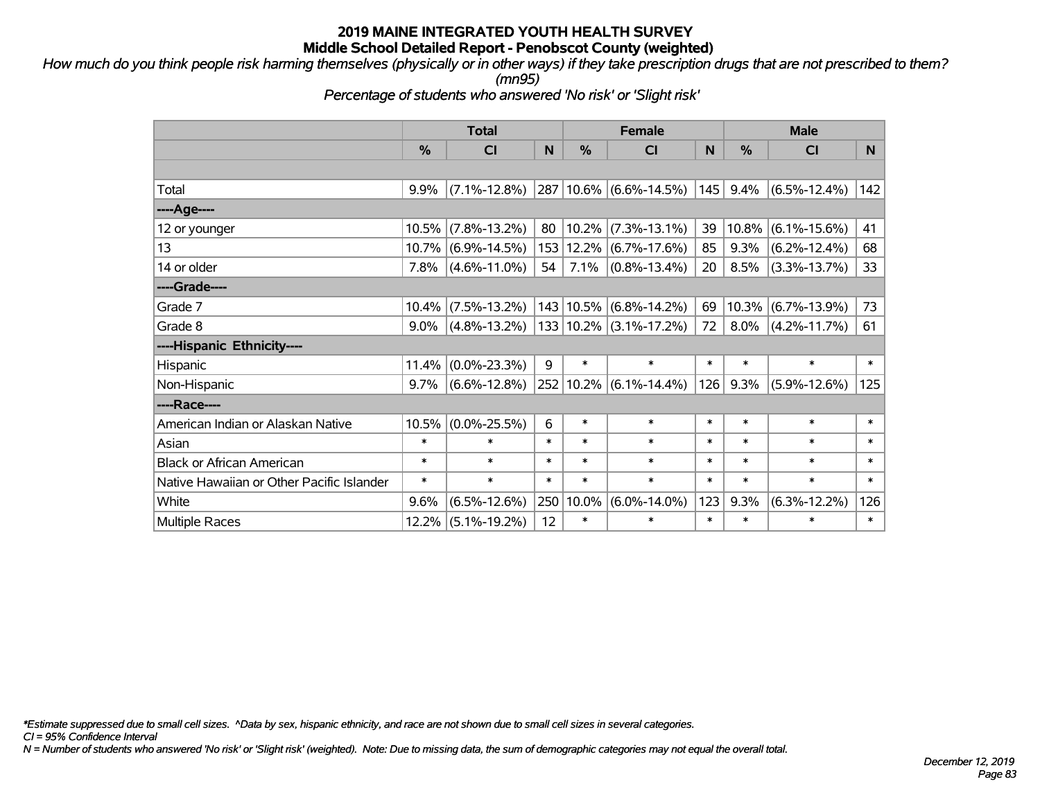# 2019 MAINE INTEGRATED YOUTH HEALTH SURVEY
## Middle School Detailed Report - Penobscot County (weighted)

*How much do you think people risk harming themselves (physically or in other ways) if they take prescription drugs that are not prescribed to them? (mn95)*

*Percentage of students who answered 'No risk' or 'Slight risk'*

| | Total | | | Female | | | Male | | |
|---|---|---|---|---|---|---|---|---|---|
| | % | CI | N | % | CI | N | % | CI | N |
| | | | | | | | | | |
| Total | 9.9% | (7.1%-12.8%) | 287 | 10.6% | (6.6%-14.5%) | 145 | 9.4% | (6.5%-12.4%) | 142 |
| ----Age---- | | | | | | | | | |
| 12 or younger | 10.5% | (7.8%-13.2%) | 80 | 10.2% | (7.3%-13.1%) | 39 | 10.8% | (6.1%-15.6%) | 41 |
| 13 | 10.7% | (6.9%-14.5%) | 153 | 12.2% | (6.7%-17.6%) | 85 | 9.3% | (6.2%-12.4%) | 68 |
| 14 or older | 7.8% | (4.6%-11.0%) | 54 | 7.1% | (0.8%-13.4%) | 20 | 8.5% | (3.3%-13.7%) | 33 |
| ----Grade---- | | | | | | | | | |
| Grade 7 | 10.4% | (7.5%-13.2%) | 143 | 10.5% | (6.8%-14.2%) | 69 | 10.3% | (6.7%-13.9%) | 73 |
| Grade 8 | 9.0% | (4.8%-13.2%) | 133 | 10.2% | (3.1%-17.2%) | 72 | 8.0% | (4.2%-11.7%) | 61 |
| ----Hispanic Ethnicity---- | | | | | | | | | |
| Hispanic | 11.4% | (0.0%-23.3%) | 9 | * | * | * | * | * | * |
| Non-Hispanic | 9.7% | (6.6%-12.8%) | 252 | 10.2% | (6.1%-14.4%) | 126 | 9.3% | (5.9%-12.6%) | 125 |
| ----Race---- | | | | | | | | | |
| American Indian or Alaskan Native | 10.5% | (0.0%-25.5%) | 6 | * | * | * | * | * | * |
| Asian | * | * | * | * | * | * | * | * | * |
| Black or African American | * | * | * | * | * | * | * | * | * |
| Native Hawaiian or Other Pacific Islander | * | * | * | * | * | * | * | * | * |
| White | 9.6% | (6.5%-12.6%) | 250 | 10.0% | (6.0%-14.0%) | 123 | 9.3% | (6.3%-12.2%) | 126 |
| Multiple Races | 12.2% | (5.1%-19.2%) | 12 | * | * | * | * | * | * |

*\*Estimate suppressed due to small cell sizes. ^Data by sex, hispanic ethnicity, and race are not shown due to small cell sizes in several categories.*

*CI = 95% Confidence Interval*

*N = Number of students who answered 'No risk' or 'Slight risk' (weighted). Note: Due to missing data, the sum of demographic categories may not equal the overall total.*

*December 12, 2019*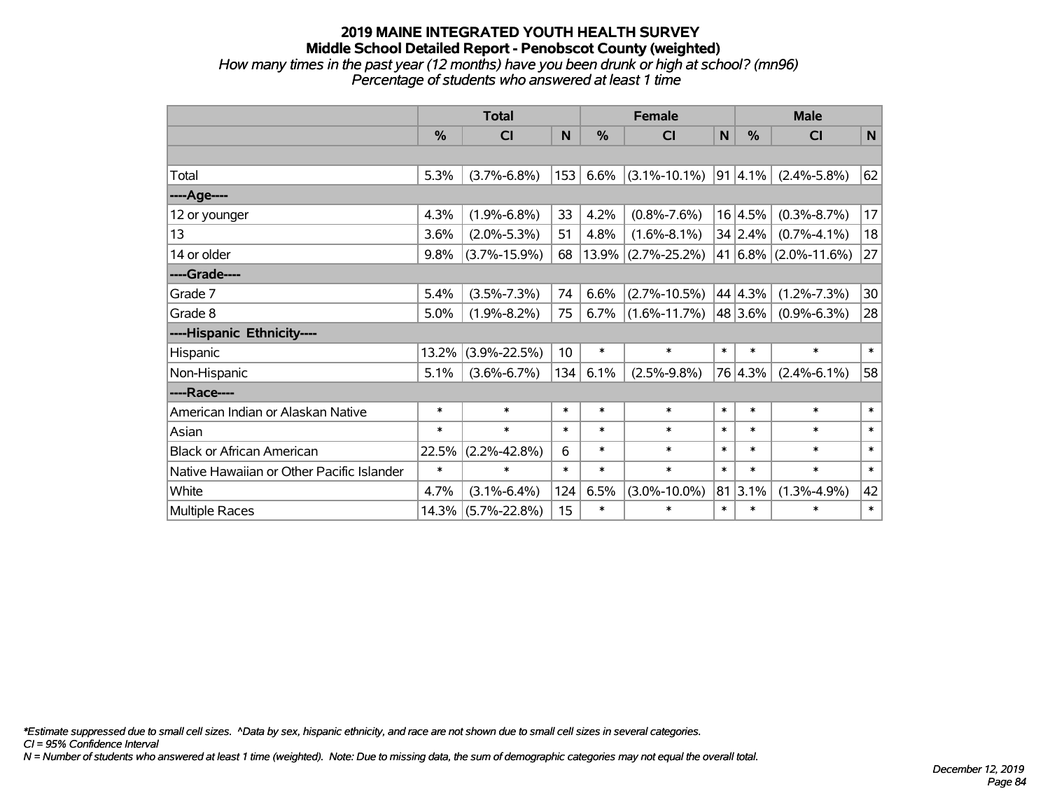# 2019 MAINE INTEGRATED YOUTH HEALTH SURVEY
## Middle School Detailed Report - Penobscot County (weighted)

*How many times in the past year (12 months) have you been drunk or high at school? (mn96)*
*Percentage of students who answered at least 1 time*

| | Total | | | Female | | | Male | | |
|---|---|---|---|---|---|---|---|---|---|
| | % | CI | N | % | CI | N | % | CI | N |
| | | | | | | | | | |
| Total | 5.3% | (3.7%-6.8%) | 153 | 6.6% | (3.1%-10.1%) | 91 | 4.1% | (2.4%-5.8%) | 62 |
| ----Age---- | | | | | | | | | |
| 12 or younger | 4.3% | (1.9%-6.8%) | 33 | 4.2% | (0.8%-7.6%) | 16 | 4.5% | (0.3%-8.7%) | 17 |
| 13 | 3.6% | (2.0%-5.3%) | 51 | 4.8% | (1.6%-8.1%) | 34 | 2.4% | (0.7%-4.1%) | 18 |
| 14 or older | 9.8% | (3.7%-15.9%) | 68 | 13.9% | (2.7%-25.2%) | 41 | 6.8% | (2.0%-11.6%) | 27 |
| ----Grade---- | | | | | | | | | |
| Grade 7 | 5.4% | (3.5%-7.3%) | 74 | 6.6% | (2.7%-10.5%) | 44 | 4.3% | (1.2%-7.3%) | 30 |
| Grade 8 | 5.0% | (1.9%-8.2%) | 75 | 6.7% | (1.6%-11.7%) | 48 | 3.6% | (0.9%-6.3%) | 28 |
| ----Hispanic Ethnicity---- | | | | | | | | | |
| Hispanic | 13.2% | (3.9%-22.5%) | 10 | * | * | * | * | * | * |
| Non-Hispanic | 5.1% | (3.6%-6.7%) | 134 | 6.1% | (2.5%-9.8%) | 76 | 4.3% | (2.4%-6.1%) | 58 |
| ----Race---- | | | | | | | | | |
| American Indian or Alaskan Native | * | * | * | * | * | * | * | * | * |
| Asian | * | * | * | * | * | * | * | * | * |
| Black or African American | 22.5% | (2.2%-42.8%) | 6 | * | * | * | * | * | * |
| Native Hawaiian or Other Pacific Islander | * | * | * | * | * | * | * | * | * |
| White | 4.7% | (3.1%-6.4%) | 124 | 6.5% | (3.0%-10.0%) | 81 | 3.1% | (1.3%-4.9%) | 42 |
| Multiple Races | 14.3% | (5.7%-22.8%) | 15 | * | * | * | * | * | * |

*\*Estimate suppressed due to small cell sizes. ^Data by sex, hispanic ethnicity, and race are not shown due to small cell sizes in several categories.*
*CI = 95% Confidence Interval*
*N = Number of students who answered at least 1 time (weighted). Note: Due to missing data, the sum of demographic categories may not equal the overall total.*

*December 12, 2019*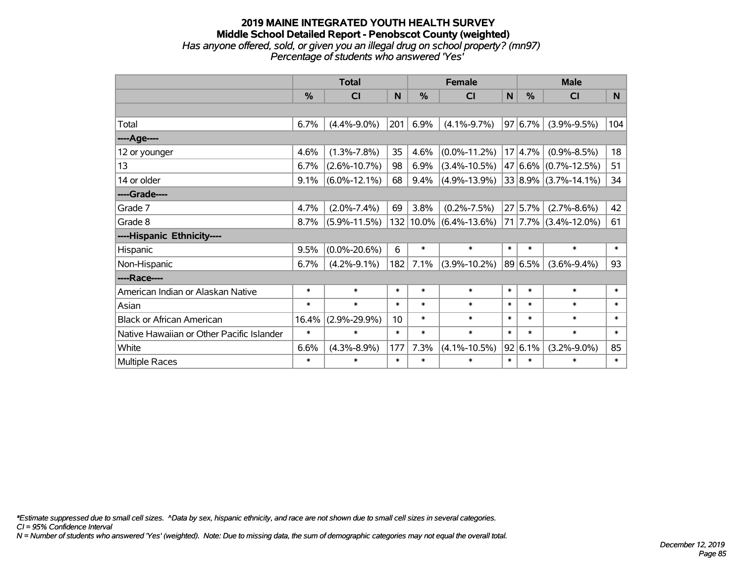# 2019 MAINE INTEGRATED YOUTH HEALTH SURVEY
## Middle School Detailed Report - Penobscot County (weighted)
*Has anyone offered, sold, or given you an illegal drug on school property? (mn97)*
*Percentage of students who answered 'Yes'*

| | Total | | | Female | | | Male | | |
|---|---|---|---|---|---|---|---|---|---|
| | % | CI | N | % | CI | N | % | CI | N |
| Total | 6.7% | (4.4%-9.0%) | 201 | 6.9% | (4.1%-9.7%) | 97 | 6.7% | (3.9%-9.5%) | 104 |
| ----Age---- | | | | | | | | | |
| 12 or younger | 4.6% | (1.3%-7.8%) | 35 | 4.6% | (0.0%-11.2%) | 17 | 4.7% | (0.9%-8.5%) | 18 |
| 13 | 6.7% | (2.6%-10.7%) | 98 | 6.9% | (3.4%-10.5%) | 47 | 6.6% | (0.7%-12.5%) | 51 |
| 14 or older | 9.1% | (6.0%-12.1%) | 68 | 9.4% | (4.9%-13.9%) | 33 | 8.9% | (3.7%-14.1%) | 34 |
| ----Grade---- | | | | | | | | | |
| Grade 7 | 4.7% | (2.0%-7.4%) | 69 | 3.8% | (0.2%-7.5%) | 27 | 5.7% | (2.7%-8.6%) | 42 |
| Grade 8 | 8.7% | (5.9%-11.5%) | 132 | 10.0% | (6.4%-13.6%) | 71 | 7.7% | (3.4%-12.0%) | 61 |
| ----Hispanic Ethnicity---- | | | | | | | | | |
| Hispanic | 9.5% | (0.0%-20.6%) | 6 | * | * | * | * | * | * |
| Non-Hispanic | 6.7% | (4.2%-9.1%) | 182 | 7.1% | (3.9%-10.2%) | 89 | 6.5% | (3.6%-9.4%) | 93 |
| ----Race---- | | | | | | | | | |
| American Indian or Alaskan Native | * | * | * | * | * | * | * | * | * |
| Asian | * | * | * | * | * | * | * | * | * |
| Black or African American | 16.4% | (2.9%-29.9%) | 10 | * | * | * | * | * | * |
| Native Hawaiian or Other Pacific Islander | * | * | * | * | * | * | * | * | * |
| White | 6.6% | (4.3%-8.9%) | 177 | 7.3% | (4.1%-10.5%) | 92 | 6.1% | (3.2%-9.0%) | 85 |
| Multiple Races | * | * | * | * | * | * | * | * | * |

*Estimate suppressed due to small cell sizes. ^Data by sex, hispanic ethnicity, and race are not shown due to small cell sizes in several categories.
*CI = 95% Confidence Interval*
*N = Number of students who answered 'Yes' (weighted). Note: Due to missing data, the sum of demographic categories may not equal the overall total.*

*December 12, 2019*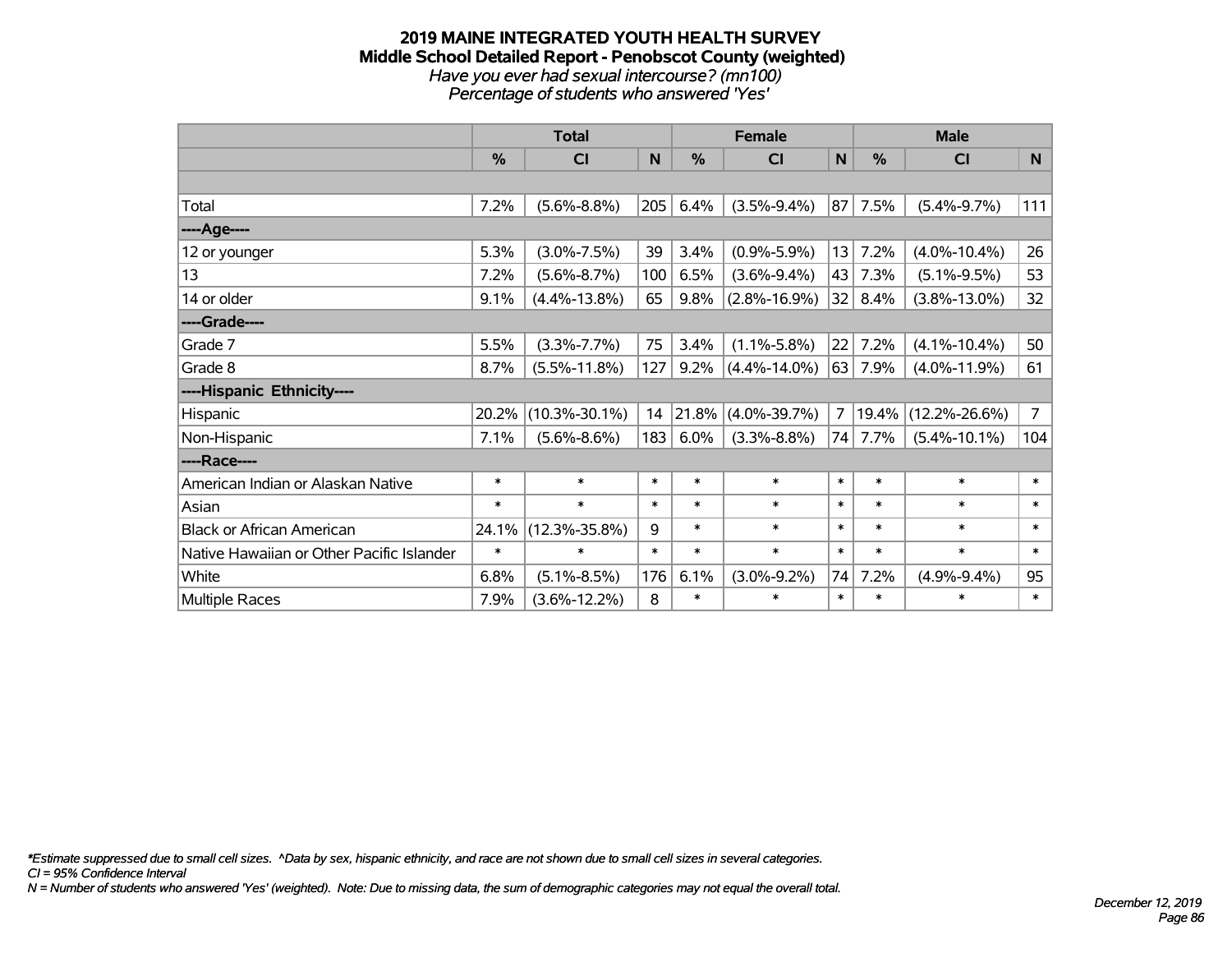# 2019 MAINE INTEGRATED YOUTH HEALTH SURVEY

## Middle School Detailed Report - Penobscot County (weighted)

*Have you ever had sexual intercourse? (mn100)*

*Percentage of students who answered 'Yes'*

| | Total | | | Female | | | Male | | |
|---|---|---|---|---|---|---|---|---|---|
| | % | CI | N | % | CI | N | % | CI | N |
| | | | | | | | | | |
| Total | 7.2% | (5.6%-8.8%) | 205 | 6.4% | (3.5%-9.4%) | 87 | 7.5% | (5.4%-9.7%) | 111 |
| ----Age---- | | | | | | | | | |
| 12 or younger | 5.3% | (3.0%-7.5%) | 39 | 3.4% | (0.9%-5.9%) | 13 | 7.2% | (4.0%-10.4%) | 26 |
| 13 | 7.2% | (5.6%-8.7%) | 100 | 6.5% | (3.6%-9.4%) | 43 | 7.3% | (5.1%-9.5%) | 53 |
| 14 or older | 9.1% | (4.4%-13.8%) | 65 | 9.8% | (2.8%-16.9%) | 32 | 8.4% | (3.8%-13.0%) | 32 |
| ----Grade---- | | | | | | | | | |
| Grade 7 | 5.5% | (3.3%-7.7%) | 75 | 3.4% | (1.1%-5.8%) | 22 | 7.2% | (4.1%-10.4%) | 50 |
| Grade 8 | 8.7% | (5.5%-11.8%) | 127 | 9.2% | (4.4%-14.0%) | 63 | 7.9% | (4.0%-11.9%) | 61 |
| ----Hispanic Ethnicity---- | | | | | | | | | |
| Hispanic | 20.2% | (10.3%-30.1%) | 14 | 21.8% | (4.0%-39.7%) | 7 | 19.4% | (12.2%-26.6%) | 7 |
| Non-Hispanic | 7.1% | (5.6%-8.6%) | 183 | 6.0% | (3.3%-8.8%) | 74 | 7.7% | (5.4%-10.1%) | 104 |
| ----Race---- | | | | | | | | | |
| American Indian or Alaskan Native | * | * | * | * | * | * | * | * | * |
| Asian | * | * | * | * | * | * | * | * | * |
| Black or African American | 24.1% | (12.3%-35.8%) | 9 | * | * | * | * | * | * |
| Native Hawaiian or Other Pacific Islander | * | * | * | * | * | * | * | * | * |
| White | 6.8% | (5.1%-8.5%) | 176 | 6.1% | (3.0%-9.2%) | 74 | 7.2% | (4.9%-9.4%) | 95 |
| Multiple Races | 7.9% | (3.6%-12.2%) | 8 | * | * | * | * | * | * |

*Estimate suppressed due to small cell sizes. ^Data by sex, hispanic ethnicity, and race are not shown due to small cell sizes in several categories.

CI = 95% Confidence Interval

N = Number of students who answered 'Yes' (weighted). Note: Due to missing data, the sum of demographic categories may not equal the overall total.

December 12, 2019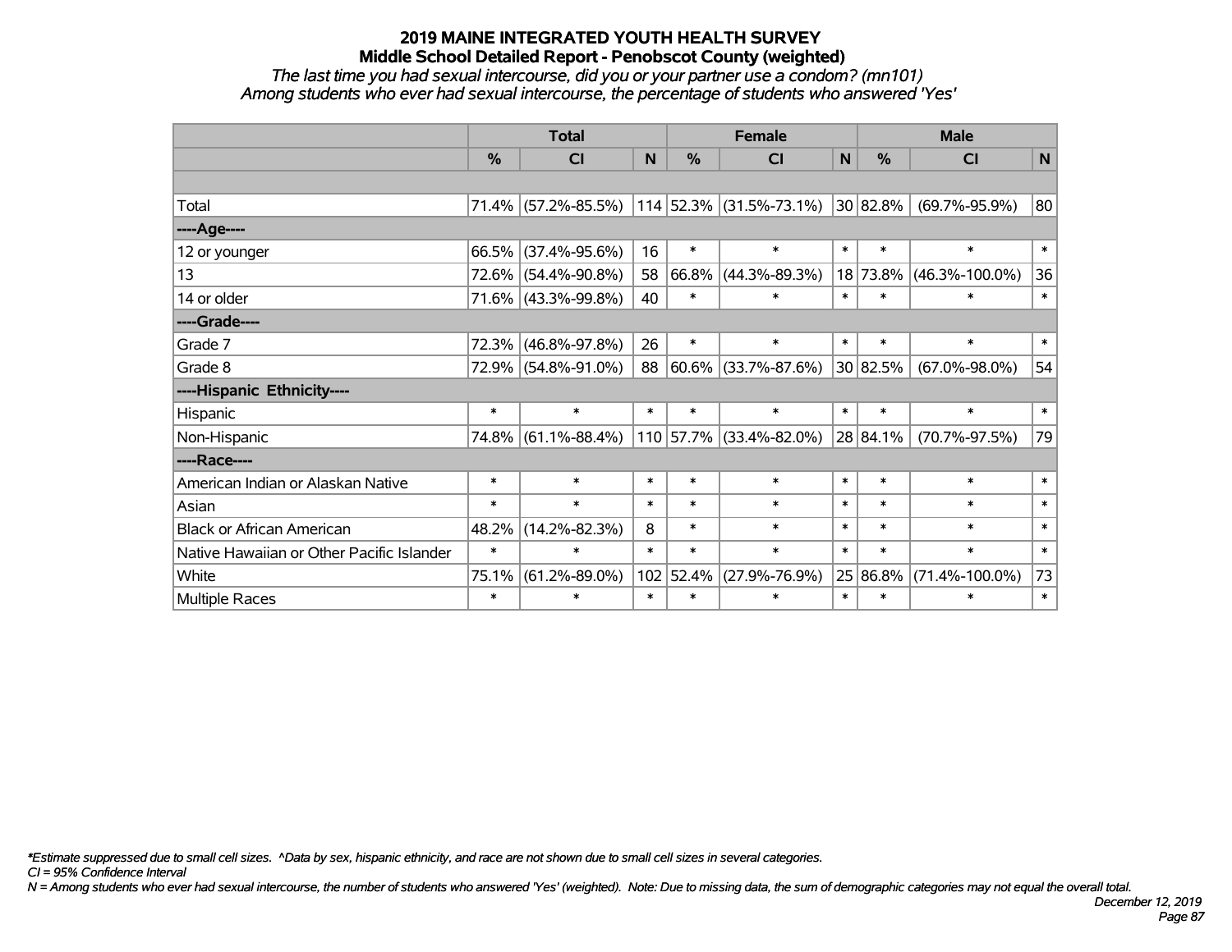# 2019 MAINE INTEGRATED YOUTH HEALTH SURVEY
## Middle School Detailed Report - Penobscot County (weighted)

*The last time you had sexual intercourse, did you or your partner use a condom? (mn101)*
*Among students who ever had sexual intercourse, the percentage of students who answered 'Yes'*

| | Total | | | Female | | | Male | | |
|---|---|---|---|---|---|---|---|---|---|
| | % | CI | N | % | CI | N | % | CI | N |
| | | | | | | | | | |
| Total | 71.4% | (57.2%-85.5%) | 114 | 52.3% | (31.5%-73.1%) | 30 | 82.8% | (69.7%-95.9%) | 80 |
| ----Age---- | | | | | | | | | |
| 12 or younger | 66.5% | (37.4%-95.6%) | 16 | * | * | * | * | * | * |
| 13 | 72.6% | (54.4%-90.8%) | 58 | 66.8% | (44.3%-89.3%) | 18 | 73.8% | (46.3%-100.0%) | 36 |
| 14 or older | 71.6% | (43.3%-99.8%) | 40 | * | * | * | * | * | * |
| ----Grade---- | | | | | | | | | |
| Grade 7 | 72.3% | (46.8%-97.8%) | 26 | * | * | * | * | * | * |
| Grade 8 | 72.9% | (54.8%-91.0%) | 88 | 60.6% | (33.7%-87.6%) | 30 | 82.5% | (67.0%-98.0%) | 54 |
| ----Hispanic Ethnicity---- | | | | | | | | | |
| Hispanic | * | * | * | * | * | * | * | * | * |
| Non-Hispanic | 74.8% | (61.1%-88.4%) | 110 | 57.7% | (33.4%-82.0%) | 28 | 84.1% | (70.7%-97.5%) | 79 |
| ----Race---- | | | | | | | | | |
| American Indian or Alaskan Native | * | * | * | * | * | * | * | * | * |
| Asian | * | * | * | * | * | * | * | * | * |
| Black or African American | 48.2% | (14.2%-82.3%) | 8 | * | * | * | * | * | * |
| Native Hawaiian or Other Pacific Islander | * | * | * | * | * | * | * | * | * |
| White | 75.1% | (61.2%-89.0%) | 102 | 52.4% | (27.9%-76.9%) | 25 | 86.8% | (71.4%-100.0%) | 73 |
| Multiple Races | * | * | * | * | * | * | * | * | * |

*\*Estimate suppressed due to small cell sizes. ^Data by sex, hispanic ethnicity, and race are not shown due to small cell sizes in several categories.*

*CI = 95% Confidence Interval*

*N = Among students who ever had sexual intercourse, the number of students who answered 'Yes' (weighted). Note: Due to missing data, the sum of demographic categories may not equal the overall total.*

*December 12, 2019*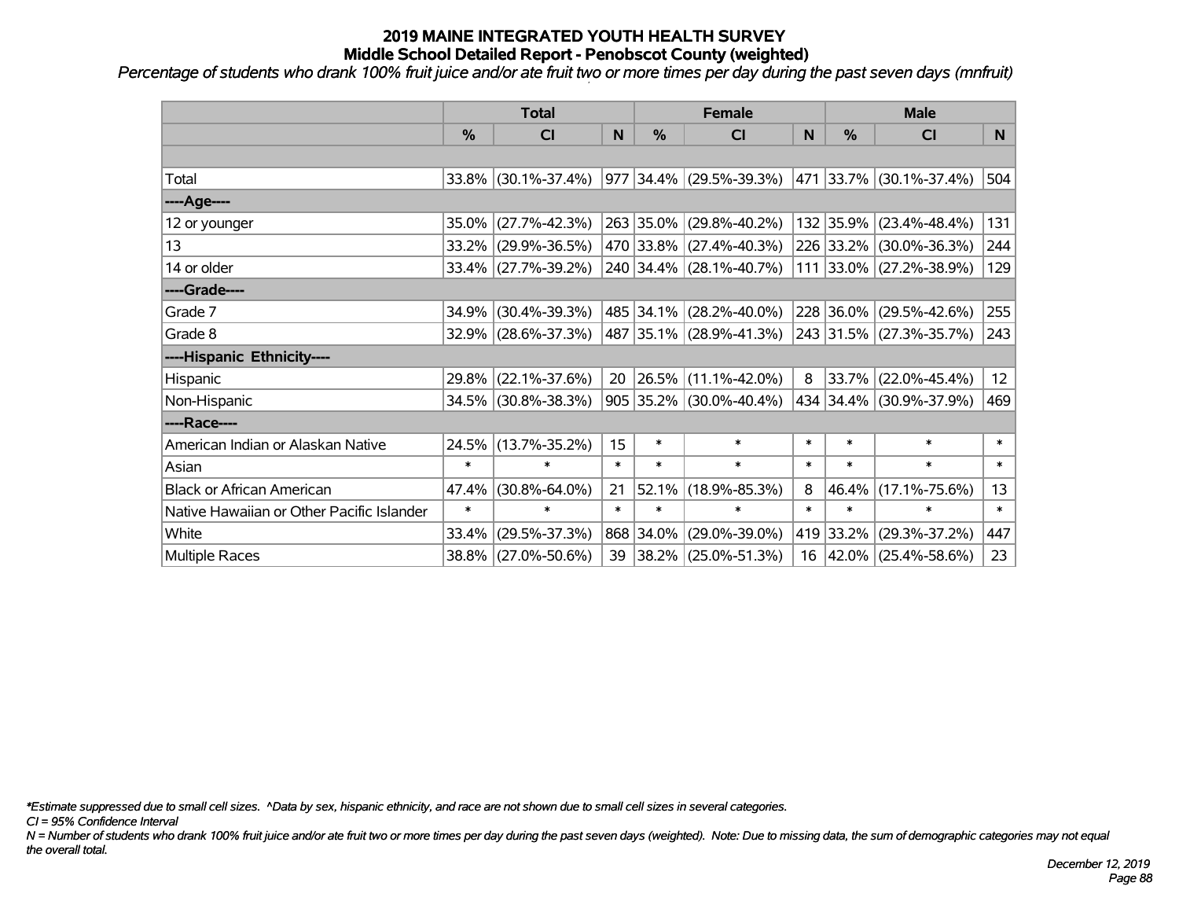# 2019 MAINE INTEGRATED YOUTH HEALTH SURVEY
## Middle School Detailed Report - Penobscot County (weighted)

*Percentage of students who drank 100% fruit juice and/or ate fruit two or more times per day during the past seven days (mnfruit)*

| | Total | | | Female | | | Male | | |
|---|---|---|---|---|---|---|---|---|---|
| | % | CI | N | % | CI | N | % | CI | N |
| | | | | | | | | | |
| Total | 33.8% | (30.1%-37.4%) | 977 | 34.4% | (29.5%-39.3%) | 471 | 33.7% | (30.1%-37.4%) | 504 |
| ----Age---- | | | | | | | | | |
| 12 or younger | 35.0% | (27.7%-42.3%) | 263 | 35.0% | (29.8%-40.2%) | 132 | 35.9% | (23.4%-48.4%) | 131 |
| 13 | 33.2% | (29.9%-36.5%) | 470 | 33.8% | (27.4%-40.3%) | 226 | 33.2% | (30.0%-36.3%) | 244 |
| 14 or older | 33.4% | (27.7%-39.2%) | 240 | 34.4% | (28.1%-40.7%) | 111 | 33.0% | (27.2%-38.9%) | 129 |
| ----Grade---- | | | | | | | | | |
| Grade 7 | 34.9% | (30.4%-39.3%) | 485 | 34.1% | (28.2%-40.0%) | 228 | 36.0% | (29.5%-42.6%) | 255 |
| Grade 8 | 32.9% | (28.6%-37.3%) | 487 | 35.1% | (28.9%-41.3%) | 243 | 31.5% | (27.3%-35.7%) | 243 |
| ----Hispanic Ethnicity---- | | | | | | | | | |
| Hispanic | 29.8% | (22.1%-37.6%) | 20 | 26.5% | (11.1%-42.0%) | 8 | 33.7% | (22.0%-45.4%) | 12 |
| Non-Hispanic | 34.5% | (30.8%-38.3%) | 905 | 35.2% | (30.0%-40.4%) | 434 | 34.4% | (30.9%-37.9%) | 469 |
| ----Race---- | | | | | | | | | |
| American Indian or Alaskan Native | 24.5% | (13.7%-35.2%) | 15 | * | * | * | * | * | * |
| Asian | * | * | * | * | * | * | * | * | * |
| Black or African American | 47.4% | (30.8%-64.0%) | 21 | 52.1% | (18.9%-85.3%) | 8 | 46.4% | (17.1%-75.6%) | 13 |
| Native Hawaiian or Other Pacific Islander | * | * | * | * | * | * | * | * | * |
| White | 33.4% | (29.5%-37.3%) | 868 | 34.0% | (29.0%-39.0%) | 419 | 33.2% | (29.3%-37.2%) | 447 |
| Multiple Races | 38.8% | (27.0%-50.6%) | 39 | 38.2% | (25.0%-51.3%) | 16 | 42.0% | (25.4%-58.6%) | 23 |

*\*Estimate suppressed due to small cell sizes. ^Data by sex, hispanic ethnicity, and race are not shown due to small cell sizes in several categories.*

*CI = 95% Confidence Interval*

*N = Number of students who drank 100% fruit juice and/or ate fruit two or more times per day during the past seven days (weighted). Note: Due to missing data, the sum of demographic categories may not equal the overall total.*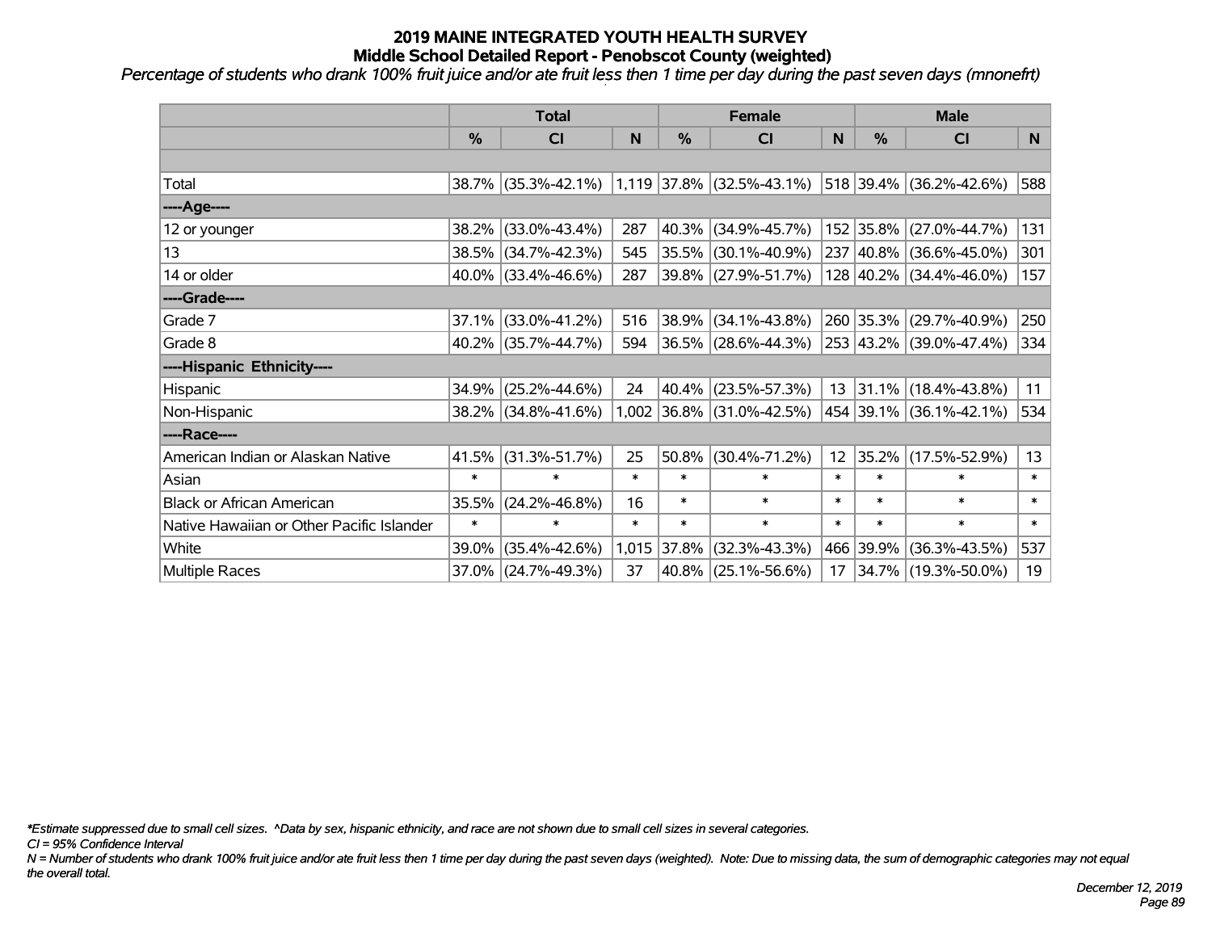# 2019 MAINE INTEGRATED YOUTH HEALTH SURVEY
## Middle School Detailed Report - Penobscot County (weighted)

*Percentage of students who drank 100% fruit juice and/or ate fruit less then 1 time per day during the past seven days (mnonefrt)*

| | Total | | | Female | | | Male | | |
|---|---|---|---|---|---|---|---|---|---|
| | % | CI | N | % | CI | N | % | CI | N |
| Total | 38.7% | (35.3%-42.1%) | 1,119 | 37.8% | (32.5%-43.1%) | 518 | 39.4% | (36.2%-42.6%) | 588 |
| ----Age---- | | | | | | | | | |
| 12 or younger | 38.2% | (33.0%-43.4%) | 287 | 40.3% | (34.9%-45.7%) | 152 | 35.8% | (27.0%-44.7%) | 131 |
| 13 | 38.5% | (34.7%-42.3%) | 545 | 35.5% | (30.1%-40.9%) | 237 | 40.8% | (36.6%-45.0%) | 301 |
| 14 or older | 40.0% | (33.4%-46.6%) | 287 | 39.8% | (27.9%-51.7%) | 128 | 40.2% | (34.4%-46.0%) | 157 |
| ----Grade---- | | | | | | | | | |
| Grade 7 | 37.1% | (33.0%-41.2%) | 516 | 38.9% | (34.1%-43.8%) | 260 | 35.3% | (29.7%-40.9%) | 250 |
| Grade 8 | 40.2% | (35.7%-44.7%) | 594 | 36.5% | (28.6%-44.3%) | 253 | 43.2% | (39.0%-47.4%) | 334 |
| ----Hispanic Ethnicity---- | | | | | | | | | |
| Hispanic | 34.9% | (25.2%-44.6%) | 24 | 40.4% | (23.5%-57.3%) | 13 | 31.1% | (18.4%-43.8%) | 11 |
| Non-Hispanic | 38.2% | (34.8%-41.6%) | 1,002 | 36.8% | (31.0%-42.5%) | 454 | 39.1% | (36.1%-42.1%) | 534 |
| ----Race---- | | | | | | | | | |
| American Indian or Alaskan Native | 41.5% | (31.3%-51.7%) | 25 | 50.8% | (30.4%-71.2%) | 12 | 35.2% | (17.5%-52.9%) | 13 |
| Asian | * | * | * | * | * | * | * | * | * |
| Black or African American | 35.5% | (24.2%-46.8%) | 16 | * | * | * | * | * | * |
| Native Hawaiian or Other Pacific Islander | * | * | * | * | * | * | * | * | * |
| White | 39.0% | (35.4%-42.6%) | 1,015 | 37.8% | (32.3%-43.3%) | 466 | 39.9% | (36.3%-43.5%) | 537 |
| Multiple Races | 37.0% | (24.7%-49.3%) | 37 | 40.8% | (25.1%-56.6%) | 17 | 34.7% | (19.3%-50.0%) | 19 |

*\*Estimate suppressed due to small cell sizes. ^Data by sex, hispanic ethnicity, and race are not shown due to small cell sizes in several categories.*

*CI = 95% Confidence Interval*

*N = Number of students who drank 100% fruit juice and/or ate fruit less then 1 time per day during the past seven days (weighted). Note: Due to missing data, the sum of demographic categories may not equal the overall total.*

*December 12, 2019*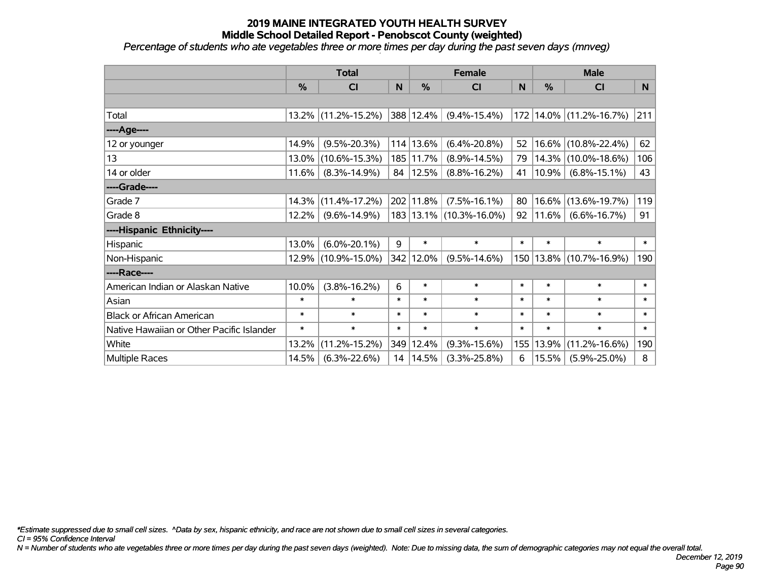# 2019 MAINE INTEGRATED YOUTH HEALTH SURVEY
## Middle School Detailed Report - Penobscot County (weighted)

*Percentage of students who ate vegetables three or more times per day during the past seven days (mnveg)*

| | Total | | | Female | | | Male | | |
|---|---|---|---|---|---|---|---|---|---|
| | % | CI | N | % | CI | N | % | CI | N |
| | | | | | | | | | |
| Total | 13.2% | (11.2%-15.2%) | 388 | 12.4% | (9.4%-15.4%) | 172 | 14.0% | (11.2%-16.7%) | 211 |
| ----Age---- | | | | | | | | | |
| 12 or younger | 14.9% | (9.5%-20.3%) | 114 | 13.6% | (6.4%-20.8%) | 52 | 16.6% | (10.8%-22.4%) | 62 |
| 13 | 13.0% | (10.6%-15.3%) | 185 | 11.7% | (8.9%-14.5%) | 79 | 14.3% | (10.0%-18.6%) | 106 |
| 14 or older | 11.6% | (8.3%-14.9%) | 84 | 12.5% | (8.8%-16.2%) | 41 | 10.9% | (6.8%-15.1%) | 43 |
| ----Grade---- | | | | | | | | | |
| Grade 7 | 14.3% | (11.4%-17.2%) | 202 | 11.8% | (7.5%-16.1%) | 80 | 16.6% | (13.6%-19.7%) | 119 |
| Grade 8 | 12.2% | (9.6%-14.9%) | 183 | 13.1% | (10.3%-16.0%) | 92 | 11.6% | (6.6%-16.7%) | 91 |
| ----Hispanic Ethnicity---- | | | | | | | | | |
| Hispanic | 13.0% | (6.0%-20.1%) | 9 | * | * | * | * | * | * |
| Non-Hispanic | 12.9% | (10.9%-15.0%) | 342 | 12.0% | (9.5%-14.6%) | 150 | 13.8% | (10.7%-16.9%) | 190 |
| ----Race---- | | | | | | | | | |
| American Indian or Alaskan Native | 10.0% | (3.8%-16.2%) | 6 | * | * | * | * | * | * |
| Asian | * | * | * | * | * | * | * | * | * |
| Black or African American | * | * | * | * | * | * | * | * | * |
| Native Hawaiian or Other Pacific Islander | * | * | * | * | * | * | * | * | * |
| White | 13.2% | (11.2%-15.2%) | 349 | 12.4% | (9.3%-15.6%) | 155 | 13.9% | (11.2%-16.6%) | 190 |
| Multiple Races | 14.5% | (6.3%-22.6%) | 14 | 14.5% | (3.3%-25.8%) | 6 | 15.5% | (5.9%-25.0%) | 8 |

*\*Estimate suppressed due to small cell sizes. ^Data by sex, hispanic ethnicity, and race are not shown due to small cell sizes in several categories.*

*CI = 95% Confidence Interval*

*N = Number of students who ate vegetables three or more times per day during the past seven days (weighted). Note: Due to missing data, the sum of demographic categories may not equal the overall total.*

*December 12, 2019*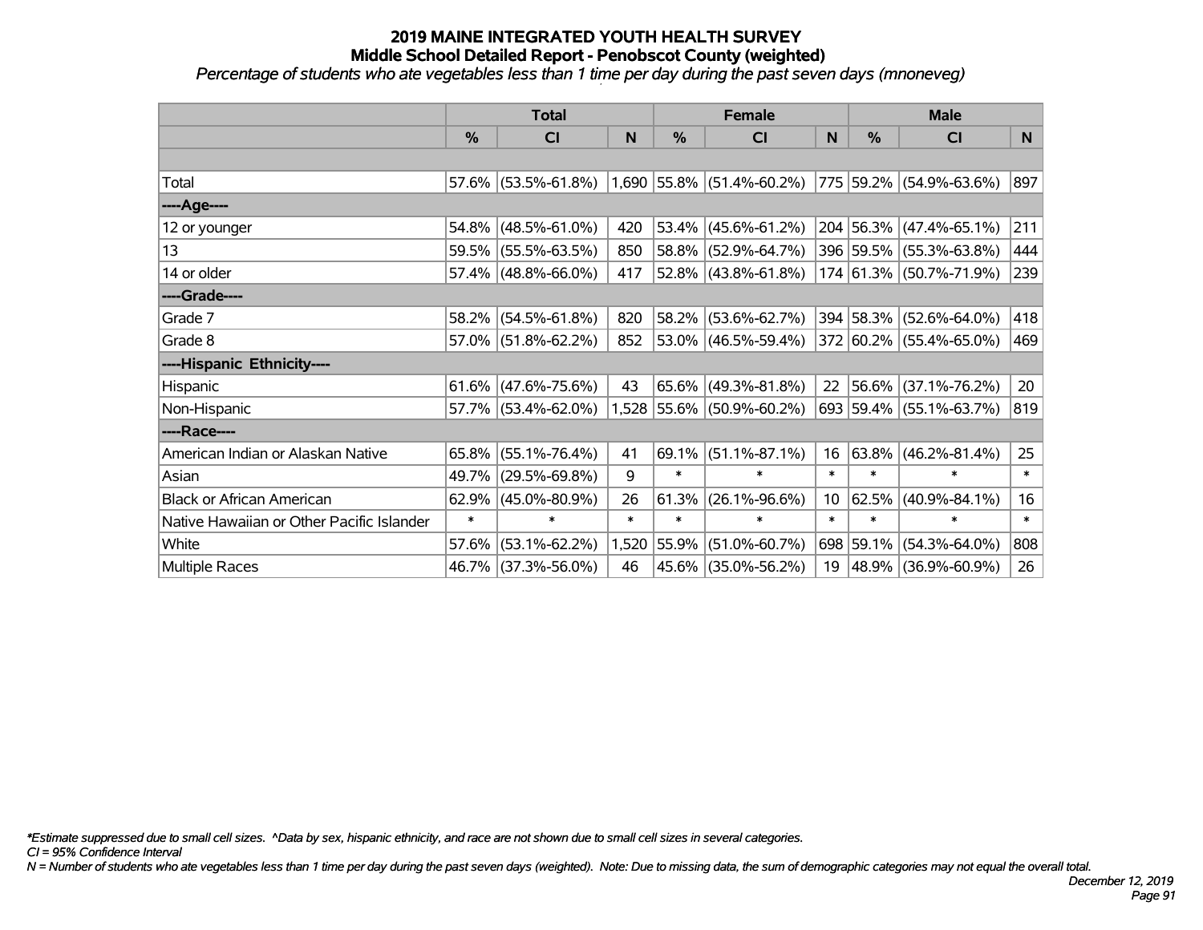# 2019 MAINE INTEGRATED YOUTH HEALTH SURVEY

## Middle School Detailed Report - Penobscot County (weighted)

*Percentage of students who ate vegetables less than 1 time per day during the past seven days (mnoneveg)*

| | Total | | | Female | | | Male | | |
|---|---|---|---|---|---|---|---|---|---|
| | % | CI | N | % | CI | N | % | CI | N |
| | | | | | | | | | |
| Total | 57.6% | (53.5%-61.8%) | 1,690 | 55.8% | (51.4%-60.2%) | 775 | 59.2% | (54.9%-63.6%) | 897 |
| ----Age---- | | | | | | | | | |
| 12 or younger | 54.8% | (48.5%-61.0%) | 420 | 53.4% | (45.6%-61.2%) | 204 | 56.3% | (47.4%-65.1%) | 211 |
| 13 | 59.5% | (55.5%-63.5%) | 850 | 58.8% | (52.9%-64.7%) | 396 | 59.5% | (55.3%-63.8%) | 444 |
| 14 or older | 57.4% | (48.8%-66.0%) | 417 | 52.8% | (43.8%-61.8%) | 174 | 61.3% | (50.7%-71.9%) | 239 |
| ----Grade---- | | | | | | | | | |
| Grade 7 | 58.2% | (54.5%-61.8%) | 820 | 58.2% | (53.6%-62.7%) | 394 | 58.3% | (52.6%-64.0%) | 418 |
| Grade 8 | 57.0% | (51.8%-62.2%) | 852 | 53.0% | (46.5%-59.4%) | 372 | 60.2% | (55.4%-65.0%) | 469 |
| ----Hispanic Ethnicity---- | | | | | | | | | |
| Hispanic | 61.6% | (47.6%-75.6%) | 43 | 65.6% | (49.3%-81.8%) | 22 | 56.6% | (37.1%-76.2%) | 20 |
| Non-Hispanic | 57.7% | (53.4%-62.0%) | 1,528 | 55.6% | (50.9%-60.2%) | 693 | 59.4% | (55.1%-63.7%) | 819 |
| ----Race---- | | | | | | | | | |
| American Indian or Alaskan Native | 65.8% | (55.1%-76.4%) | 41 | 69.1% | (51.1%-87.1%) | 16 | 63.8% | (46.2%-81.4%) | 25 |
| Asian | 49.7% | (29.5%-69.8%) | 9 | * | * | * | * | * | * |
| Black or African American | 62.9% | (45.0%-80.9%) | 26 | 61.3% | (26.1%-96.6%) | 10 | 62.5% | (40.9%-84.1%) | 16 |
| Native Hawaiian or Other Pacific Islander | * | * | * | * | * | * | * | * | * |
| White | 57.6% | (53.1%-62.2%) | 1,520 | 55.9% | (51.0%-60.7%) | 698 | 59.1% | (54.3%-64.0%) | 808 |
| Multiple Races | 46.7% | (37.3%-56.0%) | 46 | 45.6% | (35.0%-56.2%) | 19 | 48.9% | (36.9%-60.9%) | 26 |

*\*Estimate suppressed due to small cell sizes. ^Data by sex, hispanic ethnicity, and race are not shown due to small cell sizes in several categories.*

*CI = 95% Confidence Interval*

*N = Number of students who ate vegetables less than 1 time per day during the past seven days (weighted). Note: Due to missing data, the sum of demographic categories may not equal the overall total.*

*December 12, 2019*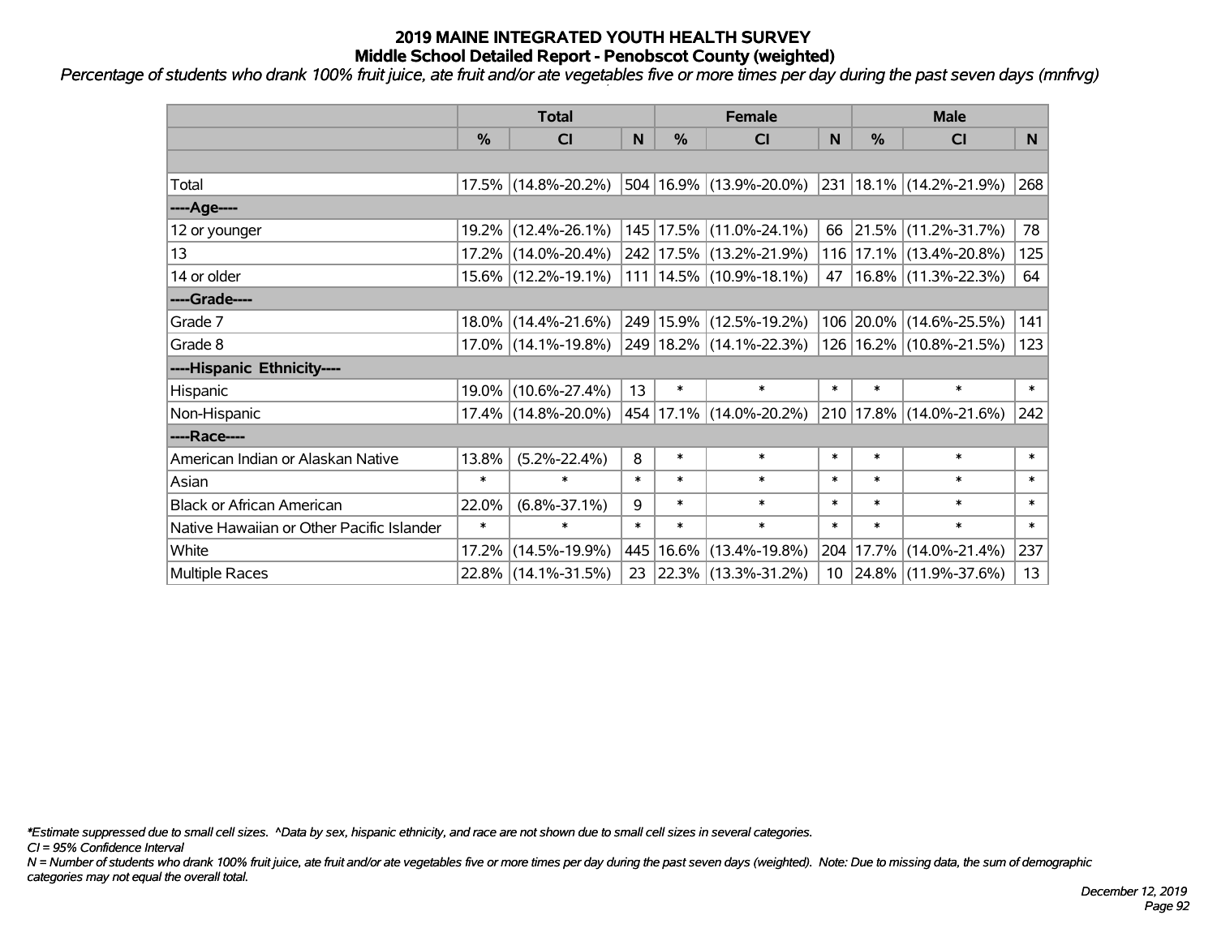# 2019 MAINE INTEGRATED YOUTH HEALTH SURVEY
## Middle School Detailed Report - Penobscot County (weighted)

*Percentage of students who drank 100% fruit juice, ate fruit and/or ate vegetables five or more times per day during the past seven days (mnfrvg)*

| | Total | | | Female | | | Male | | |
|---|---|---|---|---|---|---|---|---|---|
| | % | CI | N | % | CI | N | % | CI | N |
| | | | | | | | | | |
| Total | 17.5% | (14.8%-20.2%) | 504 | 16.9% | (13.9%-20.0%) | 231 | 18.1% | (14.2%-21.9%) | 268 |
| ----Age---- | | | | | | | | | |
| 12 or younger | 19.2% | (12.4%-26.1%) | 145 | 17.5% | (11.0%-24.1%) | 66 | 21.5% | (11.2%-31.7%) | 78 |
| 13 | 17.2% | (14.0%-20.4%) | 242 | 17.5% | (13.2%-21.9%) | 116 | 17.1% | (13.4%-20.8%) | 125 |
| 14 or older | 15.6% | (12.2%-19.1%) | 111 | 14.5% | (10.9%-18.1%) | 47 | 16.8% | (11.3%-22.3%) | 64 |
| ----Grade---- | | | | | | | | | |
| Grade 7 | 18.0% | (14.4%-21.6%) | 249 | 15.9% | (12.5%-19.2%) | 106 | 20.0% | (14.6%-25.5%) | 141 |
| Grade 8 | 17.0% | (14.1%-19.8%) | 249 | 18.2% | (14.1%-22.3%) | 126 | 16.2% | (10.8%-21.5%) | 123 |
| ----Hispanic Ethnicity---- | | | | | | | | | |
| Hispanic | 19.0% | (10.6%-27.4%) | 13 | * | * | * | * | * | * |
| Non-Hispanic | 17.4% | (14.8%-20.0%) | 454 | 17.1% | (14.0%-20.2%) | 210 | 17.8% | (14.0%-21.6%) | 242 |
| ----Race---- | | | | | | | | | |
| American Indian or Alaskan Native | 13.8% | (5.2%-22.4%) | 8 | * | * | * | * | * | * |
| Asian | * | * | * | * | * | * | * | * | * |
| Black or African American | 22.0% | (6.8%-37.1%) | 9 | * | * | * | * | * | * |
| Native Hawaiian or Other Pacific Islander | * | * | * | * | * | * | * | * | * |
| White | 17.2% | (14.5%-19.9%) | 445 | 16.6% | (13.4%-19.8%) | 204 | 17.7% | (14.0%-21.4%) | 237 |
| Multiple Races | 22.8% | (14.1%-31.5%) | 23 | 22.3% | (13.3%-31.2%) | 10 | 24.8% | (11.9%-37.6%) | 13 |

*\*Estimate suppressed due to small cell sizes. ^Data by sex, hispanic ethnicity, and race are not shown due to small cell sizes in several categories.*

*CI = 95% Confidence Interval*

*N = Number of students who drank 100% fruit juice, ate fruit and/or ate vegetables five or more times per day during the past seven days (weighted). Note: Due to missing data, the sum of demographic categories may not equal the overall total.*

*December 12, 2019*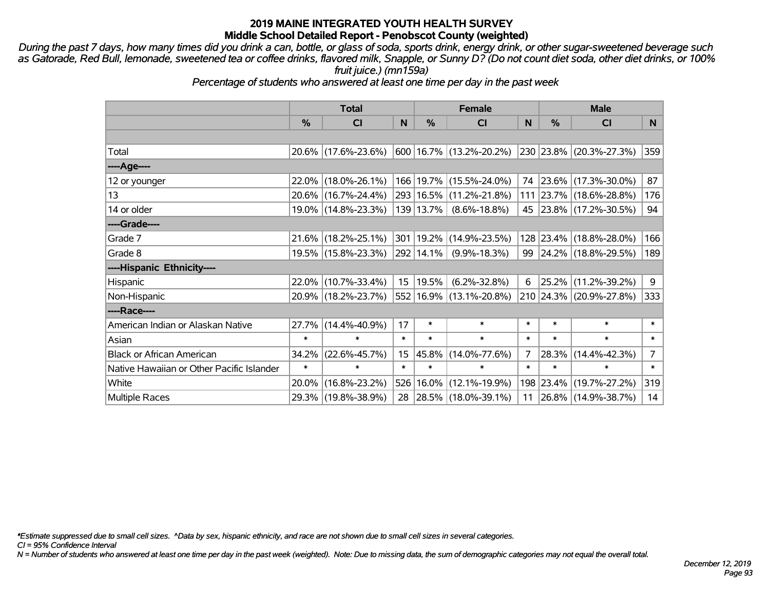# 2019 MAINE INTEGRATED YOUTH HEALTH SURVEY
## Middle School Detailed Report - Penobscot County (weighted)

*During the past 7 days, how many times did you drink a can, bottle, or glass of soda, sports drink, energy drink, or other sugar-sweetened beverage such as Gatorade, Red Bull, lemonade, sweetened tea or coffee drinks, flavored milk, Snapple, or Sunny D? (Do not count diet soda, other diet drinks, or 100% fruit juice.) (mn159a)*

*Percentage of students who answered at least one time per day in the past week*

| | Total | | | Female | | | Male | | |
|---|---|---|---|---|---|---|---|---|---|
| | % | CI | N | % | CI | N | % | CI | N |
| Total | 20.6% | (17.6%-23.6%) | 600 | 16.7% | (13.2%-20.2%) | 230 | 23.8% | (20.3%-27.3%) | 359 |
| ----Age---- | | | | | | | | | |
| 12 or younger | 22.0% | (18.0%-26.1%) | 166 | 19.7% | (15.5%-24.0%) | 74 | 23.6% | (17.3%-30.0%) | 87 |
| 13 | 20.6% | (16.7%-24.4%) | 293 | 16.5% | (11.2%-21.8%) | 111 | 23.7% | (18.6%-28.8%) | 176 |
| 14 or older | 19.0% | (14.8%-23.3%) | 139 | 13.7% | (8.6%-18.8%) | 45 | 23.8% | (17.2%-30.5%) | 94 |
| ----Grade---- | | | | | | | | | |
| Grade 7 | 21.6% | (18.2%-25.1%) | 301 | 19.2% | (14.9%-23.5%) | 128 | 23.4% | (18.8%-28.0%) | 166 |
| Grade 8 | 19.5% | (15.8%-23.3%) | 292 | 14.1% | (9.9%-18.3%) | 99 | 24.2% | (18.8%-29.5%) | 189 |
| ----Hispanic Ethnicity---- | | | | | | | | | |
| Hispanic | 22.0% | (10.7%-33.4%) | 15 | 19.5% | (6.2%-32.8%) | 6 | 25.2% | (11.2%-39.2%) | 9 |
| Non-Hispanic | 20.9% | (18.2%-23.7%) | 552 | 16.9% | (13.1%-20.8%) | 210 | 24.3% | (20.9%-27.8%) | 333 |
| ----Race---- | | | | | | | | | |
| American Indian or Alaskan Native | 27.7% | (14.4%-40.9%) | 17 | * | * | * | * | * | * |
| Asian | * | * | * | * | * | * | * | * | * |
| Black or African American | 34.2% | (22.6%-45.7%) | 15 | 45.8% | (14.0%-77.6%) | 7 | 28.3% | (14.4%-42.3%) | 7 |
| Native Hawaiian or Other Pacific Islander | * | * | * | * | * | * | * | * | * |
| White | 20.0% | (16.8%-23.2%) | 526 | 16.0% | (12.1%-19.9%) | 198 | 23.4% | (19.7%-27.2%) | 319 |
| Multiple Races | 29.3% | (19.8%-38.9%) | 28 | 28.5% | (18.0%-39.1%) | 11 | 26.8% | (14.9%-38.7%) | 14 |

*Estimate suppressed due to small cell sizes. ^Data by sex, hispanic ethnicity, and race are not shown due to small cell sizes in several categories.

CI = 95% Confidence Interval

N = Number of students who answered at least one time per day in the past week (weighted). Note: Due to missing data, the sum of demographic categories may not equal the overall total.

December 12, 2019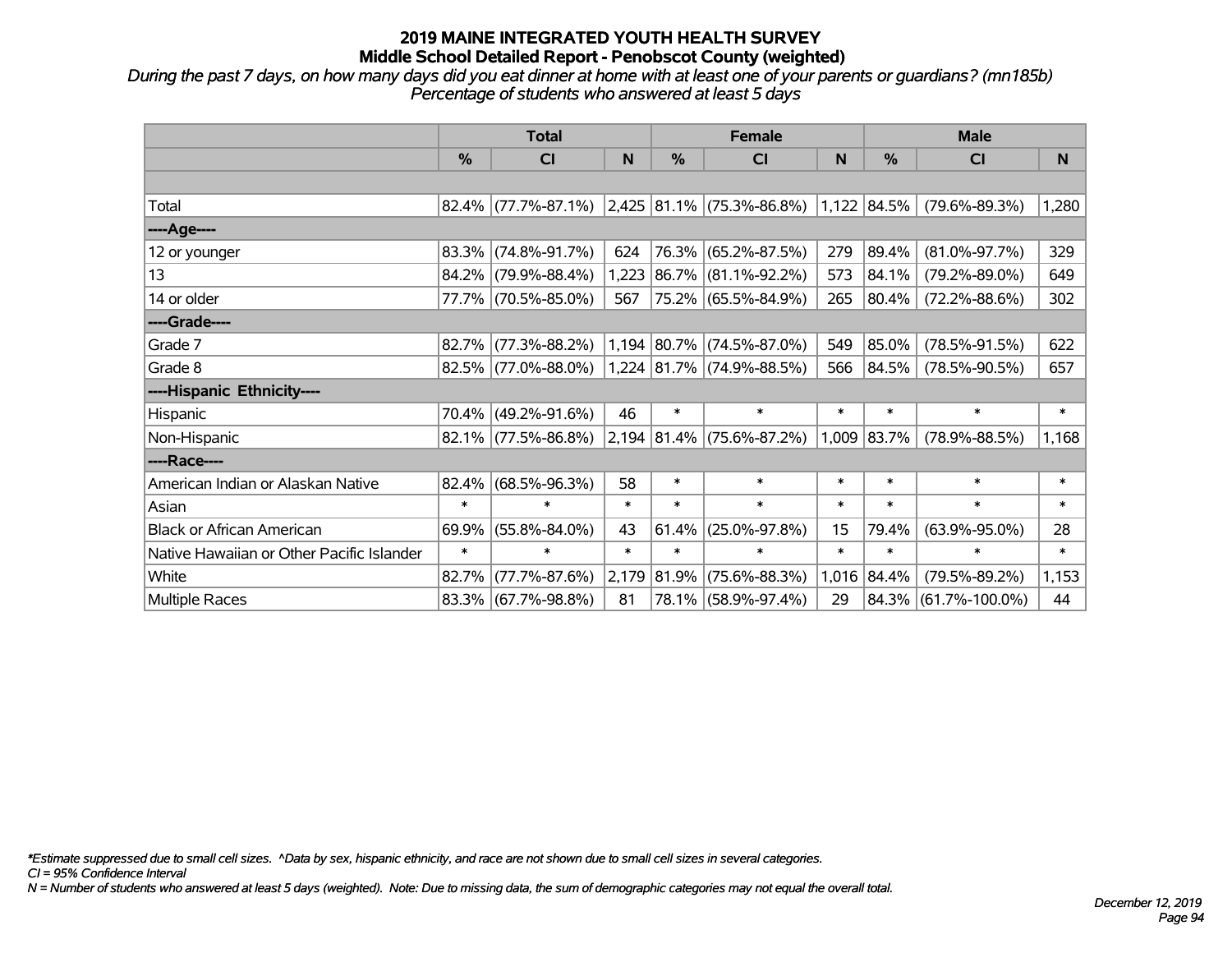# 2019 MAINE INTEGRATED YOUTH HEALTH SURVEY
## Middle School Detailed Report - Penobscot County (weighted)

*During the past 7 days, on how many days did you eat dinner at home with at least one of your parents or guardians? (mn185b)*
*Percentage of students who answered at least 5 days*

| | Total | | | Female | | | Male | | |
|---|---|---|---|---|---|---|---|---|---|
| | % | CI | N | % | CI | N | % | CI | N |
| | | | | | | | | | |
| Total | 82.4% | (77.7%-87.1%) | 2,425 | 81.1% | (75.3%-86.8%) | 1,122 | 84.5% | (79.6%-89.3%) | 1,280 |
| ----Age---- | | | | | | | | | |
| 12 or younger | 83.3% | (74.8%-91.7%) | 624 | 76.3% | (65.2%-87.5%) | 279 | 89.4% | (81.0%-97.7%) | 329 |
| 13 | 84.2% | (79.9%-88.4%) | 1,223 | 86.7% | (81.1%-92.2%) | 573 | 84.1% | (79.2%-89.0%) | 649 |
| 14 or older | 77.7% | (70.5%-85.0%) | 567 | 75.2% | (65.5%-84.9%) | 265 | 80.4% | (72.2%-88.6%) | 302 |
| ----Grade---- | | | | | | | | | |
| Grade 7 | 82.7% | (77.3%-88.2%) | 1,194 | 80.7% | (74.5%-87.0%) | 549 | 85.0% | (78.5%-91.5%) | 622 |
| Grade 8 | 82.5% | (77.0%-88.0%) | 1,224 | 81.7% | (74.9%-88.5%) | 566 | 84.5% | (78.5%-90.5%) | 657 |
| ----Hispanic Ethnicity---- | | | | | | | | | |
| Hispanic | 70.4% | (49.2%-91.6%) | 46 | * | * | * | * | * | * |
| Non-Hispanic | 82.1% | (77.5%-86.8%) | 2,194 | 81.4% | (75.6%-87.2%) | 1,009 | 83.7% | (78.9%-88.5%) | 1,168 |
| ----Race---- | | | | | | | | | |
| American Indian or Alaskan Native | 82.4% | (68.5%-96.3%) | 58 | * | * | * | * | * | * |
| Asian | * | * | * | * | * | * | * | * | * |
| Black or African American | 69.9% | (55.8%-84.0%) | 43 | 61.4% | (25.0%-97.8%) | 15 | 79.4% | (63.9%-95.0%) | 28 |
| Native Hawaiian or Other Pacific Islander | * | * | * | * | * | * | * | * | * |
| White | 82.7% | (77.7%-87.6%) | 2,179 | 81.9% | (75.6%-88.3%) | 1,016 | 84.4% | (79.5%-89.2%) | 1,153 |
| Multiple Races | 83.3% | (67.7%-98.8%) | 81 | 78.1% | (58.9%-97.4%) | 29 | 84.3% | (61.7%-100.0%) | 44 |

*\*Estimate suppressed due to small cell sizes. ^Data by sex, hispanic ethnicity, and race are not shown due to small cell sizes in several categories.*
*CI = 95% Confidence Interval*
*N = Number of students who answered at least 5 days (weighted). Note: Due to missing data, the sum of demographic categories may not equal the overall total.*

*December 12, 2019*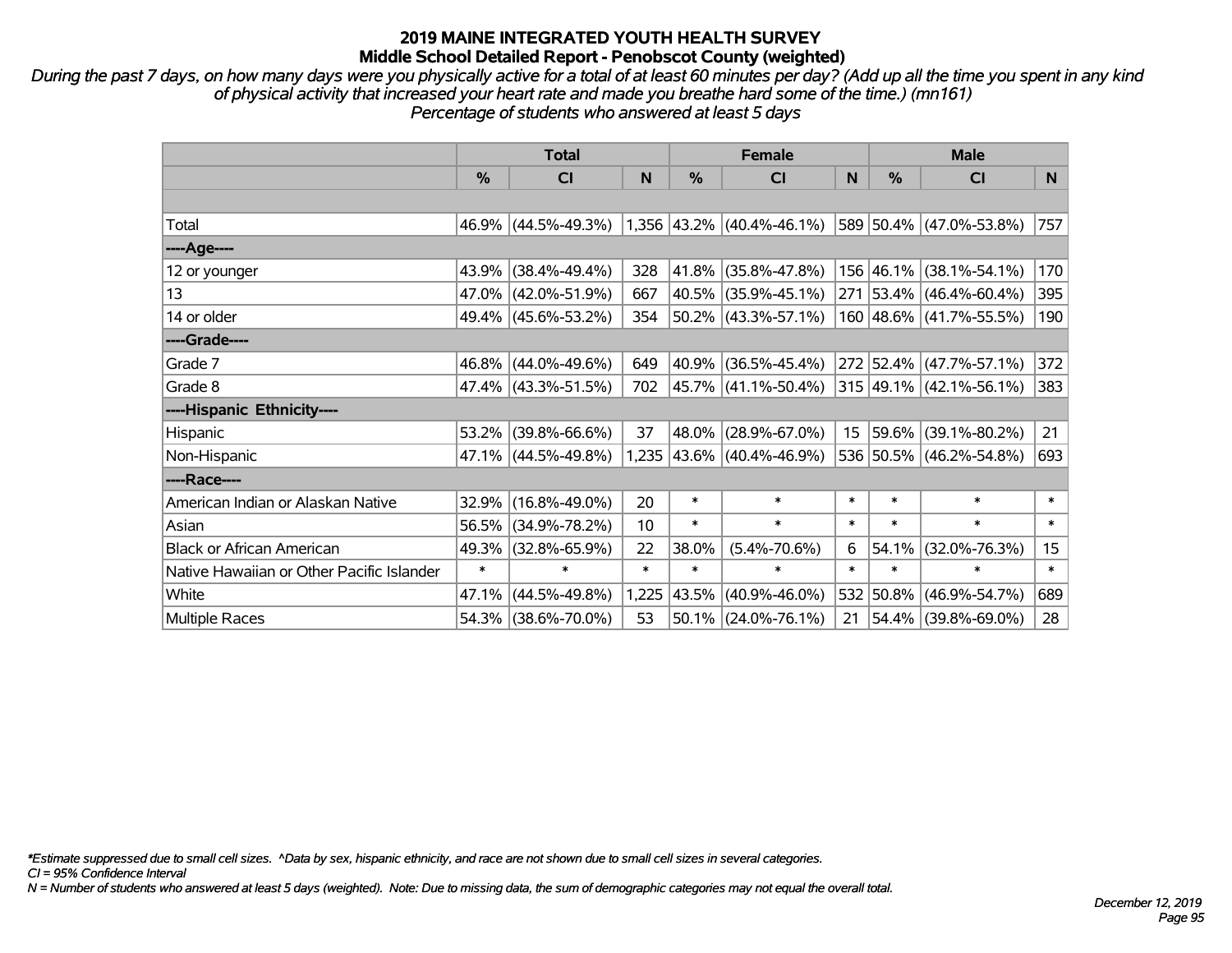# 2019 MAINE INTEGRATED YOUTH HEALTH SURVEY
## Middle School Detailed Report - Penobscot County (weighted)

*During the past 7 days, on how many days were you physically active for a total of at least 60 minutes per day? (Add up all the time you spent in any kind of physical activity that increased your heart rate and made you breathe hard some of the time.) (mn161)*
*Percentage of students who answered at least 5 days*

| | Total | | | Female | | | Male | | |
|---|---|---|---|---|---|---|---|---|---|
| | % | CI | N | % | CI | N | % | CI | N |
| | | | | | | | | | |
| Total | 46.9% | (44.5%-49.3%) | 1,356 | 43.2% | (40.4%-46.1%) | 589 | 50.4% | (47.0%-53.8%) | 757 |
| ----Age---- | | | | | | | | | |
| 12 or younger | 43.9% | (38.4%-49.4%) | 328 | 41.8% | (35.8%-47.8%) | 156 | 46.1% | (38.1%-54.1%) | 170 |
| 13 | 47.0% | (42.0%-51.9%) | 667 | 40.5% | (35.9%-45.1%) | 271 | 53.4% | (46.4%-60.4%) | 395 |
| 14 or older | 49.4% | (45.6%-53.2%) | 354 | 50.2% | (43.3%-57.1%) | 160 | 48.6% | (41.7%-55.5%) | 190 |
| ----Grade---- | | | | | | | | | |
| Grade 7 | 46.8% | (44.0%-49.6%) | 649 | 40.9% | (36.5%-45.4%) | 272 | 52.4% | (47.7%-57.1%) | 372 |
| Grade 8 | 47.4% | (43.3%-51.5%) | 702 | 45.7% | (41.1%-50.4%) | 315 | 49.1% | (42.1%-56.1%) | 383 |
| ----Hispanic Ethnicity---- | | | | | | | | | |
| Hispanic | 53.2% | (39.8%-66.6%) | 37 | 48.0% | (28.9%-67.0%) | 15 | 59.6% | (39.1%-80.2%) | 21 |
| Non-Hispanic | 47.1% | (44.5%-49.8%) | 1,235 | 43.6% | (40.4%-46.9%) | 536 | 50.5% | (46.2%-54.8%) | 693 |
| ----Race---- | | | | | | | | | |
| American Indian or Alaskan Native | 32.9% | (16.8%-49.0%) | 20 | * | * | * | * | * | * |
| Asian | 56.5% | (34.9%-78.2%) | 10 | * | * | * | * | * | * |
| Black or African American | 49.3% | (32.8%-65.9%) | 22 | 38.0% | (5.4%-70.6%) | 6 | 54.1% | (32.0%-76.3%) | 15 |
| Native Hawaiian or Other Pacific Islander | * | * | * | * | * | * | * | * | * |
| White | 47.1% | (44.5%-49.8%) | 1,225 | 43.5% | (40.9%-46.0%) | 532 | 50.8% | (46.9%-54.7%) | 689 |
| Multiple Races | 54.3% | (38.6%-70.0%) | 53 | 50.1% | (24.0%-76.1%) | 21 | 54.4% | (39.8%-69.0%) | 28 |

*Estimate suppressed due to small cell sizes. ^Data by sex, hispanic ethnicity, and race are not shown due to small cell sizes in several categories.*
*CI = 95% Confidence Interval*
*N = Number of students who answered at least 5 days (weighted). Note: Due to missing data, the sum of demographic categories may not equal the overall total.*

*December 12, 2019*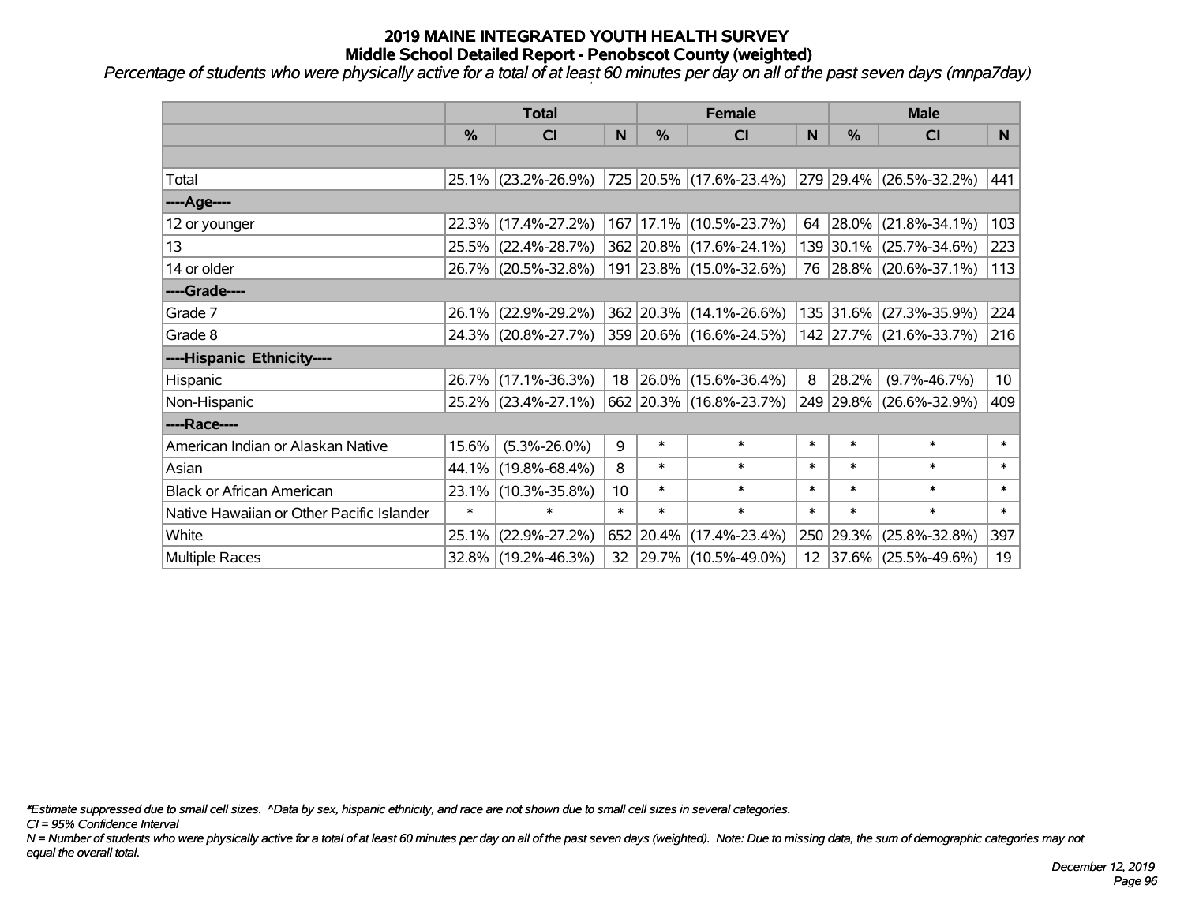# 2019 MAINE INTEGRATED YOUTH HEALTH SURVEY
## Middle School Detailed Report - Penobscot County (weighted)

*Percentage of students who were physically active for a total of at least 60 minutes per day on all of the past seven days (mnpa7day)*

| | Total | | | Female | | | Male | | |
|---|---|---|---|---|---|---|---|---|---|
| | % | CI | N | % | CI | N | % | CI | N |
| | | | | | | | | | |
| Total | 25.1% | (23.2%-26.9%) | 725 | 20.5% | (17.6%-23.4%) | 279 | 29.4% | (26.5%-32.2%) | 441 |
| ----Age---- | | | | | | | | | |
| 12 or younger | 22.3% | (17.4%-27.2%) | 167 | 17.1% | (10.5%-23.7%) | 64 | 28.0% | (21.8%-34.1%) | 103 |
| 13 | 25.5% | (22.4%-28.7%) | 362 | 20.8% | (17.6%-24.1%) | 139 | 30.1% | (25.7%-34.6%) | 223 |
| 14 or older | 26.7% | (20.5%-32.8%) | 191 | 23.8% | (15.0%-32.6%) | 76 | 28.8% | (20.6%-37.1%) | 113 |
| ----Grade---- | | | | | | | | | |
| Grade 7 | 26.1% | (22.9%-29.2%) | 362 | 20.3% | (14.1%-26.6%) | 135 | 31.6% | (27.3%-35.9%) | 224 |
| Grade 8 | 24.3% | (20.8%-27.7%) | 359 | 20.6% | (16.6%-24.5%) | 142 | 27.7% | (21.6%-33.7%) | 216 |
| ----Hispanic Ethnicity---- | | | | | | | | | |
| Hispanic | 26.7% | (17.1%-36.3%) | 18 | 26.0% | (15.6%-36.4%) | 8 | 28.2% | (9.7%-46.7%) | 10 |
| Non-Hispanic | 25.2% | (23.4%-27.1%) | 662 | 20.3% | (16.8%-23.7%) | 249 | 29.8% | (26.6%-32.9%) | 409 |
| ----Race---- | | | | | | | | | |
| American Indian or Alaskan Native | 15.6% | (5.3%-26.0%) | 9 | * | * | * | * | * | * |
| Asian | 44.1% | (19.8%-68.4%) | 8 | * | * | * | * | * | * |
| Black or African American | 23.1% | (10.3%-35.8%) | 10 | * | * | * | * | * | * |
| Native Hawaiian or Other Pacific Islander | * | * | * | * | * | * | * | * | * |
| White | 25.1% | (22.9%-27.2%) | 652 | 20.4% | (17.4%-23.4%) | 250 | 29.3% | (25.8%-32.8%) | 397 |
| Multiple Races | 32.8% | (19.2%-46.3%) | 32 | 29.7% | (10.5%-49.0%) | 12 | 37.6% | (25.5%-49.6%) | 19 |

*\*Estimate suppressed due to small cell sizes. ^Data by sex, hispanic ethnicity, and race are not shown due to small cell sizes in several categories.*

*CI = 95% Confidence Interval*

*N = Number of students who were physically active for a total of at least 60 minutes per day on all of the past seven days (weighted). Note: Due to missing data, the sum of demographic categories may not equal the overall total.*

*December 12, 2019*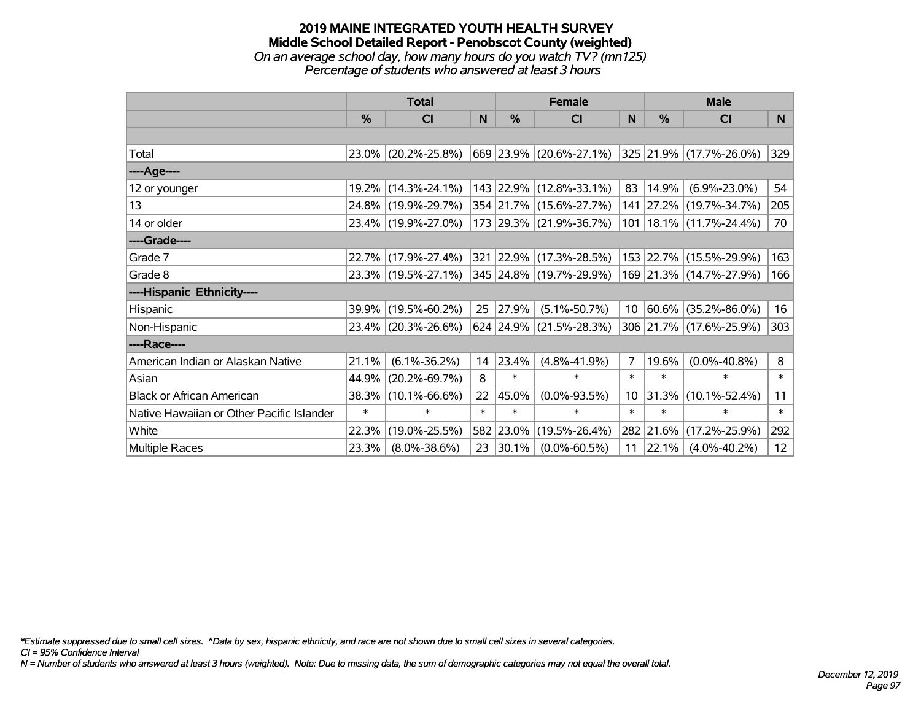# 2019 MAINE INTEGRATED YOUTH HEALTH SURVEY
## Middle School Detailed Report - Penobscot County (weighted)
*On an average school day, how many hours do you watch TV? (mn125)*
*Percentage of students who answered at least 3 hours*

| | Total | | | Female | | | Male | | |
|---|---|---|---|---|---|---|---|---|---|
| | % | CI | N | % | CI | N | % | CI | N |
| Total | 23.0% | (20.2%-25.8%) | 669 | 23.9% | (20.6%-27.1%) | 325 | 21.9% | (17.7%-26.0%) | 329 |
| ----Age---- | | | | | | | | | |
| 12 or younger | 19.2% | (14.3%-24.1%) | 143 | 22.9% | (12.8%-33.1%) | 83 | 14.9% | (6.9%-23.0%) | 54 |
| 13 | 24.8% | (19.9%-29.7%) | 354 | 21.7% | (15.6%-27.7%) | 141 | 27.2% | (19.7%-34.7%) | 205 |
| 14 or older | 23.4% | (19.9%-27.0%) | 173 | 29.3% | (21.9%-36.7%) | 101 | 18.1% | (11.7%-24.4%) | 70 |
| ----Grade---- | | | | | | | | | |
| Grade 7 | 22.7% | (17.9%-27.4%) | 321 | 22.9% | (17.3%-28.5%) | 153 | 22.7% | (15.5%-29.9%) | 163 |
| Grade 8 | 23.3% | (19.5%-27.1%) | 345 | 24.8% | (19.7%-29.9%) | 169 | 21.3% | (14.7%-27.9%) | 166 |
| ----Hispanic Ethnicity---- | | | | | | | | | |
| Hispanic | 39.9% | (19.5%-60.2%) | 25 | 27.9% | (5.1%-50.7%) | 10 | 60.6% | (35.2%-86.0%) | 16 |
| Non-Hispanic | 23.4% | (20.3%-26.6%) | 624 | 24.9% | (21.5%-28.3%) | 306 | 21.7% | (17.6%-25.9%) | 303 |
| ----Race---- | | | | | | | | | |
| American Indian or Alaskan Native | 21.1% | (6.1%-36.2%) | 14 | 23.4% | (4.8%-41.9%) | 7 | 19.6% | (0.0%-40.8%) | 8 |
| Asian | 44.9% | (20.2%-69.7%) | 8 | * | * | * | * | * | * |
| Black or African American | 38.3% | (10.1%-66.6%) | 22 | 45.0% | (0.0%-93.5%) | 10 | 31.3% | (10.1%-52.4%) | 11 |
| Native Hawaiian or Other Pacific Islander | * | * | * | * | * | * | * | * | * |
| White | 22.3% | (19.0%-25.5%) | 582 | 23.0% | (19.5%-26.4%) | 282 | 21.6% | (17.2%-25.9%) | 292 |
| Multiple Races | 23.3% | (8.0%-38.6%) | 23 | 30.1% | (0.0%-60.5%) | 11 | 22.1% | (4.0%-40.2%) | 12 |

*Estimate suppressed due to small cell sizes. ^Data by sex, hispanic ethnicity, and race are not shown due to small cell sizes in several categories.
CI = 95% Confidence Interval
N = Number of students who answered at least 3 hours (weighted). Note: Due to missing data, the sum of demographic categories may not equal the overall total.

December 12, 2019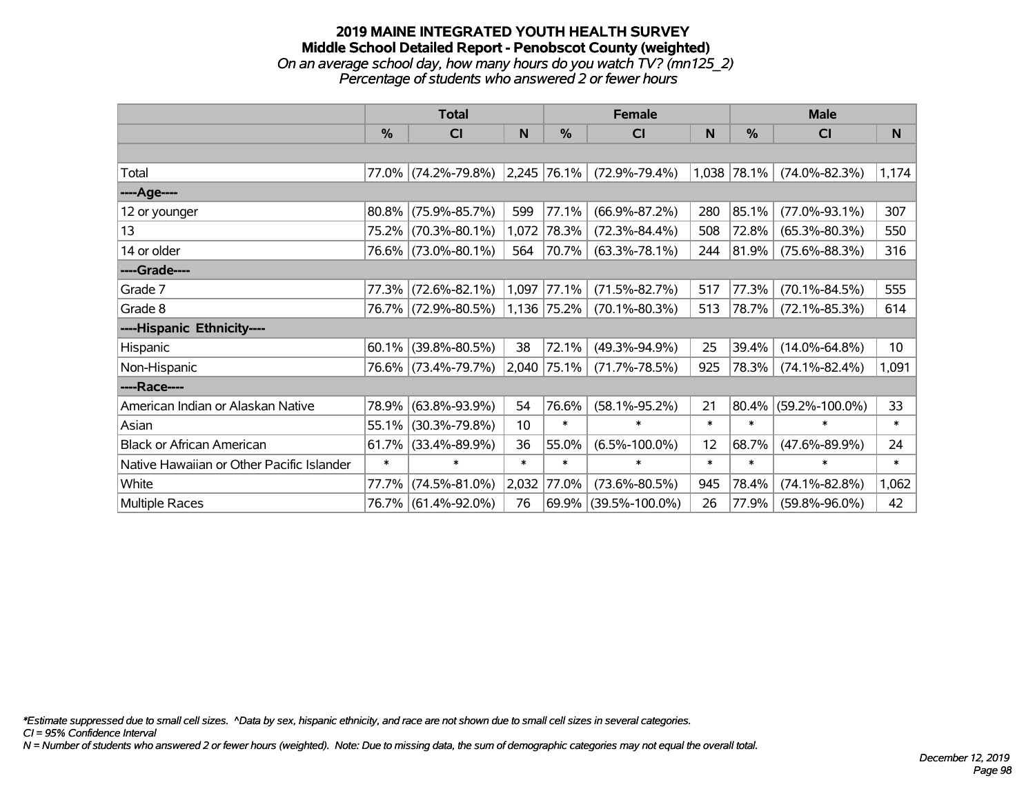# 2019 MAINE INTEGRATED YOUTH HEALTH SURVEY
## Middle School Detailed Report - Penobscot County (weighted)
*On an average school day, how many hours do you watch TV? (mn125_2)*
*Percentage of students who answered 2 or fewer hours*

| | Total | | | Female | | | Male | | |
|---|---|---|---|---|---|---|---|---|---|
| | % | CI | N | % | CI | N | % | CI | N |
| | | | | | | | | | |
| Total | 77.0% | (74.2%-79.8%) | 2,245 | 76.1% | (72.9%-79.4%) | 1,038 | 78.1% | (74.0%-82.3%) | 1,174 |
| ----Age---- | | | | | | | | | |
| 12 or younger | 80.8% | (75.9%-85.7%) | 599 | 77.1% | (66.9%-87.2%) | 280 | 85.1% | (77.0%-93.1%) | 307 |
| 13 | 75.2% | (70.3%-80.1%) | 1,072 | 78.3% | (72.3%-84.4%) | 508 | 72.8% | (65.3%-80.3%) | 550 |
| 14 or older | 76.6% | (73.0%-80.1%) | 564 | 70.7% | (63.3%-78.1%) | 244 | 81.9% | (75.6%-88.3%) | 316 |
| ----Grade---- | | | | | | | | | |
| Grade 7 | 77.3% | (72.6%-82.1%) | 1,097 | 77.1% | (71.5%-82.7%) | 517 | 77.3% | (70.1%-84.5%) | 555 |
| Grade 8 | 76.7% | (72.9%-80.5%) | 1,136 | 75.2% | (70.1%-80.3%) | 513 | 78.7% | (72.1%-85.3%) | 614 |
| ----Hispanic Ethnicity---- | | | | | | | | | |
| Hispanic | 60.1% | (39.8%-80.5%) | 38 | 72.1% | (49.3%-94.9%) | 25 | 39.4% | (14.0%-64.8%) | 10 |
| Non-Hispanic | 76.6% | (73.4%-79.7%) | 2,040 | 75.1% | (71.7%-78.5%) | 925 | 78.3% | (74.1%-82.4%) | 1,091 |
| ----Race---- | | | | | | | | | |
| American Indian or Alaskan Native | 78.9% | (63.8%-93.9%) | 54 | 76.6% | (58.1%-95.2%) | 21 | 80.4% | (59.2%-100.0%) | 33 |
| Asian | 55.1% | (30.3%-79.8%) | 10 | * | * | * | * | * | * |
| Black or African American | 61.7% | (33.4%-89.9%) | 36 | 55.0% | (6.5%-100.0%) | 12 | 68.7% | (47.6%-89.9%) | 24 |
| Native Hawaiian or Other Pacific Islander | * | * | * | * | * | * | * | * | * |
| White | 77.7% | (74.5%-81.0%) | 2,032 | 77.0% | (73.6%-80.5%) | 945 | 78.4% | (74.1%-82.8%) | 1,062 |
| Multiple Races | 76.7% | (61.4%-92.0%) | 76 | 69.9% | (39.5%-100.0%) | 26 | 77.9% | (59.8%-96.0%) | 42 |

*Estimate suppressed due to small cell sizes. ^Data by sex, hispanic ethnicity, and race are not shown due to small cell sizes in several categories.
CI = 95% Confidence Interval
N = Number of students who answered 2 or fewer hours (weighted). Note: Due to missing data, the sum of demographic categories may not equal the overall total.

December 12, 2019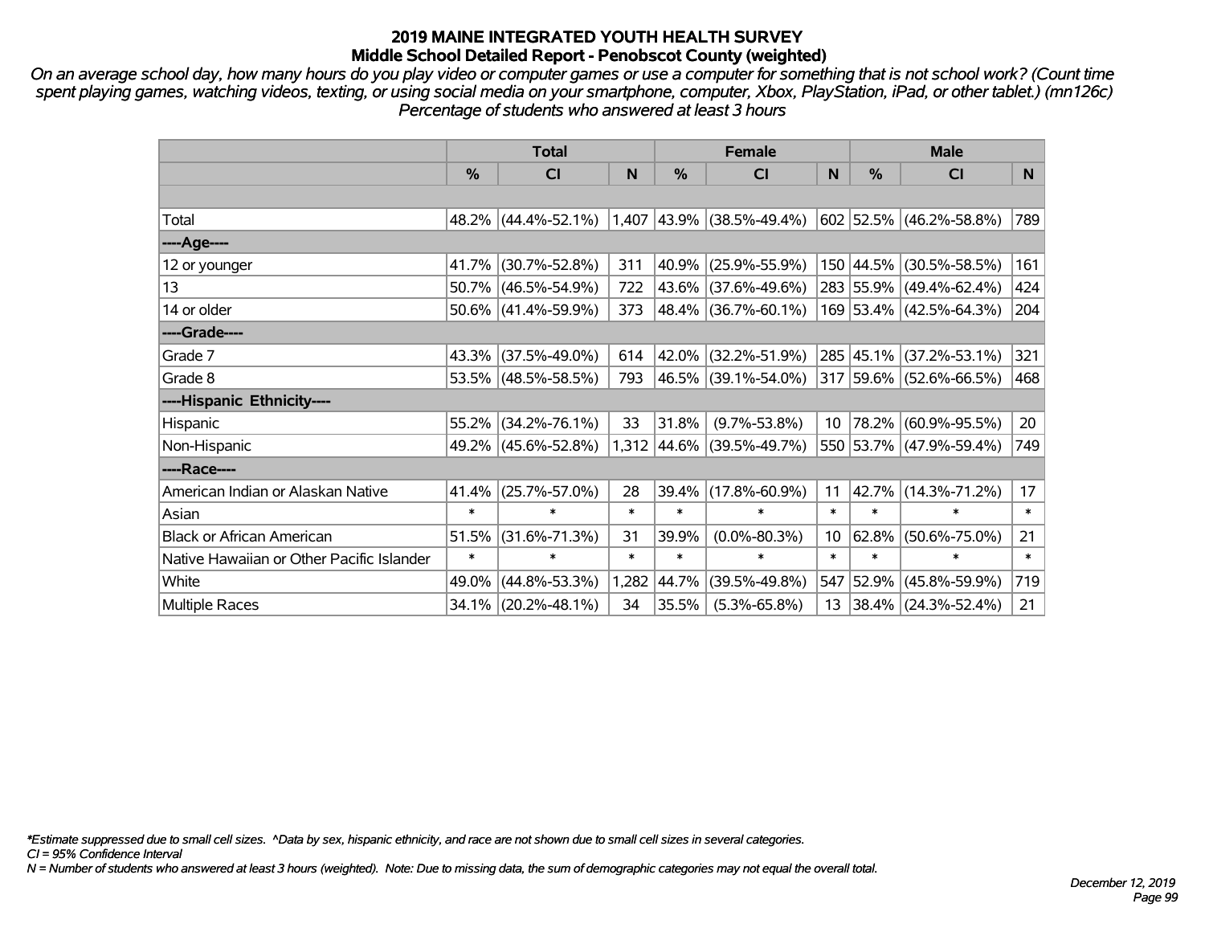# 2019 MAINE INTEGRATED YOUTH HEALTH SURVEY
## Middle School Detailed Report - Penobscot County (weighted)

*On an average school day, how many hours do you play video or computer games or use a computer for something that is not school work? (Count time spent playing games, watching videos, texting, or using social media on your smartphone, computer, Xbox, PlayStation, iPad, or other tablet.) (mn126c) Percentage of students who answered at least 3 hours*

| | Total | | | Female | | | Male | | |
|---|---|---|---|---|---|---|---|---|---|
| | % | CI | N | % | CI | N | % | CI | N |
| Total | 48.2% | (44.4%-52.1%) | 1,407 | 43.9% | (38.5%-49.4%) | 602 | 52.5% | (46.2%-58.8%) | 789 |
| ----Age---- | | | | | | | | | |
| 12 or younger | 41.7% | (30.7%-52.8%) | 311 | 40.9% | (25.9%-55.9%) | 150 | 44.5% | (30.5%-58.5%) | 161 |
| 13 | 50.7% | (46.5%-54.9%) | 722 | 43.6% | (37.6%-49.6%) | 283 | 55.9% | (49.4%-62.4%) | 424 |
| 14 or older | 50.6% | (41.4%-59.9%) | 373 | 48.4% | (36.7%-60.1%) | 169 | 53.4% | (42.5%-64.3%) | 204 |
| ----Grade---- | | | | | | | | | |
| Grade 7 | 43.3% | (37.5%-49.0%) | 614 | 42.0% | (32.2%-51.9%) | 285 | 45.1% | (37.2%-53.1%) | 321 |
| Grade 8 | 53.5% | (48.5%-58.5%) | 793 | 46.5% | (39.1%-54.0%) | 317 | 59.6% | (52.6%-66.5%) | 468 |
| ----Hispanic Ethnicity---- | | | | | | | | | |
| Hispanic | 55.2% | (34.2%-76.1%) | 33 | 31.8% | (9.7%-53.8%) | 10 | 78.2% | (60.9%-95.5%) | 20 |
| Non-Hispanic | 49.2% | (45.6%-52.8%) | 1,312 | 44.6% | (39.5%-49.7%) | 550 | 53.7% | (47.9%-59.4%) | 749 |
| ----Race---- | | | | | | | | | |
| American Indian or Alaskan Native | 41.4% | (25.7%-57.0%) | 28 | 39.4% | (17.8%-60.9%) | 11 | 42.7% | (14.3%-71.2%) | 17 |
| Asian | * | * | * | * | * | * | * | * | * |
| Black or African American | 51.5% | (31.6%-71.3%) | 31 | 39.9% | (0.0%-80.3%) | 10 | 62.8% | (50.6%-75.0%) | 21 |
| Native Hawaiian or Other Pacific Islander | * | * | * | * | * | * | * | * | * |
| White | 49.0% | (44.8%-53.3%) | 1,282 | 44.7% | (39.5%-49.8%) | 547 | 52.9% | (45.8%-59.9%) | 719 |
| Multiple Races | 34.1% | (20.2%-48.1%) | 34 | 35.5% | (5.3%-65.8%) | 13 | 38.4% | (24.3%-52.4%) | 21 |

*Estimate suppressed due to small cell sizes. ^Data by sex, hispanic ethnicity, and race are not shown due to small cell sizes in several categories.

CI = 95% Confidence Interval

N = Number of students who answered at least 3 hours (weighted). Note: Due to missing data, the sum of demographic categories may not equal the overall total.

December 12, 2019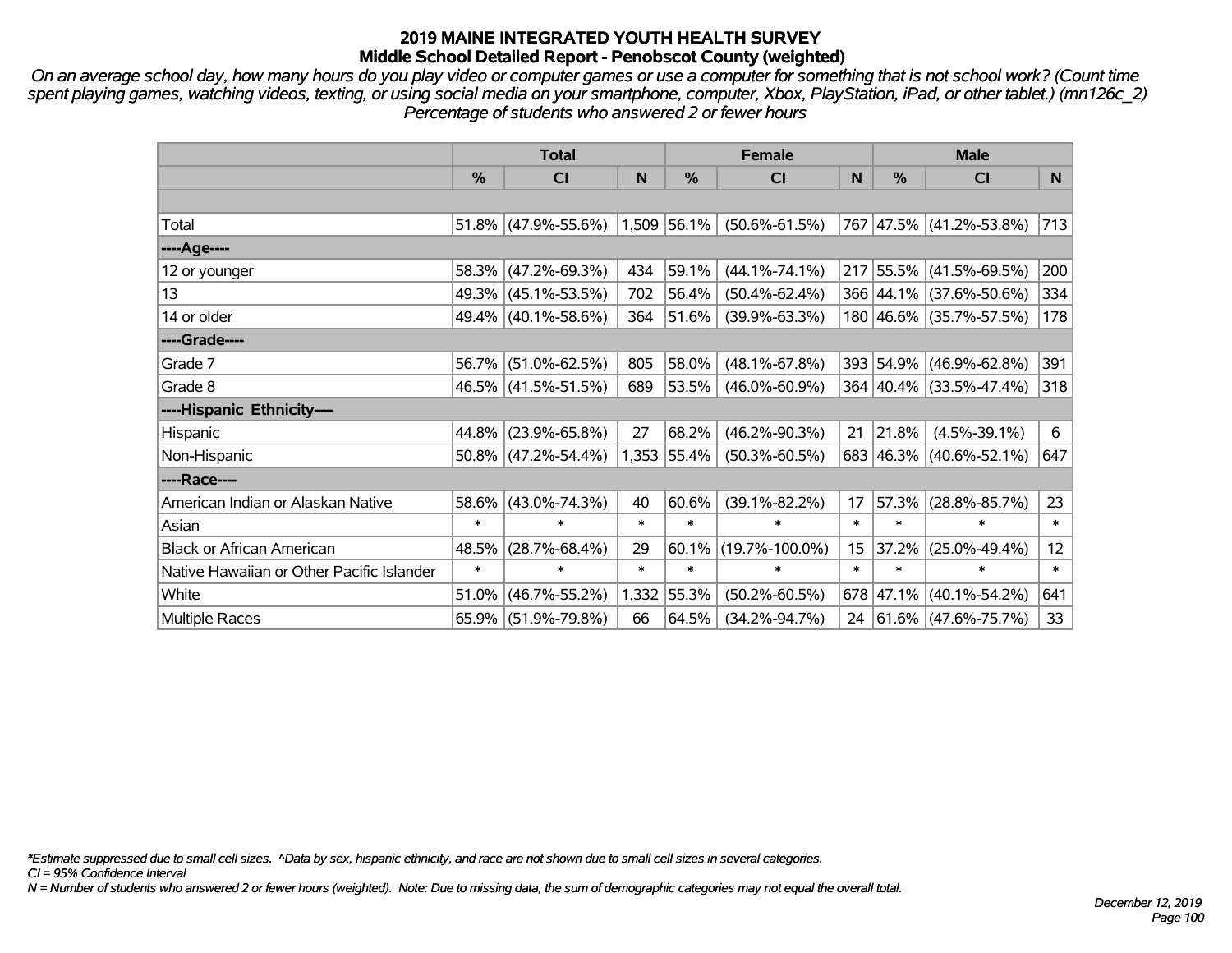# 2019 MAINE INTEGRATED YOUTH HEALTH SURVEY
## Middle School Detailed Report - Penobscot County (weighted)

*On an average school day, how many hours do you play video or computer games or use a computer for something that is not school work? (Count time spent playing games, watching videos, texting, or using social media on your smartphone, computer, Xbox, PlayStation, iPad, or other tablet.) (mn126c_2) Percentage of students who answered 2 or fewer hours*

| | Total | | | Female | | | Male | | |
|---|---|---|---|---|---|---|---|---|---|
| | % | CI | N | % | CI | N | % | CI | N |
| | | | | | | | | | |
| Total | 51.8% | (47.9%-55.6%) | 1,509 | 56.1% | (50.6%-61.5%) | 767 | 47.5% | (41.2%-53.8%) | 713 |
| ----Age---- | | | | | | | | | |
| 12 or younger | 58.3% | (47.2%-69.3%) | 434 | 59.1% | (44.1%-74.1%) | 217 | 55.5% | (41.5%-69.5%) | 200 |
| 13 | 49.3% | (45.1%-53.5%) | 702 | 56.4% | (50.4%-62.4%) | 366 | 44.1% | (37.6%-50.6%) | 334 |
| 14 or older | 49.4% | (40.1%-58.6%) | 364 | 51.6% | (39.9%-63.3%) | 180 | 46.6% | (35.7%-57.5%) | 178 |
| ----Grade---- | | | | | | | | | |
| Grade 7 | 56.7% | (51.0%-62.5%) | 805 | 58.0% | (48.1%-67.8%) | 393 | 54.9% | (46.9%-62.8%) | 391 |
| Grade 8 | 46.5% | (41.5%-51.5%) | 689 | 53.5% | (46.0%-60.9%) | 364 | 40.4% | (33.5%-47.4%) | 318 |
| ----Hispanic Ethnicity---- | | | | | | | | | |
| Hispanic | 44.8% | (23.9%-65.8%) | 27 | 68.2% | (46.2%-90.3%) | 21 | 21.8% | (4.5%-39.1%) | 6 |
| Non-Hispanic | 50.8% | (47.2%-54.4%) | 1,353 | 55.4% | (50.3%-60.5%) | 683 | 46.3% | (40.6%-52.1%) | 647 |
| ----Race---- | | | | | | | | | |
| American Indian or Alaskan Native | 58.6% | (43.0%-74.3%) | 40 | 60.6% | (39.1%-82.2%) | 17 | 57.3% | (28.8%-85.7%) | 23 |
| Asian | * | * | * | * | * | * | * | * | * |
| Black or African American | 48.5% | (28.7%-68.4%) | 29 | 60.1% | (19.7%-100.0%) | 15 | 37.2% | (25.0%-49.4%) | 12 |
| Native Hawaiian or Other Pacific Islander | * | * | * | * | * | * | * | * | * |
| White | 51.0% | (46.7%-55.2%) | 1,332 | 55.3% | (50.2%-60.5%) | 678 | 47.1% | (40.1%-54.2%) | 641 |
| Multiple Races | 65.9% | (51.9%-79.8%) | 66 | 64.5% | (34.2%-94.7%) | 24 | 61.6% | (47.6%-75.7%) | 33 |

*Estimate suppressed due to small cell sizes. ^Data by sex, hispanic ethnicity, and race are not shown due to small cell sizes in several categories.
CI = 95% Confidence Interval
N = Number of students who answered 2 or fewer hours (weighted). Note: Due to missing data, the sum of demographic categories may not equal the overall total.

December 12, 2019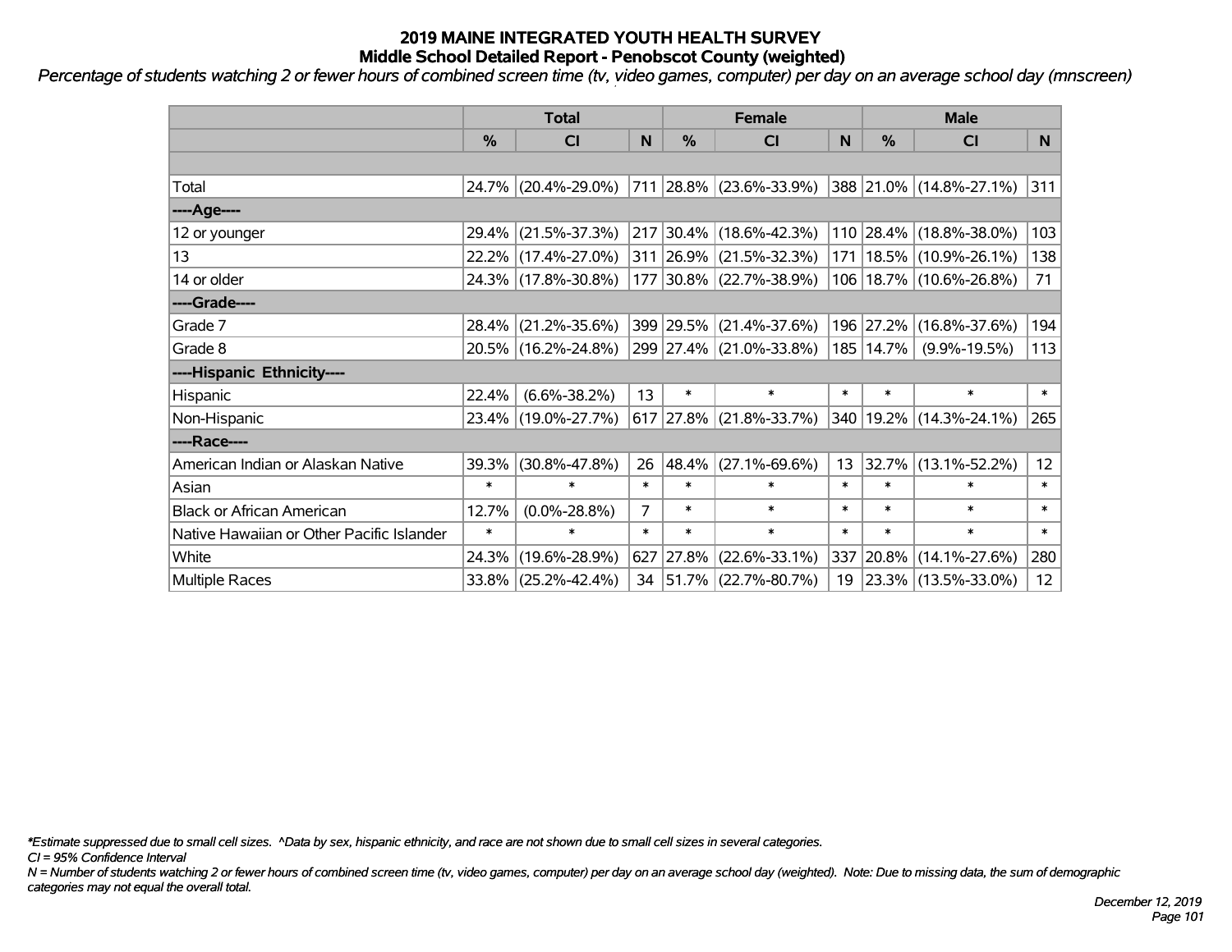# 2019 MAINE INTEGRATED YOUTH HEALTH SURVEY
## Middle School Detailed Report - Penobscot County (weighted)

*Percentage of students watching 2 or fewer hours of combined screen time (tv, video games, computer) per day on an average school day (mnscreen)*

| | Total | | | Female | | | Male | | |
|---|---|---|---|---|---|---|---|---|---|
| | % | CI | N | % | CI | N | % | CI | N |
| | | | | | | | | | |
| Total | 24.7% | (20.4%-29.0%) | 711 | 28.8% | (23.6%-33.9%) | 388 | 21.0% | (14.8%-27.1%) | 311 |
| ----Age---- | | | | | | | | | |
| 12 or younger | 29.4% | (21.5%-37.3%) | 217 | 30.4% | (18.6%-42.3%) | 110 | 28.4% | (18.8%-38.0%) | 103 |
| 13 | 22.2% | (17.4%-27.0%) | 311 | 26.9% | (21.5%-32.3%) | 171 | 18.5% | (10.9%-26.1%) | 138 |
| 14 or older | 24.3% | (17.8%-30.8%) | 177 | 30.8% | (22.7%-38.9%) | 106 | 18.7% | (10.6%-26.8%) | 71 |
| ----Grade---- | | | | | | | | | |
| Grade 7 | 28.4% | (21.2%-35.6%) | 399 | 29.5% | (21.4%-37.6%) | 196 | 27.2% | (16.8%-37.6%) | 194 |
| Grade 8 | 20.5% | (16.2%-24.8%) | 299 | 27.4% | (21.0%-33.8%) | 185 | 14.7% | (9.9%-19.5%) | 113 |
| ----Hispanic Ethnicity---- | | | | | | | | | |
| Hispanic | 22.4% | (6.6%-38.2%) | 13 | * | * | * | * | * | * |
| Non-Hispanic | 23.4% | (19.0%-27.7%) | 617 | 27.8% | (21.8%-33.7%) | 340 | 19.2% | (14.3%-24.1%) | 265 |
| ----Race---- | | | | | | | | | |
| American Indian or Alaskan Native | 39.3% | (30.8%-47.8%) | 26 | 48.4% | (27.1%-69.6%) | 13 | 32.7% | (13.1%-52.2%) | 12 |
| Asian | * | * | * | * | * | * | * | * | * |
| Black or African American | 12.7% | (0.0%-28.8%) | 7 | * | * | * | * | * | * |
| Native Hawaiian or Other Pacific Islander | * | * | * | * | * | * | * | * | * |
| White | 24.3% | (19.6%-28.9%) | 627 | 27.8% | (22.6%-33.1%) | 337 | 20.8% | (14.1%-27.6%) | 280 |
| Multiple Races | 33.8% | (25.2%-42.4%) | 34 | 51.7% | (22.7%-80.7%) | 19 | 23.3% | (13.5%-33.0%) | 12 |

*\*Estimate suppressed due to small cell sizes. ^Data by sex, hispanic ethnicity, and race are not shown due to small cell sizes in several categories.*

*CI = 95% Confidence Interval*

*N = Number of students watching 2 or fewer hours of combined screen time (tv, video games, computer) per day on an average school day (weighted). Note: Due to missing data, the sum of demographic categories may not equal the overall total.*

*December 12, 2019*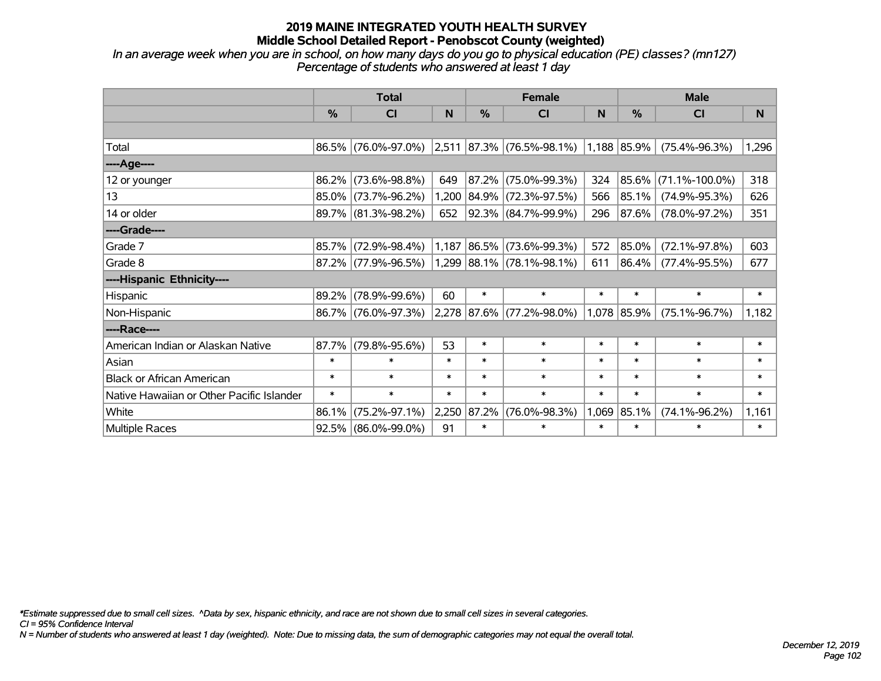# 2019 MAINE INTEGRATED YOUTH HEALTH SURVEY
## Middle School Detailed Report - Penobscot County (weighted)

*In an average week when you are in school, on how many days do you go to physical education (PE) classes? (mn127)*
*Percentage of students who answered at least 1 day*

| | Total | | | Female | | | Male | | |
|---|---|---|---|---|---|---|---|---|---|
| | % | CI | N | % | CI | N | % | CI | N |
| | | | | | | | | | |
| Total | 86.5% | (76.0%-97.0%) | 2,511 | 87.3% | (76.5%-98.1%) | 1,188 | 85.9% | (75.4%-96.3%) | 1,296 |
| ----Age---- | | | | | | | | | |
| 12 or younger | 86.2% | (73.6%-98.8%) | 649 | 87.2% | (75.0%-99.3%) | 324 | 85.6% | (71.1%-100.0%) | 318 |
| 13 | 85.0% | (73.7%-96.2%) | 1,200 | 84.9% | (72.3%-97.5%) | 566 | 85.1% | (74.9%-95.3%) | 626 |
| 14 or older | 89.7% | (81.3%-98.2%) | 652 | 92.3% | (84.7%-99.9%) | 296 | 87.6% | (78.0%-97.2%) | 351 |
| ----Grade---- | | | | | | | | | |
| Grade 7 | 85.7% | (72.9%-98.4%) | 1,187 | 86.5% | (73.6%-99.3%) | 572 | 85.0% | (72.1%-97.8%) | 603 |
| Grade 8 | 87.2% | (77.9%-96.5%) | 1,299 | 88.1% | (78.1%-98.1%) | 611 | 86.4% | (77.4%-95.5%) | 677 |
| ----Hispanic Ethnicity---- | | | | | | | | | |
| Hispanic | 89.2% | (78.9%-99.6%) | 60 | * | * | * | * | * | * |
| Non-Hispanic | 86.7% | (76.0%-97.3%) | 2,278 | 87.6% | (77.2%-98.0%) | 1,078 | 85.9% | (75.1%-96.7%) | 1,182 |
| ----Race---- | | | | | | | | | |
| American Indian or Alaskan Native | 87.7% | (79.8%-95.6%) | 53 | * | * | * | * | * | * |
| Asian | * | * | * | * | * | * | * | * | * |
| Black or African American | * | * | * | * | * | * | * | * | * |
| Native Hawaiian or Other Pacific Islander | * | * | * | * | * | * | * | * | * |
| White | 86.1% | (75.2%-97.1%) | 2,250 | 87.2% | (76.0%-98.3%) | 1,069 | 85.1% | (74.1%-96.2%) | 1,161 |
| Multiple Races | 92.5% | (86.0%-99.0%) | 91 | * | * | * | * | * | * |

*\*Estimate suppressed due to small cell sizes. ^Data by sex, hispanic ethnicity, and race are not shown due to small cell sizes in several categories.*
*CI = 95% Confidence Interval*
*N = Number of students who answered at least 1 day (weighted). Note: Due to missing data, the sum of demographic categories may not equal the overall total.*

*December 12, 2019*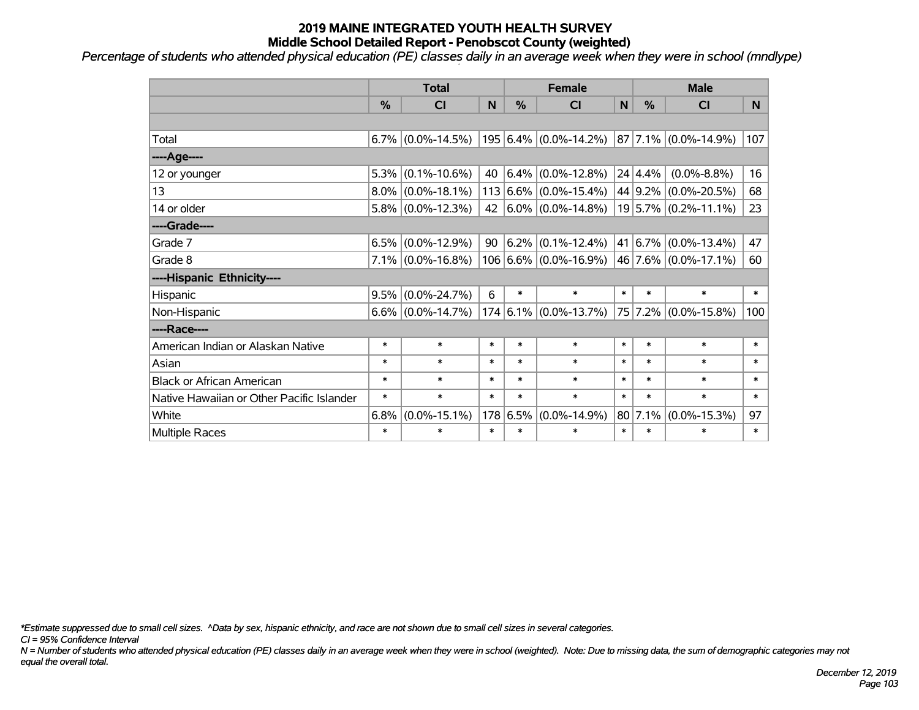# 2019 MAINE INTEGRATED YOUTH HEALTH SURVEY
## Middle School Detailed Report - Penobscot County (weighted)

*Percentage of students who attended physical education (PE) classes daily in an average week when they were in school (mndlype)*

| | Total | | | Female | | | Male | | |
|---|---|---|---|---|---|---|---|---|---|
| | % | CI | N | % | CI | N | % | CI | N |
| | | | | | | | | | |
| Total | 6.7% | (0.0%-14.5%) | 195 | 6.4% | (0.0%-14.2%) | 87 | 7.1% | (0.0%-14.9%) | 107 |
| ----Age---- | | | | | | | | | |
| 12 or younger | 5.3% | (0.1%-10.6%) | 40 | 6.4% | (0.0%-12.8%) | 24 | 4.4% | (0.0%-8.8%) | 16 |
| 13 | 8.0% | (0.0%-18.1%) | 113 | 6.6% | (0.0%-15.4%) | 44 | 9.2% | (0.0%-20.5%) | 68 |
| 14 or older | 5.8% | (0.0%-12.3%) | 42 | 6.0% | (0.0%-14.8%) | 19 | 5.7% | (0.2%-11.1%) | 23 |
| ----Grade---- | | | | | | | | | |
| Grade 7 | 6.5% | (0.0%-12.9%) | 90 | 6.2% | (0.1%-12.4%) | 41 | 6.7% | (0.0%-13.4%) | 47 |
| Grade 8 | 7.1% | (0.0%-16.8%) | 106 | 6.6% | (0.0%-16.9%) | 46 | 7.6% | (0.0%-17.1%) | 60 |
| ----Hispanic Ethnicity---- | | | | | | | | | |
| Hispanic | 9.5% | (0.0%-24.7%) | 6 | * | * | * | * | * | * |
| Non-Hispanic | 6.6% | (0.0%-14.7%) | 174 | 6.1% | (0.0%-13.7%) | 75 | 7.2% | (0.0%-15.8%) | 100 |
| ----Race---- | | | | | | | | | |
| American Indian or Alaskan Native | * | * | * | * | * | * | * | * | * |
| Asian | * | * | * | * | * | * | * | * | * |
| Black or African American | * | * | * | * | * | * | * | * | * |
| Native Hawaiian or Other Pacific Islander | * | * | * | * | * | * | * | * | * |
| White | 6.8% | (0.0%-15.1%) | 178 | 6.5% | (0.0%-14.9%) | 80 | 7.1% | (0.0%-15.3%) | 97 |
| Multiple Races | * | * | * | * | * | * | * | * | * |

*\*Estimate suppressed due to small cell sizes. ^Data by sex, hispanic ethnicity, and race are not shown due to small cell sizes in several categories.*

*CI = 95% Confidence Interval*

*N = Number of students who attended physical education (PE) classes daily in an average week when they were in school (weighted). Note: Due to missing data, the sum of demographic categories may not equal the overall total.*

*December 12, 2019*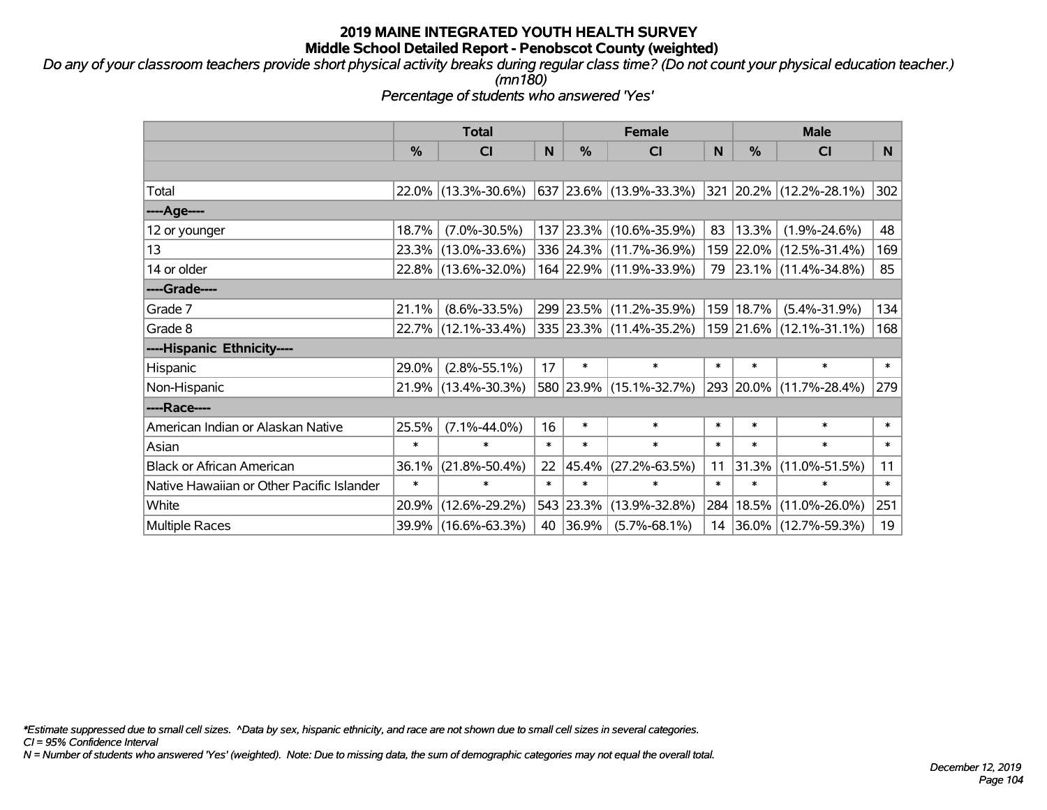# 2019 MAINE INTEGRATED YOUTH HEALTH SURVEY
## Middle School Detailed Report - Penobscot County (weighted)

*Do any of your classroom teachers provide short physical activity breaks during regular class time? (Do not count your physical education teacher.) (mn180)*

*Percentage of students who answered 'Yes'*

| | Total | | | Female | | | Male | | |
|---|---|---|---|---|---|---|---|---|---|
| | % | CI | N | % | CI | N | % | CI | N |
| Total | 22.0% | (13.3%-30.6%) | 637 | 23.6% | (13.9%-33.3%) | 321 | 20.2% | (12.2%-28.1%) | 302 |
| ----Age---- | | | | | | | | | |
| 12 or younger | 18.7% | (7.0%-30.5%) | 137 | 23.3% | (10.6%-35.9%) | 83 | 13.3% | (1.9%-24.6%) | 48 |
| 13 | 23.3% | (13.0%-33.6%) | 336 | 24.3% | (11.7%-36.9%) | 159 | 22.0% | (12.5%-31.4%) | 169 |
| 14 or older | 22.8% | (13.6%-32.0%) | 164 | 22.9% | (11.9%-33.9%) | 79 | 23.1% | (11.4%-34.8%) | 85 |
| ----Grade---- | | | | | | | | | |
| Grade 7 | 21.1% | (8.6%-33.5%) | 299 | 23.5% | (11.2%-35.9%) | 159 | 18.7% | (5.4%-31.9%) | 134 |
| Grade 8 | 22.7% | (12.1%-33.4%) | 335 | 23.3% | (11.4%-35.2%) | 159 | 21.6% | (12.1%-31.1%) | 168 |
| ----Hispanic Ethnicity---- | | | | | | | | | |
| Hispanic | 29.0% | (2.8%-55.1%) | 17 | * | * | * | * | * | * |
| Non-Hispanic | 21.9% | (13.4%-30.3%) | 580 | 23.9% | (15.1%-32.7%) | 293 | 20.0% | (11.7%-28.4%) | 279 |
| ----Race---- | | | | | | | | | |
| American Indian or Alaskan Native | 25.5% | (7.1%-44.0%) | 16 | * | * | * | * | * | * |
| Asian | * | * | * | * | * | * | * | * | * |
| Black or African American | 36.1% | (21.8%-50.4%) | 22 | 45.4% | (27.2%-63.5%) | 11 | 31.3% | (11.0%-51.5%) | 11 |
| Native Hawaiian or Other Pacific Islander | * | * | * | * | * | * | * | * | * |
| White | 20.9% | (12.6%-29.2%) | 543 | 23.3% | (13.9%-32.8%) | 284 | 18.5% | (11.0%-26.0%) | 251 |
| Multiple Races | 39.9% | (16.6%-63.3%) | 40 | 36.9% | (5.7%-68.1%) | 14 | 36.0% | (12.7%-59.3%) | 19 |

*\*Estimate suppressed due to small cell sizes. ^Data by sex, hispanic ethnicity, and race are not shown due to small cell sizes in several categories.*
*CI = 95% Confidence Interval*
*N = Number of students who answered 'Yes' (weighted). Note: Due to missing data, the sum of demographic categories may not equal the overall total.*

*December 12, 2019*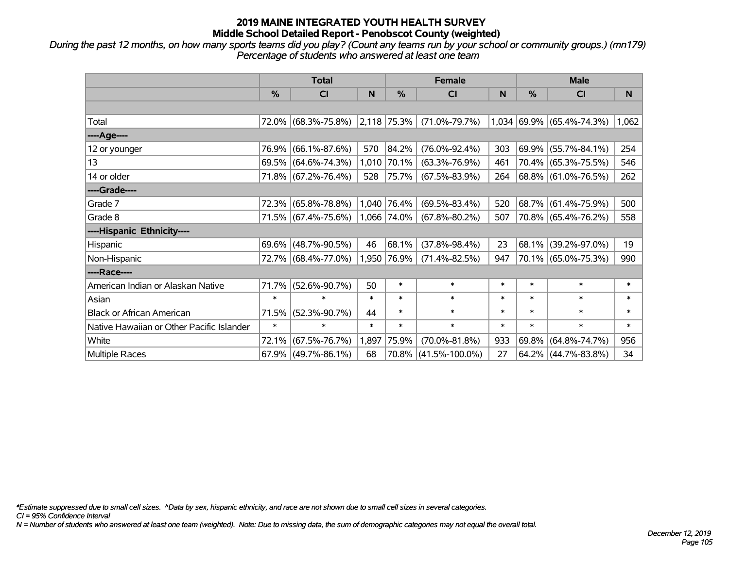# 2019 MAINE INTEGRATED YOUTH HEALTH SURVEY

## Middle School Detailed Report - Penobscot County (weighted)

*During the past 12 months, on how many sports teams did you play? (Count any teams run by your school or community groups.) (mn179)*
*Percentage of students who answered at least one team*

| | Total | | | Female | | | Male | | |
|---|---|---|---|---|---|---|---|---|---|
| | % | CI | N | % | CI | N | % | CI | N |
| Total | 72.0% | (68.3%-75.8%) | 2,118 | 75.3% | (71.0%-79.7%) | 1,034 | 69.9% | (65.4%-74.3%) | 1,062 |
| ----Age---- | | | | | | | | | |
| 12 or younger | 76.9% | (66.1%-87.6%) | 570 | 84.2% | (76.0%-92.4%) | 303 | 69.9% | (55.7%-84.1%) | 254 |
| 13 | 69.5% | (64.6%-74.3%) | 1,010 | 70.1% | (63.3%-76.9%) | 461 | 70.4% | (65.3%-75.5%) | 546 |
| 14 or older | 71.8% | (67.2%-76.4%) | 528 | 75.7% | (67.5%-83.9%) | 264 | 68.8% | (61.0%-76.5%) | 262 |
| ----Grade---- | | | | | | | | | |
| Grade 7 | 72.3% | (65.8%-78.8%) | 1,040 | 76.4% | (69.5%-83.4%) | 520 | 68.7% | (61.4%-75.9%) | 500 |
| Grade 8 | 71.5% | (67.4%-75.6%) | 1,066 | 74.0% | (67.8%-80.2%) | 507 | 70.8% | (65.4%-76.2%) | 558 |
| ----Hispanic Ethnicity---- | | | | | | | | | |
| Hispanic | 69.6% | (48.7%-90.5%) | 46 | 68.1% | (37.8%-98.4%) | 23 | 68.1% | (39.2%-97.0%) | 19 |
| Non-Hispanic | 72.7% | (68.4%-77.0%) | 1,950 | 76.9% | (71.4%-82.5%) | 947 | 70.1% | (65.0%-75.3%) | 990 |
| ----Race---- | | | | | | | | | |
| American Indian or Alaskan Native | 71.7% | (52.6%-90.7%) | 50 | * | * | * | * | * | * |
| Asian | * | * | * | * | * | * | * | * | * |
| Black or African American | 71.5% | (52.3%-90.7%) | 44 | * | * | * | * | * | * |
| Native Hawaiian or Other Pacific Islander | * | * | * | * | * | * | * | * | * |
| White | 72.1% | (67.5%-76.7%) | 1,897 | 75.9% | (70.0%-81.8%) | 933 | 69.8% | (64.8%-74.7%) | 956 |
| Multiple Races | 67.9% | (49.7%-86.1%) | 68 | 70.8% | (41.5%-100.0%) | 27 | 64.2% | (44.7%-83.8%) | 34 |

*Estimate suppressed due to small cell sizes. ^Data by sex, hispanic ethnicity, and race are not shown due to small cell sizes in several categories.
CI = 95% Confidence Interval
N = Number of students who answered at least one team (weighted). Note: Due to missing data, the sum of demographic categories may not equal the overall total.

December 12, 2019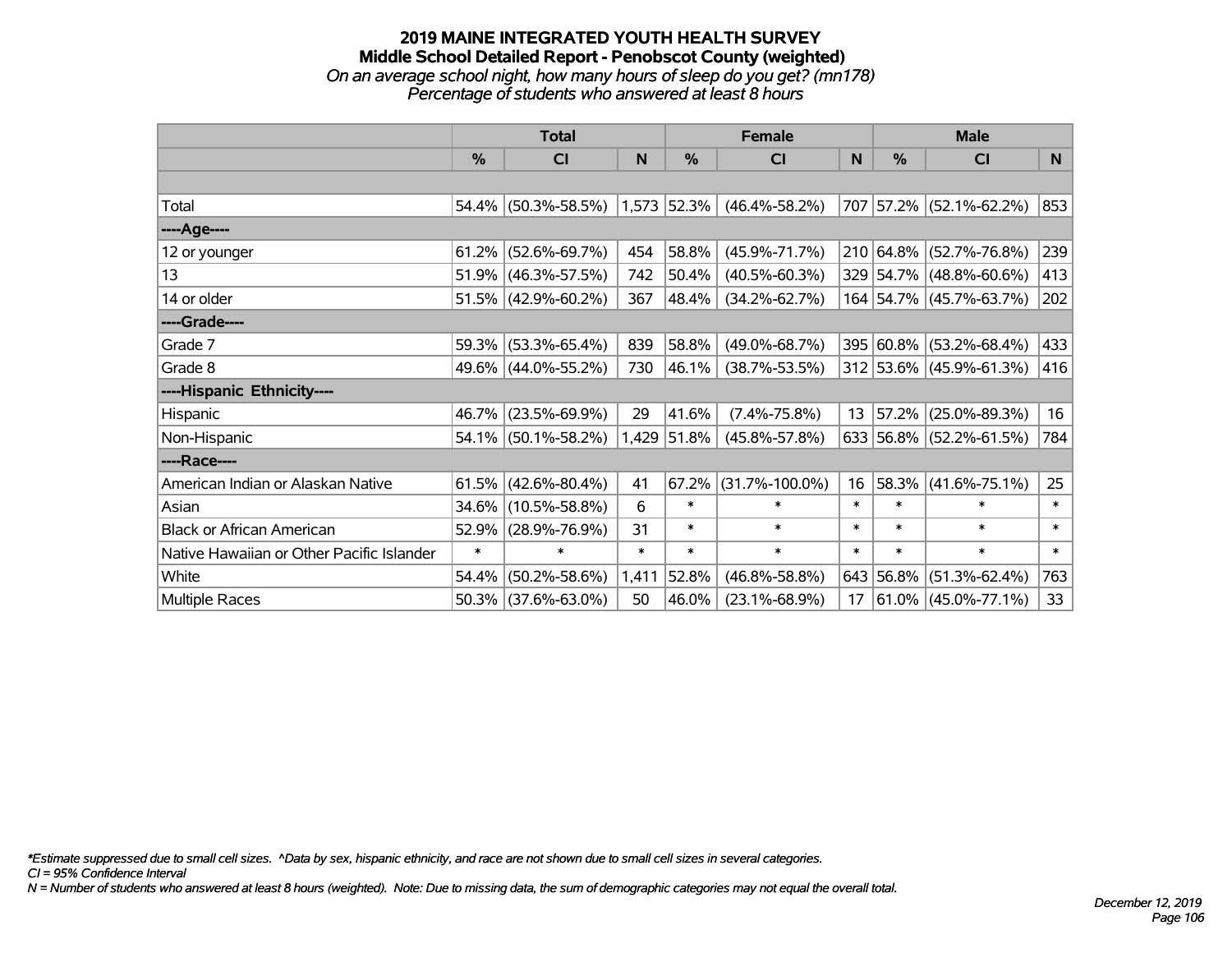# 2019 MAINE INTEGRATED YOUTH HEALTH SURVEY
## Middle School Detailed Report - Penobscot County (weighted)
*On an average school night, how many hours of sleep do you get? (mn178)*
*Percentage of students who answered at least 8 hours*

| | Total | | | Female | | | Male | | |
|---|---|---|---|---|---|---|---|---|---|
| | % | CI | N | % | CI | N | % | CI | N |
| Total | 54.4% | (50.3%-58.5%) | 1,573 | 52.3% | (46.4%-58.2%) | 707 | 57.2% | (52.1%-62.2%) | 853 |
| ----Age---- | | | | | | | | | |
| 12 or younger | 61.2% | (52.6%-69.7%) | 454 | 58.8% | (45.9%-71.7%) | 210 | 64.8% | (52.7%-76.8%) | 239 |
| 13 | 51.9% | (46.3%-57.5%) | 742 | 50.4% | (40.5%-60.3%) | 329 | 54.7% | (48.8%-60.6%) | 413 |
| 14 or older | 51.5% | (42.9%-60.2%) | 367 | 48.4% | (34.2%-62.7%) | 164 | 54.7% | (45.7%-63.7%) | 202 |
| ----Grade---- | | | | | | | | | |
| Grade 7 | 59.3% | (53.3%-65.4%) | 839 | 58.8% | (49.0%-68.7%) | 395 | 60.8% | (53.2%-68.4%) | 433 |
| Grade 8 | 49.6% | (44.0%-55.2%) | 730 | 46.1% | (38.7%-53.5%) | 312 | 53.6% | (45.9%-61.3%) | 416 |
| ----Hispanic Ethnicity---- | | | | | | | | | |
| Hispanic | 46.7% | (23.5%-69.9%) | 29 | 41.6% | (7.4%-75.8%) | 13 | 57.2% | (25.0%-89.3%) | 16 |
| Non-Hispanic | 54.1% | (50.1%-58.2%) | 1,429 | 51.8% | (45.8%-57.8%) | 633 | 56.8% | (52.2%-61.5%) | 784 |
| ----Race---- | | | | | | | | | |
| American Indian or Alaskan Native | 61.5% | (42.6%-80.4%) | 41 | 67.2% | (31.7%-100.0%) | 16 | 58.3% | (41.6%-75.1%) | 25 |
| Asian | 34.6% | (10.5%-58.8%) | 6 | * | * | * | * | * | * |
| Black or African American | 52.9% | (28.9%-76.9%) | 31 | * | * | * | * | * | * |
| Native Hawaiian or Other Pacific Islander | * | * | * | * | * | * | * | * | * |
| White | 54.4% | (50.2%-58.6%) | 1,411 | 52.8% | (46.8%-58.8%) | 643 | 56.8% | (51.3%-62.4%) | 763 |
| Multiple Races | 50.3% | (37.6%-63.0%) | 50 | 46.0% | (23.1%-68.9%) | 17 | 61.0% | (45.0%-77.1%) | 33 |

*Estimate suppressed due to small cell sizes. ^Data by sex, hispanic ethnicity, and race are not shown due to small cell sizes in several categories.
CI = 95% Confidence Interval
N = Number of students who answered at least 8 hours (weighted). Note: Due to missing data, the sum of demographic categories may not equal the overall total.

December 12, 2019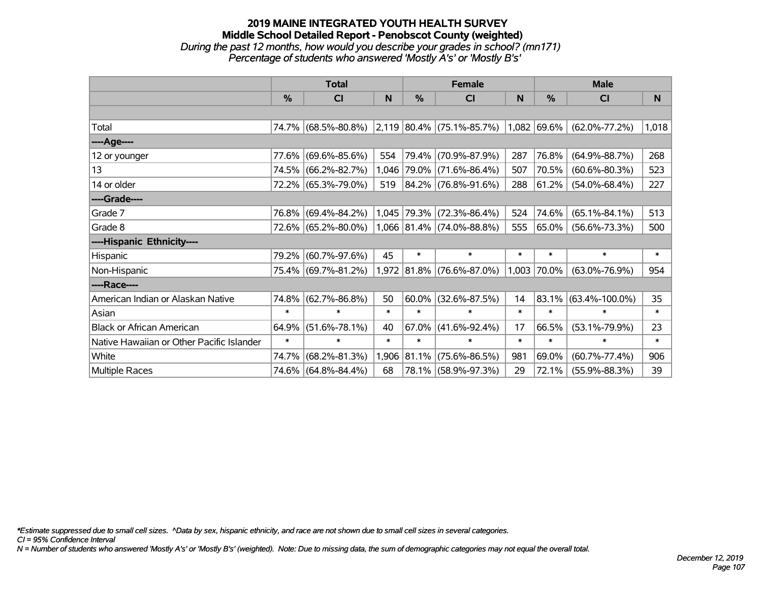# 2019 MAINE INTEGRATED YOUTH HEALTH SURVEY

## Middle School Detailed Report - Penobscot County (weighted)

*During the past 12 months, how would you describe your grades in school? (mn171)*

*Percentage of students who answered 'Mostly A's' or 'Mostly B's'*

| | Total | | | Female | | | Male | | |
|---|---|---|---|---|---|---|---|---|---|
| | % | CI | N | % | CI | N | % | CI | N |
| | | | | | | | | | |
| Total | 74.7% | (68.5%-80.8%) | 2,119 | 80.4% | (75.1%-85.7%) | 1,082 | 69.6% | (62.0%-77.2%) | 1,018 |
| ----Age---- | | | | | | | | | |
| 12 or younger | 77.6% | (69.6%-85.6%) | 554 | 79.4% | (70.9%-87.9%) | 287 | 76.8% | (64.9%-88.7%) | 268 |
| 13 | 74.5% | (66.2%-82.7%) | 1,046 | 79.0% | (71.6%-86.4%) | 507 | 70.5% | (60.6%-80.3%) | 523 |
| 14 or older | 72.2% | (65.3%-79.0%) | 519 | 84.2% | (76.8%-91.6%) | 288 | 61.2% | (54.0%-68.4%) | 227 |
| ----Grade---- | | | | | | | | | |
| Grade 7 | 76.8% | (69.4%-84.2%) | 1,045 | 79.3% | (72.3%-86.4%) | 524 | 74.6% | (65.1%-84.1%) | 513 |
| Grade 8 | 72.6% | (65.2%-80.0%) | 1,066 | 81.4% | (74.0%-88.8%) | 555 | 65.0% | (56.6%-73.3%) | 500 |
| ----Hispanic Ethnicity---- | | | | | | | | | |
| Hispanic | 79.2% | (60.7%-97.6%) | 45 | * | * | * | * | * | * |
| Non-Hispanic | 75.4% | (69.7%-81.2%) | 1,972 | 81.8% | (76.6%-87.0%) | 1,003 | 70.0% | (63.0%-76.9%) | 954 |
| ----Race---- | | | | | | | | | |
| American Indian or Alaskan Native | 74.8% | (62.7%-86.8%) | 50 | 60.0% | (32.6%-87.5%) | 14 | 83.1% | (63.4%-100.0%) | 35 |
| Asian | * | * | * | * | * | * | * | * | * |
| Black or African American | 64.9% | (51.6%-78.1%) | 40 | 67.0% | (41.6%-92.4%) | 17 | 66.5% | (53.1%-79.9%) | 23 |
| Native Hawaiian or Other Pacific Islander | * | * | * | * | * | * | * | * | * |
| White | 74.7% | (68.2%-81.3%) | 1,906 | 81.1% | (75.6%-86.5%) | 981 | 69.0% | (60.7%-77.4%) | 906 |
| Multiple Races | 74.6% | (64.8%-84.4%) | 68 | 78.1% | (58.9%-97.3%) | 29 | 72.1% | (55.9%-88.3%) | 39 |

*\*Estimate suppressed due to small cell sizes. ^Data by sex, hispanic ethnicity, and race are not shown due to small cell sizes in several categories.*

*CI = 95% Confidence Interval*

*N = Number of students who answered 'Mostly A's' or 'Mostly B's' (weighted). Note: Due to missing data, the sum of demographic categories may not equal the overall total.*

*December 12, 2019*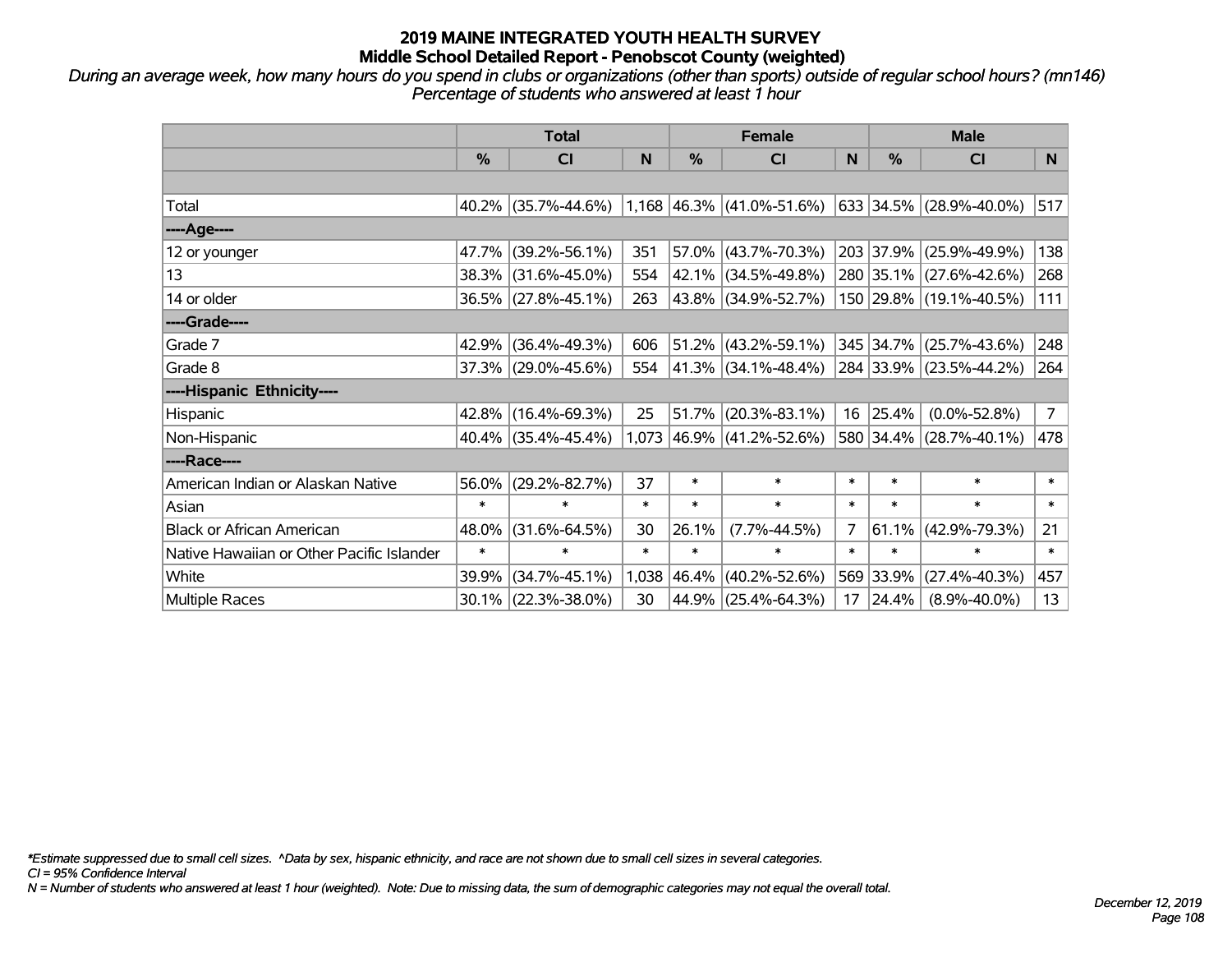# 2019 MAINE INTEGRATED YOUTH HEALTH SURVEY
## Middle School Detailed Report - Penobscot County (weighted)

*During an average week, how many hours do you spend in clubs or organizations (other than sports) outside of regular school hours? (mn146)*
*Percentage of students who answered at least 1 hour*

| | Total | | | Female | | | Male | | |
|---|---|---|---|---|---|---|---|---|---|
| | % | CI | N | % | CI | N | % | CI | N |
| Total | 40.2% | (35.7%-44.6%) | 1,168 | 46.3% | (41.0%-51.6%) | 633 | 34.5% | (28.9%-40.0%) | 517 |
| ----Age---- | | | | | | | | | |
| 12 or younger | 47.7% | (39.2%-56.1%) | 351 | 57.0% | (43.7%-70.3%) | 203 | 37.9% | (25.9%-49.9%) | 138 |
| 13 | 38.3% | (31.6%-45.0%) | 554 | 42.1% | (34.5%-49.8%) | 280 | 35.1% | (27.6%-42.6%) | 268 |
| 14 or older | 36.5% | (27.8%-45.1%) | 263 | 43.8% | (34.9%-52.7%) | 150 | 29.8% | (19.1%-40.5%) | 111 |
| ----Grade---- | | | | | | | | | |
| Grade 7 | 42.9% | (36.4%-49.3%) | 606 | 51.2% | (43.2%-59.1%) | 345 | 34.7% | (25.7%-43.6%) | 248 |
| Grade 8 | 37.3% | (29.0%-45.6%) | 554 | 41.3% | (34.1%-48.4%) | 284 | 33.9% | (23.5%-44.2%) | 264 |
| ----Hispanic Ethnicity---- | | | | | | | | | |
| Hispanic | 42.8% | (16.4%-69.3%) | 25 | 51.7% | (20.3%-83.1%) | 16 | 25.4% | (0.0%-52.8%) | 7 |
| Non-Hispanic | 40.4% | (35.4%-45.4%) | 1,073 | 46.9% | (41.2%-52.6%) | 580 | 34.4% | (28.7%-40.1%) | 478 |
| ----Race---- | | | | | | | | | |
| American Indian or Alaskan Native | 56.0% | (29.2%-82.7%) | 37 | * | * | * | * | * | * |
| Asian | * | * | * | * | * | * | * | * | * |
| Black or African American | 48.0% | (31.6%-64.5%) | 30 | 26.1% | (7.7%-44.5%) | 7 | 61.1% | (42.9%-79.3%) | 21 |
| Native Hawaiian or Other Pacific Islander | * | * | * | * | * | * | * | * | * |
| White | 39.9% | (34.7%-45.1%) | 1,038 | 46.4% | (40.2%-52.6%) | 569 | 33.9% | (27.4%-40.3%) | 457 |
| Multiple Races | 30.1% | (22.3%-38.0%) | 30 | 44.9% | (25.4%-64.3%) | 17 | 24.4% | (8.9%-40.0%) | 13 |

*\*Estimate suppressed due to small cell sizes. ^Data by sex, hispanic ethnicity, and race are not shown due to small cell sizes in several categories.*
*CI = 95% Confidence Interval*
*N = Number of students who answered at least 1 hour (weighted). Note: Due to missing data, the sum of demographic categories may not equal the overall total.*

*December 12, 2019*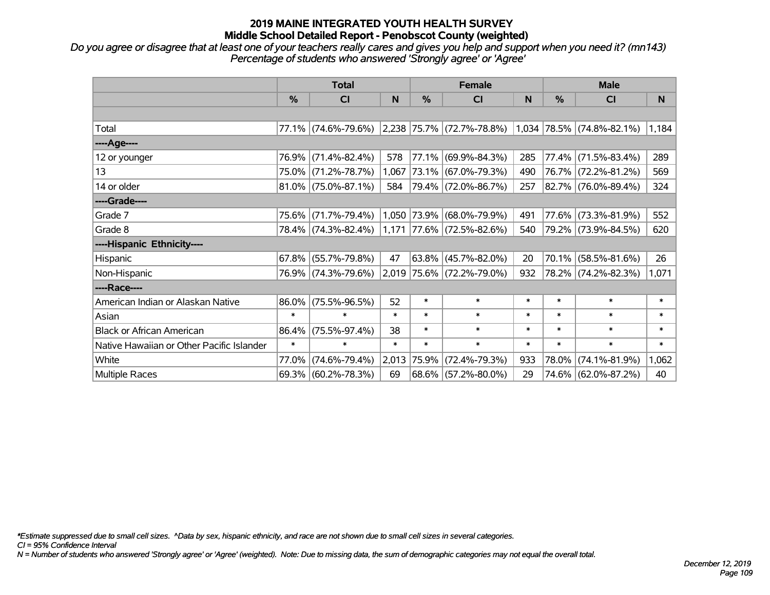# 2019 MAINE INTEGRATED YOUTH HEALTH SURVEY
## Middle School Detailed Report - Penobscot County (weighted)

*Do you agree or disagree that at least one of your teachers really cares and gives you help and support when you need it? (mn143) Percentage of students who answered 'Strongly agree' or 'Agree'*

| | Total | | | Female | | | Male | | |
|---|---|---|---|---|---|---|---|---|---|
| | % | CI | N | % | CI | N | % | CI | N |
| Total | 77.1% | (74.6%-79.6%) | 2,238 | 75.7% | (72.7%-78.8%) | 1,034 | 78.5% | (74.8%-82.1%) | 1,184 |
| ----Age---- | | | | | | | | | |
| 12 or younger | 76.9% | (71.4%-82.4%) | 578 | 77.1% | (69.9%-84.3%) | 285 | 77.4% | (71.5%-83.4%) | 289 |
| 13 | 75.0% | (71.2%-78.7%) | 1,067 | 73.1% | (67.0%-79.3%) | 490 | 76.7% | (72.2%-81.2%) | 569 |
| 14 or older | 81.0% | (75.0%-87.1%) | 584 | 79.4% | (72.0%-86.7%) | 257 | 82.7% | (76.0%-89.4%) | 324 |
| ----Grade---- | | | | | | | | | |
| Grade 7 | 75.6% | (71.7%-79.4%) | 1,050 | 73.9% | (68.0%-79.9%) | 491 | 77.6% | (73.3%-81.9%) | 552 |
| Grade 8 | 78.4% | (74.3%-82.4%) | 1,171 | 77.6% | (72.5%-82.6%) | 540 | 79.2% | (73.9%-84.5%) | 620 |
| ----Hispanic Ethnicity---- | | | | | | | | | |
| Hispanic | 67.8% | (55.7%-79.8%) | 47 | 63.8% | (45.7%-82.0%) | 20 | 70.1% | (58.5%-81.6%) | 26 |
| Non-Hispanic | 76.9% | (74.3%-79.6%) | 2,019 | 75.6% | (72.2%-79.0%) | 932 | 78.2% | (74.2%-82.3%) | 1,071 |
| ----Race---- | | | | | | | | | |
| American Indian or Alaskan Native | 86.0% | (75.5%-96.5%) | 52 | * | * | * | * | * | * |
| Asian | * | * | * | * | * | * | * | * | * |
| Black or African American | 86.4% | (75.5%-97.4%) | 38 | * | * | * | * | * | * |
| Native Hawaiian or Other Pacific Islander | * | * | * | * | * | * | * | * | * |
| White | 77.0% | (74.6%-79.4%) | 2,013 | 75.9% | (72.4%-79.3%) | 933 | 78.0% | (74.1%-81.9%) | 1,062 |
| Multiple Races | 69.3% | (60.2%-78.3%) | 69 | 68.6% | (57.2%-80.0%) | 29 | 74.6% | (62.0%-87.2%) | 40 |

*\*Estimate suppressed due to small cell sizes. ^Data by sex, hispanic ethnicity, and race are not shown due to small cell sizes in several categories.*

*CI = 95% Confidence Interval*

*N = Number of students who answered 'Strongly agree' or 'Agree' (weighted). Note: Due to missing data, the sum of demographic categories may not equal the overall total.*

*December 12, 2019*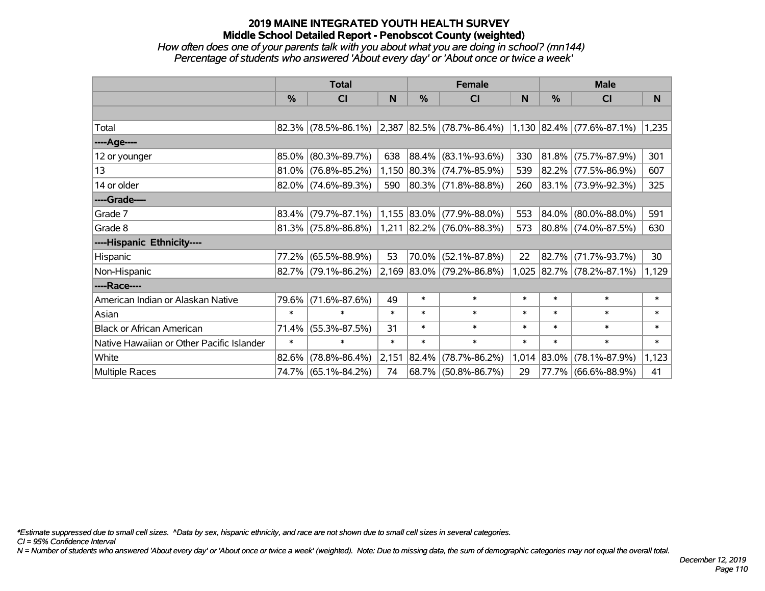# 2019 MAINE INTEGRATED YOUTH HEALTH SURVEY
## Middle School Detailed Report - Penobscot County (weighted)
*How often does one of your parents talk with you about what you are doing in school? (mn144)*
*Percentage of students who answered 'About every day' or 'About once or twice a week'*

| | Total | | | Female | | | Male | | |
|---|---|---|---|---|---|---|---|---|---|
| | % | CI | N | % | CI | N | % | CI | N |
| | | | | | | | | | |
| Total | 82.3% | (78.5%-86.1%) | 2,387 | 82.5% | (78.7%-86.4%) | 1,130 | 82.4% | (77.6%-87.1%) | 1,235 |
| ----Age---- | | | | | | | | | |
| 12 or younger | 85.0% | (80.3%-89.7%) | 638 | 88.4% | (83.1%-93.6%) | 330 | 81.8% | (75.7%-87.9%) | 301 |
| 13 | 81.0% | (76.8%-85.2%) | 1,150 | 80.3% | (74.7%-85.9%) | 539 | 82.2% | (77.5%-86.9%) | 607 |
| 14 or older | 82.0% | (74.6%-89.3%) | 590 | 80.3% | (71.8%-88.8%) | 260 | 83.1% | (73.9%-92.3%) | 325 |
| ----Grade---- | | | | | | | | | |
| Grade 7 | 83.4% | (79.7%-87.1%) | 1,155 | 83.0% | (77.9%-88.0%) | 553 | 84.0% | (80.0%-88.0%) | 591 |
| Grade 8 | 81.3% | (75.8%-86.8%) | 1,211 | 82.2% | (76.0%-88.3%) | 573 | 80.8% | (74.0%-87.5%) | 630 |
| ----Hispanic Ethnicity---- | | | | | | | | | |
| Hispanic | 77.2% | (65.5%-88.9%) | 53 | 70.0% | (52.1%-87.8%) | 22 | 82.7% | (71.7%-93.7%) | 30 |
| Non-Hispanic | 82.7% | (79.1%-86.2%) | 2,169 | 83.0% | (79.2%-86.8%) | 1,025 | 82.7% | (78.2%-87.1%) | 1,129 |
| ----Race---- | | | | | | | | | |
| American Indian or Alaskan Native | 79.6% | (71.6%-87.6%) | 49 | * | * | * | * | * | * |
| Asian | * | * | * | * | * | * | * | * | * |
| Black or African American | 71.4% | (55.3%-87.5%) | 31 | * | * | * | * | * | * |
| Native Hawaiian or Other Pacific Islander | * | * | * | * | * | * | * | * | * |
| White | 82.6% | (78.8%-86.4%) | 2,151 | 82.4% | (78.7%-86.2%) | 1,014 | 83.0% | (78.1%-87.9%) | 1,123 |
| Multiple Races | 74.7% | (65.1%-84.2%) | 74 | 68.7% | (50.8%-86.7%) | 29 | 77.7% | (66.6%-88.9%) | 41 |

*\*Estimate suppressed due to small cell sizes. ^Data by sex, hispanic ethnicity, and race are not shown due to small cell sizes in several categories.*
*CI = 95% Confidence Interval*
*N = Number of students who answered 'About every day' or 'About once or twice a week' (weighted). Note: Due to missing data, the sum of demographic categories may not equal the overall total.*

*December 12, 2019*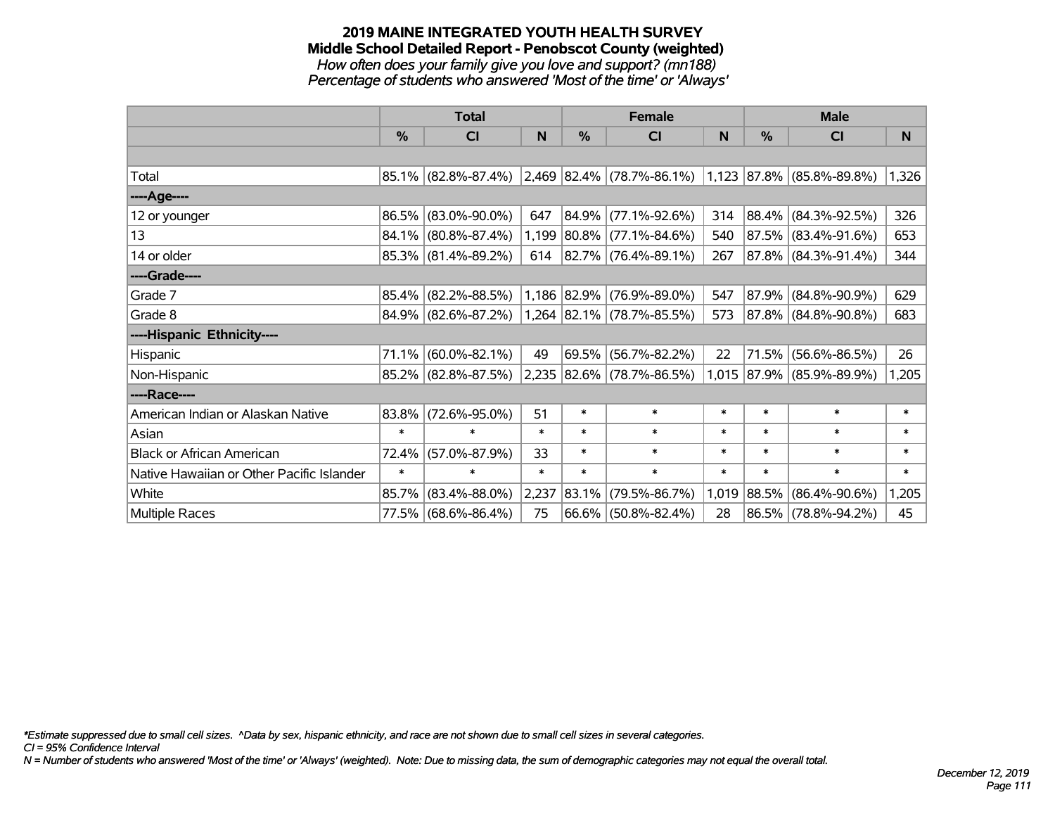# 2019 MAINE INTEGRATED YOUTH HEALTH SURVEY
## Middle School Detailed Report - Penobscot County (weighted)
*How often does your family give you love and support? (mn188)*
*Percentage of students who answered 'Most of the time' or 'Always'*

| | Total | | | Female | | | Male | | |
|---|---|---|---|---|---|---|---|---|---|
| | % | CI | N | % | CI | N | % | CI | N |
| Total | 85.1% | (82.8%-87.4%) | 2,469 | 82.4% | (78.7%-86.1%) | 1,123 | 87.8% | (85.8%-89.8%) | 1,326 |
| ----Age---- | | | | | | | | | |
| 12 or younger | 86.5% | (83.0%-90.0%) | 647 | 84.9% | (77.1%-92.6%) | 314 | 88.4% | (84.3%-92.5%) | 326 |
| 13 | 84.1% | (80.8%-87.4%) | 1,199 | 80.8% | (77.1%-84.6%) | 540 | 87.5% | (83.4%-91.6%) | 653 |
| 14 or older | 85.3% | (81.4%-89.2%) | 614 | 82.7% | (76.4%-89.1%) | 267 | 87.8% | (84.3%-91.4%) | 344 |
| ----Grade---- | | | | | | | | | |
| Grade 7 | 85.4% | (82.2%-88.5%) | 1,186 | 82.9% | (76.9%-89.0%) | 547 | 87.9% | (84.8%-90.9%) | 629 |
| Grade 8 | 84.9% | (82.6%-87.2%) | 1,264 | 82.1% | (78.7%-85.5%) | 573 | 87.8% | (84.8%-90.8%) | 683 |
| ----Hispanic Ethnicity---- | | | | | | | | | |
| Hispanic | 71.1% | (60.0%-82.1%) | 49 | 69.5% | (56.7%-82.2%) | 22 | 71.5% | (56.6%-86.5%) | 26 |
| Non-Hispanic | 85.2% | (82.8%-87.5%) | 2,235 | 82.6% | (78.7%-86.5%) | 1,015 | 87.9% | (85.9%-89.9%) | 1,205 |
| ----Race---- | | | | | | | | | |
| American Indian or Alaskan Native | 83.8% | (72.6%-95.0%) | 51 | * | * | * | * | * | * |
| Asian | * | * | * | * | * | * | * | * | * |
| Black or African American | 72.4% | (57.0%-87.9%) | 33 | * | * | * | * | * | * |
| Native Hawaiian or Other Pacific Islander | * | * | * | * | * | * | * | * | * |
| White | 85.7% | (83.4%-88.0%) | 2,237 | 83.1% | (79.5%-86.7%) | 1,019 | 88.5% | (86.4%-90.6%) | 1,205 |
| Multiple Races | 77.5% | (68.6%-86.4%) | 75 | 66.6% | (50.8%-82.4%) | 28 | 86.5% | (78.8%-94.2%) | 45 |

*\*Estimate suppressed due to small cell sizes. ^Data by sex, hispanic ethnicity, and race are not shown due to small cell sizes in several categories.*
*CI = 95% Confidence Interval*
*N = Number of students who answered 'Most of the time' or 'Always' (weighted). Note: Due to missing data, the sum of demographic categories may not equal the overall total.*

*December 12, 2019*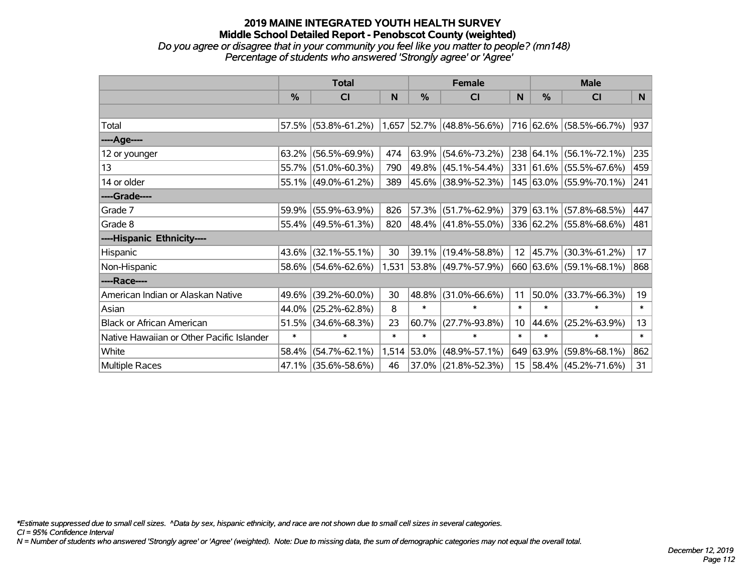# 2019 MAINE INTEGRATED YOUTH HEALTH SURVEY

## Middle School Detailed Report - Penobscot County (weighted)

*Do you agree or disagree that in your community you feel like you matter to people? (mn148)*

*Percentage of students who answered 'Strongly agree' or 'Agree'*

| | Total | | | Female | | | Male | | |
|---|---|---|---|---|---|---|---|---|---|
| | % | CI | N | % | CI | N | % | CI | N |
| Total | 57.5% | (53.8%-61.2%) | 1,657 | 52.7% | (48.8%-56.6%) | 716 | 62.6% | (58.5%-66.7%) | 937 |
| ----Age---- | | | | | | | | | |
| 12 or younger | 63.2% | (56.5%-69.9%) | 474 | 63.9% | (54.6%-73.2%) | 238 | 64.1% | (56.1%-72.1%) | 235 |
| 13 | 55.7% | (51.0%-60.3%) | 790 | 49.8% | (45.1%-54.4%) | 331 | 61.6% | (55.5%-67.6%) | 459 |
| 14 or older | 55.1% | (49.0%-61.2%) | 389 | 45.6% | (38.9%-52.3%) | 145 | 63.0% | (55.9%-70.1%) | 241 |
| ----Grade---- | | | | | | | | | |
| Grade 7 | 59.9% | (55.9%-63.9%) | 826 | 57.3% | (51.7%-62.9%) | 379 | 63.1% | (57.8%-68.5%) | 447 |
| Grade 8 | 55.4% | (49.5%-61.3%) | 820 | 48.4% | (41.8%-55.0%) | 336 | 62.2% | (55.8%-68.6%) | 481 |
| ----Hispanic Ethnicity---- | | | | | | | | | |
| Hispanic | 43.6% | (32.1%-55.1%) | 30 | 39.1% | (19.4%-58.8%) | 12 | 45.7% | (30.3%-61.2%) | 17 |
| Non-Hispanic | 58.6% | (54.6%-62.6%) | 1,531 | 53.8% | (49.7%-57.9%) | 660 | 63.6% | (59.1%-68.1%) | 868 |
| ----Race---- | | | | | | | | | |
| American Indian or Alaskan Native | 49.6% | (39.2%-60.0%) | 30 | 48.8% | (31.0%-66.6%) | 11 | 50.0% | (33.7%-66.3%) | 19 |
| Asian | 44.0% | (25.2%-62.8%) | 8 | * | * | * | * | * | * |
| Black or African American | 51.5% | (34.6%-68.3%) | 23 | 60.7% | (27.7%-93.8%) | 10 | 44.6% | (25.2%-63.9%) | 13 |
| Native Hawaiian or Other Pacific Islander | * | * | * | * | * | * | * | * | * |
| White | 58.4% | (54.7%-62.1%) | 1,514 | 53.0% | (48.9%-57.1%) | 649 | 63.9% | (59.8%-68.1%) | 862 |
| Multiple Races | 47.1% | (35.6%-58.6%) | 46 | 37.0% | (21.8%-52.3%) | 15 | 58.4% | (45.2%-71.6%) | 31 |

*\*Estimate suppressed due to small cell sizes. ^Data by sex, hispanic ethnicity, and race are not shown due to small cell sizes in several categories.*

*CI = 95% Confidence Interval*

*N = Number of students who answered 'Strongly agree' or 'Agree' (weighted). Note: Due to missing data, the sum of demographic categories may not equal the overall total.*

*December 12, 2019*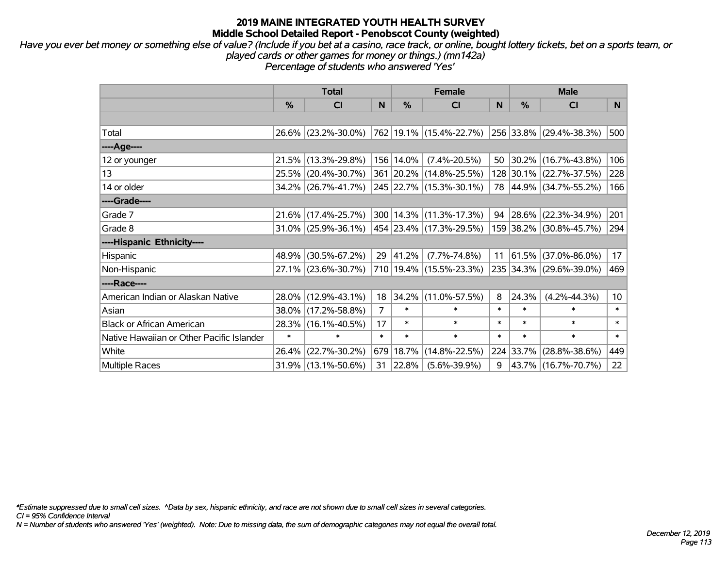# 2019 MAINE INTEGRATED YOUTH HEALTH SURVEY
## Middle School Detailed Report - Penobscot County (weighted)

*Have you ever bet money or something else of value? (Include if you bet at a casino, race track, or online, bought lottery tickets, bet on a sports team, or played cards or other games for money or things.) (mn142a)*
*Percentage of students who answered 'Yes'*

| | Total | | | Female | | | Male | | |
|---|---|---|---|---|---|---|---|---|---|
| | % | CI | N | % | CI | N | % | CI | N |
| Total | 26.6% | (23.2%-30.0%) | 762 | 19.1% | (15.4%-22.7%) | 256 | 33.8% | (29.4%-38.3%) | 500 |
| ----Age---- | | | | | | | | | |
| 12 or younger | 21.5% | (13.3%-29.8%) | 156 | 14.0% | (7.4%-20.5%) | 50 | 30.2% | (16.7%-43.8%) | 106 |
| 13 | 25.5% | (20.4%-30.7%) | 361 | 20.2% | (14.8%-25.5%) | 128 | 30.1% | (22.7%-37.5%) | 228 |
| 14 or older | 34.2% | (26.7%-41.7%) | 245 | 22.7% | (15.3%-30.1%) | 78 | 44.9% | (34.7%-55.2%) | 166 |
| ----Grade---- | | | | | | | | | |
| Grade 7 | 21.6% | (17.4%-25.7%) | 300 | 14.3% | (11.3%-17.3%) | 94 | 28.6% | (22.3%-34.9%) | 201 |
| Grade 8 | 31.0% | (25.9%-36.1%) | 454 | 23.4% | (17.3%-29.5%) | 159 | 38.2% | (30.8%-45.7%) | 294 |
| ----Hispanic Ethnicity---- | | | | | | | | | |
| Hispanic | 48.9% | (30.5%-67.2%) | 29 | 41.2% | (7.7%-74.8%) | 11 | 61.5% | (37.0%-86.0%) | 17 |
| Non-Hispanic | 27.1% | (23.6%-30.7%) | 710 | 19.4% | (15.5%-23.3%) | 235 | 34.3% | (29.6%-39.0%) | 469 |
| ----Race---- | | | | | | | | | |
| American Indian or Alaskan Native | 28.0% | (12.9%-43.1%) | 18 | 34.2% | (11.0%-57.5%) | 8 | 24.3% | (4.2%-44.3%) | 10 |
| Asian | 38.0% | (17.2%-58.8%) | 7 | * | * | * | * | * | * |
| Black or African American | 28.3% | (16.1%-40.5%) | 17 | * | * | * | * | * | * |
| Native Hawaiian or Other Pacific Islander | * | * | * | * | * | * | * | * | * |
| White | 26.4% | (22.7%-30.2%) | 679 | 18.7% | (14.8%-22.5%) | 224 | 33.7% | (28.8%-38.6%) | 449 |
| Multiple Races | 31.9% | (13.1%-50.6%) | 31 | 22.8% | (5.6%-39.9%) | 9 | 43.7% | (16.7%-70.7%) | 22 |

*\*Estimate suppressed due to small cell sizes. ^Data by sex, hispanic ethnicity, and race are not shown due to small cell sizes in several categories.*
*CI = 95% Confidence Interval*
*N = Number of students who answered 'Yes' (weighted). Note: Due to missing data, the sum of demographic categories may not equal the overall total.*

*December 12, 2019*